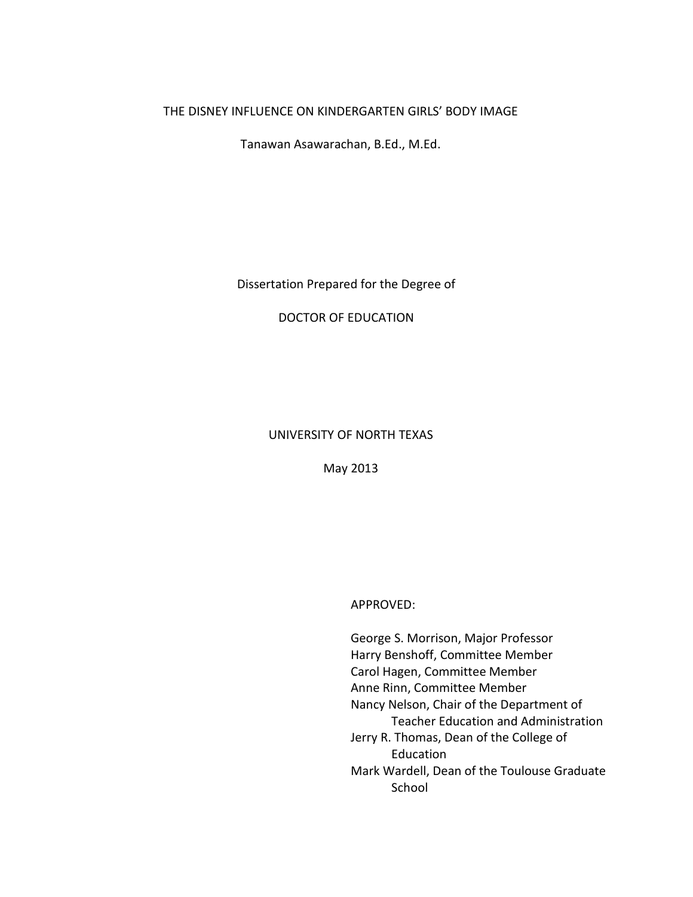# THE DISNEY INFLUENCE ON KINDERGARTEN GIRLS' BODY IMAGE

Tanawan Asawarachan, B.Ed., M.Ed.

Dissertation Prepared for the Degree of

DOCTOR OF EDUCATION

UNIVERSITY OF NORTH TEXAS

May 2013

APPROVED:

George S. Morrison, Major Professor
Harry Benshoff, Committee Member
Carol Hagen, Committee Member
Anne Rinn, Committee Member
Nancy Nelson, Chair of the Department of Teacher Education and Administration
Jerry R. Thomas, Dean of the College of Education
Mark Wardell, Dean of the Toulouse Graduate School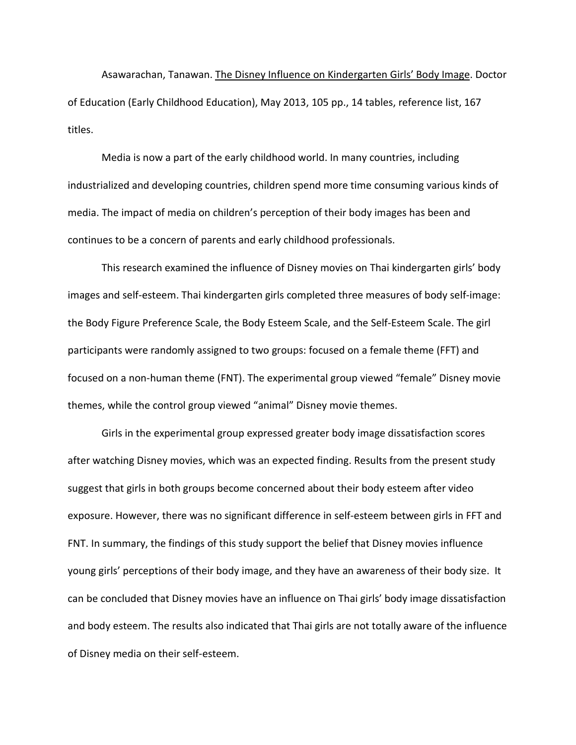Asawarachan, Tanawan. The Disney Influence on Kindergarten Girls' Body Image. Doctor of Education (Early Childhood Education), May 2013, 105 pp., 14 tables, reference list, 167 titles.

Media is now a part of the early childhood world. In many countries, including industrialized and developing countries, children spend more time consuming various kinds of media. The impact of media on children's perception of their body images has been and continues to be a concern of parents and early childhood professionals.

This research examined the influence of Disney movies on Thai kindergarten girls' body images and self-esteem. Thai kindergarten girls completed three measures of body self-image: the Body Figure Preference Scale, the Body Esteem Scale, and the Self-Esteem Scale. The girl participants were randomly assigned to two groups: focused on a female theme (FFT) and focused on a non-human theme (FNT). The experimental group viewed "female" Disney movie themes, while the control group viewed "animal" Disney movie themes.

Girls in the experimental group expressed greater body image dissatisfaction scores after watching Disney movies, which was an expected finding. Results from the present study suggest that girls in both groups become concerned about their body esteem after video exposure. However, there was no significant difference in self-esteem between girls in FFT and FNT. In summary, the findings of this study support the belief that Disney movies influence young girls' perceptions of their body image, and they have an awareness of their body size. It can be concluded that Disney movies have an influence on Thai girls' body image dissatisfaction and body esteem. The results also indicated that Thai girls are not totally aware of the influence of Disney media on their self-esteem.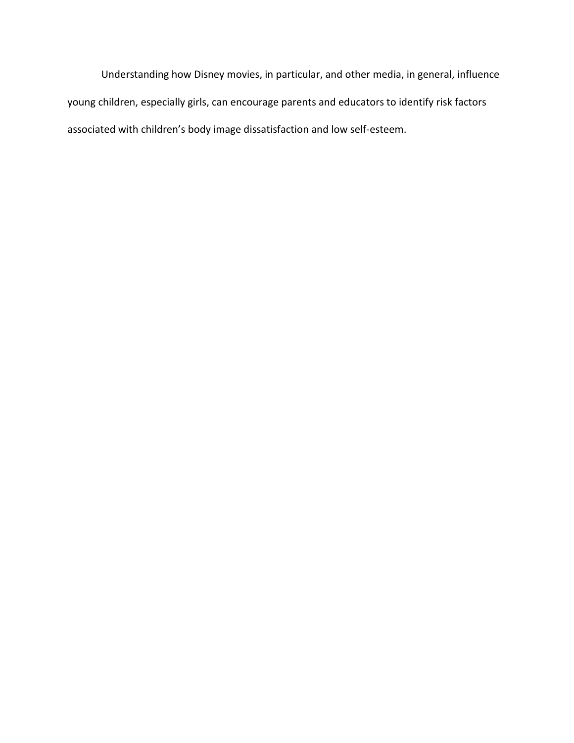Understanding how Disney movies, in particular, and other media, in general, influence young children, especially girls, can encourage parents and educators to identify risk factors associated with children's body image dissatisfaction and low self-esteem.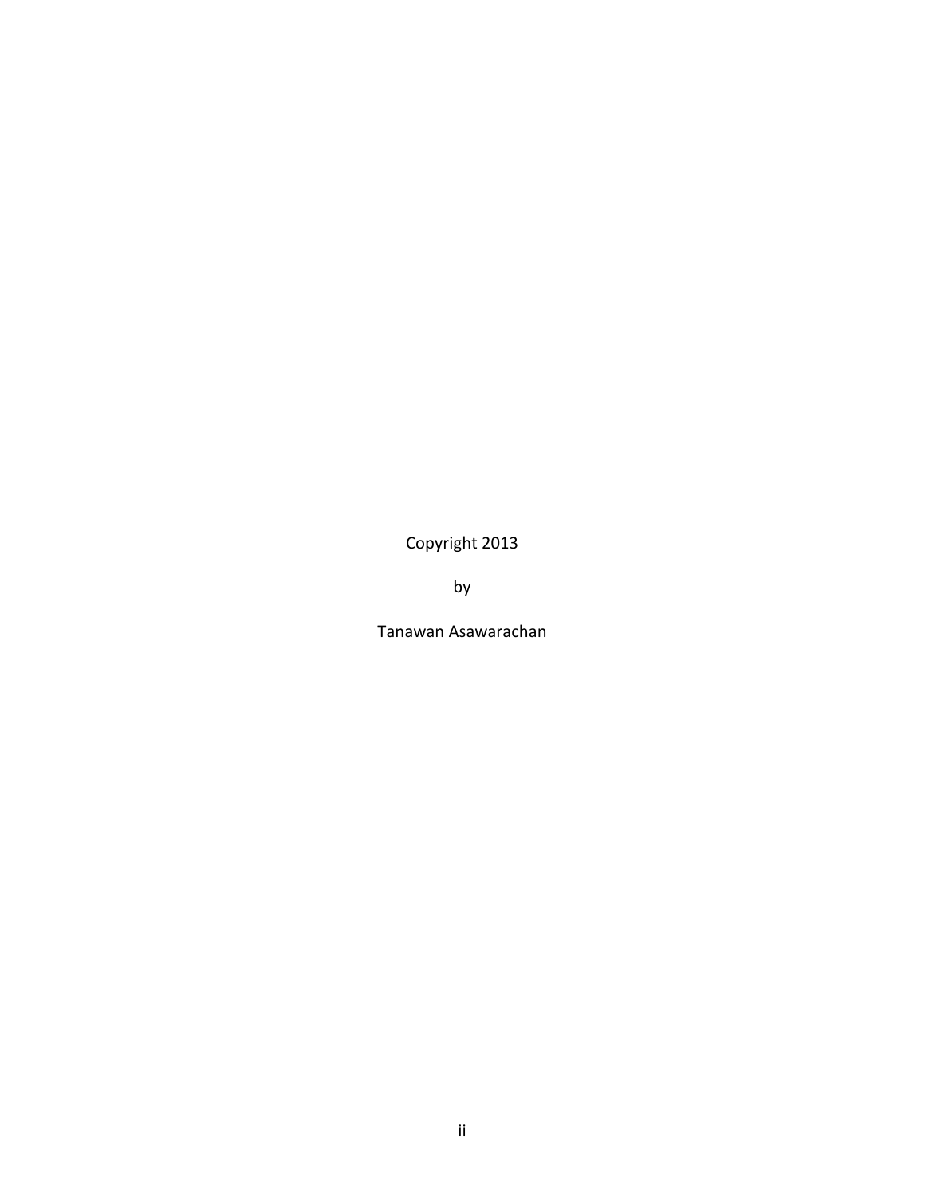Copyright 2013

by

Tanawan Asawarachan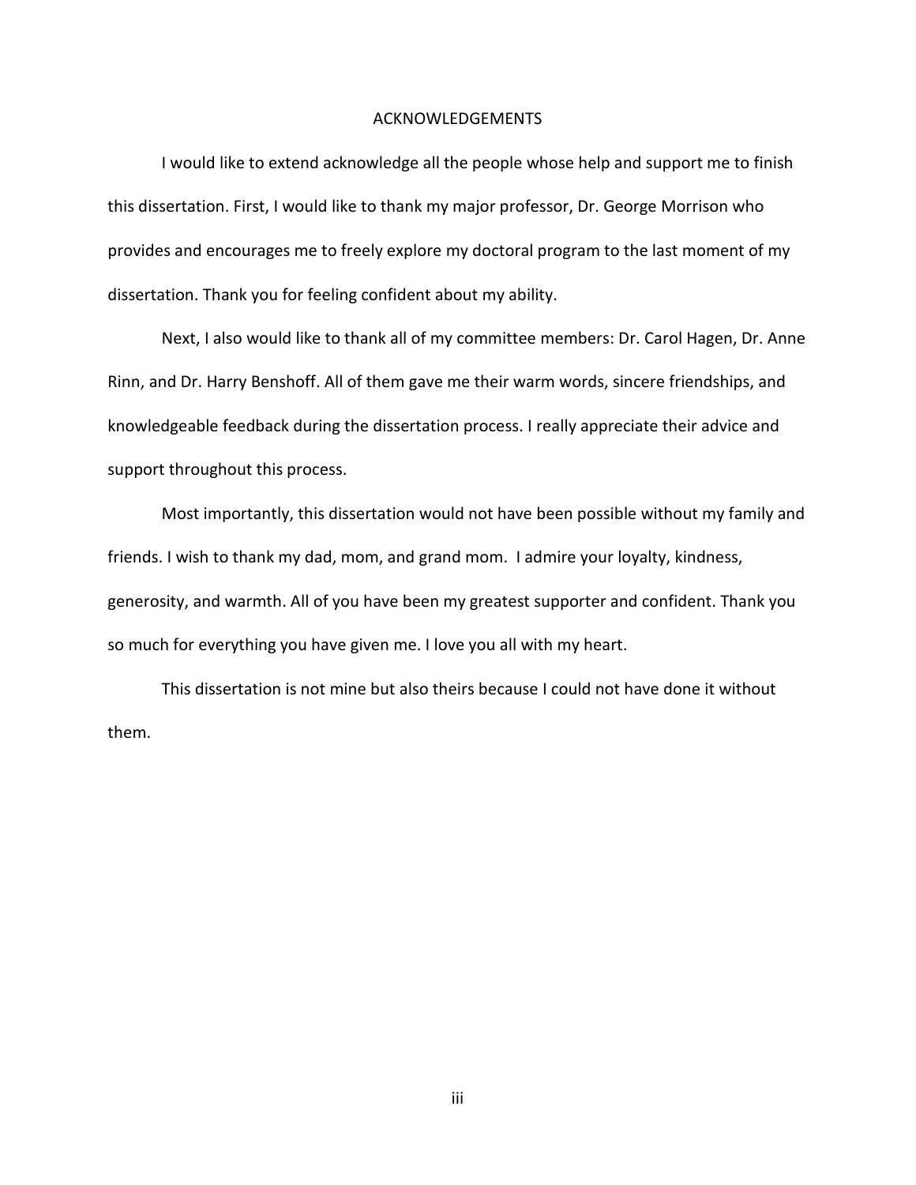# ACKNOWLEDGEMENTS

I would like to extend acknowledge all the people whose help and support me to finish this dissertation. First, I would like to thank my major professor, Dr. George Morrison who provides and encourages me to freely explore my doctoral program to the last moment of my dissertation. Thank you for feeling confident about my ability.

Next, I also would like to thank all of my committee members: Dr. Carol Hagen, Dr. Anne Rinn, and Dr. Harry Benshoff. All of them gave me their warm words, sincere friendships, and knowledgeable feedback during the dissertation process. I really appreciate their advice and support throughout this process.

Most importantly, this dissertation would not have been possible without my family and friends. I wish to thank my dad, mom, and grand mom. I admire your loyalty, kindness, generosity, and warmth. All of you have been my greatest supporter and confident. Thank you so much for everything you have given me. I love you all with my heart.

This dissertation is not mine but also theirs because I could not have done it without them.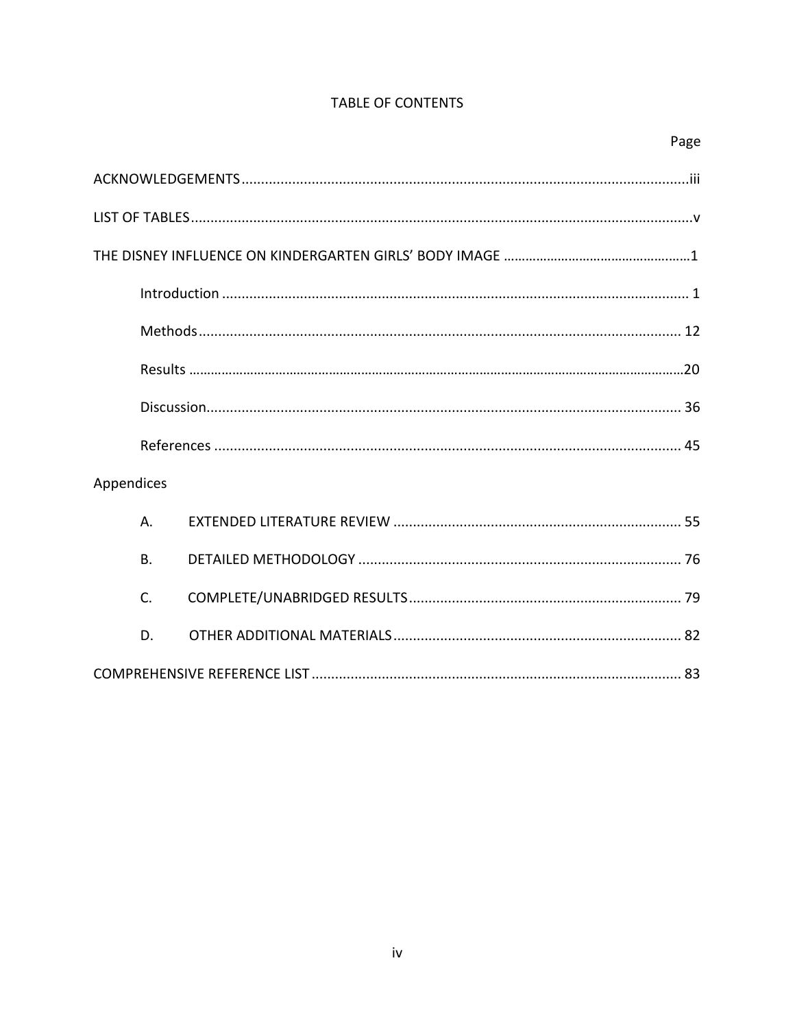# TABLE OF CONTENTS

| | Page |
|---|---|
| ACKNOWLEDGEMENTS | iii |
| LIST OF TABLES | v |
| THE DISNEY INFLUENCE ON KINDERGARTEN GIRLS' BODY IMAGE | 1 |
| Introduction | 1 |
| Methods | 12 |
| Results | 20 |
| Discussion | 36 |
| References | 45 |
| Appendices | |
| A. EXTENDED LITERATURE REVIEW | 55 |
| B. DETAILED METHODOLOGY | 76 |
| C. COMPLETE/UNABRIDGED RESULTS | 79 |
| D. OTHER ADDITIONAL MATERIALS | 82 |
| COMPREHENSIVE REFERENCE LIST | 83 |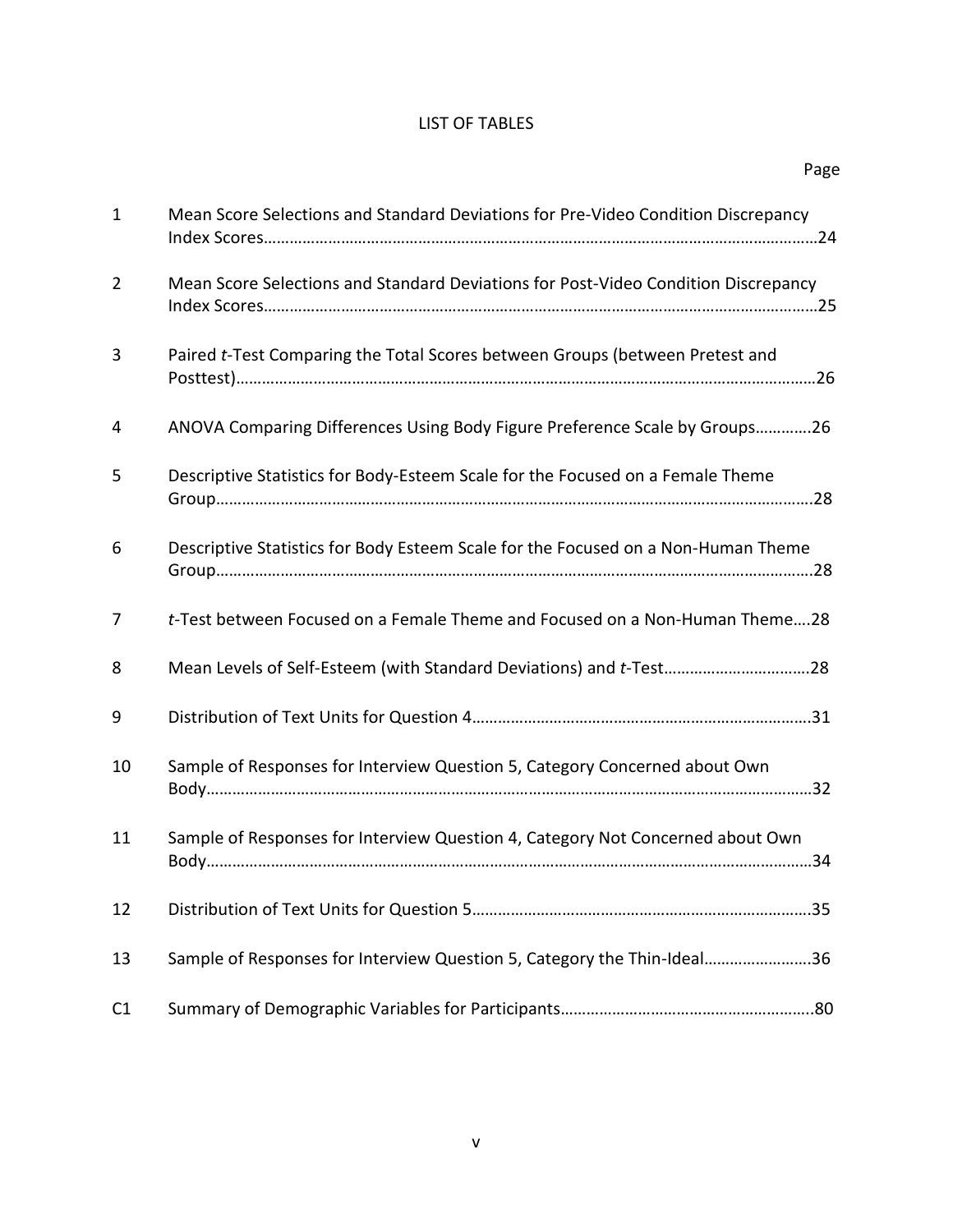# LIST OF TABLES

| | | Page |
|---|---|---|
| 1 | Mean Score Selections and Standard Deviations for Pre-Video Condition Discrepancy Index Scores | 24 |
| 2 | Mean Score Selections and Standard Deviations for Post-Video Condition Discrepancy Index Scores | 25 |
| 3 | Paired *t*-Test Comparing the Total Scores between Groups (between Pretest and Posttest) | 26 |
| 4 | ANOVA Comparing Differences Using Body Figure Preference Scale by Groups | 26 |
| 5 | Descriptive Statistics for Body-Esteem Scale for the Focused on a Female Theme Group | 28 |
| 6 | Descriptive Statistics for Body Esteem Scale for the Focused on a Non-Human Theme Group | 28 |
| 7 | *t*-Test between Focused on a Female Theme and Focused on a Non-Human Theme | 28 |
| 8 | Mean Levels of Self-Esteem (with Standard Deviations) and *t*-Test | 28 |
| 9 | Distribution of Text Units for Question 4 | 31 |
| 10 | Sample of Responses for Interview Question 5, Category Concerned about Own Body | 32 |
| 11 | Sample of Responses for Interview Question 4, Category Not Concerned about Own Body | 34 |
| 12 | Distribution of Text Units for Question 5 | 35 |
| 13 | Sample of Responses for Interview Question 5, Category the Thin-Ideal | 36 |
| C1 | Summary of Demographic Variables for Participants | 80 |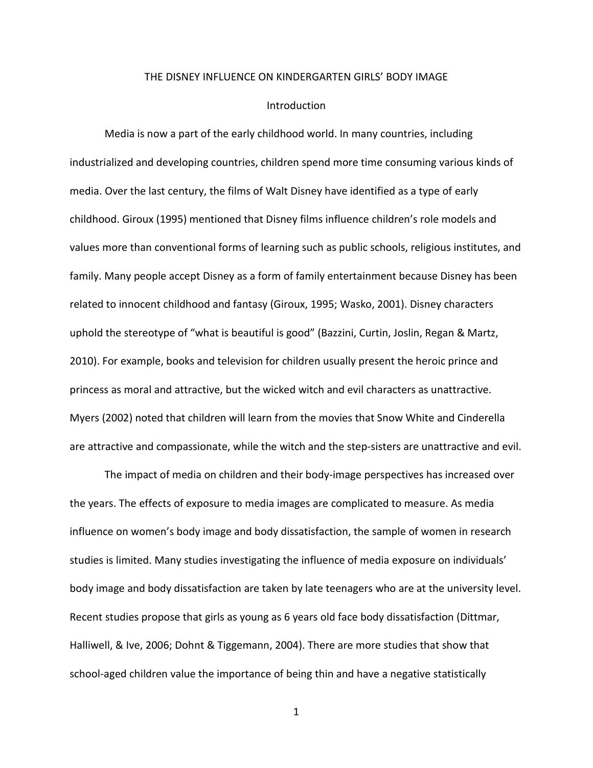# THE DISNEY INFLUENCE ON KINDERGARTEN GIRLS' BODY IMAGE

## Introduction

Media is now a part of the early childhood world. In many countries, including industrialized and developing countries, children spend more time consuming various kinds of media. Over the last century, the films of Walt Disney have identified as a type of early childhood. Giroux (1995) mentioned that Disney films influence children's role models and values more than conventional forms of learning such as public schools, religious institutes, and family. Many people accept Disney as a form of family entertainment because Disney has been related to innocent childhood and fantasy (Giroux, 1995; Wasko, 2001). Disney characters uphold the stereotype of "what is beautiful is good" (Bazzini, Curtin, Joslin, Regan & Martz, 2010). For example, books and television for children usually present the heroic prince and princess as moral and attractive, but the wicked witch and evil characters as unattractive. Myers (2002) noted that children will learn from the movies that Snow White and Cinderella are attractive and compassionate, while the witch and the step-sisters are unattractive and evil.

The impact of media on children and their body-image perspectives has increased over the years. The effects of exposure to media images are complicated to measure. As media influence on women's body image and body dissatisfaction, the sample of women in research studies is limited. Many studies investigating the influence of media exposure on individuals' body image and body dissatisfaction are taken by late teenagers who are at the university level. Recent studies propose that girls as young as 6 years old face body dissatisfaction (Dittmar, Halliwell, & Ive, 2006; Dohnt & Tiggemann, 2004). There are more studies that show that school-aged children value the importance of being thin and have a negative statistically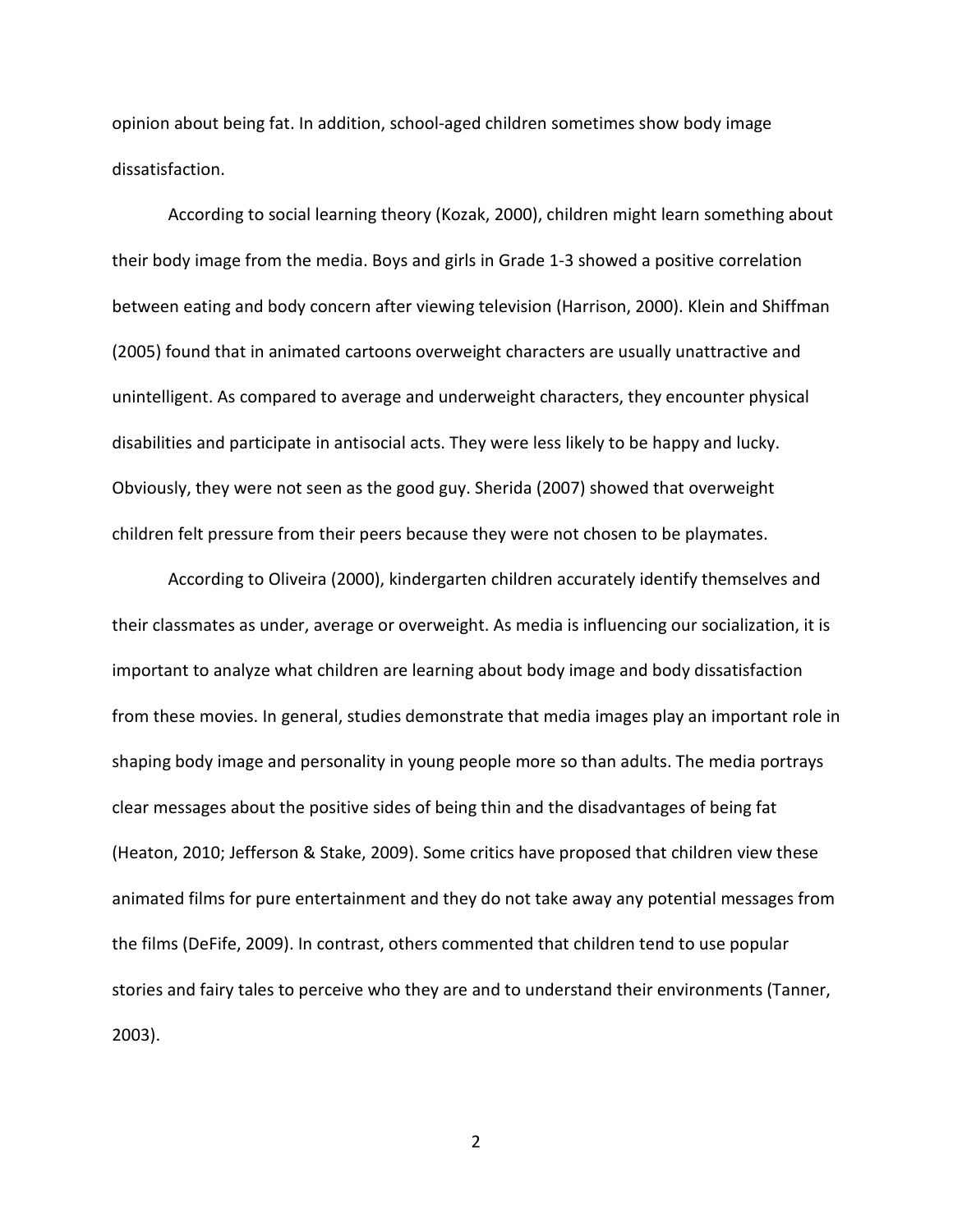opinion about being fat. In addition, school-aged children sometimes show body image dissatisfaction.

According to social learning theory (Kozak, 2000), children might learn something about their body image from the media. Boys and girls in Grade 1-3 showed a positive correlation between eating and body concern after viewing television (Harrison, 2000). Klein and Shiffman (2005) found that in animated cartoons overweight characters are usually unattractive and unintelligent. As compared to average and underweight characters, they encounter physical disabilities and participate in antisocial acts. They were less likely to be happy and lucky. Obviously, they were not seen as the good guy. Sherida (2007) showed that overweight children felt pressure from their peers because they were not chosen to be playmates.

According to Oliveira (2000), kindergarten children accurately identify themselves and their classmates as under, average or overweight. As media is influencing our socialization, it is important to analyze what children are learning about body image and body dissatisfaction from these movies. In general, studies demonstrate that media images play an important role in shaping body image and personality in young people more so than adults. The media portrays clear messages about the positive sides of being thin and the disadvantages of being fat (Heaton, 2010; Jefferson & Stake, 2009). Some critics have proposed that children view these animated films for pure entertainment and they do not take away any potential messages from the films (DeFife, 2009). In contrast, others commented that children tend to use popular stories and fairy tales to perceive who they are and to understand their environments (Tanner, 2003).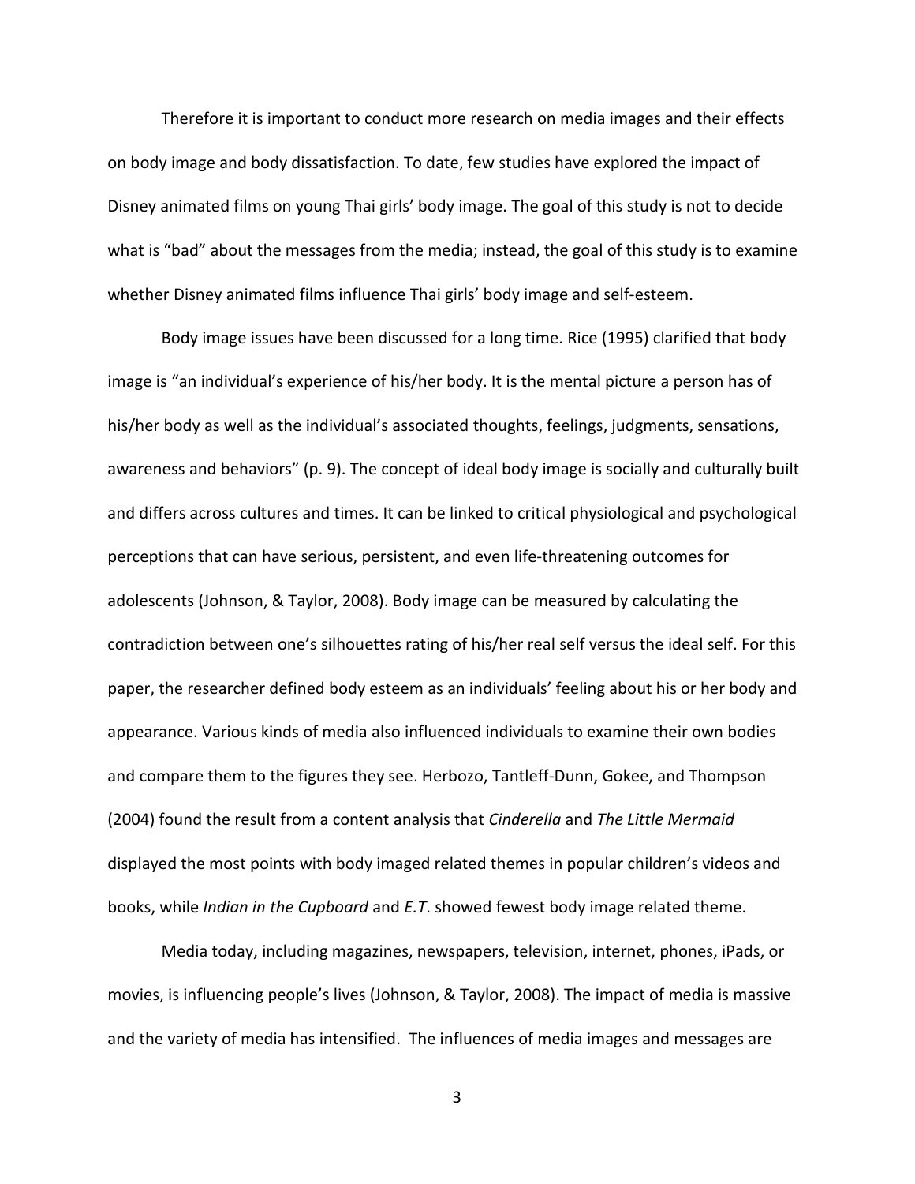Therefore it is important to conduct more research on media images and their effects on body image and body dissatisfaction. To date, few studies have explored the impact of Disney animated films on young Thai girls' body image. The goal of this study is not to decide what is "bad" about the messages from the media; instead, the goal of this study is to examine whether Disney animated films influence Thai girls' body image and self-esteem.

Body image issues have been discussed for a long time. Rice (1995) clarified that body image is "an individual's experience of his/her body. It is the mental picture a person has of his/her body as well as the individual's associated thoughts, feelings, judgments, sensations, awareness and behaviors" (p. 9). The concept of ideal body image is socially and culturally built and differs across cultures and times. It can be linked to critical physiological and psychological perceptions that can have serious, persistent, and even life-threatening outcomes for adolescents (Johnson, & Taylor, 2008). Body image can be measured by calculating the contradiction between one's silhouettes rating of his/her real self versus the ideal self. For this paper, the researcher defined body esteem as an individuals' feeling about his or her body and appearance. Various kinds of media also influenced individuals to examine their own bodies and compare them to the figures they see. Herbozo, Tantleff-Dunn, Gokee, and Thompson (2004) found the result from a content analysis that *Cinderella* and *The Little Mermaid* displayed the most points with body imaged related themes in popular children's videos and books, while *Indian in the Cupboard* and *E.T*. showed fewest body image related theme.

Media today, including magazines, newspapers, television, internet, phones, iPads, or movies, is influencing people's lives (Johnson, & Taylor, 2008). The impact of media is massive and the variety of media has intensified. The influences of media images and messages are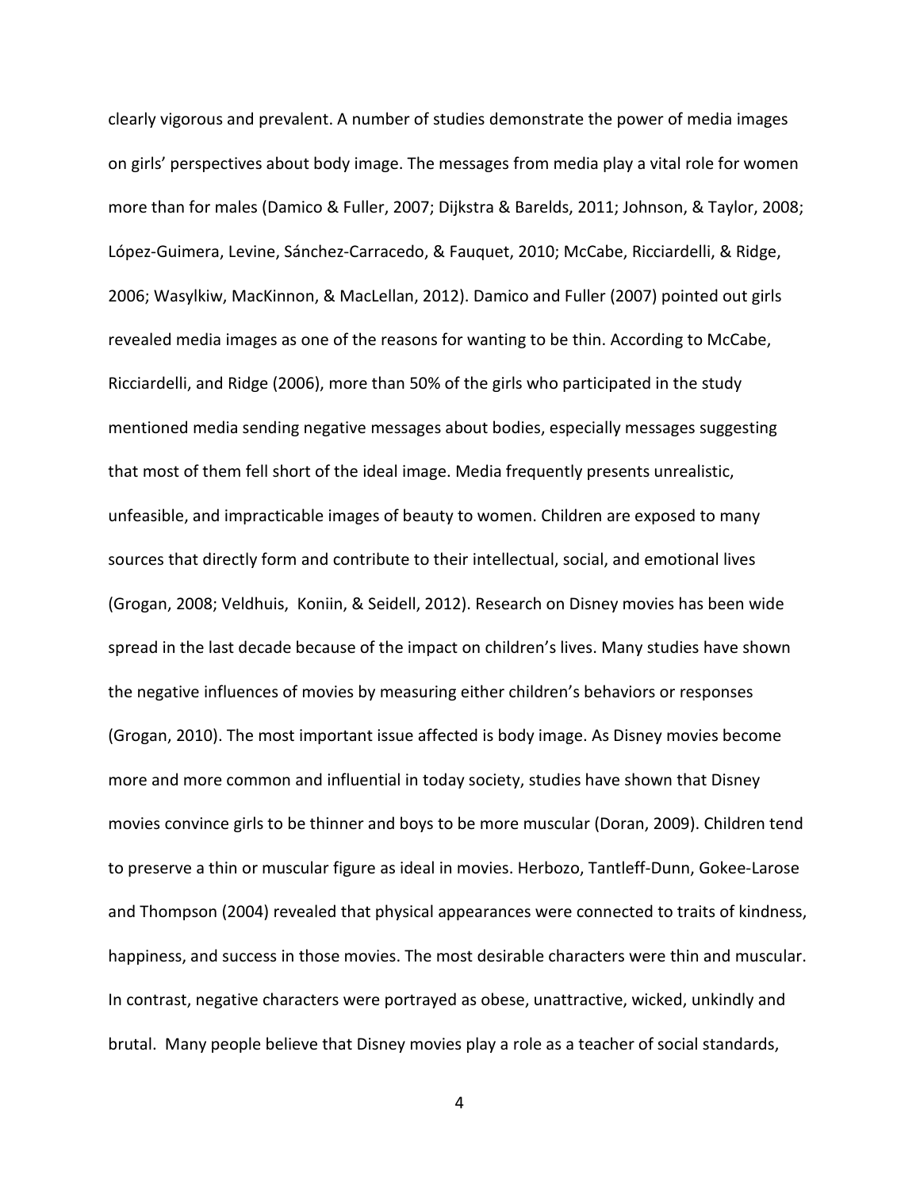clearly vigorous and prevalent. A number of studies demonstrate the power of media images on girls' perspectives about body image. The messages from media play a vital role for women more than for males (Damico & Fuller, 2007; Dijkstra & Barelds, 2011; Johnson, & Taylor, 2008; López-Guimera, Levine, Sánchez-Carracedo, & Fauquet, 2010; McCabe, Ricciardelli, & Ridge, 2006; Wasylkiw, MacKinnon, & MacLellan, 2012). Damico and Fuller (2007) pointed out girls revealed media images as one of the reasons for wanting to be thin. According to McCabe, Ricciardelli, and Ridge (2006), more than 50% of the girls who participated in the study mentioned media sending negative messages about bodies, especially messages suggesting that most of them fell short of the ideal image. Media frequently presents unrealistic, unfeasible, and impracticable images of beauty to women. Children are exposed to many sources that directly form and contribute to their intellectual, social, and emotional lives (Grogan, 2008; Veldhuis, Koniin, & Seidell, 2012). Research on Disney movies has been wide spread in the last decade because of the impact on children's lives. Many studies have shown the negative influences of movies by measuring either children's behaviors or responses (Grogan, 2010). The most important issue affected is body image. As Disney movies become more and more common and influential in today society, studies have shown that Disney movies convince girls to be thinner and boys to be more muscular (Doran, 2009). Children tend to preserve a thin or muscular figure as ideal in movies. Herbozo, Tantleff-Dunn, Gokee-Larose and Thompson (2004) revealed that physical appearances were connected to traits of kindness, happiness, and success in those movies. The most desirable characters were thin and muscular. In contrast, negative characters were portrayed as obese, unattractive, wicked, unkindly and brutal. Many people believe that Disney movies play a role as a teacher of social standards,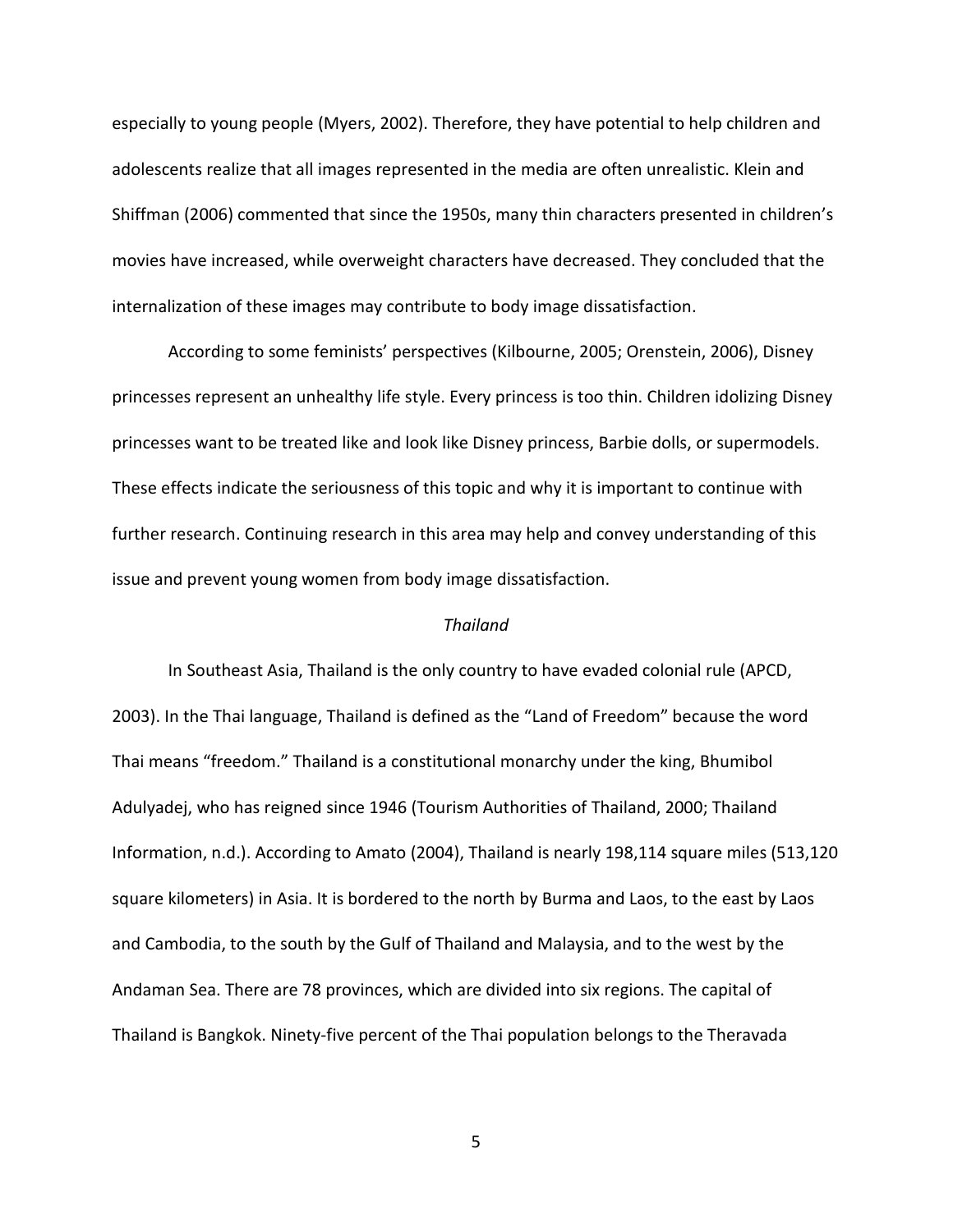especially to young people (Myers, 2002). Therefore, they have potential to help children and adolescents realize that all images represented in the media are often unrealistic. Klein and Shiffman (2006) commented that since the 1950s, many thin characters presented in children's movies have increased, while overweight characters have decreased. They concluded that the internalization of these images may contribute to body image dissatisfaction.

According to some feminists' perspectives (Kilbourne, 2005; Orenstein, 2006), Disney princesses represent an unhealthy life style. Every princess is too thin. Children idolizing Disney princesses want to be treated like and look like Disney princess, Barbie dolls, or supermodels. These effects indicate the seriousness of this topic and why it is important to continue with further research. Continuing research in this area may help and convey understanding of this issue and prevent young women from body image dissatisfaction.

### *Thailand*

In Southeast Asia, Thailand is the only country to have evaded colonial rule (APCD, 2003). In the Thai language, Thailand is defined as the "Land of Freedom" because the word Thai means "freedom." Thailand is a constitutional monarchy under the king, Bhumibol Adulyadej, who has reigned since 1946 (Tourism Authorities of Thailand, 2000; Thailand Information, n.d.). According to Amato (2004), Thailand is nearly 198,114 square miles (513,120 square kilometers) in Asia. It is bordered to the north by Burma and Laos, to the east by Laos and Cambodia, to the south by the Gulf of Thailand and Malaysia, and to the west by the Andaman Sea. There are 78 provinces, which are divided into six regions. The capital of Thailand is Bangkok. Ninety-five percent of the Thai population belongs to the Theravada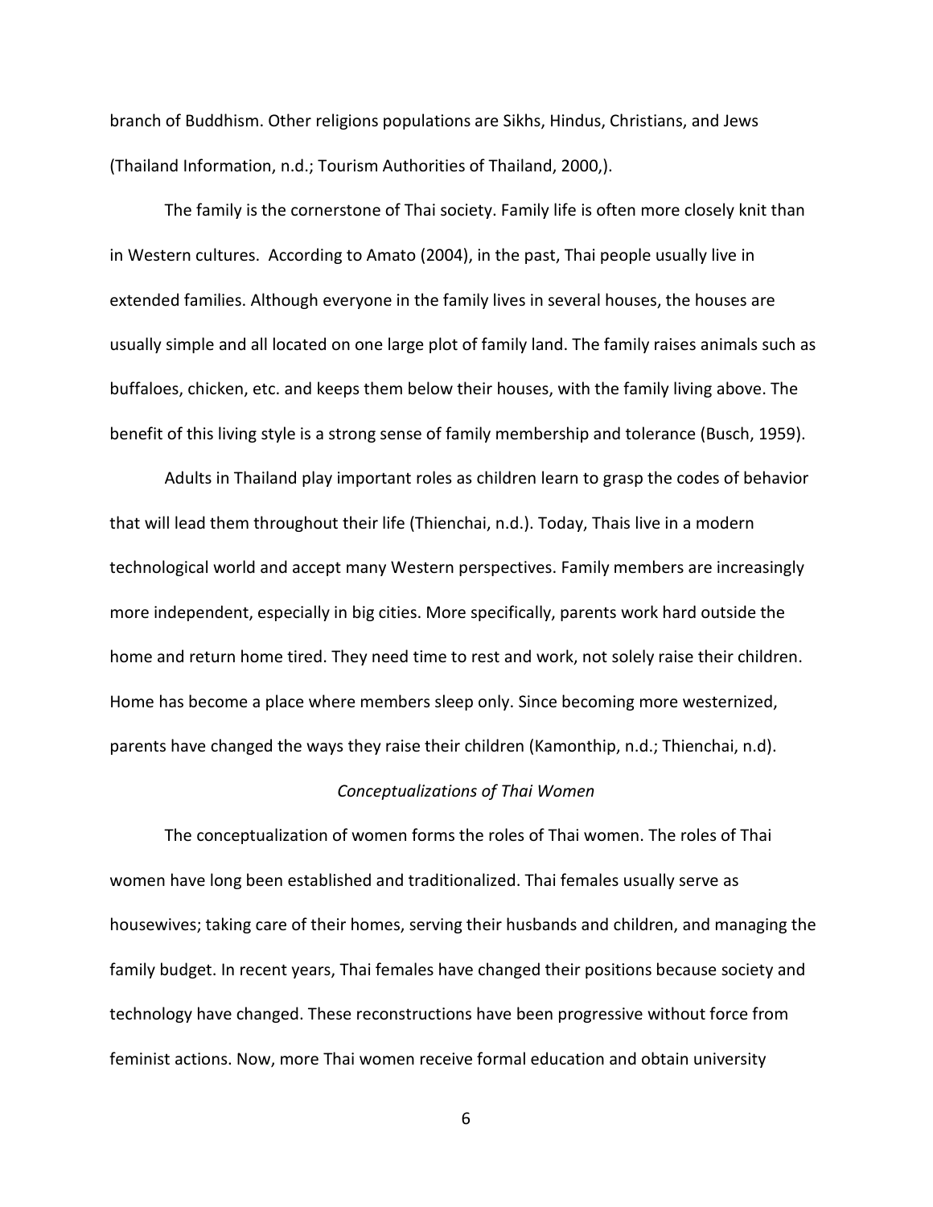branch of Buddhism. Other religions populations are Sikhs, Hindus, Christians, and Jews (Thailand Information, n.d.; Tourism Authorities of Thailand, 2000,).

The family is the cornerstone of Thai society. Family life is often more closely knit than in Western cultures. According to Amato (2004), in the past, Thai people usually live in extended families. Although everyone in the family lives in several houses, the houses are usually simple and all located on one large plot of family land. The family raises animals such as buffaloes, chicken, etc. and keeps them below their houses, with the family living above. The benefit of this living style is a strong sense of family membership and tolerance (Busch, 1959).

Adults in Thailand play important roles as children learn to grasp the codes of behavior that will lead them throughout their life (Thienchai, n.d.). Today, Thais live in a modern technological world and accept many Western perspectives. Family members are increasingly more independent, especially in big cities. More specifically, parents work hard outside the home and return home tired. They need time to rest and work, not solely raise their children. Home has become a place where members sleep only. Since becoming more westernized, parents have changed the ways they raise their children (Kamonthip, n.d.; Thienchai, n.d).

### *Conceptualizations of Thai Women*

The conceptualization of women forms the roles of Thai women. The roles of Thai women have long been established and traditionalized. Thai females usually serve as housewives; taking care of their homes, serving their husbands and children, and managing the family budget. In recent years, Thai females have changed their positions because society and technology have changed. These reconstructions have been progressive without force from feminist actions. Now, more Thai women receive formal education and obtain university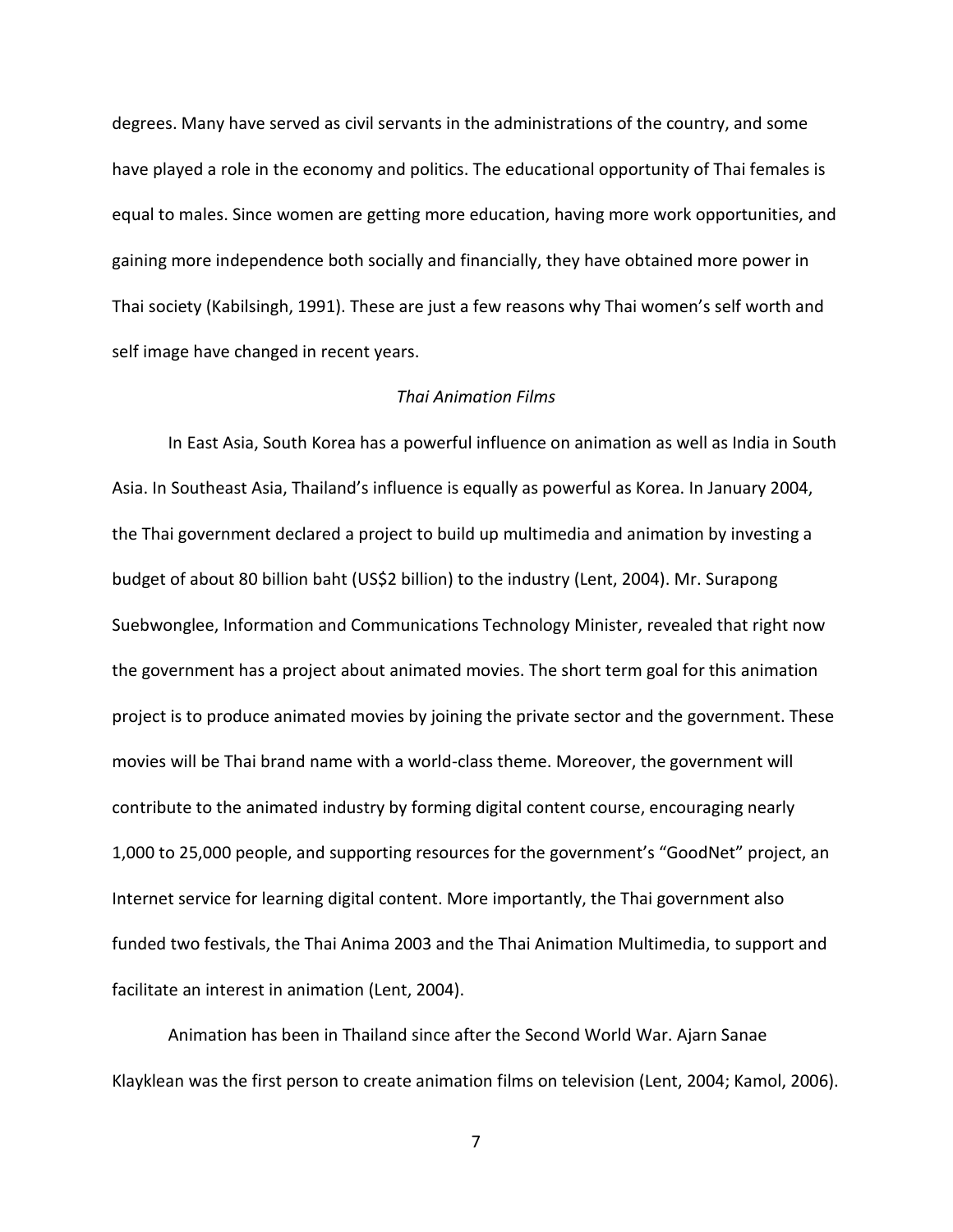degrees. Many have served as civil servants in the administrations of the country, and some have played a role in the economy and politics. The educational opportunity of Thai females is equal to males. Since women are getting more education, having more work opportunities, and gaining more independence both socially and financially, they have obtained more power in Thai society (Kabilsingh, 1991). These are just a few reasons why Thai women's self worth and self image have changed in recent years.

### *Thai Animation Films*

In East Asia, South Korea has a powerful influence on animation as well as India in South Asia. In Southeast Asia, Thailand's influence is equally as powerful as Korea. In January 2004, the Thai government declared a project to build up multimedia and animation by investing a budget of about 80 billion baht (US$2 billion) to the industry (Lent, 2004). Mr. Surapong Suebwonglee, Information and Communications Technology Minister, revealed that right now the government has a project about animated movies. The short term goal for this animation project is to produce animated movies by joining the private sector and the government. These movies will be Thai brand name with a world-class theme. Moreover, the government will contribute to the animated industry by forming digital content course, encouraging nearly 1,000 to 25,000 people, and supporting resources for the government's "GoodNet" project, an Internet service for learning digital content. More importantly, the Thai government also funded two festivals, the Thai Anima 2003 and the Thai Animation Multimedia, to support and facilitate an interest in animation (Lent, 2004).

Animation has been in Thailand since after the Second World War. Ajarn Sanae Klayklean was the first person to create animation films on television (Lent, 2004; Kamol, 2006).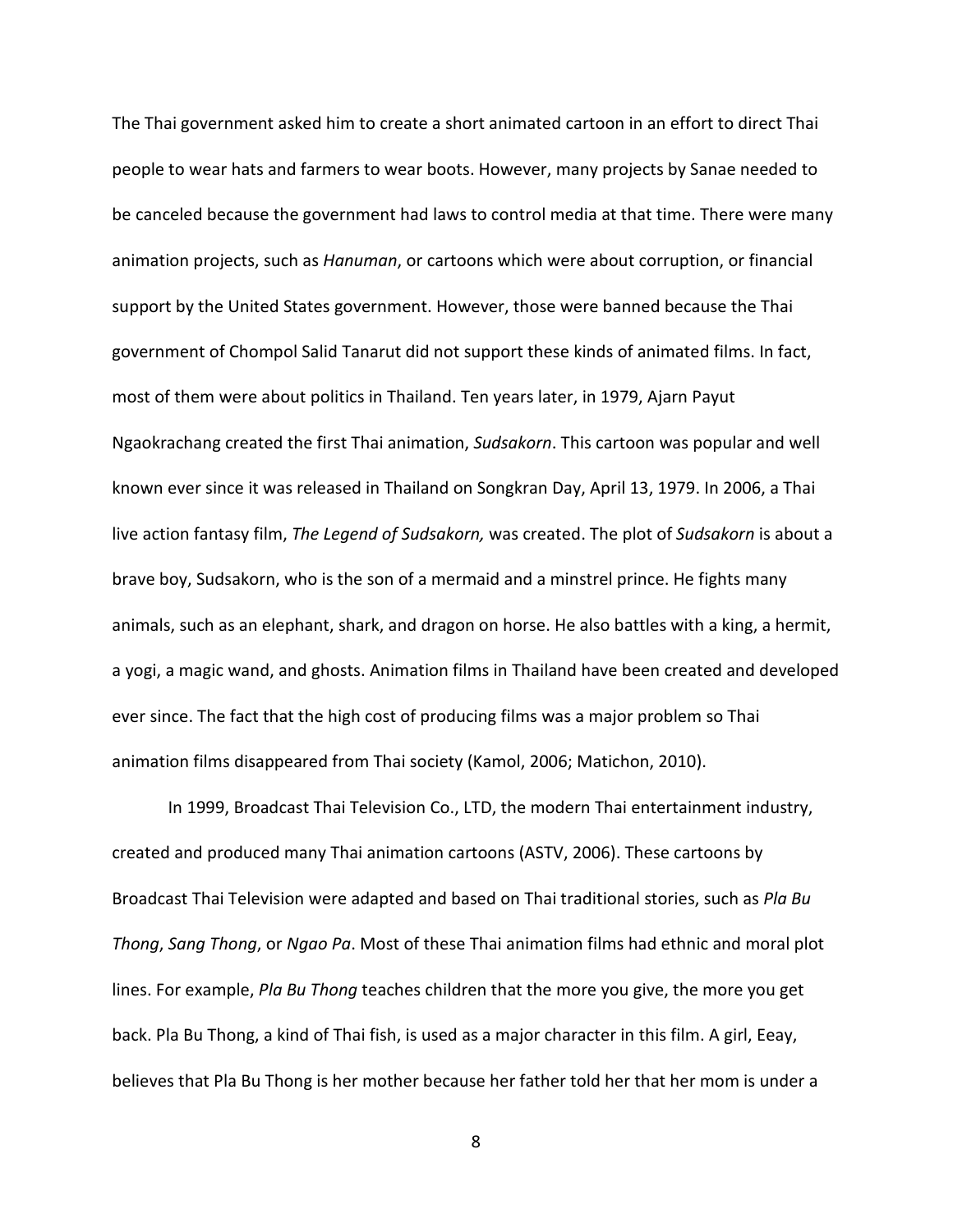The Thai government asked him to create a short animated cartoon in an effort to direct Thai people to wear hats and farmers to wear boots. However, many projects by Sanae needed to be canceled because the government had laws to control media at that time. There were many animation projects, such as *Hanuman*, or cartoons which were about corruption, or financial support by the United States government. However, those were banned because the Thai government of Chompol Salid Tanarut did not support these kinds of animated films. In fact, most of them were about politics in Thailand. Ten years later, in 1979, Ajarn Payut Ngaokrachang created the first Thai animation, *Sudsakorn*. This cartoon was popular and well known ever since it was released in Thailand on Songkran Day, April 13, 1979. In 2006, a Thai live action fantasy film, *The Legend of Sudsakorn,* was created. The plot of *Sudsakorn* is about a brave boy, Sudsakorn, who is the son of a mermaid and a minstrel prince. He fights many animals, such as an elephant, shark, and dragon on horse. He also battles with a king, a hermit, a yogi, a magic wand, and ghosts. Animation films in Thailand have been created and developed ever since. The fact that the high cost of producing films was a major problem so Thai animation films disappeared from Thai society (Kamol, 2006; Matichon, 2010).

In 1999, Broadcast Thai Television Co., LTD, the modern Thai entertainment industry, created and produced many Thai animation cartoons (ASTV, 2006). These cartoons by Broadcast Thai Television were adapted and based on Thai traditional stories, such as *Pla Bu Thong*, *Sang Thong*, or *Ngao Pa*. Most of these Thai animation films had ethnic and moral plot lines. For example, *Pla Bu Thong* teaches children that the more you give, the more you get back. Pla Bu Thong, a kind of Thai fish, is used as a major character in this film. A girl, Eeay, believes that Pla Bu Thong is her mother because her father told her that her mom is under a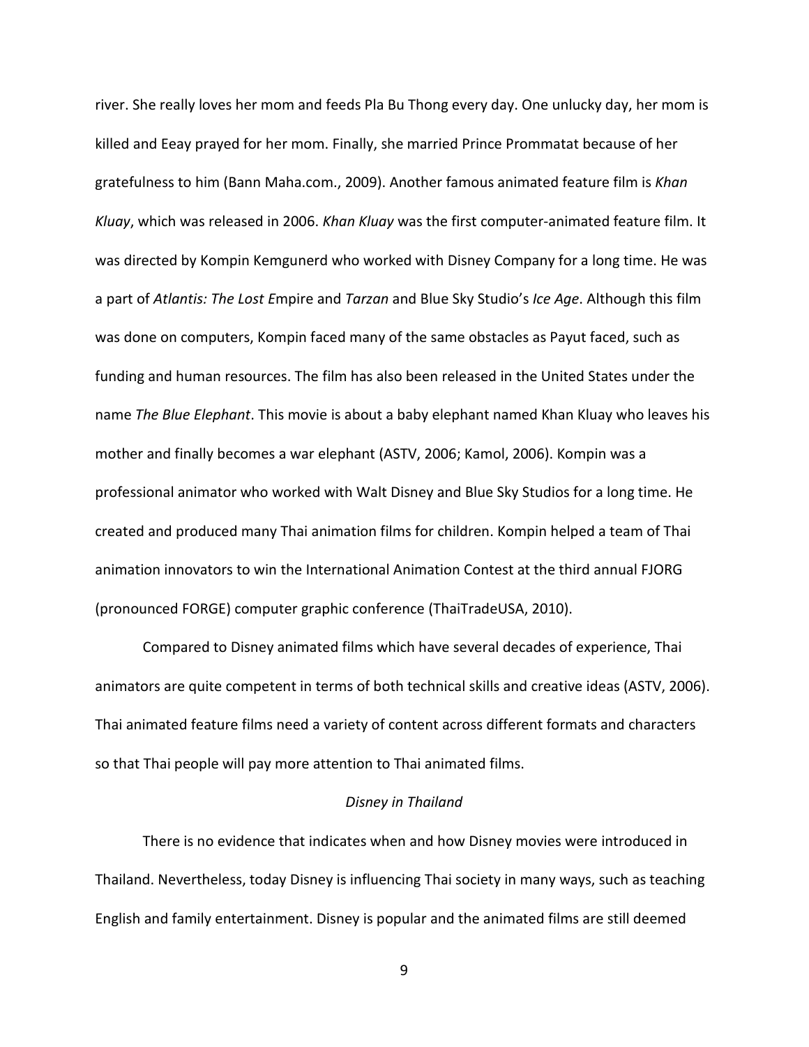river. She really loves her mom and feeds Pla Bu Thong every day. One unlucky day, her mom is killed and Eeay prayed for her mom. Finally, she married Prince Prommatat because of her gratefulness to him (Bann Maha.com., 2009). Another famous animated feature film is *Khan Kluay*, which was released in 2006. *Khan Kluay* was the first computer-animated feature film. It was directed by Kompin Kemgunerd who worked with Disney Company for a long time. He was a part of *Atlantis: The Lost E*mpire and *Tarzan* and Blue Sky Studio's *Ice Age*. Although this film was done on computers, Kompin faced many of the same obstacles as Payut faced, such as funding and human resources. The film has also been released in the United States under the name *The Blue Elephant*. This movie is about a baby elephant named Khan Kluay who leaves his mother and finally becomes a war elephant (ASTV, 2006; Kamol, 2006). Kompin was a professional animator who worked with Walt Disney and Blue Sky Studios for a long time. He created and produced many Thai animation films for children. Kompin helped a team of Thai animation innovators to win the International Animation Contest at the third annual FJORG (pronounced FORGE) computer graphic conference (ThaiTradeUSA, 2010).

Compared to Disney animated films which have several decades of experience, Thai animators are quite competent in terms of both technical skills and creative ideas (ASTV, 2006). Thai animated feature films need a variety of content across different formats and characters so that Thai people will pay more attention to Thai animated films.

### *Disney in Thailand*

There is no evidence that indicates when and how Disney movies were introduced in Thailand. Nevertheless, today Disney is influencing Thai society in many ways, such as teaching English and family entertainment. Disney is popular and the animated films are still deemed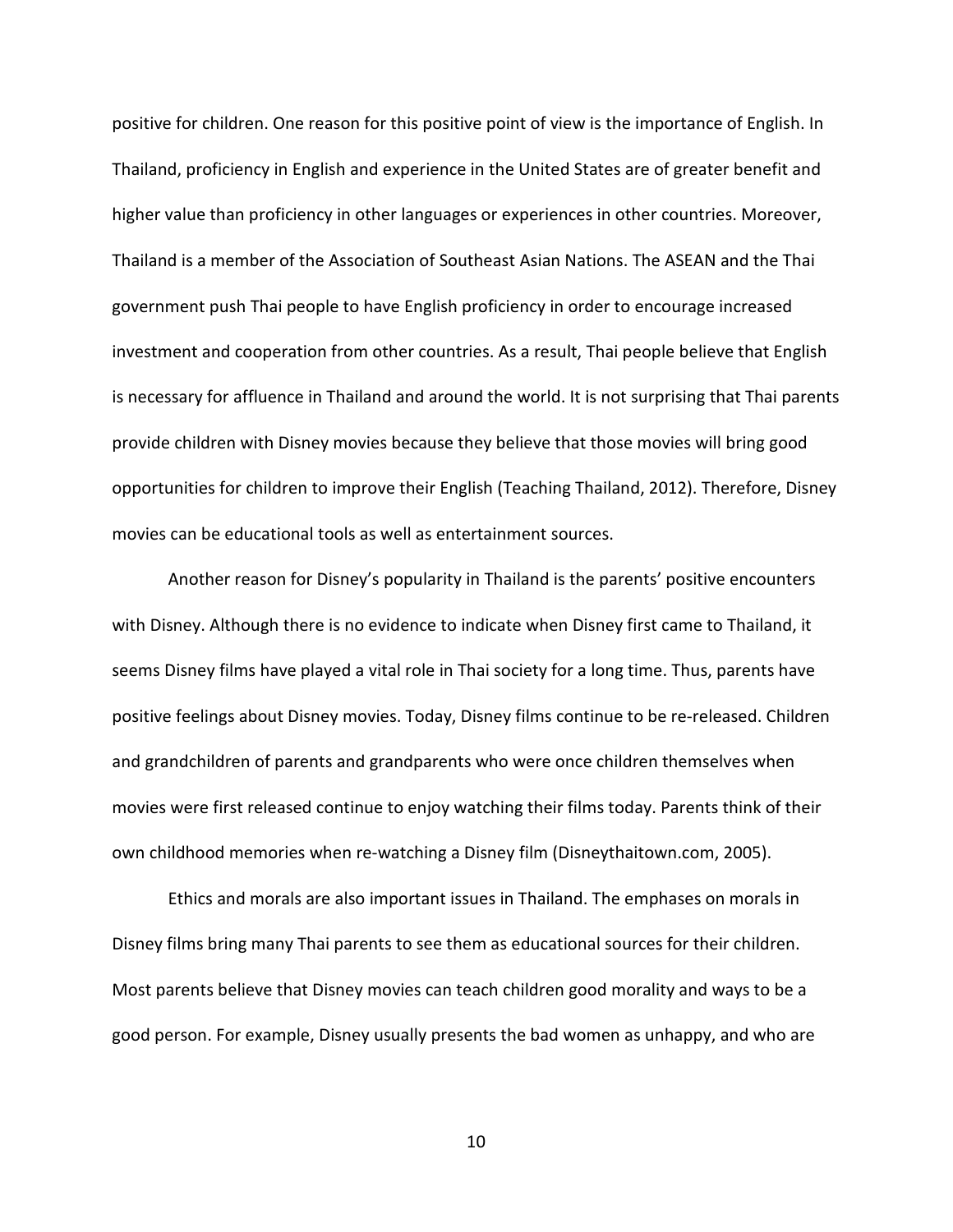positive for children. One reason for this positive point of view is the importance of English. In Thailand, proficiency in English and experience in the United States are of greater benefit and higher value than proficiency in other languages or experiences in other countries. Moreover, Thailand is a member of the Association of Southeast Asian Nations. The ASEAN and the Thai government push Thai people to have English proficiency in order to encourage increased investment and cooperation from other countries. As a result, Thai people believe that English is necessary for affluence in Thailand and around the world. It is not surprising that Thai parents provide children with Disney movies because they believe that those movies will bring good opportunities for children to improve their English (Teaching Thailand, 2012). Therefore, Disney movies can be educational tools as well as entertainment sources.

Another reason for Disney's popularity in Thailand is the parents' positive encounters with Disney. Although there is no evidence to indicate when Disney first came to Thailand, it seems Disney films have played a vital role in Thai society for a long time. Thus, parents have positive feelings about Disney movies. Today, Disney films continue to be re-released. Children and grandchildren of parents and grandparents who were once children themselves when movies were first released continue to enjoy watching their films today. Parents think of their own childhood memories when re-watching a Disney film (Disneythaitown.com, 2005).

Ethics and morals are also important issues in Thailand. The emphases on morals in Disney films bring many Thai parents to see them as educational sources for their children. Most parents believe that Disney movies can teach children good morality and ways to be a good person. For example, Disney usually presents the bad women as unhappy, and who are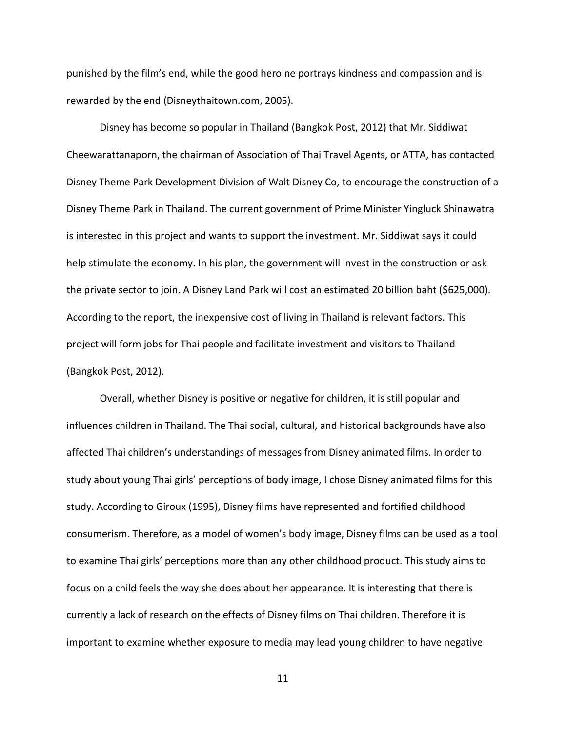punished by the film's end, while the good heroine portrays kindness and compassion and is rewarded by the end (Disneythaitown.com, 2005).

Disney has become so popular in Thailand (Bangkok Post, 2012) that Mr. Siddiwat Cheewarattanaporn, the chairman of Association of Thai Travel Agents, or ATTA, has contacted Disney Theme Park Development Division of Walt Disney Co, to encourage the construction of a Disney Theme Park in Thailand. The current government of Prime Minister Yingluck Shinawatra is interested in this project and wants to support the investment. Mr. Siddiwat says it could help stimulate the economy. In his plan, the government will invest in the construction or ask the private sector to join. A Disney Land Park will cost an estimated 20 billion baht ($625,000). According to the report, the inexpensive cost of living in Thailand is relevant factors. This project will form jobs for Thai people and facilitate investment and visitors to Thailand (Bangkok Post, 2012).

Overall, whether Disney is positive or negative for children, it is still popular and influences children in Thailand. The Thai social, cultural, and historical backgrounds have also affected Thai children's understandings of messages from Disney animated films. In order to study about young Thai girls' perceptions of body image, I chose Disney animated films for this study. According to Giroux (1995), Disney films have represented and fortified childhood consumerism. Therefore, as a model of women's body image, Disney films can be used as a tool to examine Thai girls' perceptions more than any other childhood product. This study aims to focus on a child feels the way she does about her appearance. It is interesting that there is currently a lack of research on the effects of Disney films on Thai children. Therefore it is important to examine whether exposure to media may lead young children to have negative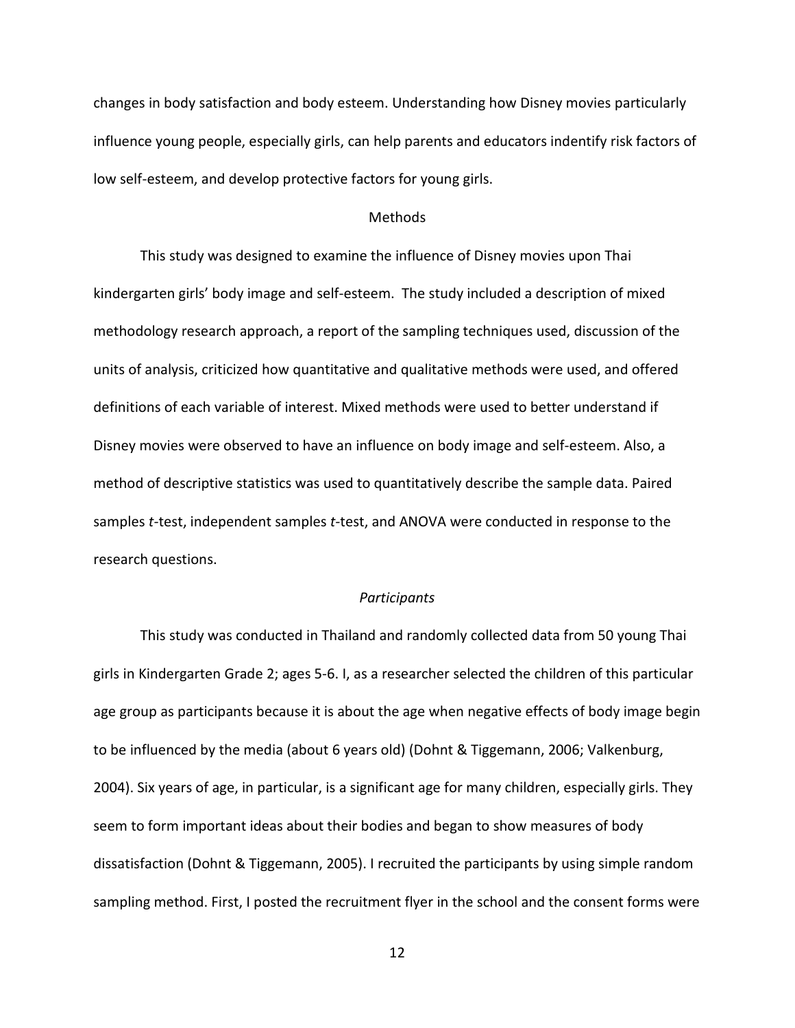changes in body satisfaction and body esteem. Understanding how Disney movies particularly influence young people, especially girls, can help parents and educators indentify risk factors of low self-esteem, and develop protective factors for young girls.

## Methods

This study was designed to examine the influence of Disney movies upon Thai kindergarten girls' body image and self-esteem. The study included a description of mixed methodology research approach, a report of the sampling techniques used, discussion of the units of analysis, criticized how quantitative and qualitative methods were used, and offered definitions of each variable of interest. Mixed methods were used to better understand if Disney movies were observed to have an influence on body image and self-esteem. Also, a method of descriptive statistics was used to quantitatively describe the sample data. Paired samples *t*-test, independent samples *t*-test, and ANOVA were conducted in response to the research questions.

### *Participants*

This study was conducted in Thailand and randomly collected data from 50 young Thai girls in Kindergarten Grade 2; ages 5-6. I, as a researcher selected the children of this particular age group as participants because it is about the age when negative effects of body image begin to be influenced by the media (about 6 years old) (Dohnt & Tiggemann, 2006; Valkenburg, 2004). Six years of age, in particular, is a significant age for many children, especially girls. They seem to form important ideas about their bodies and began to show measures of body dissatisfaction (Dohnt & Tiggemann, 2005). I recruited the participants by using simple random sampling method. First, I posted the recruitment flyer in the school and the consent forms were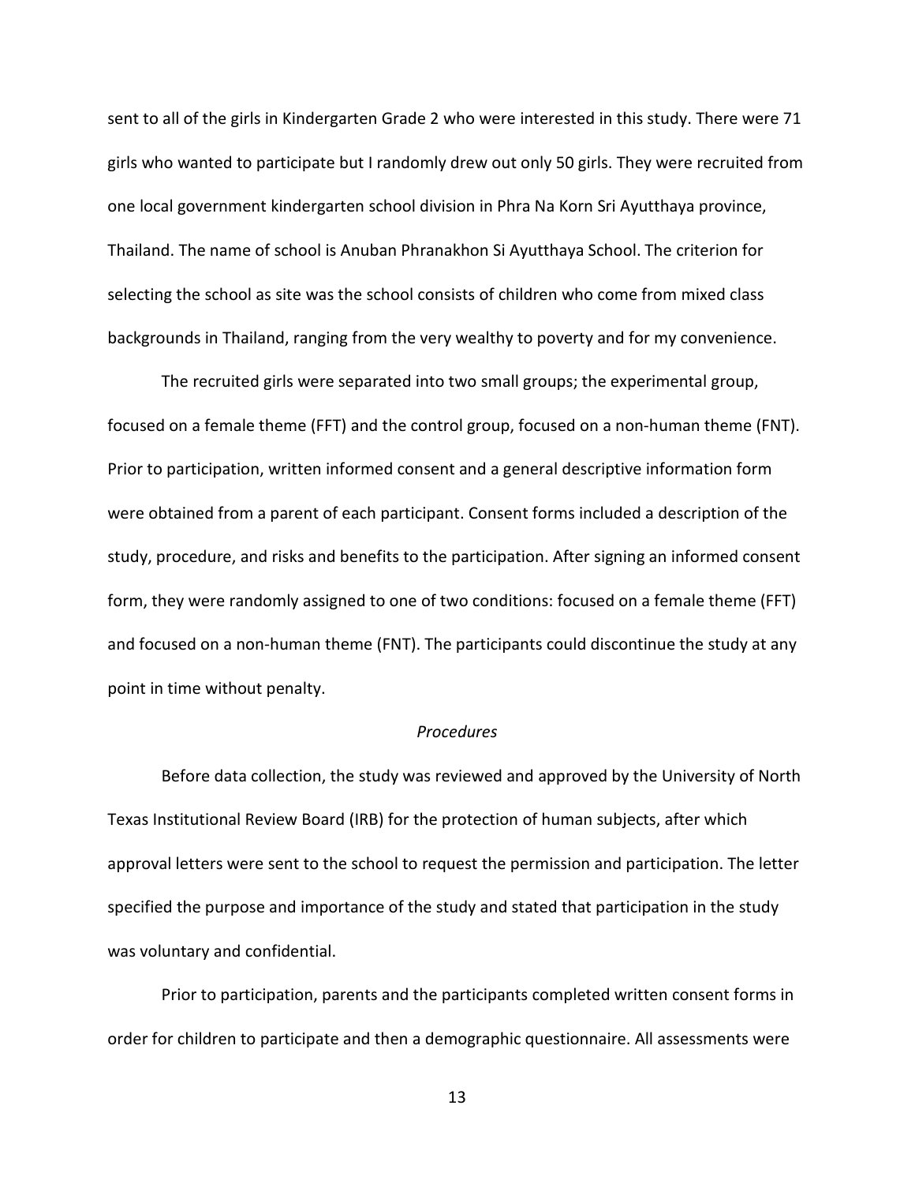sent to all of the girls in Kindergarten Grade 2 who were interested in this study. There were 71 girls who wanted to participate but I randomly drew out only 50 girls. They were recruited from one local government kindergarten school division in Phra Na Korn Sri Ayutthaya province, Thailand. The name of school is Anuban Phranakhon Si Ayutthaya School. The criterion for selecting the school as site was the school consists of children who come from mixed class backgrounds in Thailand, ranging from the very wealthy to poverty and for my convenience.

The recruited girls were separated into two small groups; the experimental group, focused on a female theme (FFT) and the control group, focused on a non-human theme (FNT). Prior to participation, written informed consent and a general descriptive information form were obtained from a parent of each participant. Consent forms included a description of the study, procedure, and risks and benefits to the participation. After signing an informed consent form, they were randomly assigned to one of two conditions: focused on a female theme (FFT) and focused on a non-human theme (FNT). The participants could discontinue the study at any point in time without penalty.

### *Procedures*

Before data collection, the study was reviewed and approved by the University of North Texas Institutional Review Board (IRB) for the protection of human subjects, after which approval letters were sent to the school to request the permission and participation. The letter specified the purpose and importance of the study and stated that participation in the study was voluntary and confidential.

Prior to participation, parents and the participants completed written consent forms in order for children to participate and then a demographic questionnaire. All assessments were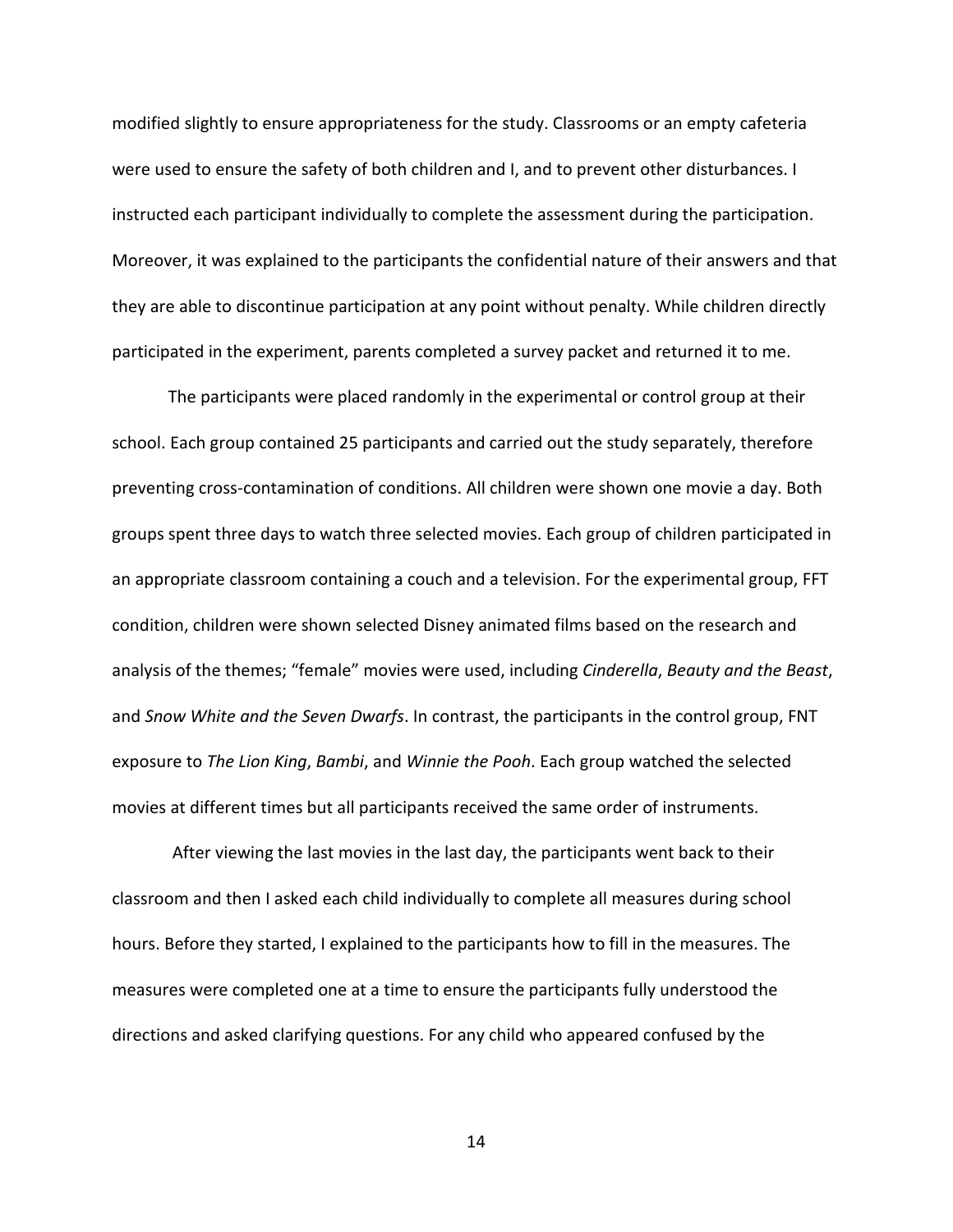modified slightly to ensure appropriateness for the study. Classrooms or an empty cafeteria were used to ensure the safety of both children and I, and to prevent other disturbances. I instructed each participant individually to complete the assessment during the participation. Moreover, it was explained to the participants the confidential nature of their answers and that they are able to discontinue participation at any point without penalty. While children directly participated in the experiment, parents completed a survey packet and returned it to me.

The participants were placed randomly in the experimental or control group at their school. Each group contained 25 participants and carried out the study separately, therefore preventing cross-contamination of conditions. All children were shown one movie a day. Both groups spent three days to watch three selected movies. Each group of children participated in an appropriate classroom containing a couch and a television. For the experimental group, FFT condition, children were shown selected Disney animated films based on the research and analysis of the themes; "female" movies were used, including *Cinderella*, *Beauty and the Beast*, and *Snow White and the Seven Dwarfs*. In contrast, the participants in the control group, FNT exposure to *The Lion King*, *Bambi*, and *Winnie the Pooh*. Each group watched the selected movies at different times but all participants received the same order of instruments.

After viewing the last movies in the last day, the participants went back to their classroom and then I asked each child individually to complete all measures during school hours. Before they started, I explained to the participants how to fill in the measures. The measures were completed one at a time to ensure the participants fully understood the directions and asked clarifying questions. For any child who appeared confused by the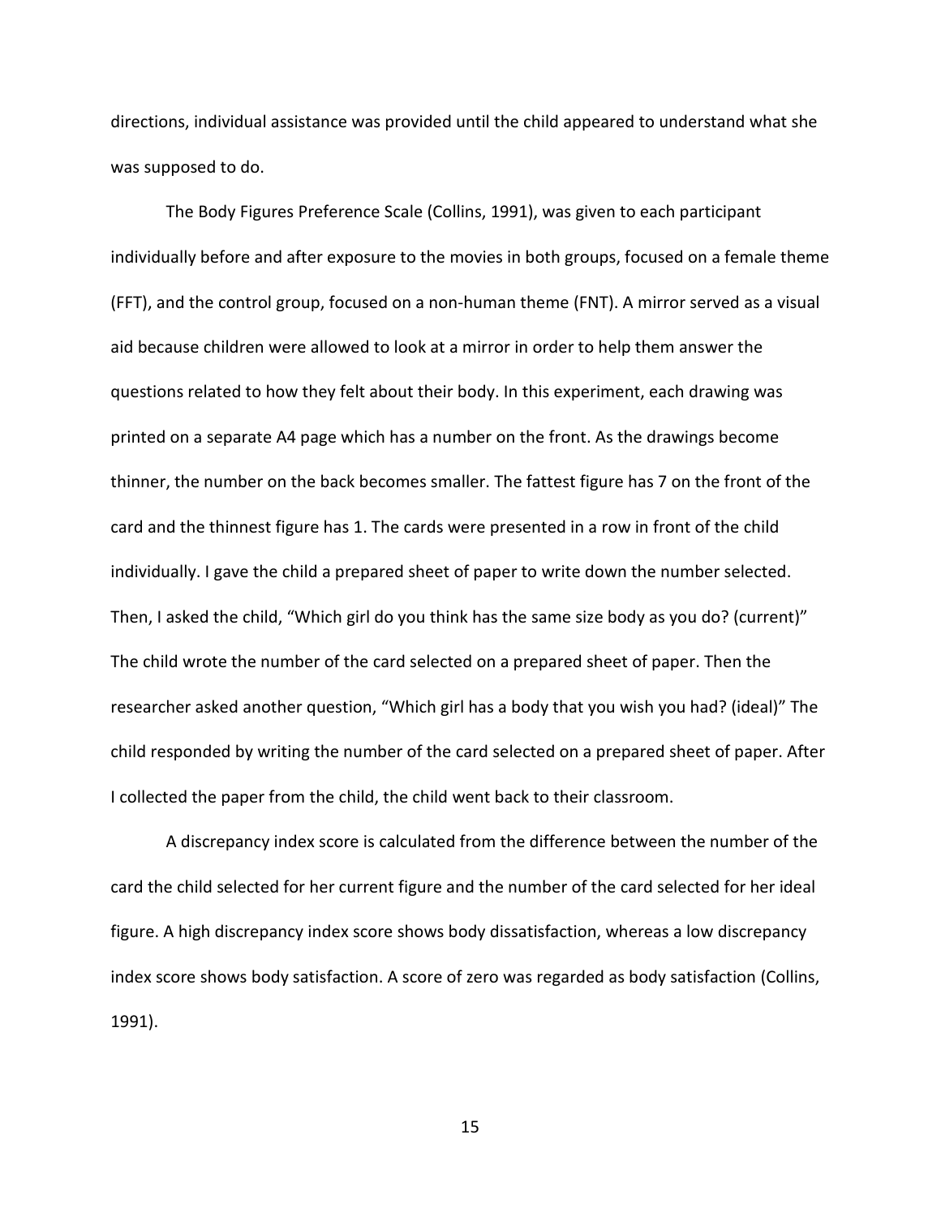directions, individual assistance was provided until the child appeared to understand what she was supposed to do.

The Body Figures Preference Scale (Collins, 1991), was given to each participant individually before and after exposure to the movies in both groups, focused on a female theme (FFT), and the control group, focused on a non-human theme (FNT). A mirror served as a visual aid because children were allowed to look at a mirror in order to help them answer the questions related to how they felt about their body. In this experiment, each drawing was printed on a separate A4 page which has a number on the front. As the drawings become thinner, the number on the back becomes smaller. The fattest figure has 7 on the front of the card and the thinnest figure has 1. The cards were presented in a row in front of the child individually. I gave the child a prepared sheet of paper to write down the number selected. Then, I asked the child, "Which girl do you think has the same size body as you do? (current)" The child wrote the number of the card selected on a prepared sheet of paper. Then the researcher asked another question, "Which girl has a body that you wish you had? (ideal)" The child responded by writing the number of the card selected on a prepared sheet of paper. After I collected the paper from the child, the child went back to their classroom.

A discrepancy index score is calculated from the difference between the number of the card the child selected for her current figure and the number of the card selected for her ideal figure. A high discrepancy index score shows body dissatisfaction, whereas a low discrepancy index score shows body satisfaction. A score of zero was regarded as body satisfaction (Collins, 1991).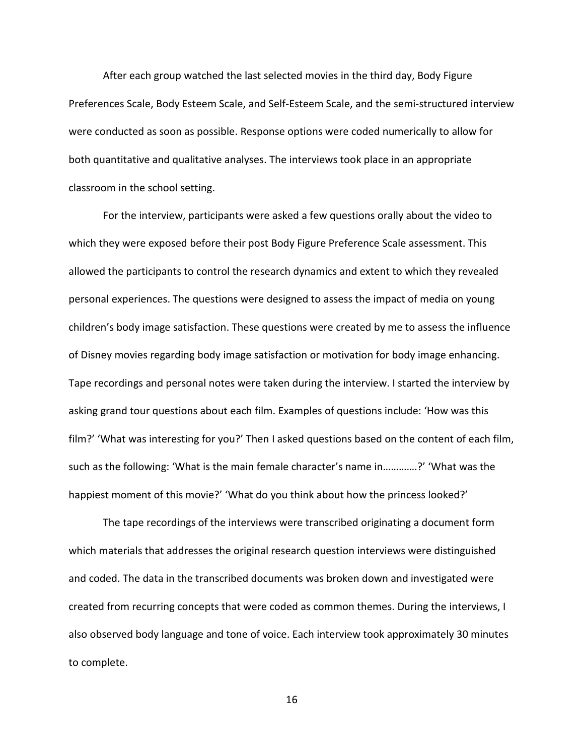After each group watched the last selected movies in the third day, Body Figure Preferences Scale, Body Esteem Scale, and Self-Esteem Scale, and the semi-structured interview were conducted as soon as possible. Response options were coded numerically to allow for both quantitative and qualitative analyses. The interviews took place in an appropriate classroom in the school setting.

For the interview, participants were asked a few questions orally about the video to which they were exposed before their post Body Figure Preference Scale assessment. This allowed the participants to control the research dynamics and extent to which they revealed personal experiences. The questions were designed to assess the impact of media on young children's body image satisfaction. These questions were created by me to assess the influence of Disney movies regarding body image satisfaction or motivation for body image enhancing. Tape recordings and personal notes were taken during the interview. I started the interview by asking grand tour questions about each film. Examples of questions include: 'How was this film?' 'What was interesting for you?' Then I asked questions based on the content of each film, such as the following: 'What is the main female character's name in………….?' 'What was the happiest moment of this movie?' 'What do you think about how the princess looked?'

The tape recordings of the interviews were transcribed originating a document form which materials that addresses the original research question interviews were distinguished and coded. The data in the transcribed documents was broken down and investigated were created from recurring concepts that were coded as common themes. During the interviews, I also observed body language and tone of voice. Each interview took approximately 30 minutes to complete.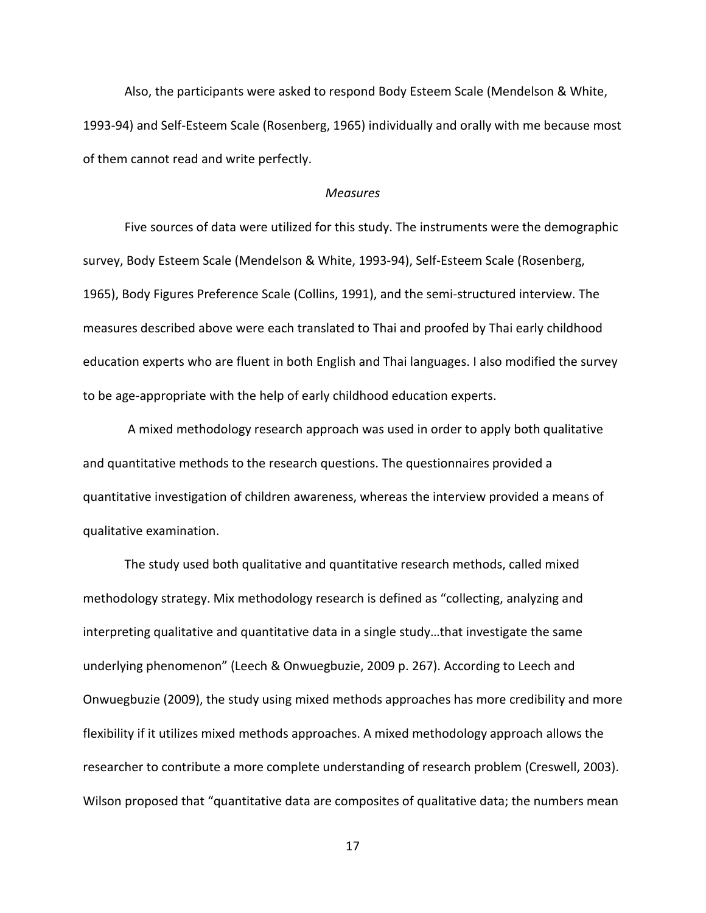Also, the participants were asked to respond Body Esteem Scale (Mendelson & White, 1993-94) and Self-Esteem Scale (Rosenberg, 1965) individually and orally with me because most of them cannot read and write perfectly.

### *Measures*

Five sources of data were utilized for this study. The instruments were the demographic survey, Body Esteem Scale (Mendelson & White, 1993-94), Self-Esteem Scale (Rosenberg, 1965), Body Figures Preference Scale (Collins, 1991), and the semi-structured interview. The measures described above were each translated to Thai and proofed by Thai early childhood education experts who are fluent in both English and Thai languages. I also modified the survey to be age-appropriate with the help of early childhood education experts.

A mixed methodology research approach was used in order to apply both qualitative and quantitative methods to the research questions. The questionnaires provided a quantitative investigation of children awareness, whereas the interview provided a means of qualitative examination.

The study used both qualitative and quantitative research methods, called mixed methodology strategy. Mix methodology research is defined as "collecting, analyzing and interpreting qualitative and quantitative data in a single study…that investigate the same underlying phenomenon" (Leech & Onwuegbuzie, 2009 p. 267). According to Leech and Onwuegbuzie (2009), the study using mixed methods approaches has more credibility and more flexibility if it utilizes mixed methods approaches. A mixed methodology approach allows the researcher to contribute a more complete understanding of research problem (Creswell, 2003). Wilson proposed that "quantitative data are composites of qualitative data; the numbers mean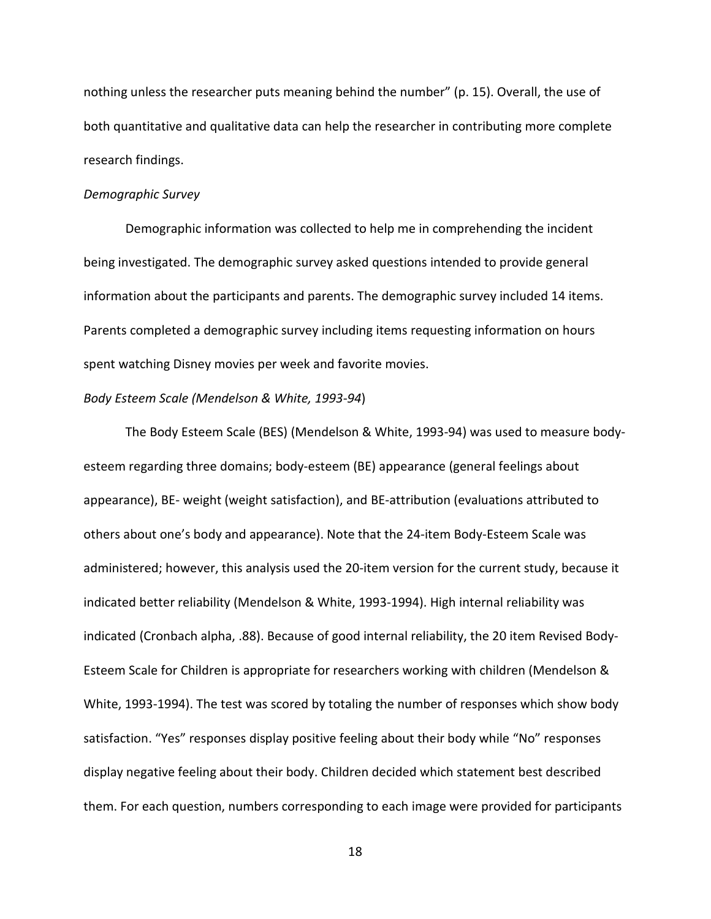nothing unless the researcher puts meaning behind the number" (p. 15). Overall, the use of both quantitative and qualitative data can help the researcher in contributing more complete research findings.

*Demographic Survey*

Demographic information was collected to help me in comprehending the incident being investigated. The demographic survey asked questions intended to provide general information about the participants and parents. The demographic survey included 14 items. Parents completed a demographic survey including items requesting information on hours spent watching Disney movies per week and favorite movies.

*Body Esteem Scale (Mendelson & White, 1993-94*)

The Body Esteem Scale (BES) (Mendelson & White, 1993-94) was used to measure body-esteem regarding three domains; body-esteem (BE) appearance (general feelings about appearance), BE- weight (weight satisfaction), and BE-attribution (evaluations attributed to others about one's body and appearance). Note that the 24-item Body-Esteem Scale was administered; however, this analysis used the 20-item version for the current study, because it indicated better reliability (Mendelson & White, 1993-1994). High internal reliability was indicated (Cronbach alpha, .88). Because of good internal reliability, the 20 item Revised Body-Esteem Scale for Children is appropriate for researchers working with children (Mendelson & White, 1993-1994). The test was scored by totaling the number of responses which show body satisfaction. "Yes" responses display positive feeling about their body while "No" responses display negative feeling about their body. Children decided which statement best described them. For each question, numbers corresponding to each image were provided for participants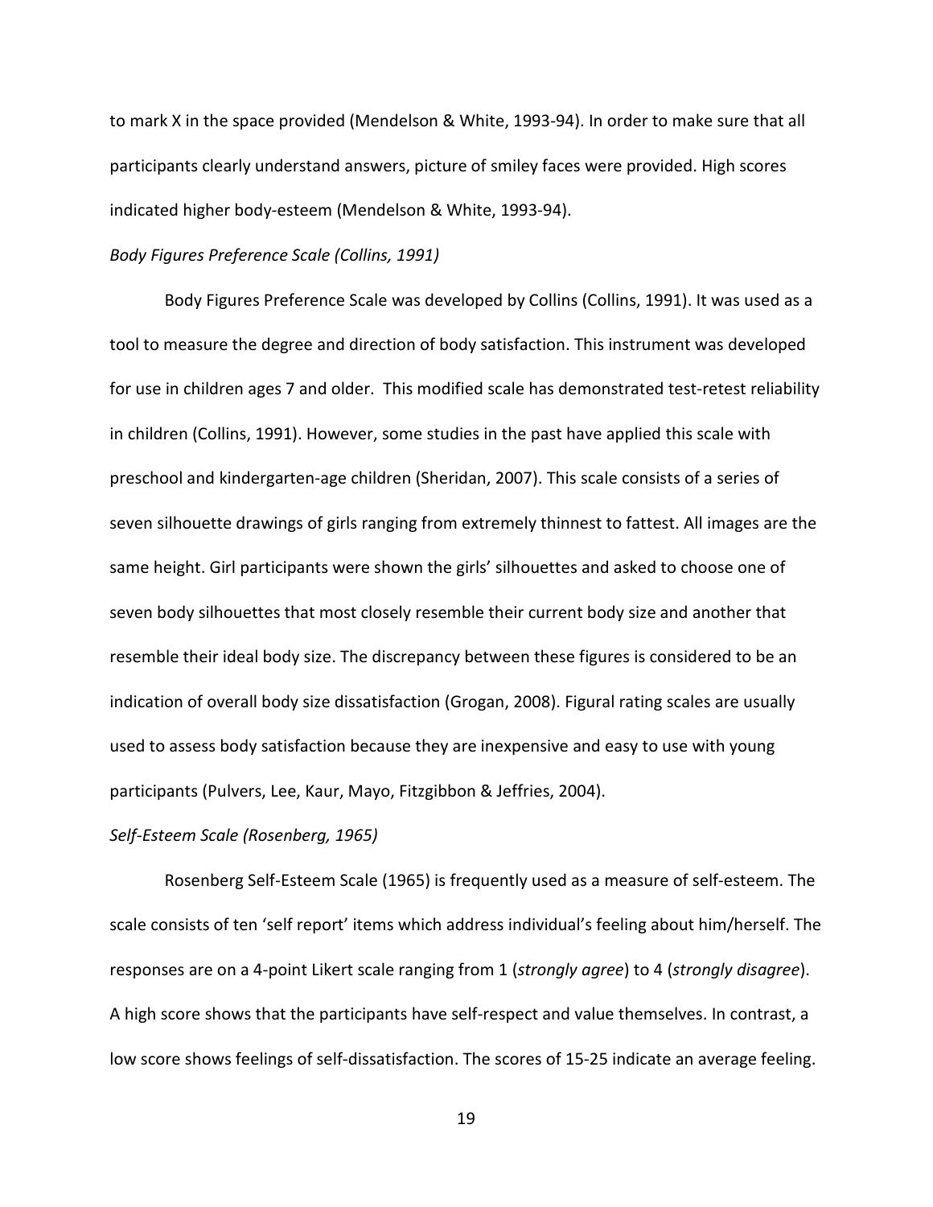to mark X in the space provided (Mendelson & White, 1993-94). In order to make sure that all participants clearly understand answers, picture of smiley faces were provided. High scores indicated higher body-esteem (Mendelson & White, 1993-94).

*Body Figures Preference Scale (Collins, 1991)*

Body Figures Preference Scale was developed by Collins (Collins, 1991). It was used as a tool to measure the degree and direction of body satisfaction. This instrument was developed for use in children ages 7 and older. This modified scale has demonstrated test-retest reliability in children (Collins, 1991). However, some studies in the past have applied this scale with preschool and kindergarten-age children (Sheridan, 2007). This scale consists of a series of seven silhouette drawings of girls ranging from extremely thinnest to fattest. All images are the same height. Girl participants were shown the girls' silhouettes and asked to choose one of seven body silhouettes that most closely resemble their current body size and another that resemble their ideal body size. The discrepancy between these figures is considered to be an indication of overall body size dissatisfaction (Grogan, 2008). Figural rating scales are usually used to assess body satisfaction because they are inexpensive and easy to use with young participants (Pulvers, Lee, Kaur, Mayo, Fitzgibbon & Jeffries, 2004).

*Self-Esteem Scale (Rosenberg, 1965)*

Rosenberg Self-Esteem Scale (1965) is frequently used as a measure of self-esteem. The scale consists of ten 'self report' items which address individual's feeling about him/herself. The responses are on a 4-point Likert scale ranging from 1 (*strongly agree*) to 4 (*strongly disagree*). A high score shows that the participants have self-respect and value themselves. In contrast, a low score shows feelings of self-dissatisfaction. The scores of 15-25 indicate an average feeling.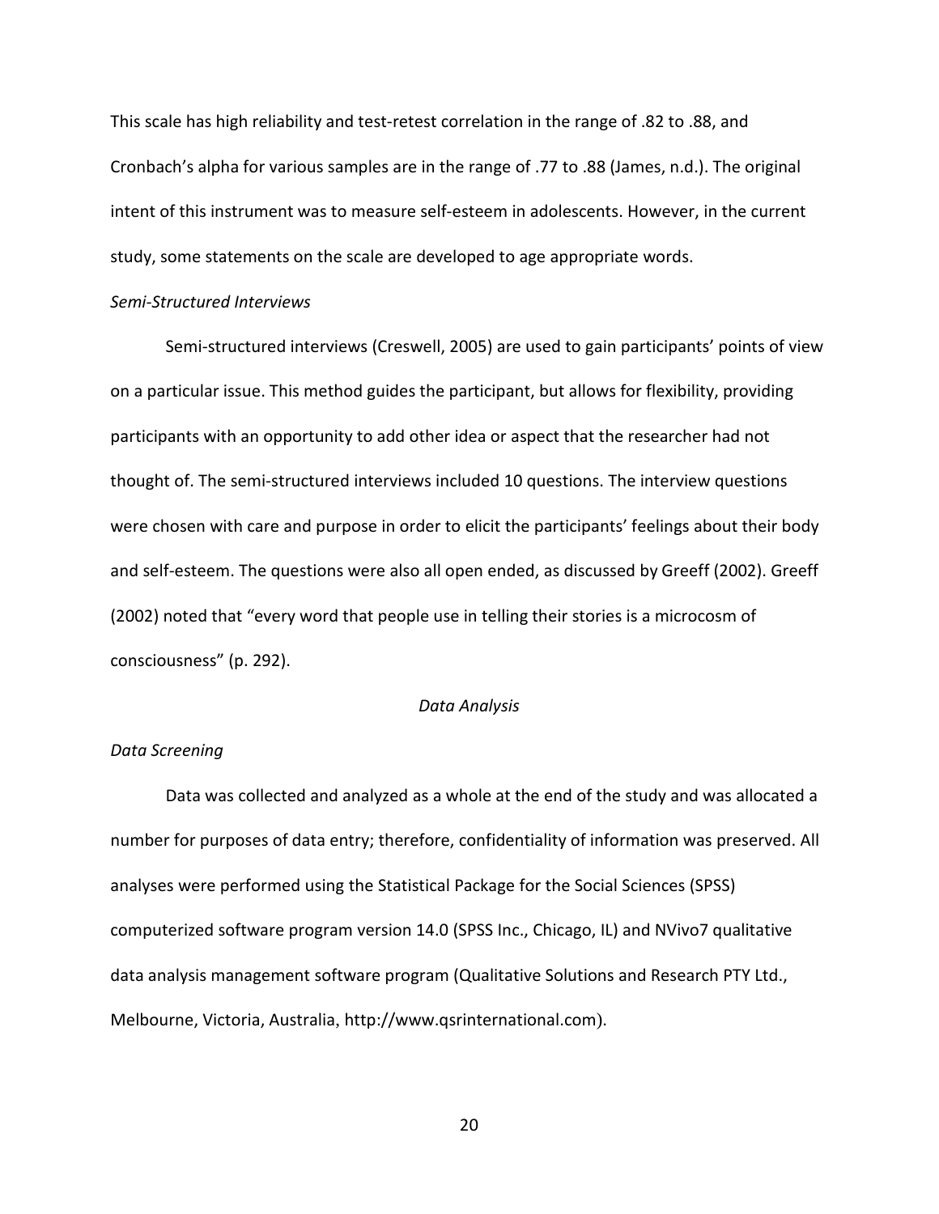This scale has high reliability and test-retest correlation in the range of .82 to .88, and Cronbach's alpha for various samples are in the range of .77 to .88 (James, n.d.). The original intent of this instrument was to measure self-esteem in adolescents. However, in the current study, some statements on the scale are developed to age appropriate words.

### *Semi-Structured Interviews*

Semi-structured interviews (Creswell, 2005) are used to gain participants' points of view on a particular issue. This method guides the participant, but allows for flexibility, providing participants with an opportunity to add other idea or aspect that the researcher had not thought of. The semi-structured interviews included 10 questions. The interview questions were chosen with care and purpose in order to elicit the participants' feelings about their body and self-esteem. The questions were also all open ended, as discussed by Greeff (2002). Greeff (2002) noted that "every word that people use in telling their stories is a microcosm of consciousness" (p. 292).

## *Data Analysis*

### *Data Screening*

Data was collected and analyzed as a whole at the end of the study and was allocated a number for purposes of data entry; therefore, confidentiality of information was preserved. All analyses were performed using the Statistical Package for the Social Sciences (SPSS) computerized software program version 14.0 (SPSS Inc., Chicago, IL) and NVivo7 qualitative data analysis management software program (Qualitative Solutions and Research PTY Ltd., Melbourne, Victoria, Australia, http://www.qsrinternational.com).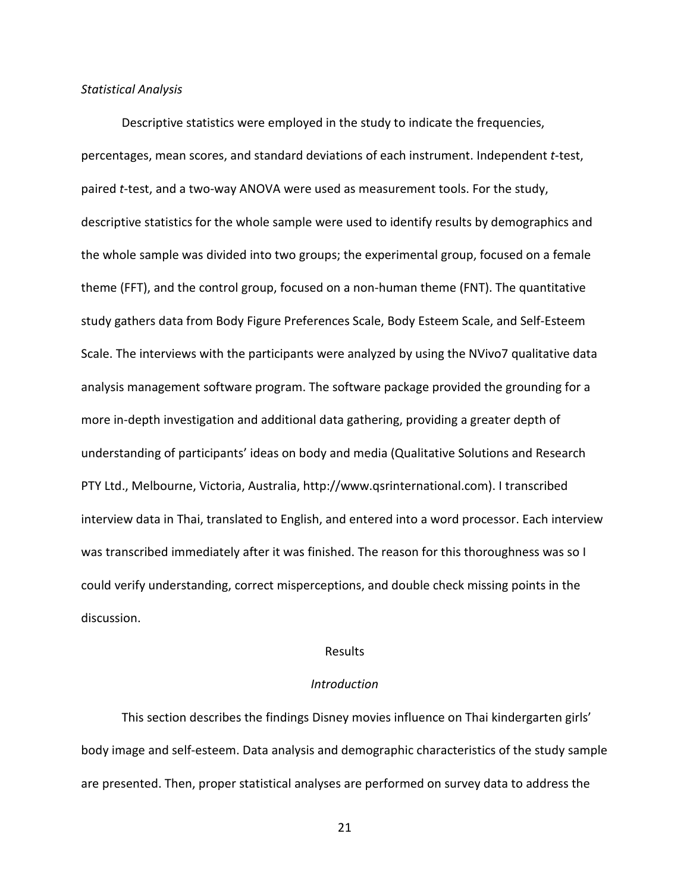*Statistical Analysis*

Descriptive statistics were employed in the study to indicate the frequencies, percentages, mean scores, and standard deviations of each instrument. Independent *t*-test, paired *t*-test, and a two-way ANOVA were used as measurement tools. For the study, descriptive statistics for the whole sample were used to identify results by demographics and the whole sample was divided into two groups; the experimental group, focused on a female theme (FFT), and the control group, focused on a non-human theme (FNT). The quantitative study gathers data from Body Figure Preferences Scale, Body Esteem Scale, and Self-Esteem Scale. The interviews with the participants were analyzed by using the NVivo7 qualitative data analysis management software program. The software package provided the grounding for a more in-depth investigation and additional data gathering, providing a greater depth of understanding of participants' ideas on body and media (Qualitative Solutions and Research PTY Ltd., Melbourne, Victoria, Australia, http://www.qsrinternational.com). I transcribed interview data in Thai, translated to English, and entered into a word processor. Each interview was transcribed immediately after it was finished. The reason for this thoroughness was so I could verify understanding, correct misperceptions, and double check missing points in the discussion.

## Results

### *Introduction*

This section describes the findings Disney movies influence on Thai kindergarten girls' body image and self-esteem. Data analysis and demographic characteristics of the study sample are presented. Then, proper statistical analyses are performed on survey data to address the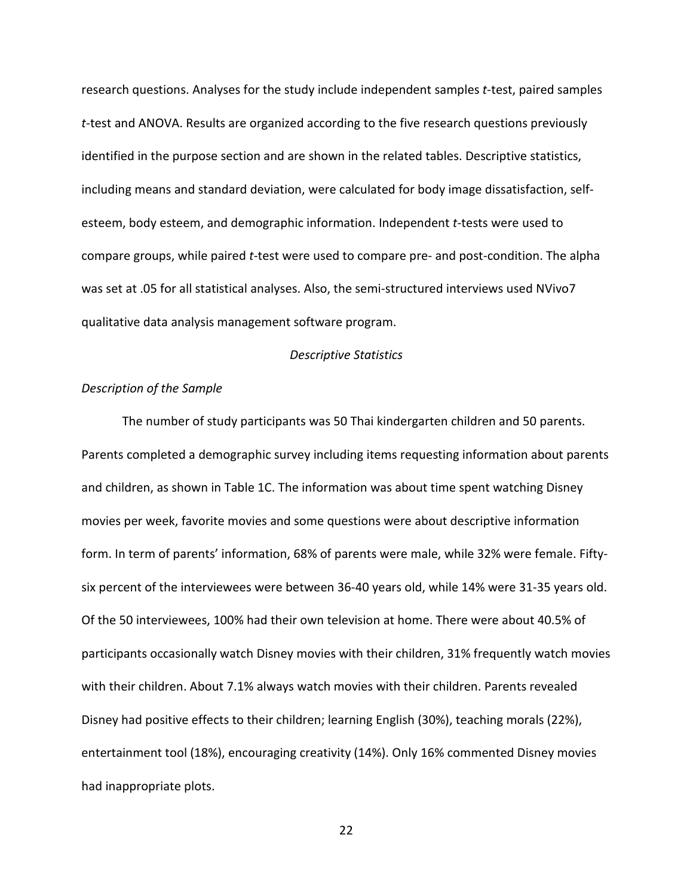research questions. Analyses for the study include independent samples *t*-test, paired samples *t*-test and ANOVA. Results are organized according to the five research questions previously identified in the purpose section and are shown in the related tables. Descriptive statistics, including means and standard deviation, were calculated for body image dissatisfaction, self-esteem, body esteem, and demographic information. Independent *t*-tests were used to compare groups, while paired *t*-test were used to compare pre- and post-condition. The alpha was set at .05 for all statistical analyses. Also, the semi-structured interviews used NVivo7 qualitative data analysis management software program.

### *Descriptive Statistics*

#### *Description of the Sample*

The number of study participants was 50 Thai kindergarten children and 50 parents. Parents completed a demographic survey including items requesting information about parents and children, as shown in Table 1C. The information was about time spent watching Disney movies per week, favorite movies and some questions were about descriptive information form. In term of parents' information, 68% of parents were male, while 32% were female. Fifty-six percent of the interviewees were between 36-40 years old, while 14% were 31-35 years old. Of the 50 interviewees, 100% had their own television at home. There were about 40.5% of participants occasionally watch Disney movies with their children, 31% frequently watch movies with their children. About 7.1% always watch movies with their children. Parents revealed Disney had positive effects to their children; learning English (30%), teaching morals (22%), entertainment tool (18%), encouraging creativity (14%). Only 16% commented Disney movies had inappropriate plots.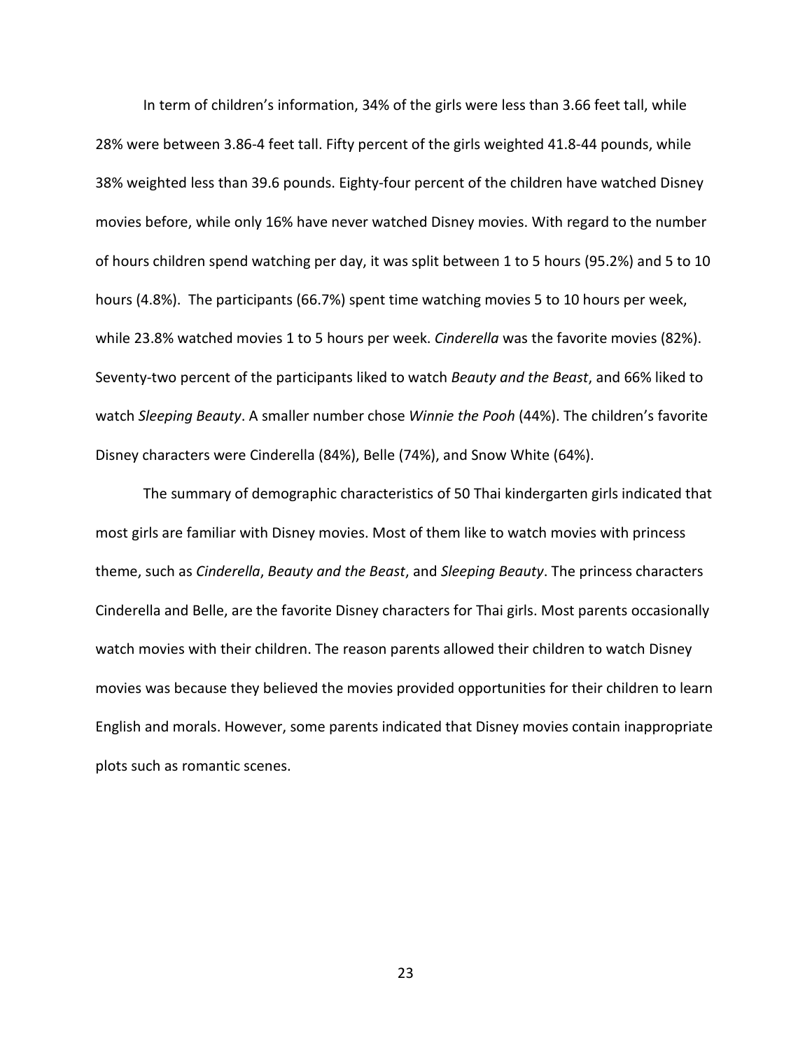In term of children's information, 34% of the girls were less than 3.66 feet tall, while 28% were between 3.86-4 feet tall. Fifty percent of the girls weighted 41.8-44 pounds, while 38% weighted less than 39.6 pounds. Eighty-four percent of the children have watched Disney movies before, while only 16% have never watched Disney movies. With regard to the number of hours children spend watching per day, it was split between 1 to 5 hours (95.2%) and 5 to 10 hours (4.8%). The participants (66.7%) spent time watching movies 5 to 10 hours per week, while 23.8% watched movies 1 to 5 hours per week. *Cinderella* was the favorite movies (82%). Seventy-two percent of the participants liked to watch *Beauty and the Beast*, and 66% liked to watch *Sleeping Beauty*. A smaller number chose *Winnie the Pooh* (44%). The children's favorite Disney characters were Cinderella (84%), Belle (74%), and Snow White (64%).

The summary of demographic characteristics of 50 Thai kindergarten girls indicated that most girls are familiar with Disney movies. Most of them like to watch movies with princess theme, such as *Cinderella*, *Beauty and the Beast*, and *Sleeping Beauty*. The princess characters Cinderella and Belle, are the favorite Disney characters for Thai girls. Most parents occasionally watch movies with their children. The reason parents allowed their children to watch Disney movies was because they believed the movies provided opportunities for their children to learn English and morals. However, some parents indicated that Disney movies contain inappropriate plots such as romantic scenes.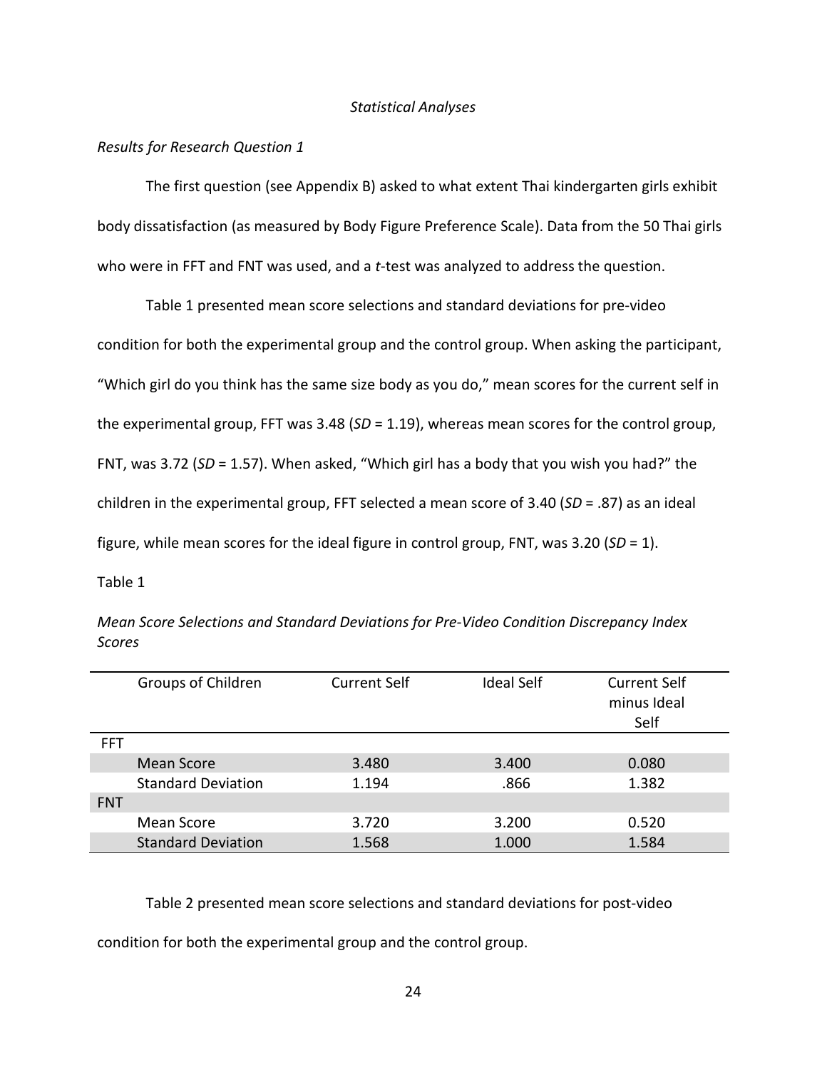*Statistical Analyses*

*Results for Research Question 1*

The first question (see Appendix B) asked to what extent Thai kindergarten girls exhibit body dissatisfaction (as measured by Body Figure Preference Scale). Data from the 50 Thai girls who were in FFT and FNT was used, and a *t*-test was analyzed to address the question.

Table 1 presented mean score selections and standard deviations for pre-video condition for both the experimental group and the control group. When asking the participant, "Which girl do you think has the same size body as you do," mean scores for the current self in the experimental group, FFT was 3.48 (*SD* = 1.19), whereas mean scores for the control group, FNT, was 3.72 (*SD* = 1.57). When asked, "Which girl has a body that you wish you had?" the children in the experimental group, FFT selected a mean score of 3.40 (*SD* = .87) as an ideal figure, while mean scores for the ideal figure in control group, FNT, was 3.20 (*SD* = 1).

Table 1

*Mean Score Selections and Standard Deviations for Pre-Video Condition Discrepancy Index Scores*

| Groups of Children | Current Self | Ideal Self | Current Self minus Ideal Self |
|---|---|---|---|
| FFT | | | |
| Mean Score | 3.480 | 3.400 | 0.080 |
| Standard Deviation | 1.194 | .866 | 1.382 |
| FNT | | | |
| Mean Score | 3.720 | 3.200 | 0.520 |
| Standard Deviation | 1.568 | 1.000 | 1.584 |

Table 2 presented mean score selections and standard deviations for post-video condition for both the experimental group and the control group.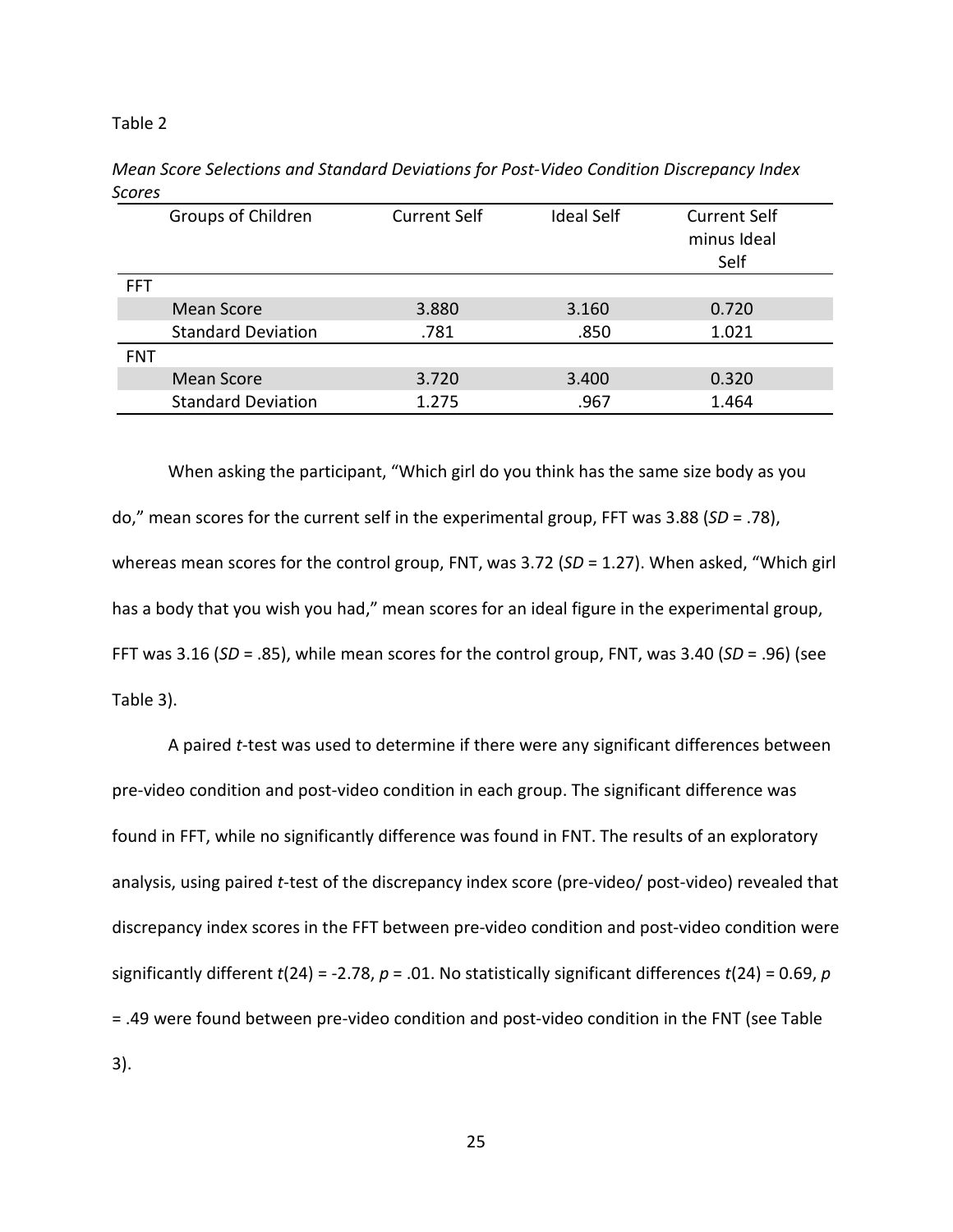Table 2

*Mean Score Selections and Standard Deviations for Post-Video Condition Discrepancy Index Scores*

| | Groups of Children | Current Self | Ideal Self | Current Self minus Ideal Self |
|---|---|---|---|---|
| FFT | | | | |
| | Mean Score | 3.880 | 3.160 | 0.720 |
| | Standard Deviation | .781 | .850 | 1.021 |
| FNT | | | | |
| | Mean Score | 3.720 | 3.400 | 0.320 |
| | Standard Deviation | 1.275 | .967 | 1.464 |

When asking the participant, “Which girl do you think has the same size body as you do,” mean scores for the current self in the experimental group, FFT was 3.88 ($SD$ = .78), whereas mean scores for the control group, FNT, was 3.72 ($SD$ = 1.27). When asked, “Which girl has a body that you wish you had,” mean scores for an ideal figure in the experimental group, FFT was 3.16 ($SD$ = .85), while mean scores for the control group, FNT, was 3.40 ($SD$ = .96) (see Table 3).

A paired $t$-test was used to determine if there were any significant differences between pre-video condition and post-video condition in each group. The significant difference was found in FFT, while no significantly difference was found in FNT. The results of an exploratory analysis, using paired $t$-test of the discrepancy index score (pre-video/ post-video) revealed that discrepancy index scores in the FFT between pre-video condition and post-video condition were significantly different $t(24) = -2.78$, $p = .01$. No statistically significant differences $t(24) = 0.69$, $p = .49$ were found between pre-video condition and post-video condition in the FNT (see Table 3).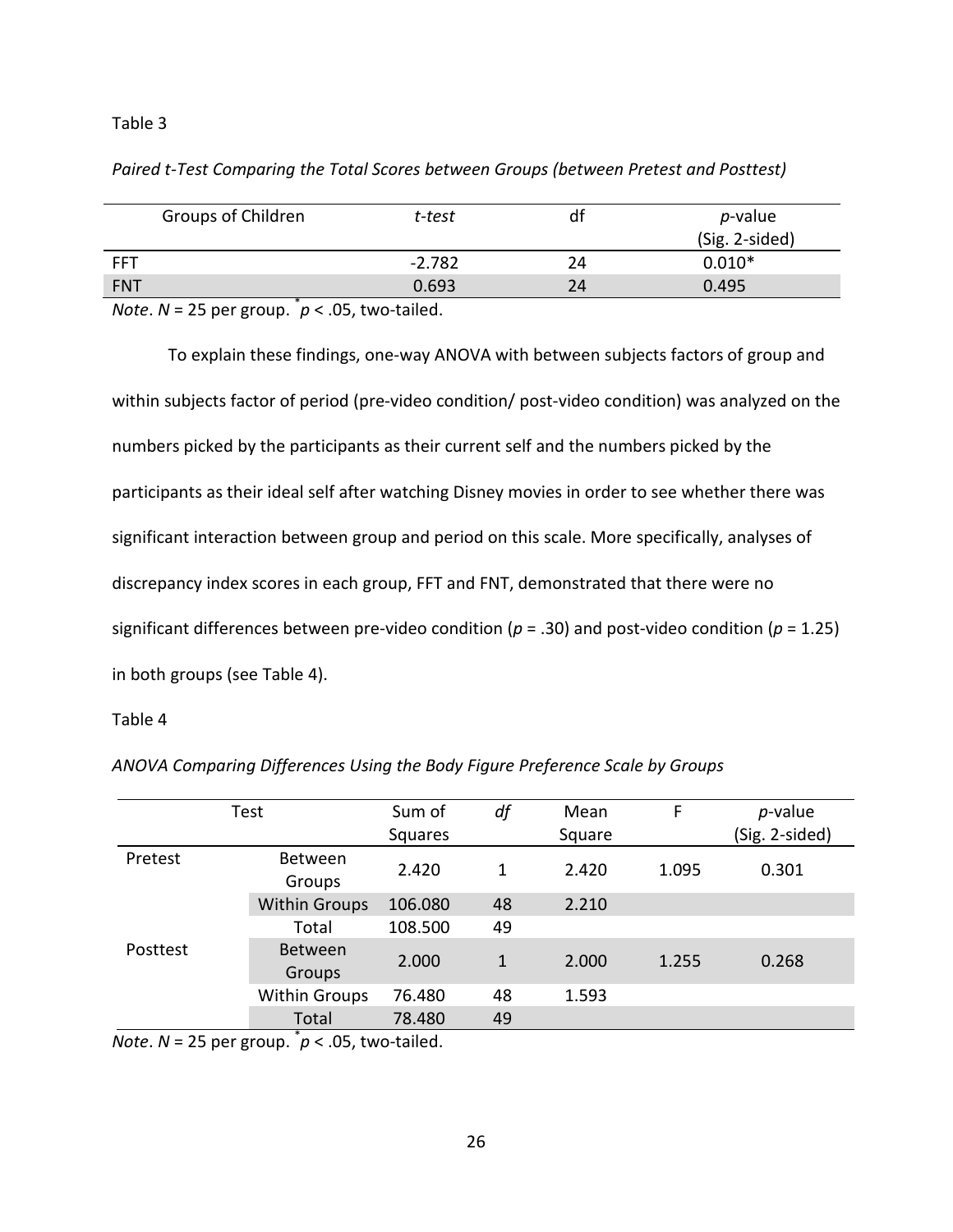Table 3

*Paired t-Test Comparing the Total Scores between Groups (between Pretest and Posttest)*

| Groups of Children | *t-test* | df | *p*-value (Sig. 2-sided) |
|---|---|---|---|
| FFT | -2.782 | 24 | 0.010* |
| FNT | 0.693 | 24 | 0.495 |

*Note*. $N$ = 25 per group. $^{*}p < .05$, two-tailed.

To explain these findings, one-way ANOVA with between subjects factors of group and within subjects factor of period (pre-video condition/ post-video condition) was analyzed on the numbers picked by the participants as their current self and the numbers picked by the participants as their ideal self after watching Disney movies in order to see whether there was significant interaction between group and period on this scale. More specifically, analyses of discrepancy index scores in each group, FFT and FNT, demonstrated that there were no significant differences between pre-video condition ($p$ = .30) and post-video condition ($p$ = 1.25) in both groups (see Table 4).

Table 4

*ANOVA Comparing Differences Using the Body Figure Preference Scale by Groups*

| Test | | Sum of Squares | *df* | Mean Square | F | *p*-value (Sig. 2-sided) |
|---|---|---|---|---|---|---|
| Pretest | Between Groups | 2.420 | 1 | 2.420 | 1.095 | 0.301 |
| | Within Groups | 106.080 | 48 | 2.210 | | |
| | Total | 108.500 | 49 | | | |
| Posttest | Between Groups | 2.000 | 1 | 2.000 | 1.255 | 0.268 |
| | Within Groups | 76.480 | 48 | 1.593 | | |
| | Total | 78.480 | 49 | | | |

*Note*. $N$ = 25 per group. $^{*}p < .05$, two-tailed.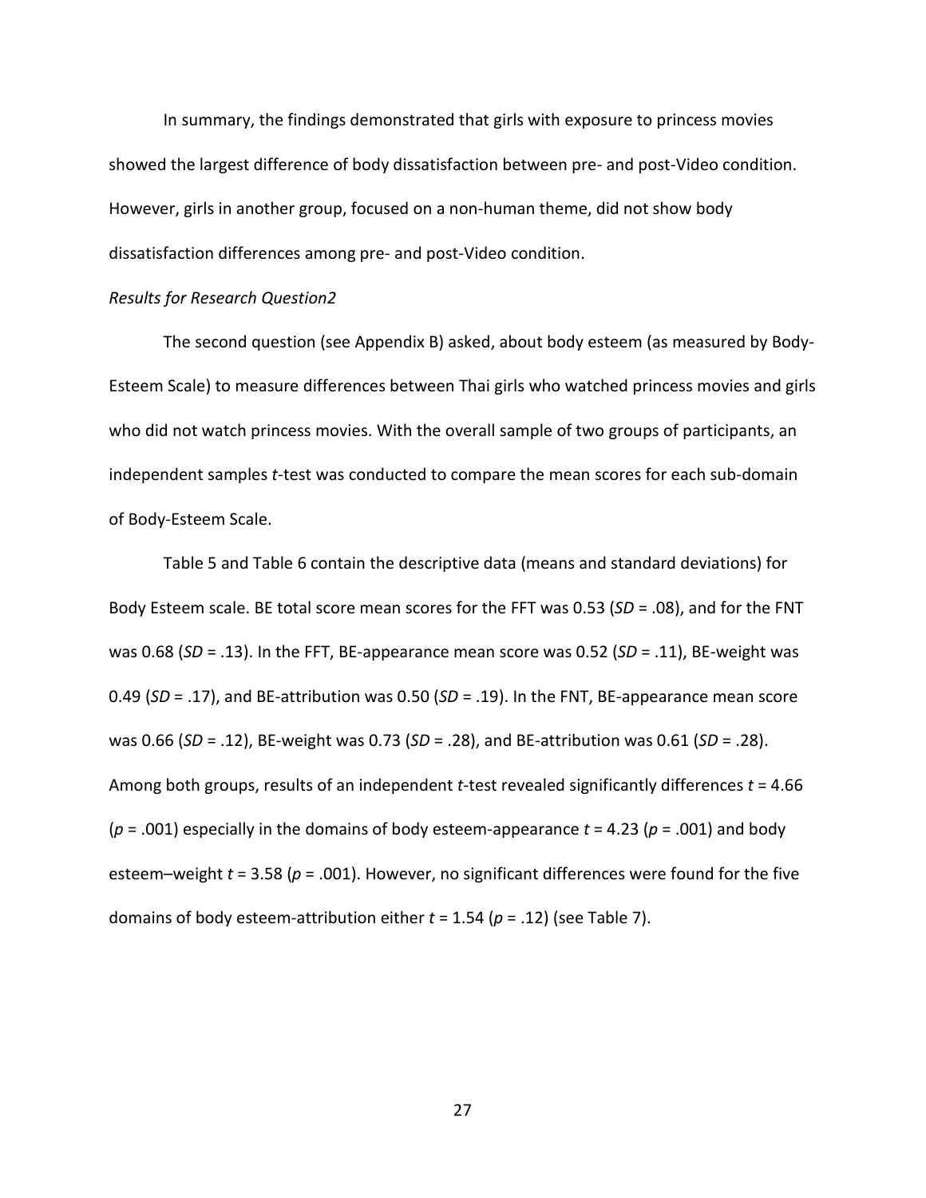In summary, the findings demonstrated that girls with exposure to princess movies showed the largest difference of body dissatisfaction between pre- and post-Video condition. However, girls in another group, focused on a non-human theme, did not show body dissatisfaction differences among pre- and post-Video condition.

*Results for Research Question2*

The second question (see Appendix B) asked, about body esteem (as measured by Body-Esteem Scale) to measure differences between Thai girls who watched princess movies and girls who did not watch princess movies. With the overall sample of two groups of participants, an independent samples *t*-test was conducted to compare the mean scores for each sub-domain of Body-Esteem Scale.

Table 5 and Table 6 contain the descriptive data (means and standard deviations) for Body Esteem scale. BE total score mean scores for the FFT was 0.53 ($SD$ = .08), and for the FNT was 0.68 ($SD$ = .13). In the FFT, BE-appearance mean score was 0.52 ($SD$ = .11), BE-weight was 0.49 ($SD$ = .17), and BE-attribution was 0.50 ($SD$ = .19). In the FNT, BE-appearance mean score was 0.66 ($SD$ = .12), BE-weight was 0.73 ($SD$ = .28), and BE-attribution was 0.61 ($SD$ = .28). Among both groups, results of an independent *t*-test revealed significantly differences $t$ = 4.66 ($p$ = .001) especially in the domains of body esteem-appearance $t$ = 4.23 ($p$ = .001) and body esteem–weight $t$ = 3.58 ($p$ = .001). However, no significant differences were found for the five domains of body esteem-attribution either $t$ = 1.54 ($p$ = .12) (see Table 7).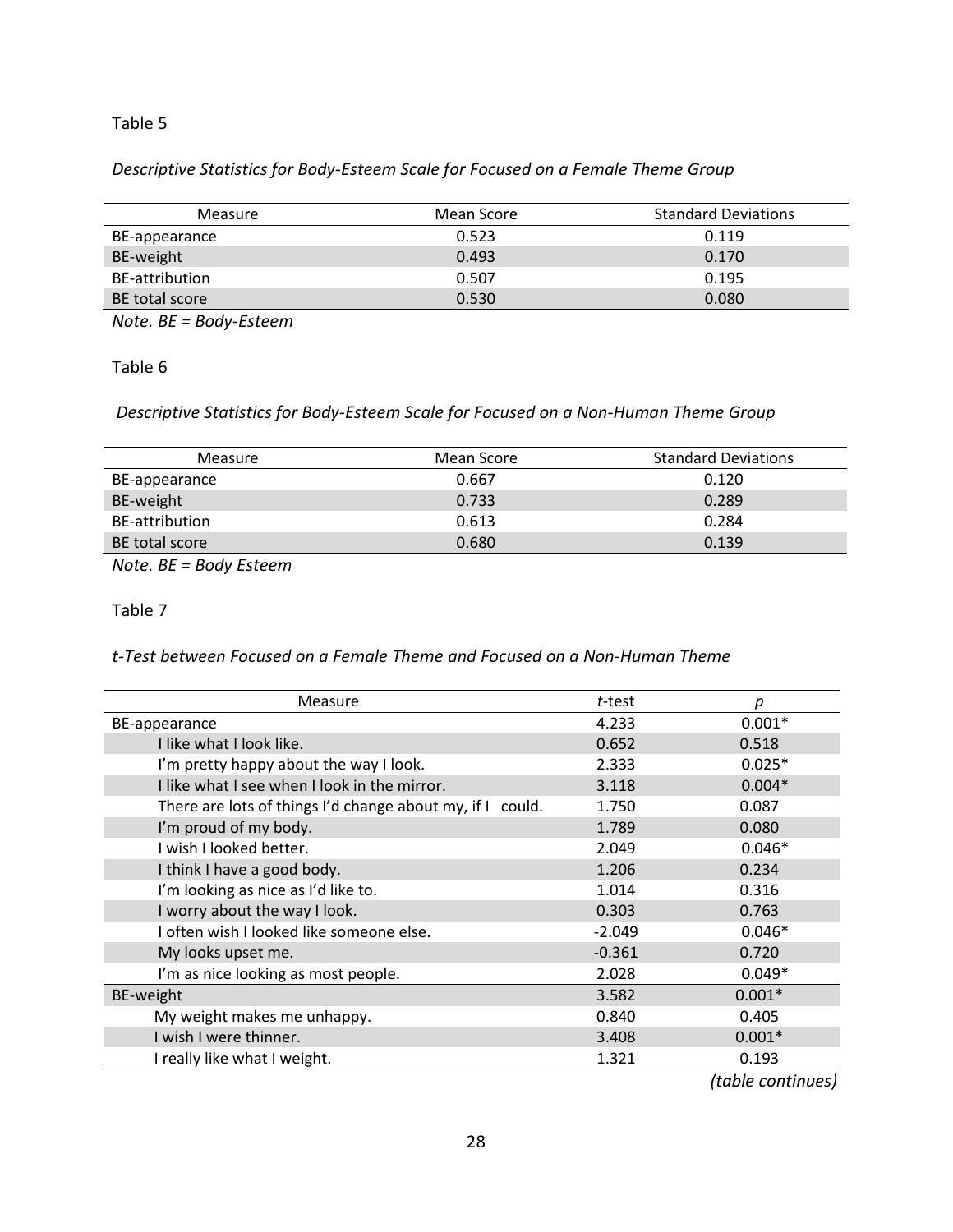Table 5

*Descriptive Statistics for Body-Esteem Scale for Focused on a Female Theme Group*

| Measure | Mean Score | Standard Deviations |
|---|---|---|
| BE-appearance | 0.523 | 0.119 |
| BE-weight | 0.493 | 0.170 |
| BE-attribution | 0.507 | 0.195 |
| BE total score | 0.530 | 0.080 |

*Note. BE = Body-Esteem*

Table 6

*Descriptive Statistics for Body-Esteem Scale for Focused on a Non-Human Theme Group*

| Measure | Mean Score | Standard Deviations |
|---|---|---|
| BE-appearance | 0.667 | 0.120 |
| BE-weight | 0.733 | 0.289 |
| BE-attribution | 0.613 | 0.284 |
| BE total score | 0.680 | 0.139 |

*Note. BE = Body Esteem*

Table 7

*t-Test between Focused on a Female Theme and Focused on a Non-Human Theme*

| Measure | *t*-test | *p* |
|---|---|---|
| BE-appearance | 4.233 | 0.001* |
| I like what I look like. | 0.652 | 0.518 |
| I'm pretty happy about the way I look. | 2.333 | 0.025* |
| I like what I see when I look in the mirror. | 3.118 | 0.004* |
| There are lots of things I'd change about my, if I could. | 1.750 | 0.087 |
| I'm proud of my body. | 1.789 | 0.080 |
| I wish I looked better. | 2.049 | 0.046* |
| I think I have a good body. | 1.206 | 0.234 |
| I'm looking as nice as I'd like to. | 1.014 | 0.316 |
| I worry about the way I look. | 0.303 | 0.763 |
| I often wish I looked like someone else. | -2.049 | 0.046* |
| My looks upset me. | -0.361 | 0.720 |
| I'm as nice looking as most people. | 2.028 | 0.049* |
| BE-weight | 3.582 | 0.001* |
| My weight makes me unhappy. | 0.840 | 0.405 |
| I wish I were thinner. | 3.408 | 0.001* |
| I really like what I weight. | 1.321 | 0.193 |

*(table continues)*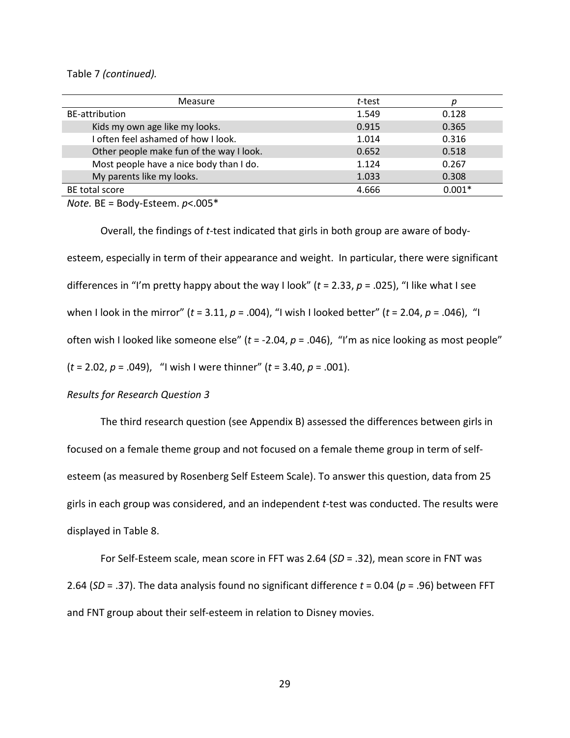Table 7 *(continued).*

| Measure | *t*-test | *p* |
|---|---|---|
| BE-attribution | 1.549 | 0.128 |
| Kids my own age like my looks. | 0.915 | 0.365 |
| I often feel ashamed of how I look. | 1.014 | 0.316 |
| Other people make fun of the way I look. | 0.652 | 0.518 |
| Most people have a nice body than I do. | 1.124 | 0.267 |
| My parents like my looks. | 1.033 | 0.308 |
| BE total score | 4.666 | 0.001* |

*Note.* BE = Body-Esteem. $p<.005$*

Overall, the findings of *t*-test indicated that girls in both group are aware of body-esteem, especially in term of their appearance and weight. In particular, there were significant differences in "I'm pretty happy about the way I look" ($t = 2.33$, $p = .025$), "I like what I see when I look in the mirror" ($t = 3.11$, $p = .004$), "I wish I looked better" ($t = 2.04$, $p = .046$), "I often wish I looked like someone else" ($t = -2.04$, $p = .046$), "I'm as nice looking as most people" ($t = 2.02$, $p = .049$), "I wish I were thinner" ($t = 3.40$, $p = .001$).

*Results for Research Question 3*

The third research question (see Appendix B) assessed the differences between girls in focused on a female theme group and not focused on a female theme group in term of self-esteem (as measured by Rosenberg Self Esteem Scale). To answer this question, data from 25 girls in each group was considered, and an independent *t*-test was conducted. The results were displayed in Table 8.

For Self-Esteem scale, mean score in FFT was 2.64 (*SD* = .32), mean score in FNT was 2.64 (*SD* = .37). The data analysis found no significant difference $t = 0.04$ ($p = .96$) between FFT and FNT group about their self-esteem in relation to Disney movies.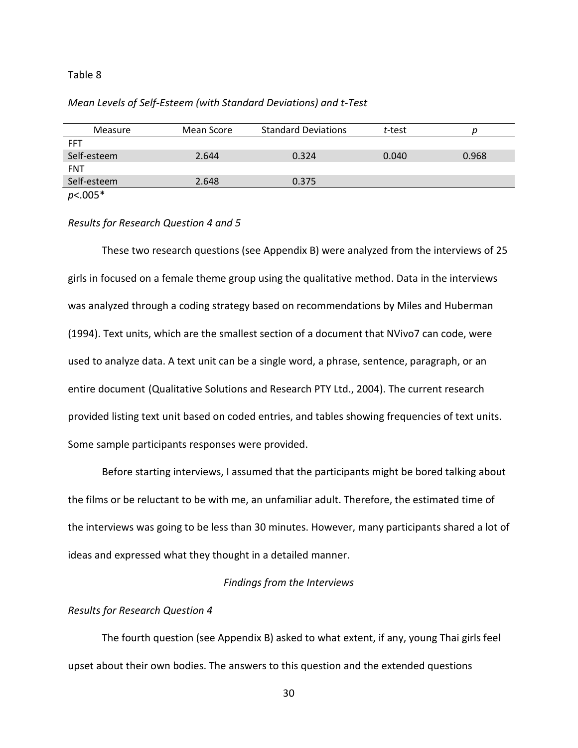Table 8

*Mean Levels of Self-Esteem (with Standard Deviations) and t-Test*

| Measure | Mean Score | Standard Deviations | *t*-test | *p* |
|---|---|---|---|---|
| FFT | | | | |
| Self-esteem | 2.644 | 0.324 | 0.040 | 0.968 |
| FNT | | | | |
| Self-esteem | 2.648 | 0.375 | | |

*p*<.005*

*Results for Research Question 4 and 5*

These two research questions (see Appendix B) were analyzed from the interviews of 25 girls in focused on a female theme group using the qualitative method. Data in the interviews was analyzed through a coding strategy based on recommendations by Miles and Huberman (1994). Text units, which are the smallest section of a document that NVivo7 can code, were used to analyze data. A text unit can be a single word, a phrase, sentence, paragraph, or an entire document (Qualitative Solutions and Research PTY Ltd., 2004). The current research provided listing text unit based on coded entries, and tables showing frequencies of text units. Some sample participants responses were provided.

Before starting interviews, I assumed that the participants might be bored talking about the films or be reluctant to be with me, an unfamiliar adult. Therefore, the estimated time of the interviews was going to be less than 30 minutes. However, many participants shared a lot of ideas and expressed what they thought in a detailed manner.

*Findings from the Interviews*

*Results for Research Question 4*

The fourth question (see Appendix B) asked to what extent, if any, young Thai girls feel upset about their own bodies. The answers to this question and the extended questions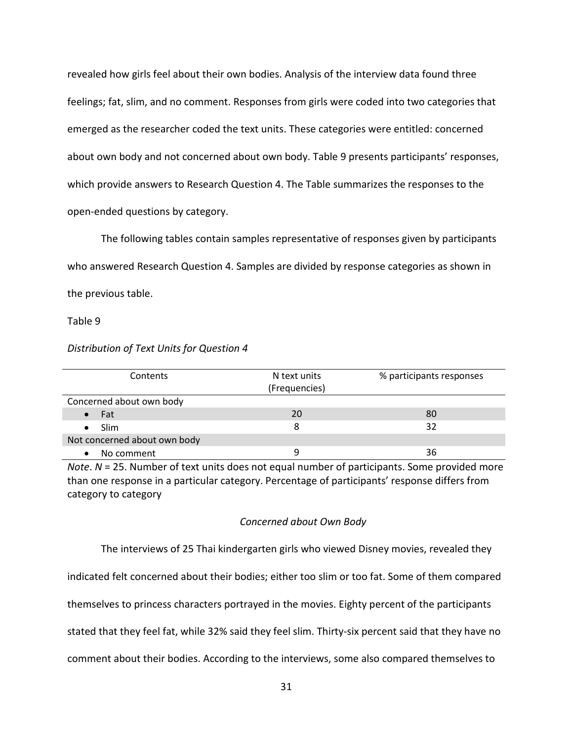revealed how girls feel about their own bodies. Analysis of the interview data found three feelings; fat, slim, and no comment. Responses from girls were coded into two categories that emerged as the researcher coded the text units. These categories were entitled: concerned about own body and not concerned about own body. Table 9 presents participants' responses, which provide answers to Research Question 4. The Table summarizes the responses to the open-ended questions by category.

The following tables contain samples representative of responses given by participants who answered Research Question 4. Samples are divided by response categories as shown in the previous table.

Table 9

*Distribution of Text Units for Question 4*

| Contents | N text units (Frequencies) | % participants responses |
|---|---|---|
| Concerned about own body | | |
| • Fat | 20 | 80 |
| • Slim | 8 | 32 |
| Not concerned about own body | | |
| • No comment | 9 | 36 |

*Note*. *N* = 25. Number of text units does not equal number of participants. Some provided more than one response in a particular category. Percentage of participants' response differs from category to category

### *Concerned about Own Body*

The interviews of 25 Thai kindergarten girls who viewed Disney movies, revealed they indicated felt concerned about their bodies; either too slim or too fat. Some of them compared themselves to princess characters portrayed in the movies. Eighty percent of the participants stated that they feel fat, while 32% said they feel slim. Thirty-six percent said that they have no comment about their bodies. According to the interviews, some also compared themselves to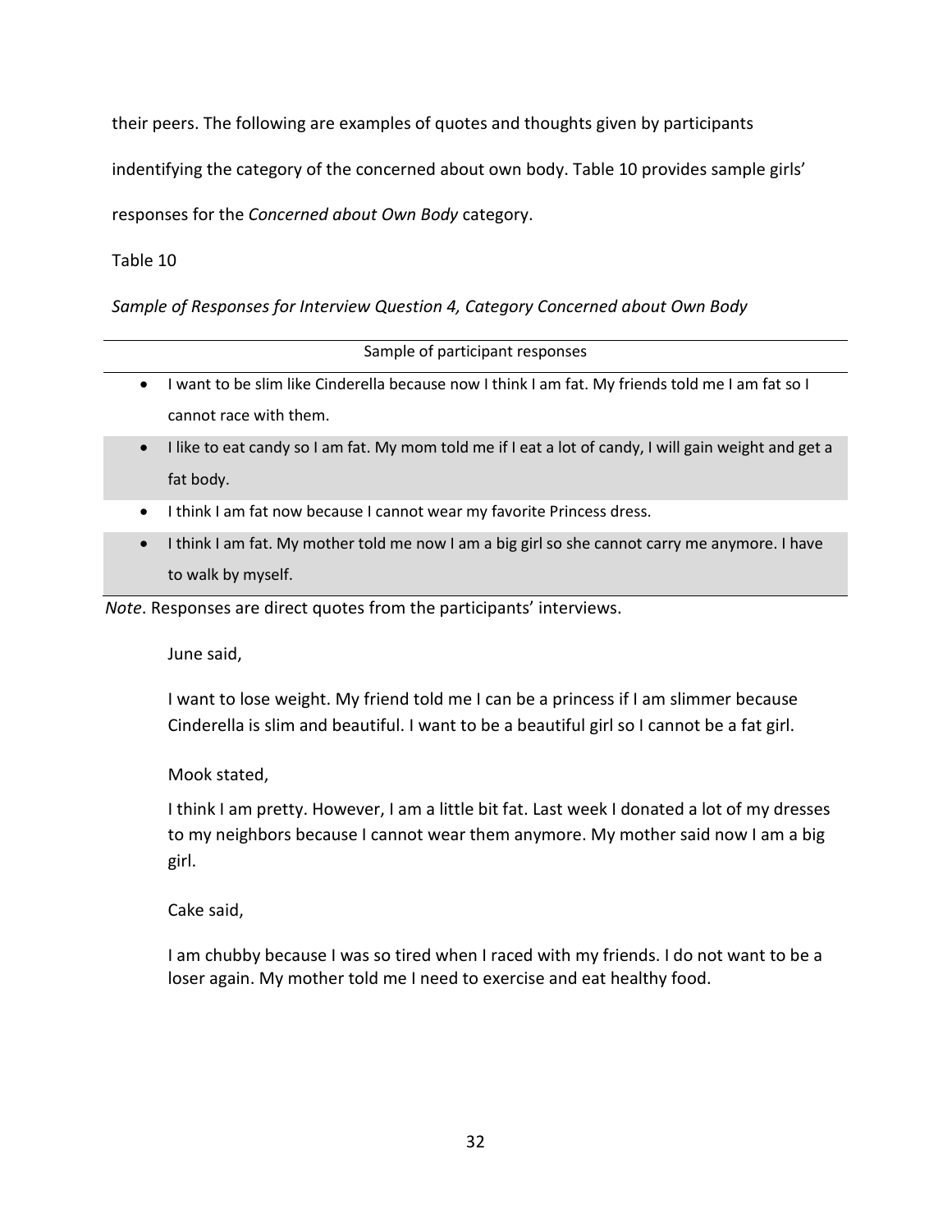their peers. The following are examples of quotes and thoughts given by participants indentifying the category of the concerned about own body. Table 10 provides sample girls' responses for the *Concerned about Own Body* category.

Table 10

*Sample of Responses for Interview Question 4, Category Concerned about Own Body*

| Sample of participant responses |
| --- |
| • I want to be slim like Cinderella because now I think I am fat. My friends told me I am fat so I cannot race with them. |
| • I like to eat candy so I am fat. My mom told me if I eat a lot of candy, I will gain weight and get a fat body. |
| • I think I am fat now because I cannot wear my favorite Princess dress. |
| • I think I am fat. My mother told me now I am a big girl so she cannot carry me anymore. I have to walk by myself. |

*Note*. Responses are direct quotes from the participants' interviews.

June said,

> I want to lose weight. My friend told me I can be a princess if I am slimmer because Cinderella is slim and beautiful. I want to be a beautiful girl so I cannot be a fat girl.

Mook stated,

> I think I am pretty. However, I am a little bit fat. Last week I donated a lot of my dresses to my neighbors because I cannot wear them anymore. My mother said now I am a big girl.

Cake said,

> I am chubby because I was so tired when I raced with my friends. I do not want to be a loser again. My mother told me I need to exercise and eat healthy food.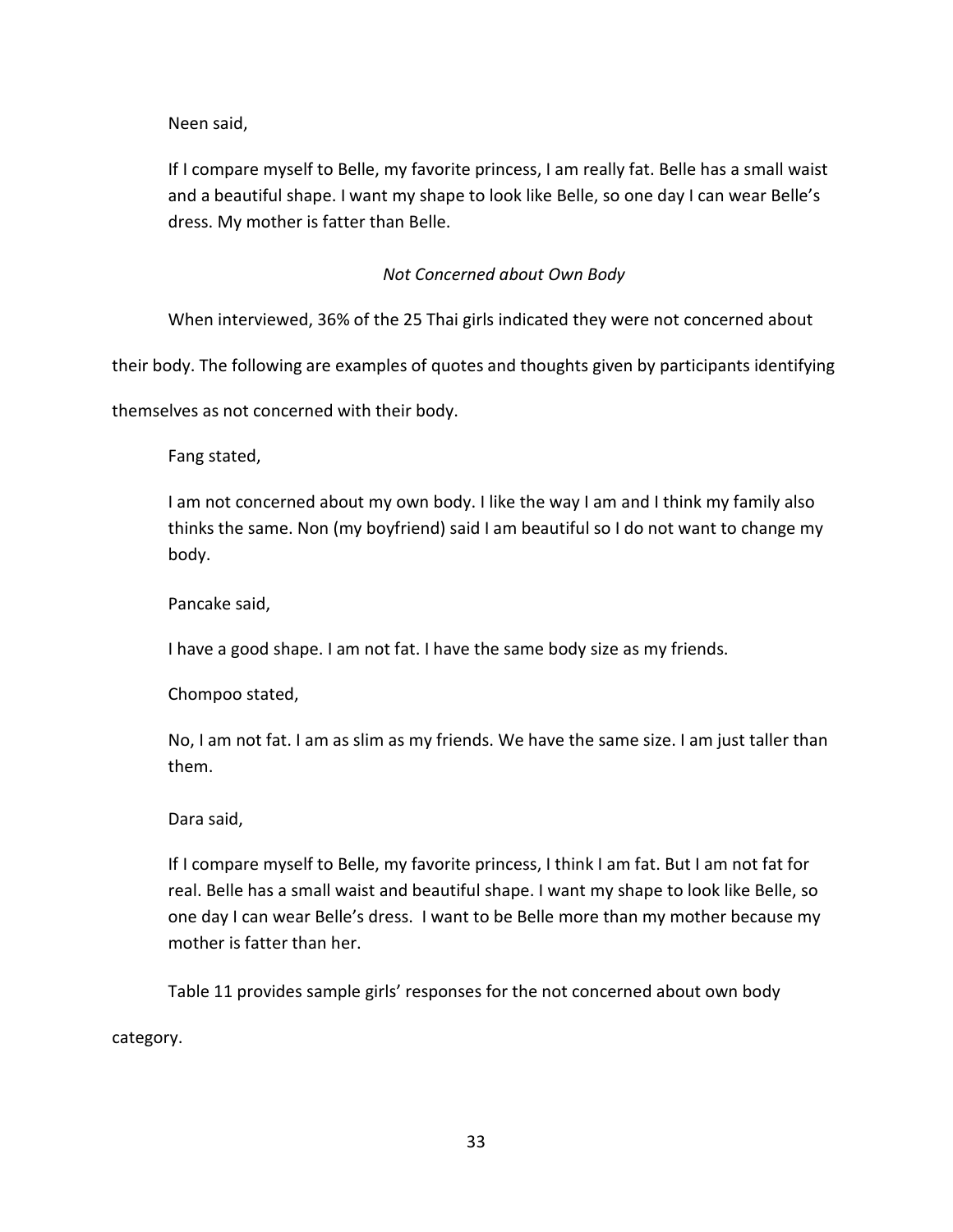Neen said,

> If I compare myself to Belle, my favorite princess, I am really fat. Belle has a small waist and a beautiful shape. I want my shape to look like Belle, so one day I can wear Belle's dress. My mother is fatter than Belle.

### *Not Concerned about Own Body*

When interviewed, 36% of the 25 Thai girls indicated they were not concerned about their body. The following are examples of quotes and thoughts given by participants identifying themselves as not concerned with their body.

Fang stated,

> I am not concerned about my own body. I like the way I am and I think my family also thinks the same. Non (my boyfriend) said I am beautiful so I do not want to change my body.

Pancake said,

> I have a good shape. I am not fat. I have the same body size as my friends.

Chompoo stated,

> No, I am not fat. I am as slim as my friends. We have the same size. I am just taller than them.

Dara said,

> If I compare myself to Belle, my favorite princess, I think I am fat. But I am not fat for real. Belle has a small waist and beautiful shape. I want my shape to look like Belle, so one day I can wear Belle's dress. I want to be Belle more than my mother because my mother is fatter than her.

Table 11 provides sample girls' responses for the not concerned about own body category.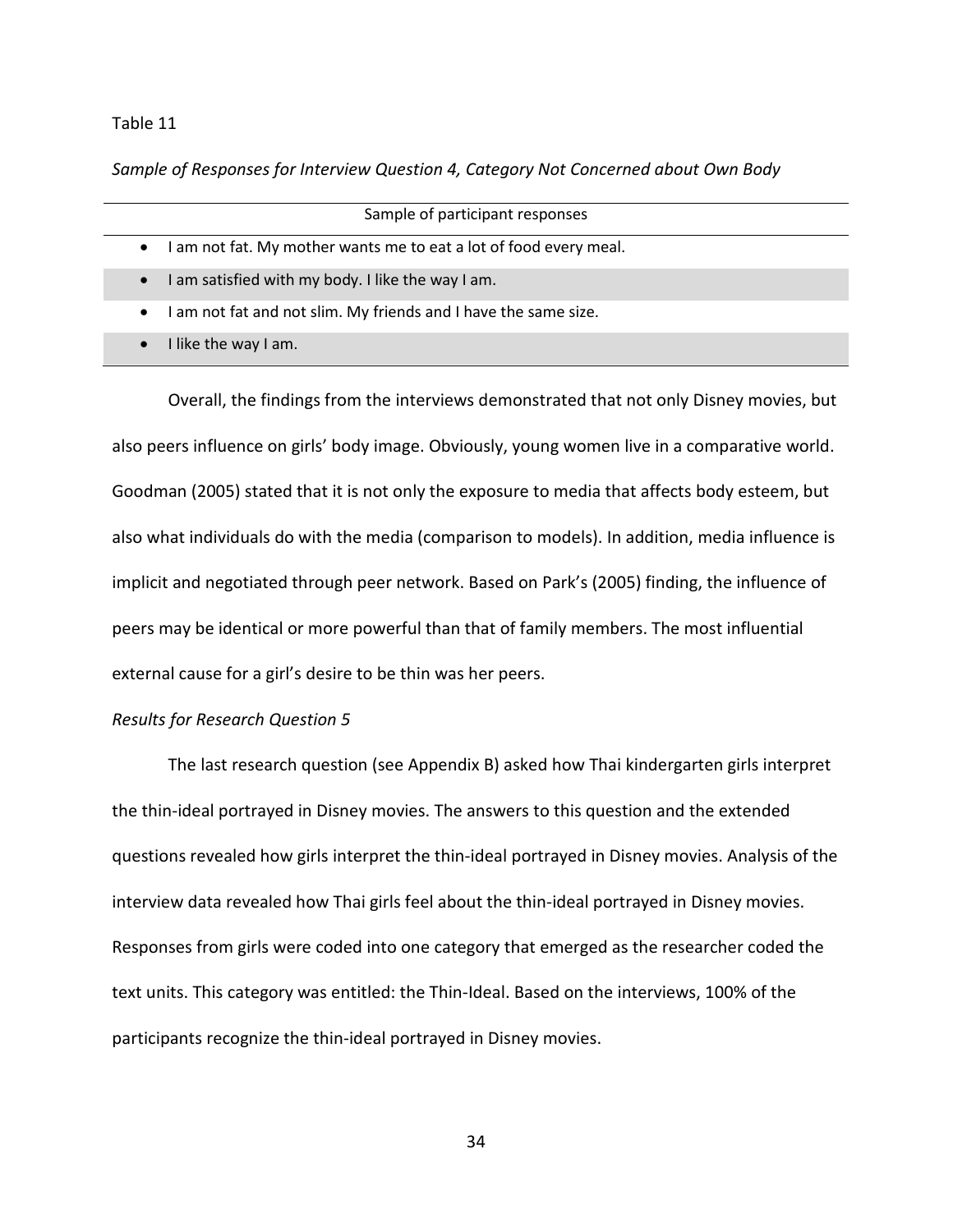Table 11

*Sample of Responses for Interview Question 4, Category Not Concerned about Own Body*

| Sample of participant responses |
|---|
| • I am not fat. My mother wants me to eat a lot of food every meal. |
| • I am satisfied with my body. I like the way I am. |
| • I am not fat and not slim. My friends and I have the same size. |
| • I like the way I am. |

Overall, the findings from the interviews demonstrated that not only Disney movies, but also peers influence on girls' body image. Obviously, young women live in a comparative world. Goodman (2005) stated that it is not only the exposure to media that affects body esteem, but also what individuals do with the media (comparison to models). In addition, media influence is implicit and negotiated through peer network. Based on Park's (2005) finding, the influence of peers may be identical or more powerful than that of family members. The most influential external cause for a girl's desire to be thin was her peers.

*Results for Research Question 5*

The last research question (see Appendix B) asked how Thai kindergarten girls interpret the thin-ideal portrayed in Disney movies. The answers to this question and the extended questions revealed how girls interpret the thin-ideal portrayed in Disney movies. Analysis of the interview data revealed how Thai girls feel about the thin-ideal portrayed in Disney movies. Responses from girls were coded into one category that emerged as the researcher coded the text units. This category was entitled: the Thin-Ideal. Based on the interviews, 100% of the participants recognize the thin-ideal portrayed in Disney movies.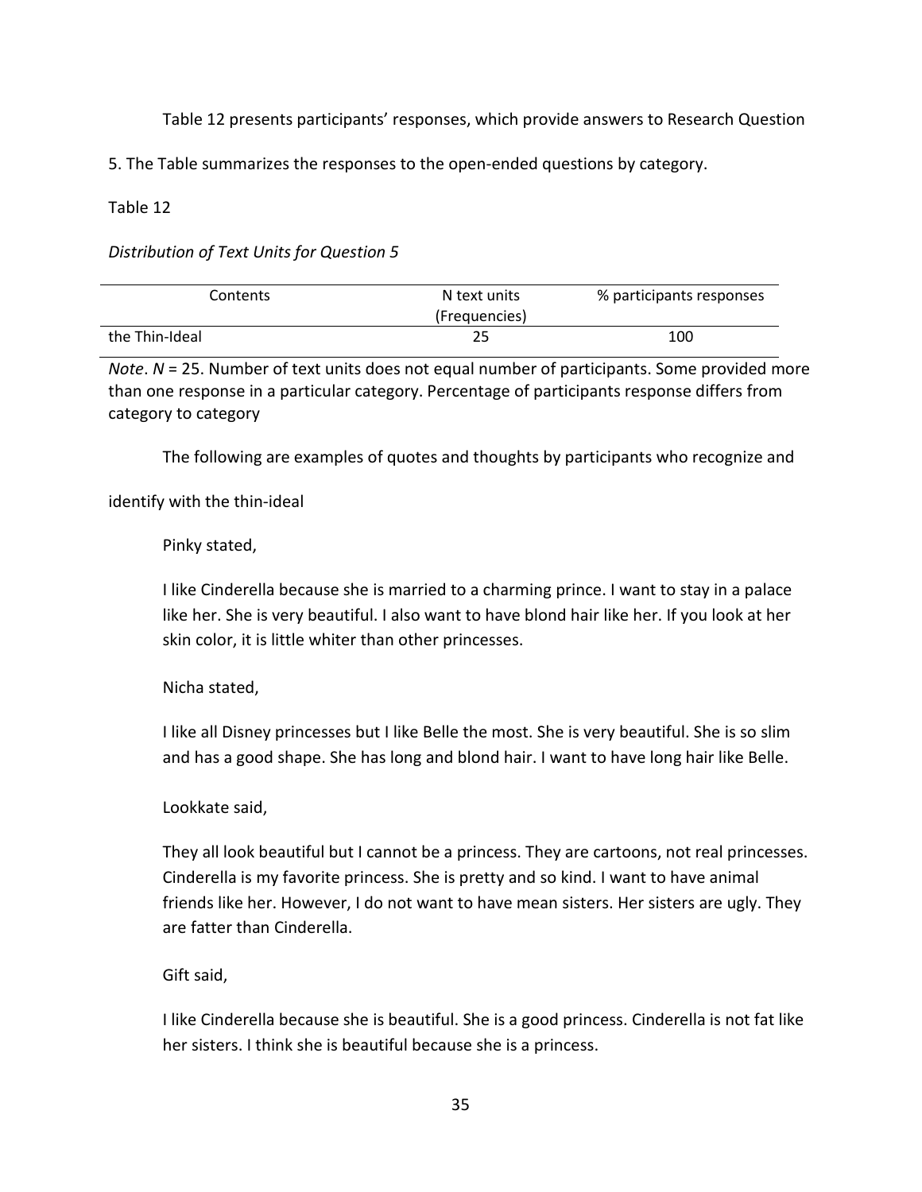Table 12 presents participants' responses, which provide answers to Research Question 5. The Table summarizes the responses to the open-ended questions by category.

Table 12

*Distribution of Text Units for Question 5*

| Contents | N text units (Frequencies) | % participants responses |
|---|---|---|
| the Thin-Ideal | 25 | 100 |

*Note*. *N* = 25. Number of text units does not equal number of participants. Some provided more than one response in a particular category. Percentage of participants response differs from category to category

The following are examples of quotes and thoughts by participants who recognize and identify with the thin-ideal

Pinky stated,

> I like Cinderella because she is married to a charming prince. I want to stay in a palace like her. She is very beautiful. I also want to have blond hair like her. If you look at her skin color, it is little whiter than other princesses.

Nicha stated,

> I like all Disney princesses but I like Belle the most. She is very beautiful. She is so slim and has a good shape. She has long and blond hair. I want to have long hair like Belle.

Lookkate said,

> They all look beautiful but I cannot be a princess. They are cartoons, not real princesses. Cinderella is my favorite princess. She is pretty and so kind. I want to have animal friends like her. However, I do not want to have mean sisters. Her sisters are ugly. They are fatter than Cinderella.

Gift said,

> I like Cinderella because she is beautiful. She is a good princess. Cinderella is not fat like her sisters. I think she is beautiful because she is a princess.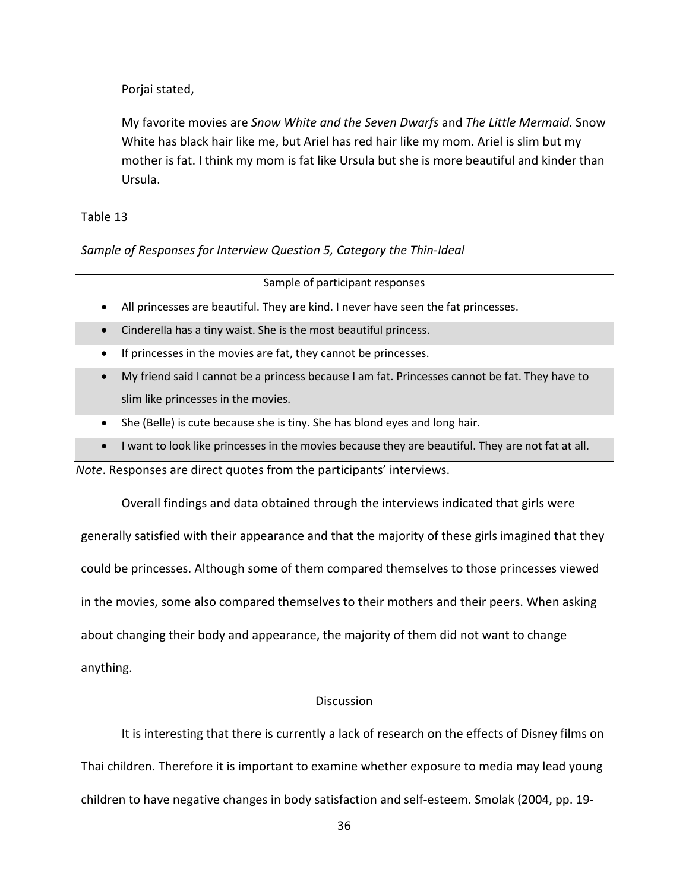Porjai stated,

> My favorite movies are *Snow White and the Seven Dwarfs* and *The Little Mermaid*. Snow White has black hair like me, but Ariel has red hair like my mom. Ariel is slim but my mother is fat. I think my mom is fat like Ursula but she is more beautiful and kinder than Ursula.

Table 13

*Sample of Responses for Interview Question 5, Category the Thin-Ideal*

| Sample of participant responses |
|---|
| • All princesses are beautiful. They are kind. I never have seen the fat princesses. |
| • Cinderella has a tiny waist. She is the most beautiful princess. |
| • If princesses in the movies are fat, they cannot be princesses. |
| • My friend said I cannot be a princess because I am fat. Princesses cannot be fat. They have to slim like princesses in the movies. |
| • She (Belle) is cute because she is tiny. She has blond eyes and long hair. |
| • I want to look like princesses in the movies because they are beautiful. They are not fat at all. |

*Note*. Responses are direct quotes from the participants' interviews.

Overall findings and data obtained through the interviews indicated that girls were generally satisfied with their appearance and that the majority of these girls imagined that they could be princesses. Although some of them compared themselves to those princesses viewed in the movies, some also compared themselves to their mothers and their peers. When asking about changing their body and appearance, the majority of them did not want to change anything.

## Discussion

It is interesting that there is currently a lack of research on the effects of Disney films on Thai children. Therefore it is important to examine whether exposure to media may lead young children to have negative changes in body satisfaction and self-esteem. Smolak (2004, pp. 19-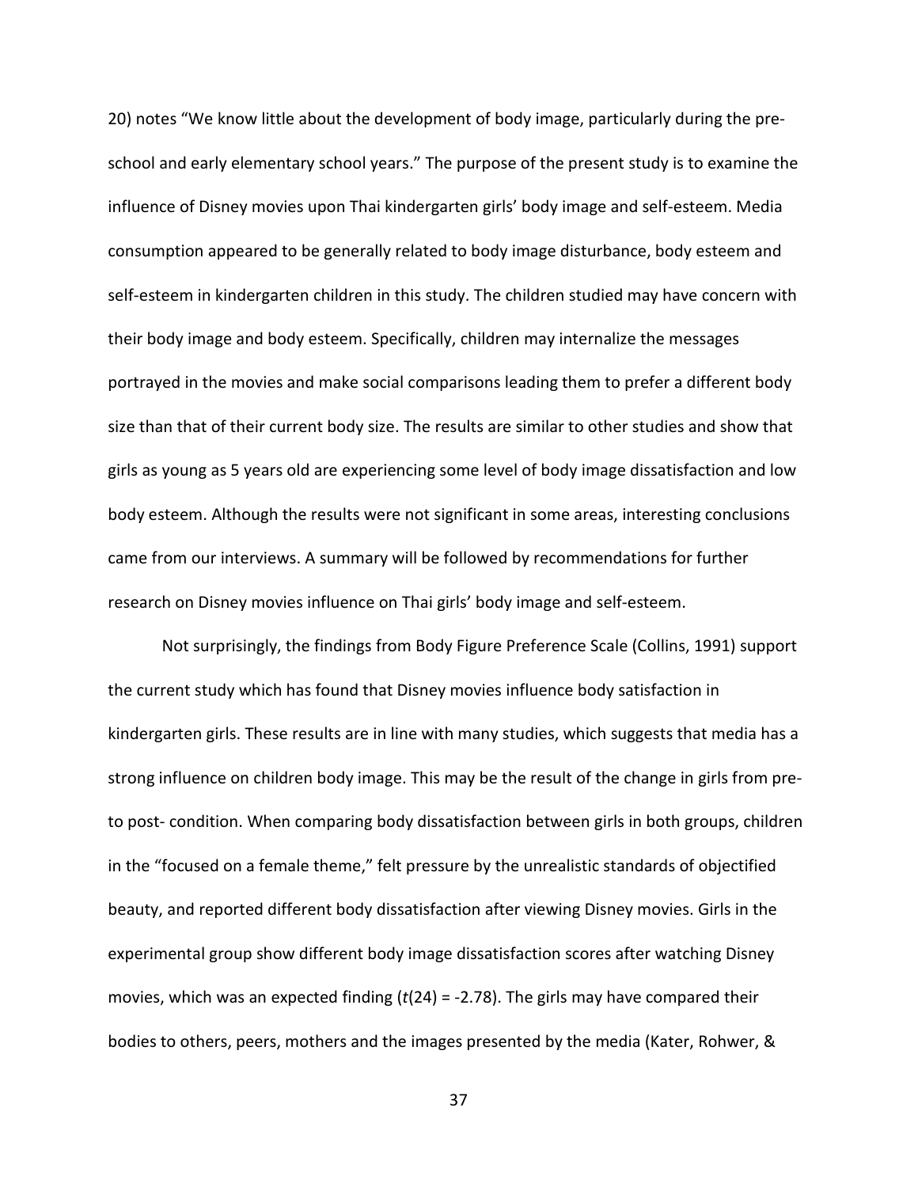20) notes "We know little about the development of body image, particularly during the pre-school and early elementary school years." The purpose of the present study is to examine the influence of Disney movies upon Thai kindergarten girls' body image and self-esteem. Media consumption appeared to be generally related to body image disturbance, body esteem and self-esteem in kindergarten children in this study. The children studied may have concern with their body image and body esteem. Specifically, children may internalize the messages portrayed in the movies and make social comparisons leading them to prefer a different body size than that of their current body size. The results are similar to other studies and show that girls as young as 5 years old are experiencing some level of body image dissatisfaction and low body esteem. Although the results were not significant in some areas, interesting conclusions came from our interviews. A summary will be followed by recommendations for further research on Disney movies influence on Thai girls' body image and self-esteem.

Not surprisingly, the findings from Body Figure Preference Scale (Collins, 1991) support the current study which has found that Disney movies influence body satisfaction in kindergarten girls. These results are in line with many studies, which suggests that media has a strong influence on children body image. This may be the result of the change in girls from pre- to post- condition. When comparing body dissatisfaction between girls in both groups, children in the "focused on a female theme," felt pressure by the unrealistic standards of objectified beauty, and reported different body dissatisfaction after viewing Disney movies. Girls in the experimental group show different body image dissatisfaction scores after watching Disney movies, which was an expected finding ($t(24) = -2.78$). The girls may have compared their bodies to others, peers, mothers and the images presented by the media (Kater, Rohwer, &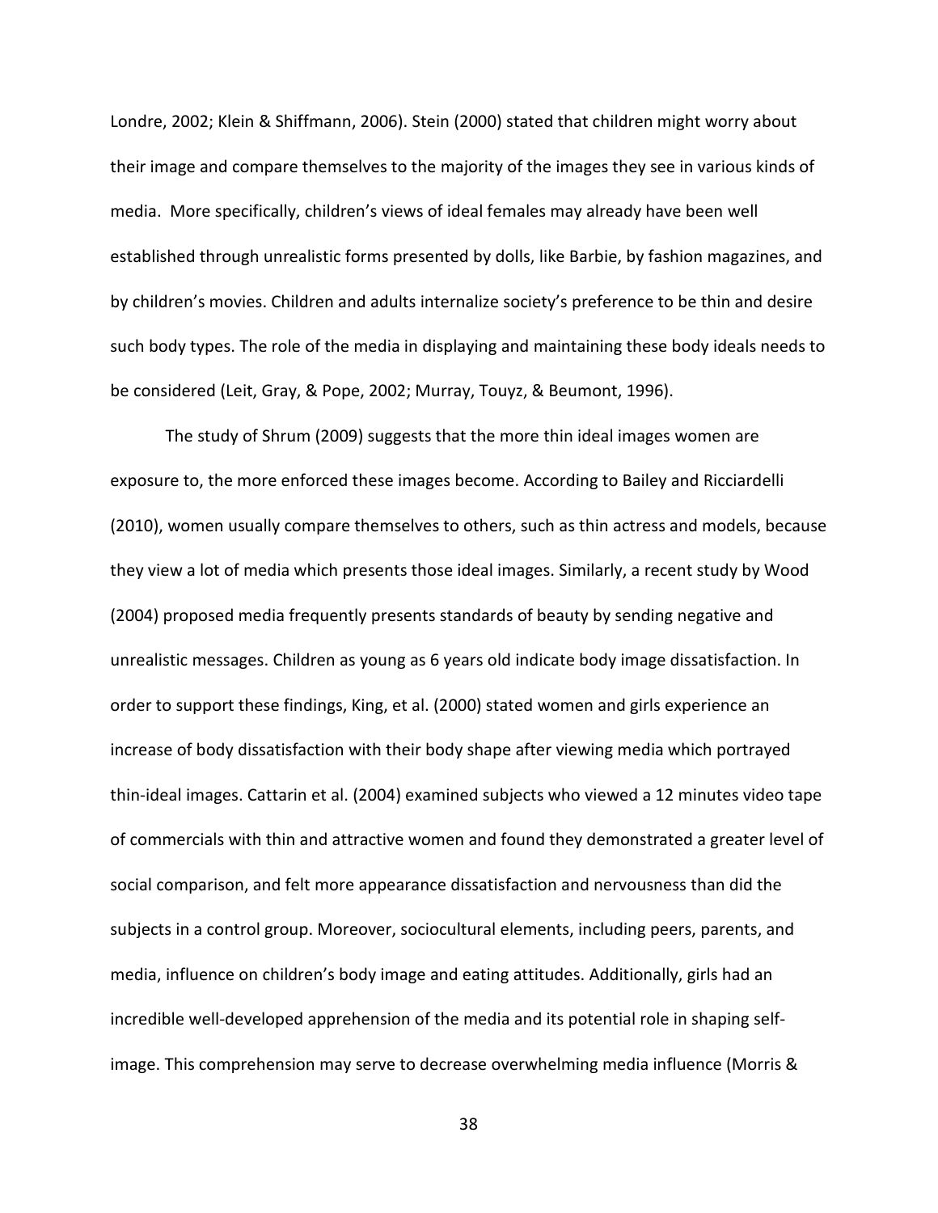Londre, 2002; Klein & Shiffmann, 2006). Stein (2000) stated that children might worry about their image and compare themselves to the majority of the images they see in various kinds of media. More specifically, children's views of ideal females may already have been well established through unrealistic forms presented by dolls, like Barbie, by fashion magazines, and by children's movies. Children and adults internalize society's preference to be thin and desire such body types. The role of the media in displaying and maintaining these body ideals needs to be considered (Leit, Gray, & Pope, 2002; Murray, Touyz, & Beumont, 1996).

The study of Shrum (2009) suggests that the more thin ideal images women are exposure to, the more enforced these images become. According to Bailey and Ricciardelli (2010), women usually compare themselves to others, such as thin actress and models, because they view a lot of media which presents those ideal images. Similarly, a recent study by Wood (2004) proposed media frequently presents standards of beauty by sending negative and unrealistic messages. Children as young as 6 years old indicate body image dissatisfaction. In order to support these findings, King, et al. (2000) stated women and girls experience an increase of body dissatisfaction with their body shape after viewing media which portrayed thin-ideal images. Cattarin et al. (2004) examined subjects who viewed a 12 minutes video tape of commercials with thin and attractive women and found they demonstrated a greater level of social comparison, and felt more appearance dissatisfaction and nervousness than did the subjects in a control group. Moreover, sociocultural elements, including peers, parents, and media, influence on children's body image and eating attitudes. Additionally, girls had an incredible well-developed apprehension of the media and its potential role in shaping self-image. This comprehension may serve to decrease overwhelming media influence (Morris &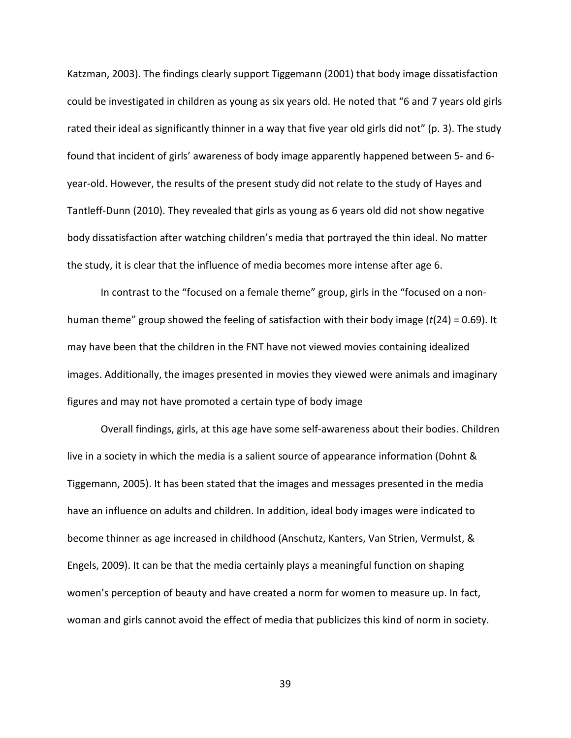Katzman, 2003). The findings clearly support Tiggemann (2001) that body image dissatisfaction could be investigated in children as young as six years old. He noted that "6 and 7 years old girls rated their ideal as significantly thinner in a way that five year old girls did not" (p. 3). The study found that incident of girls' awareness of body image apparently happened between 5- and 6-year-old. However, the results of the present study did not relate to the study of Hayes and Tantleff-Dunn (2010). They revealed that girls as young as 6 years old did not show negative body dissatisfaction after watching children's media that portrayed the thin ideal. No matter the study, it is clear that the influence of media becomes more intense after age 6.

In contrast to the "focused on a female theme" group, girls in the "focused on a non-human theme" group showed the feeling of satisfaction with their body image ($t(24) = 0.69$). It may have been that the children in the FNT have not viewed movies containing idealized images. Additionally, the images presented in movies they viewed were animals and imaginary figures and may not have promoted a certain type of body image

Overall findings, girls, at this age have some self-awareness about their bodies. Children live in a society in which the media is a salient source of appearance information (Dohnt & Tiggemann, 2005). It has been stated that the images and messages presented in the media have an influence on adults and children. In addition, ideal body images were indicated to become thinner as age increased in childhood (Anschutz, Kanters, Van Strien, Vermulst, & Engels, 2009). It can be that the media certainly plays a meaningful function on shaping women's perception of beauty and have created a norm for women to measure up. In fact, woman and girls cannot avoid the effect of media that publicizes this kind of norm in society.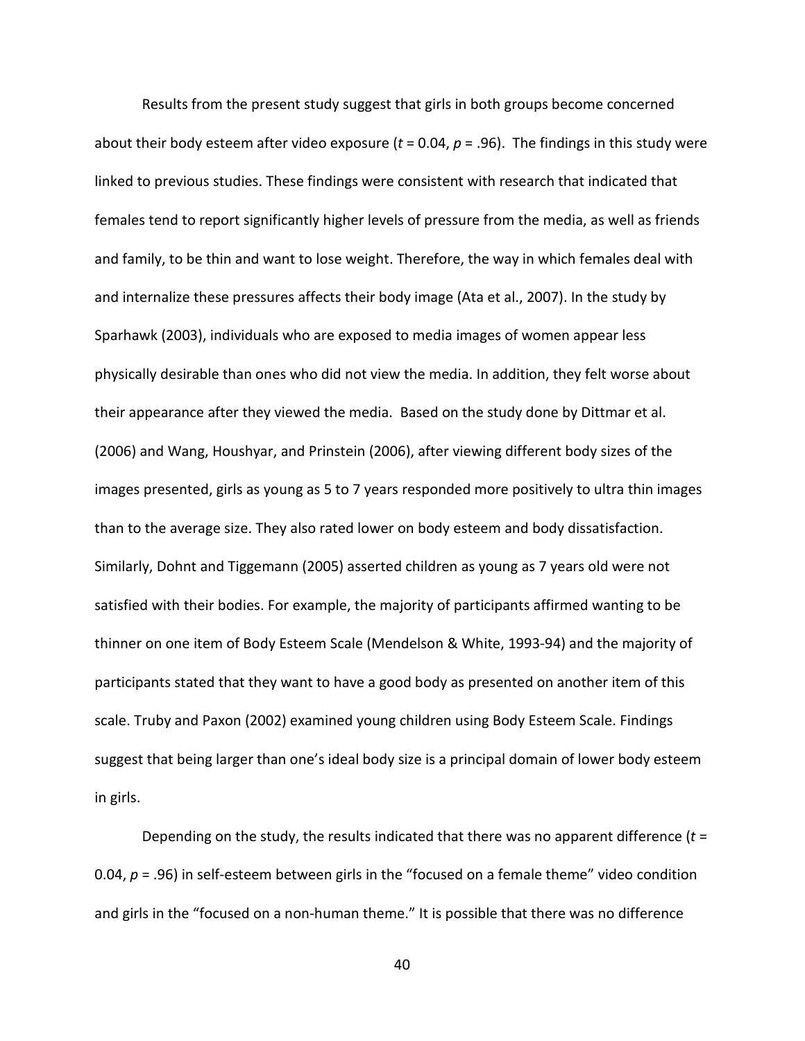Results from the present study suggest that girls in both groups become concerned about their body esteem after video exposure ($t$ = 0.04, $p$ = .96). The findings in this study were linked to previous studies. These findings were consistent with research that indicated that females tend to report significantly higher levels of pressure from the media, as well as friends and family, to be thin and want to lose weight. Therefore, the way in which females deal with and internalize these pressures affects their body image (Ata et al., 2007). In the study by Sparhawk (2003), individuals who are exposed to media images of women appear less physically desirable than ones who did not view the media. In addition, they felt worse about their appearance after they viewed the media. Based on the study done by Dittmar et al. (2006) and Wang, Houshyar, and Prinstein (2006), after viewing different body sizes of the images presented, girls as young as 5 to 7 years responded more positively to ultra thin images than to the average size. They also rated lower on body esteem and body dissatisfaction. Similarly, Dohnt and Tiggemann (2005) asserted children as young as 7 years old were not satisfied with their bodies. For example, the majority of participants affirmed wanting to be thinner on one item of Body Esteem Scale (Mendelson & White, 1993-94) and the majority of participants stated that they want to have a good body as presented on another item of this scale. Truby and Paxon (2002) examined young children using Body Esteem Scale. Findings suggest that being larger than one's ideal body size is a principal domain of lower body esteem in girls.

Depending on the study, the results indicated that there was no apparent difference ($t$ = 0.04, $p$ = .96) in self-esteem between girls in the "focused on a female theme" video condition and girls in the "focused on a non-human theme." It is possible that there was no difference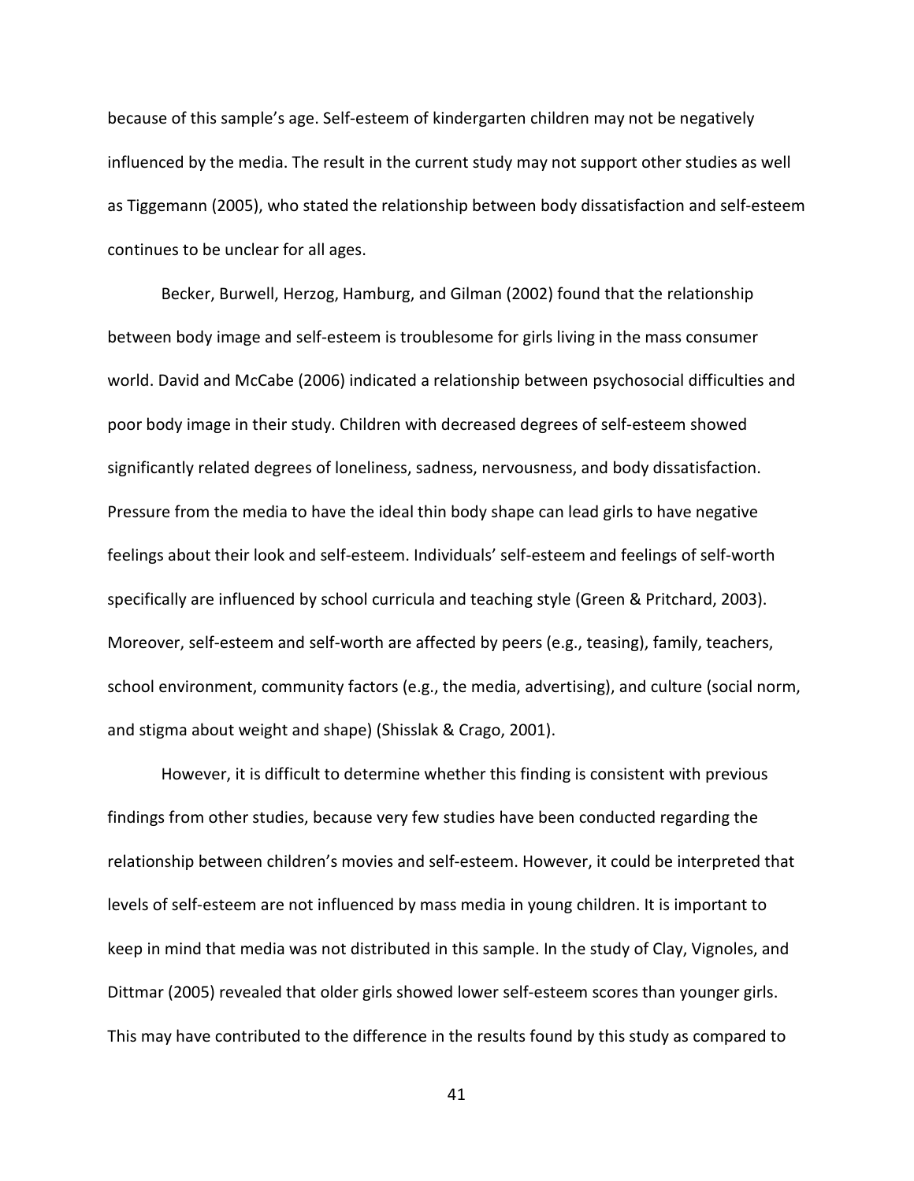because of this sample's age. Self-esteem of kindergarten children may not be negatively influenced by the media. The result in the current study may not support other studies as well as Tiggemann (2005), who stated the relationship between body dissatisfaction and self-esteem continues to be unclear for all ages.

Becker, Burwell, Herzog, Hamburg, and Gilman (2002) found that the relationship between body image and self-esteem is troublesome for girls living in the mass consumer world. David and McCabe (2006) indicated a relationship between psychosocial difficulties and poor body image in their study. Children with decreased degrees of self-esteem showed significantly related degrees of loneliness, sadness, nervousness, and body dissatisfaction. Pressure from the media to have the ideal thin body shape can lead girls to have negative feelings about their look and self-esteem. Individuals' self-esteem and feelings of self-worth specifically are influenced by school curricula and teaching style (Green & Pritchard, 2003). Moreover, self-esteem and self-worth are affected by peers (e.g., teasing), family, teachers, school environment, community factors (e.g., the media, advertising), and culture (social norm, and stigma about weight and shape) (Shisslak & Crago, 2001).

However, it is difficult to determine whether this finding is consistent with previous findings from other studies, because very few studies have been conducted regarding the relationship between children's movies and self-esteem. However, it could be interpreted that levels of self-esteem are not influenced by mass media in young children. It is important to keep in mind that media was not distributed in this sample. In the study of Clay, Vignoles, and Dittmar (2005) revealed that older girls showed lower self-esteem scores than younger girls. This may have contributed to the difference in the results found by this study as compared to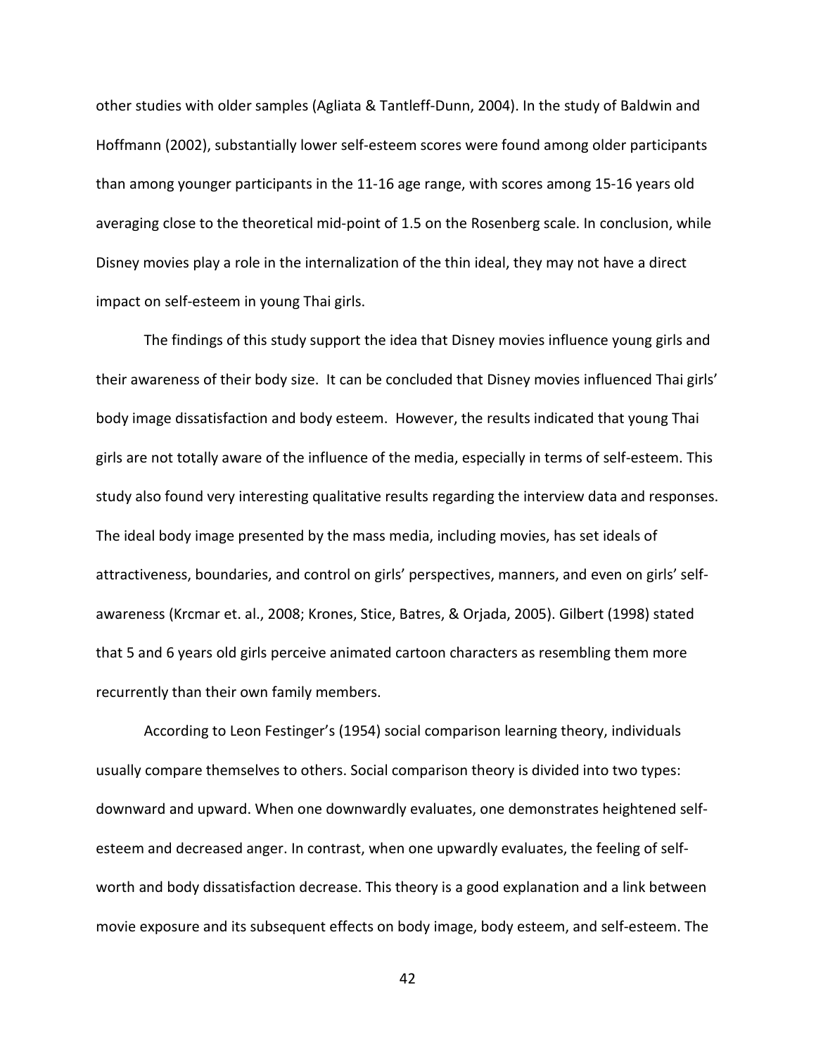other studies with older samples (Agliata & Tantleff-Dunn, 2004). In the study of Baldwin and Hoffmann (2002), substantially lower self-esteem scores were found among older participants than among younger participants in the 11-16 age range, with scores among 15-16 years old averaging close to the theoretical mid-point of 1.5 on the Rosenberg scale. In conclusion, while Disney movies play a role in the internalization of the thin ideal, they may not have a direct impact on self-esteem in young Thai girls.

The findings of this study support the idea that Disney movies influence young girls and their awareness of their body size. It can be concluded that Disney movies influenced Thai girls' body image dissatisfaction and body esteem. However, the results indicated that young Thai girls are not totally aware of the influence of the media, especially in terms of self-esteem. This study also found very interesting qualitative results regarding the interview data and responses. The ideal body image presented by the mass media, including movies, has set ideals of attractiveness, boundaries, and control on girls' perspectives, manners, and even on girls' self-awareness (Krcmar et. al., 2008; Krones, Stice, Batres, & Orjada, 2005). Gilbert (1998) stated that 5 and 6 years old girls perceive animated cartoon characters as resembling them more recurrently than their own family members.

According to Leon Festinger's (1954) social comparison learning theory, individuals usually compare themselves to others. Social comparison theory is divided into two types: downward and upward. When one downwardly evaluates, one demonstrates heightened self-esteem and decreased anger. In contrast, when one upwardly evaluates, the feeling of self-worth and body dissatisfaction decrease. This theory is a good explanation and a link between movie exposure and its subsequent effects on body image, body esteem, and self-esteem. The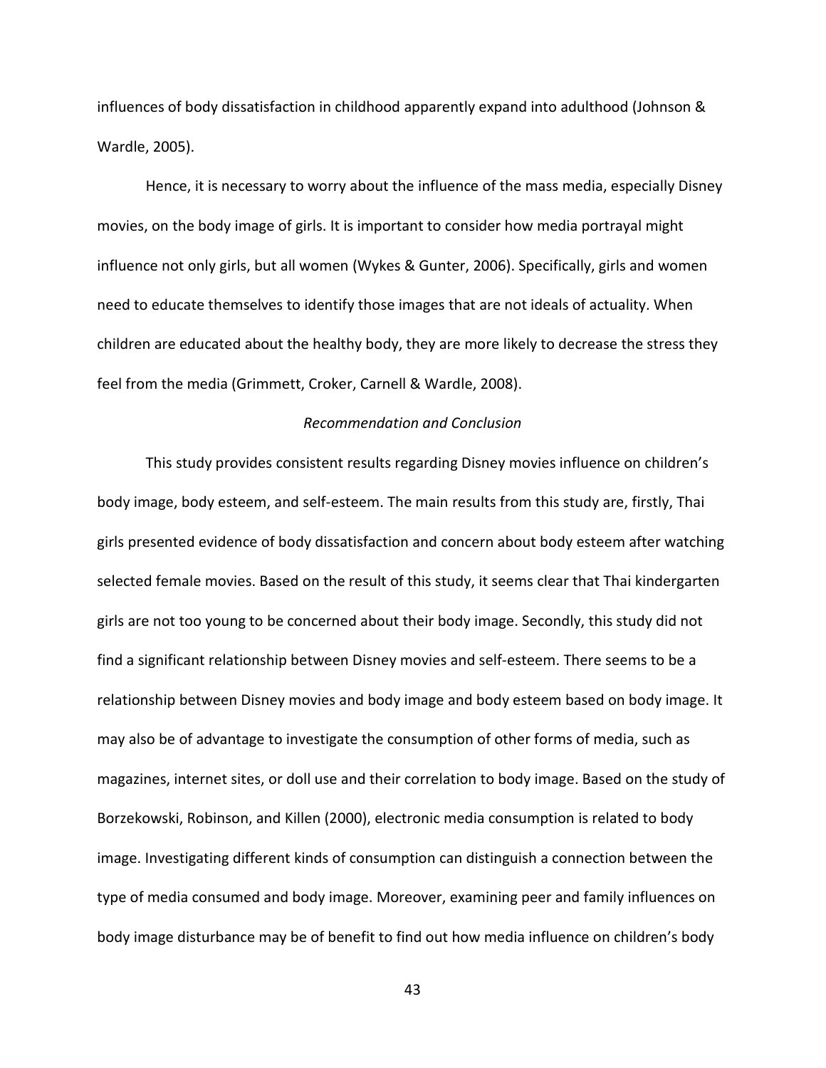influences of body dissatisfaction in childhood apparently expand into adulthood (Johnson & Wardle, 2005).

Hence, it is necessary to worry about the influence of the mass media, especially Disney movies, on the body image of girls. It is important to consider how media portrayal might influence not only girls, but all women (Wykes & Gunter, 2006). Specifically, girls and women need to educate themselves to identify those images that are not ideals of actuality. When children are educated about the healthy body, they are more likely to decrease the stress they feel from the media (Grimmett, Croker, Carnell & Wardle, 2008).

### *Recommendation and Conclusion*

This study provides consistent results regarding Disney movies influence on children's body image, body esteem, and self-esteem. The main results from this study are, firstly, Thai girls presented evidence of body dissatisfaction and concern about body esteem after watching selected female movies. Based on the result of this study, it seems clear that Thai kindergarten girls are not too young to be concerned about their body image. Secondly, this study did not find a significant relationship between Disney movies and self-esteem. There seems to be a relationship between Disney movies and body image and body esteem based on body image. It may also be of advantage to investigate the consumption of other forms of media, such as magazines, internet sites, or doll use and their correlation to body image. Based on the study of Borzekowski, Robinson, and Killen (2000), electronic media consumption is related to body image. Investigating different kinds of consumption can distinguish a connection between the type of media consumed and body image. Moreover, examining peer and family influences on body image disturbance may be of benefit to find out how media influence on children's body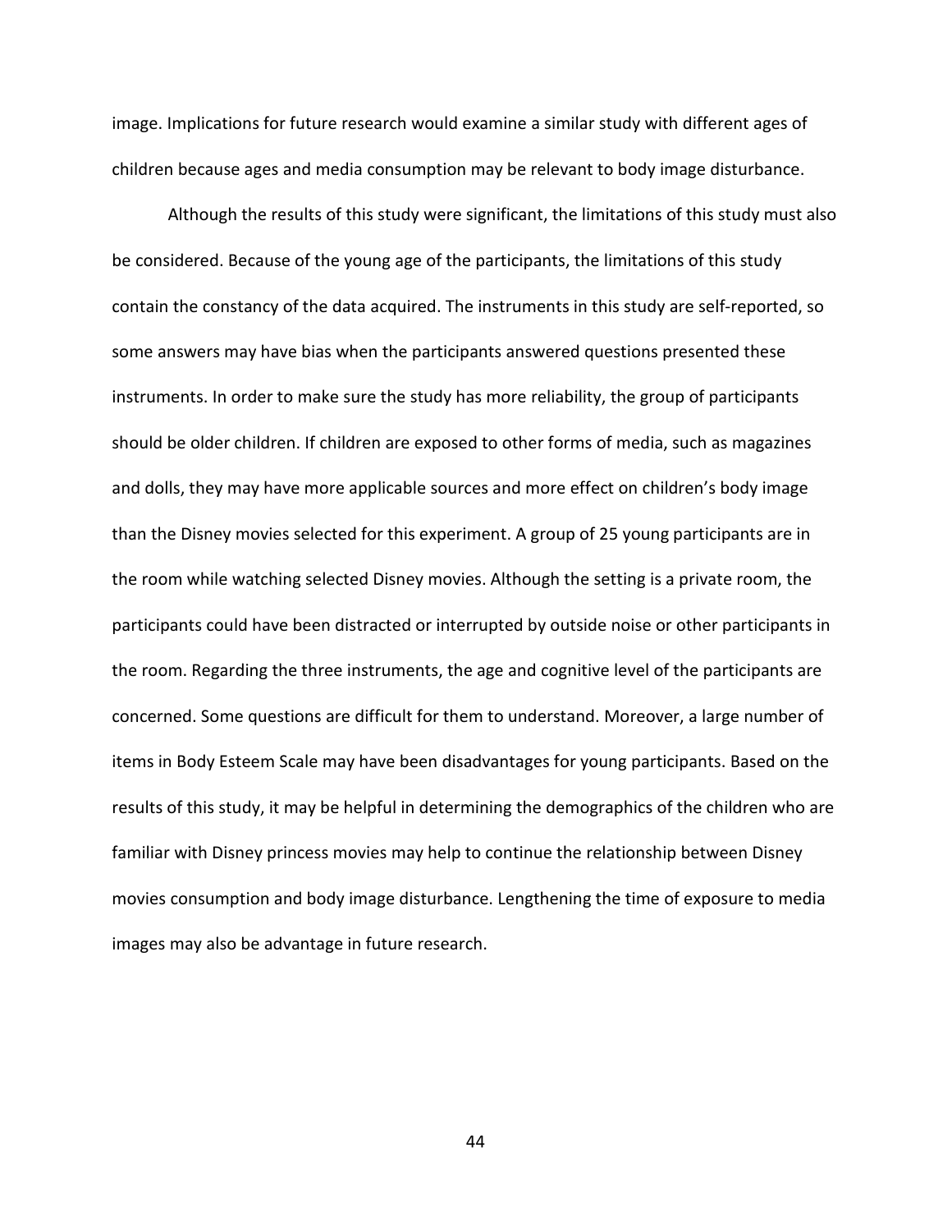image. Implications for future research would examine a similar study with different ages of children because ages and media consumption may be relevant to body image disturbance.

Although the results of this study were significant, the limitations of this study must also be considered. Because of the young age of the participants, the limitations of this study contain the constancy of the data acquired. The instruments in this study are self-reported, so some answers may have bias when the participants answered questions presented these instruments. In order to make sure the study has more reliability, the group of participants should be older children. If children are exposed to other forms of media, such as magazines and dolls, they may have more applicable sources and more effect on children's body image than the Disney movies selected for this experiment. A group of 25 young participants are in the room while watching selected Disney movies. Although the setting is a private room, the participants could have been distracted or interrupted by outside noise or other participants in the room. Regarding the three instruments, the age and cognitive level of the participants are concerned. Some questions are difficult for them to understand. Moreover, a large number of items in Body Esteem Scale may have been disadvantages for young participants. Based on the results of this study, it may be helpful in determining the demographics of the children who are familiar with Disney princess movies may help to continue the relationship between Disney movies consumption and body image disturbance. Lengthening the time of exposure to media images may also be advantage in future research.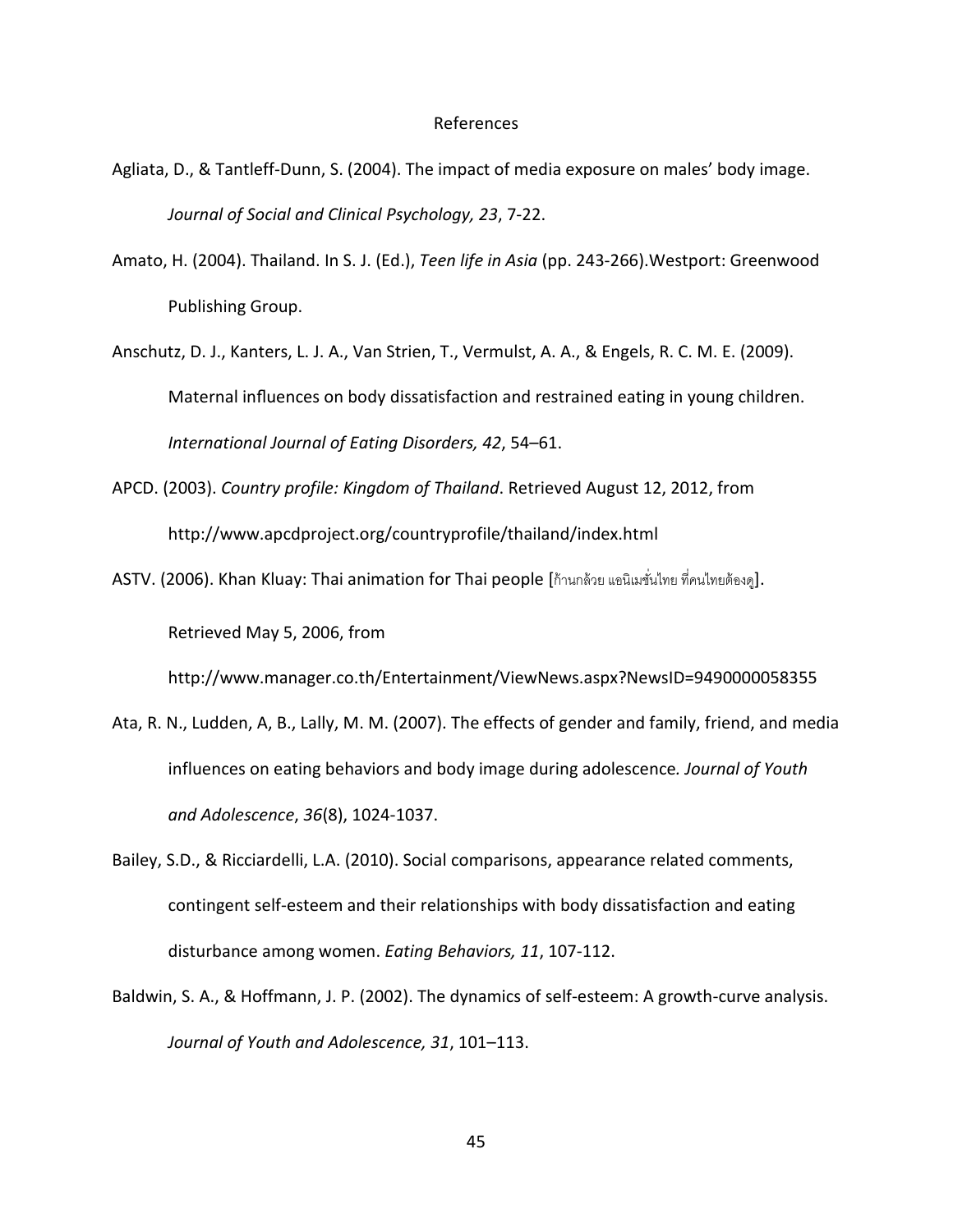# References

Agliata, D., & Tantleff-Dunn, S. (2004). The impact of media exposure on males' body image. *Journal of Social and Clinical Psychology, 23*, 7-22.

Amato, H. (2004). Thailand. In S. J. (Ed.), *Teen life in Asia* (pp. 243-266).Westport: Greenwood Publishing Group.

Anschutz, D. J., Kanters, L. J. A., Van Strien, T., Vermulst, A. A., & Engels, R. C. M. E. (2009). Maternal influences on body dissatisfaction and restrained eating in young children. *International Journal of Eating Disorders, 42*, 54–61.

APCD. (2003). *Country profile: Kingdom of Thailand*. Retrieved August 12, 2012, from http://www.apcdproject.org/countryprofile/thailand/index.html

ASTV. (2006). Khan Kluay: Thai animation for Thai people [ก้านกล้วย แอนิเมชั่นไทย ที่คนไทยต้องดู]. Retrieved May 5, 2006, from http://www.manager.co.th/Entertainment/ViewNews.aspx?NewsID=9490000058355

Ata, R. N., Ludden, A, B., Lally, M. M. (2007). The effects of gender and family, friend, and media influences on eating behaviors and body image during adolescence*. Journal of Youth and Adolescence*, *36*(8), 1024-1037.

Bailey, S.D., & Ricciardelli, L.A. (2010). Social comparisons, appearance related comments, contingent self-esteem and their relationships with body dissatisfaction and eating disturbance among women. *Eating Behaviors, 11*, 107-112.

Baldwin, S. A., & Hoffmann, J. P. (2002). The dynamics of self-esteem: A growth-curve analysis. *Journal of Youth and Adolescence, 31*, 101–113.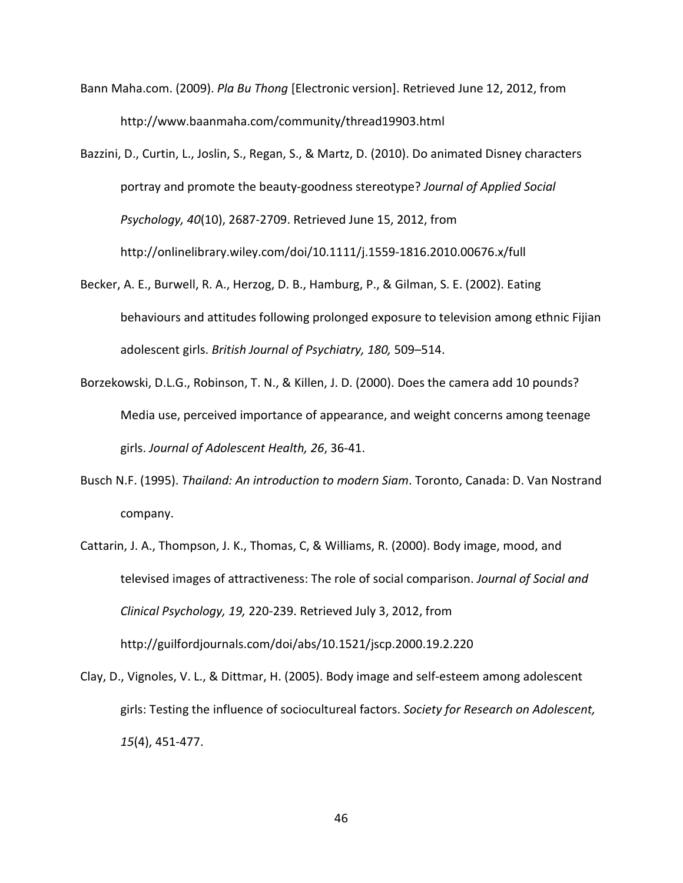Bann Maha.com. (2009). *Pla Bu Thong* [Electronic version]. Retrieved June 12, 2012, from http://www.baanmaha.com/community/thread19903.html

Bazzini, D., Curtin, L., Joslin, S., Regan, S., & Martz, D. (2010). Do animated Disney characters portray and promote the beauty-goodness stereotype? *Journal of Applied Social Psychology, 40*(10), 2687-2709. Retrieved June 15, 2012, from http://onlinelibrary.wiley.com/doi/10.1111/j.1559-1816.2010.00676.x/full

Becker, A. E., Burwell, R. A., Herzog, D. B., Hamburg, P., & Gilman, S. E. (2002). Eating behaviours and attitudes following prolonged exposure to television among ethnic Fijian adolescent girls. *British Journal of Psychiatry, 180,* 509–514.

Borzekowski, D.L.G., Robinson, T. N., & Killen, J. D. (2000). Does the camera add 10 pounds? Media use, perceived importance of appearance, and weight concerns among teenage girls. *Journal of Adolescent Health, 26*, 36-41.

Busch N.F. (1995). *Thailand: An introduction to modern Siam*. Toronto, Canada: D. Van Nostrand company.

Cattarin, J. A., Thompson, J. K., Thomas, C, & Williams, R. (2000). Body image, mood, and televised images of attractiveness: The role of social comparison. *Journal of Social and Clinical Psychology, 19,* 220-239. Retrieved July 3, 2012, from http://guilfordjournals.com/doi/abs/10.1521/jscp.2000.19.2.220

Clay, D., Vignoles, V. L., & Dittmar, H. (2005). Body image and self-esteem among adolescent girls: Testing the influence of sociocultureal factors. *Society for Research on Adolescent, 15*(4), 451-477.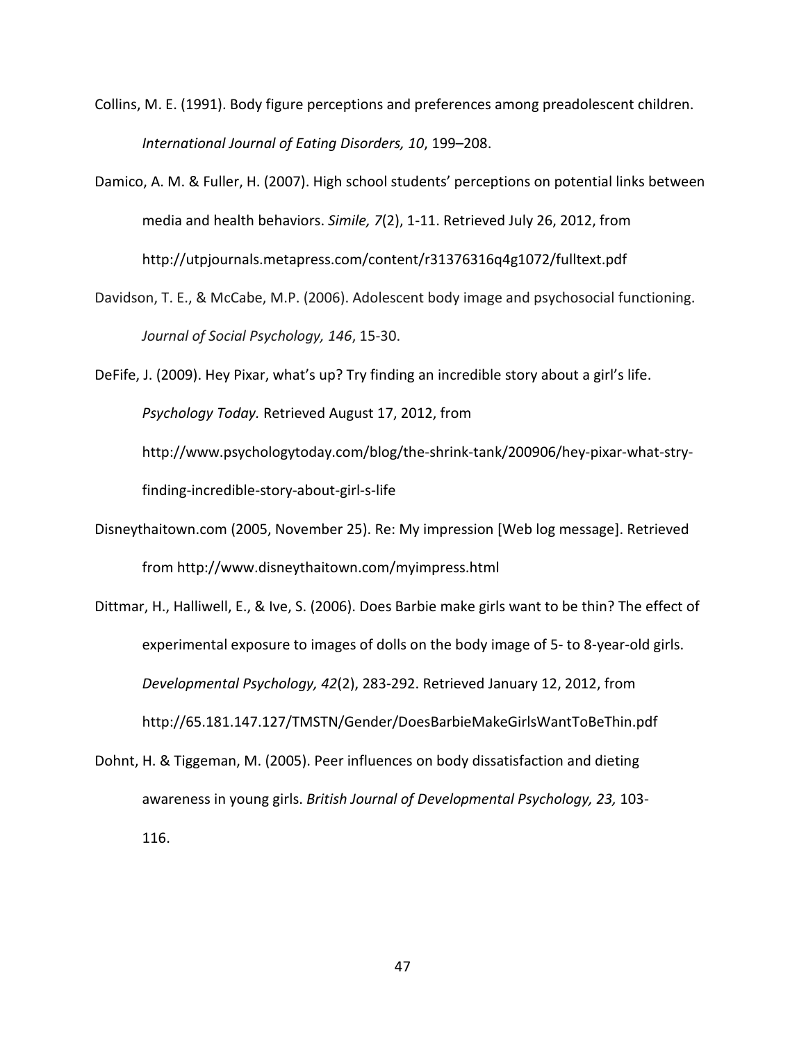Collins, M. E. (1991). Body figure perceptions and preferences among preadolescent children. *International Journal of Eating Disorders, 10*, 199–208.

Damico, A. M. & Fuller, H. (2007). High school students' perceptions on potential links between media and health behaviors. *Simile, 7*(2), 1-11. Retrieved July 26, 2012, from http://utpjournals.metapress.com/content/r31376316q4g1072/fulltext.pdf

Davidson, T. E., & McCabe, M.P. (2006). Adolescent body image and psychosocial functioning. *Journal of Social Psychology, 146*, 15-30.

DeFife, J. (2009). Hey Pixar, what's up? Try finding an incredible story about a girl's life. *Psychology Today.* Retrieved August 17, 2012, from http://www.psychologytoday.com/blog/the-shrink-tank/200906/hey-pixar-what-stry-finding-incredible-story-about-girl-s-life

Disneythaitown.com (2005, November 25). Re: My impression [Web log message]. Retrieved from http://www.disneythaitown.com/myimpress.html

Dittmar, H., Halliwell, E., & Ive, S. (2006). Does Barbie make girls want to be thin? The effect of experimental exposure to images of dolls on the body image of 5- to 8-year-old girls. *Developmental Psychology, 42*(2), 283-292. Retrieved January 12, 2012, from http://65.181.147.127/TMSTN/Gender/DoesBarbieMakeGirlsWantToBeThin.pdf

Dohnt, H. & Tiggeman, M. (2005). Peer influences on body dissatisfaction and dieting awareness in young girls. *British Journal of Developmental Psychology, 23,* 103-116.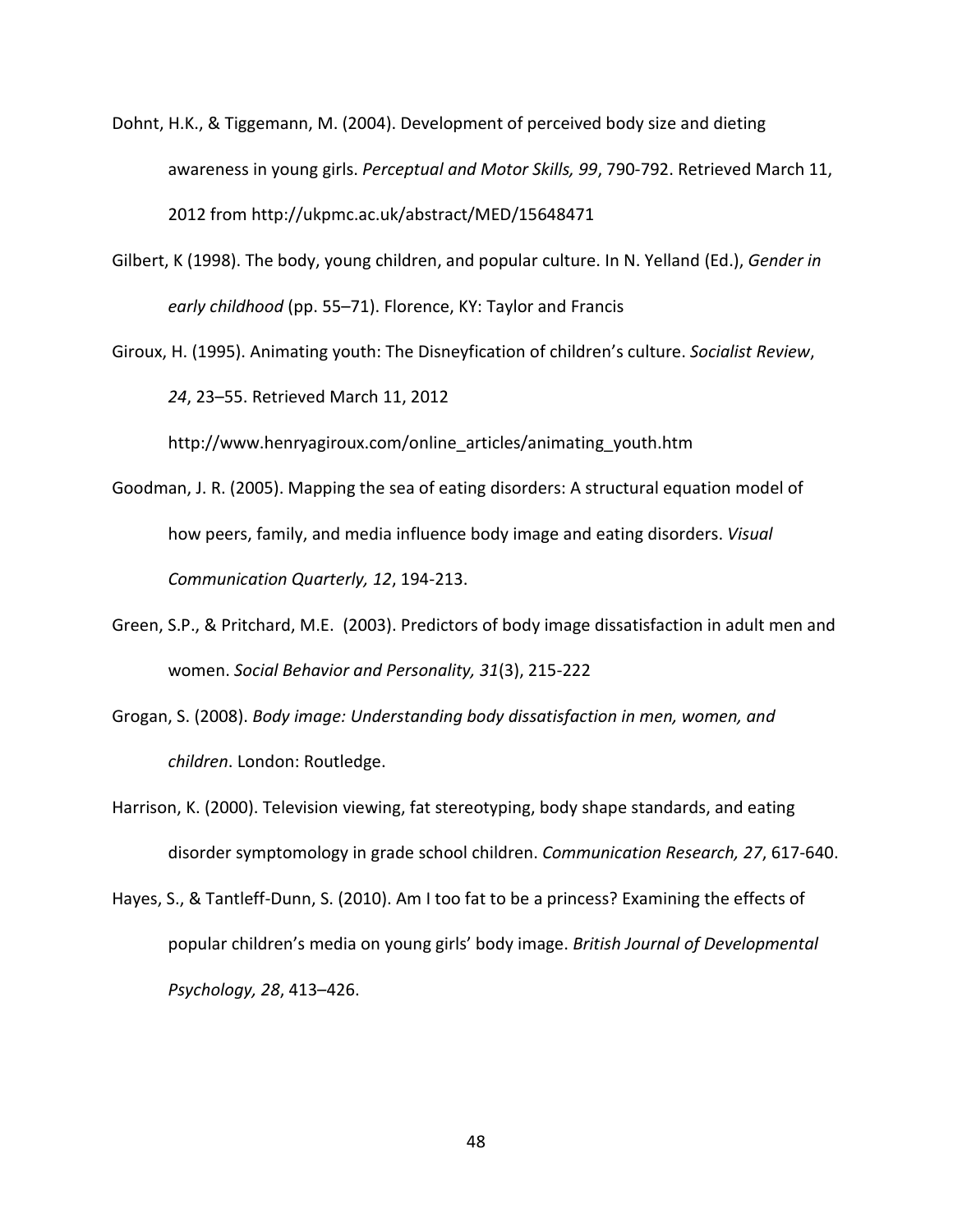Dohnt, H.K., & Tiggemann, M. (2004). Development of perceived body size and dieting awareness in young girls. *Perceptual and Motor Skills, 99*, 790-792. Retrieved March 11, 2012 from http://ukpmc.ac.uk/abstract/MED/15648471

Gilbert, K (1998). The body, young children, and popular culture. In N. Yelland (Ed.), *Gender in early childhood* (pp. 55–71). Florence, KY: Taylor and Francis

Giroux, H. (1995). Animating youth: The Disneyfication of children's culture. *Socialist Review*, *24*, 23–55. Retrieved March 11, 2012 http://www.henryagiroux.com/online_articles/animating_youth.htm

Goodman, J. R. (2005). Mapping the sea of eating disorders: A structural equation model of how peers, family, and media influence body image and eating disorders. *Visual Communication Quarterly, 12*, 194-213.

Green, S.P., & Pritchard, M.E. (2003). Predictors of body image dissatisfaction in adult men and women. *Social Behavior and Personality, 31*(3), 215-222

Grogan, S. (2008). *Body image: Understanding body dissatisfaction in men, women, and children*. London: Routledge.

Harrison, K. (2000). Television viewing, fat stereotyping, body shape standards, and eating disorder symptomology in grade school children. *Communication Research, 27*, 617-640.

Hayes, S., & Tantleff-Dunn, S. (2010). Am I too fat to be a princess? Examining the effects of popular children's media on young girls' body image. *British Journal of Developmental Psychology, 28*, 413–426.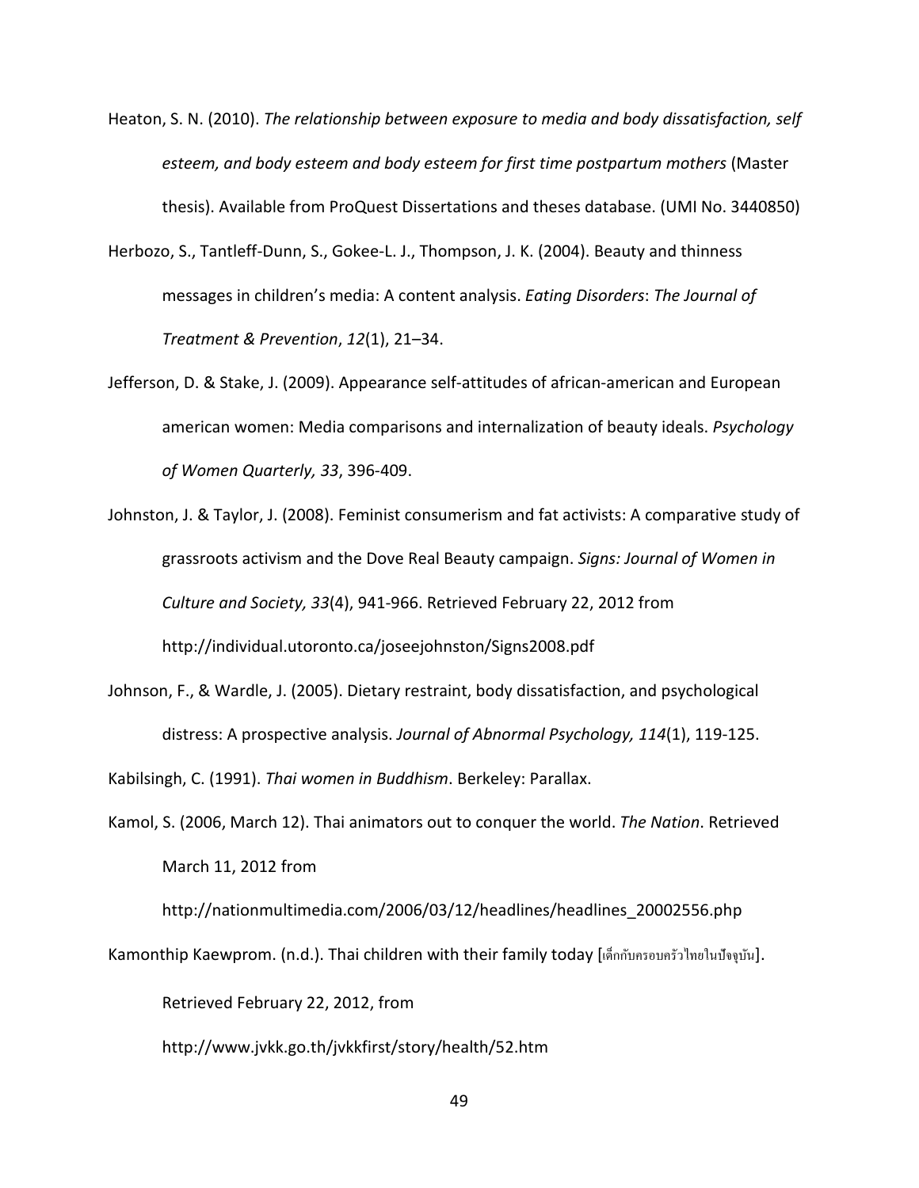Heaton, S. N. (2010). *The relationship between exposure to media and body dissatisfaction, self esteem, and body esteem and body esteem for first time postpartum mothers* (Master thesis). Available from ProQuest Dissertations and theses database. (UMI No. 3440850)

Herbozo, S., Tantleff-Dunn, S., Gokee-L. J., Thompson, J. K. (2004). Beauty and thinness messages in children's media: A content analysis. *Eating Disorders*: *The Journal of Treatment & Prevention*, *12*(1), 21–34.

Jefferson, D. & Stake, J. (2009). Appearance self-attitudes of african-american and European american women: Media comparisons and internalization of beauty ideals. *Psychology of Women Quarterly, 33*, 396-409.

Johnston, J. & Taylor, J. (2008). Feminist consumerism and fat activists: A comparative study of grassroots activism and the Dove Real Beauty campaign. *Signs: Journal of Women in Culture and Society, 33*(4), 941-966. Retrieved February 22, 2012 from http://individual.utoronto.ca/joseejohnston/Signs2008.pdf

Johnson, F., & Wardle, J. (2005). Dietary restraint, body dissatisfaction, and psychological distress: A prospective analysis. *Journal of Abnormal Psychology, 114*(1), 119-125.

Kabilsingh, C. (1991). *Thai women in Buddhism*. Berkeley: Parallax.

Kamol, S. (2006, March 12). Thai animators out to conquer the world. *The Nation*. Retrieved March 11, 2012 from http://nationmultimedia.com/2006/03/12/headlines/headlines_20002556.php

Kamonthip Kaewprom. (n.d.). Thai children with their family today [เด็กกับครอบครัวไทยในปัจจุบัน]. Retrieved February 22, 2012, from http://www.jvkk.go.th/jvkkfirst/story/health/52.htm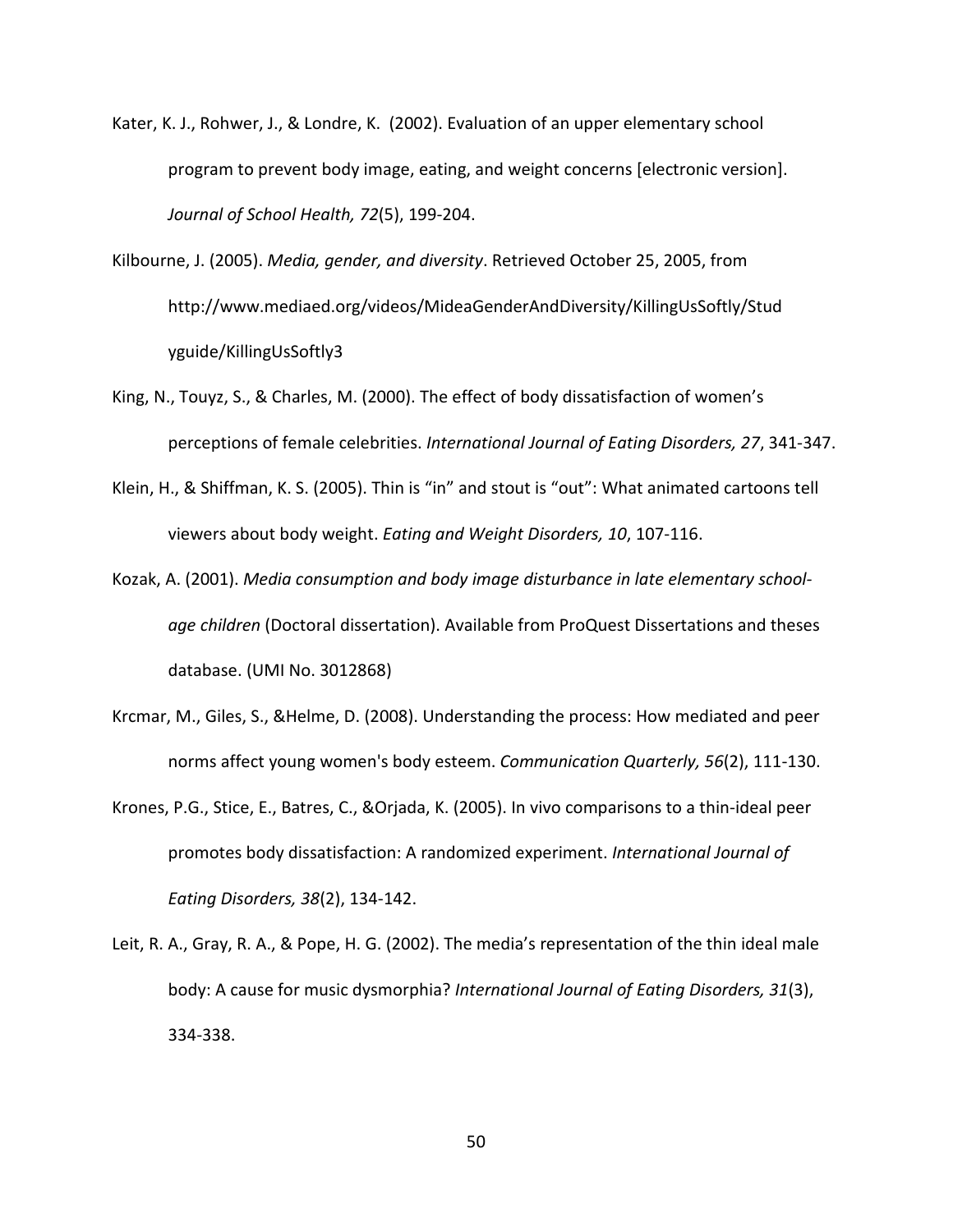Kater, K. J., Rohwer, J., & Londre, K.  (2002). Evaluation of an upper elementary school program to prevent body image, eating, and weight concerns [electronic version]. *Journal of School Health, 72*(5), 199-204.

Kilbourne, J. (2005). *Media, gender, and diversity*. Retrieved October 25, 2005, from http://www.mediaed.org/videos/MideaGenderAndDiversity/KillingUsSoftly/Studyguide/KillingUsSoftly3

King, N., Touyz, S., & Charles, M. (2000). The effect of body dissatisfaction of women's perceptions of female celebrities. *International Journal of Eating Disorders, 27*, 341-347.

Klein, H., & Shiffman, K. S. (2005). Thin is "in" and stout is "out": What animated cartoons tell viewers about body weight. *Eating and Weight Disorders, 10*, 107-116.

Kozak, A. (2001). *Media consumption and body image disturbance in late elementary school-age children* (Doctoral dissertation). Available from ProQuest Dissertations and theses database. (UMI No. 3012868)

Krcmar, M., Giles, S., &Helme, D. (2008). Understanding the process: How mediated and peer norms affect young women's body esteem. *Communication Quarterly, 56*(2), 111-130.

Krones, P.G., Stice, E., Batres, C., &Orjada, K. (2005). In vivo comparisons to a thin-ideal peer promotes body dissatisfaction: A randomized experiment. *International Journal of Eating Disorders, 38*(2), 134-142.

Leit, R. A., Gray, R. A., & Pope, H. G. (2002). The media's representation of the thin ideal male body: A cause for music dysmorphia? *International Journal of Eating Disorders, 31*(3), 334-338.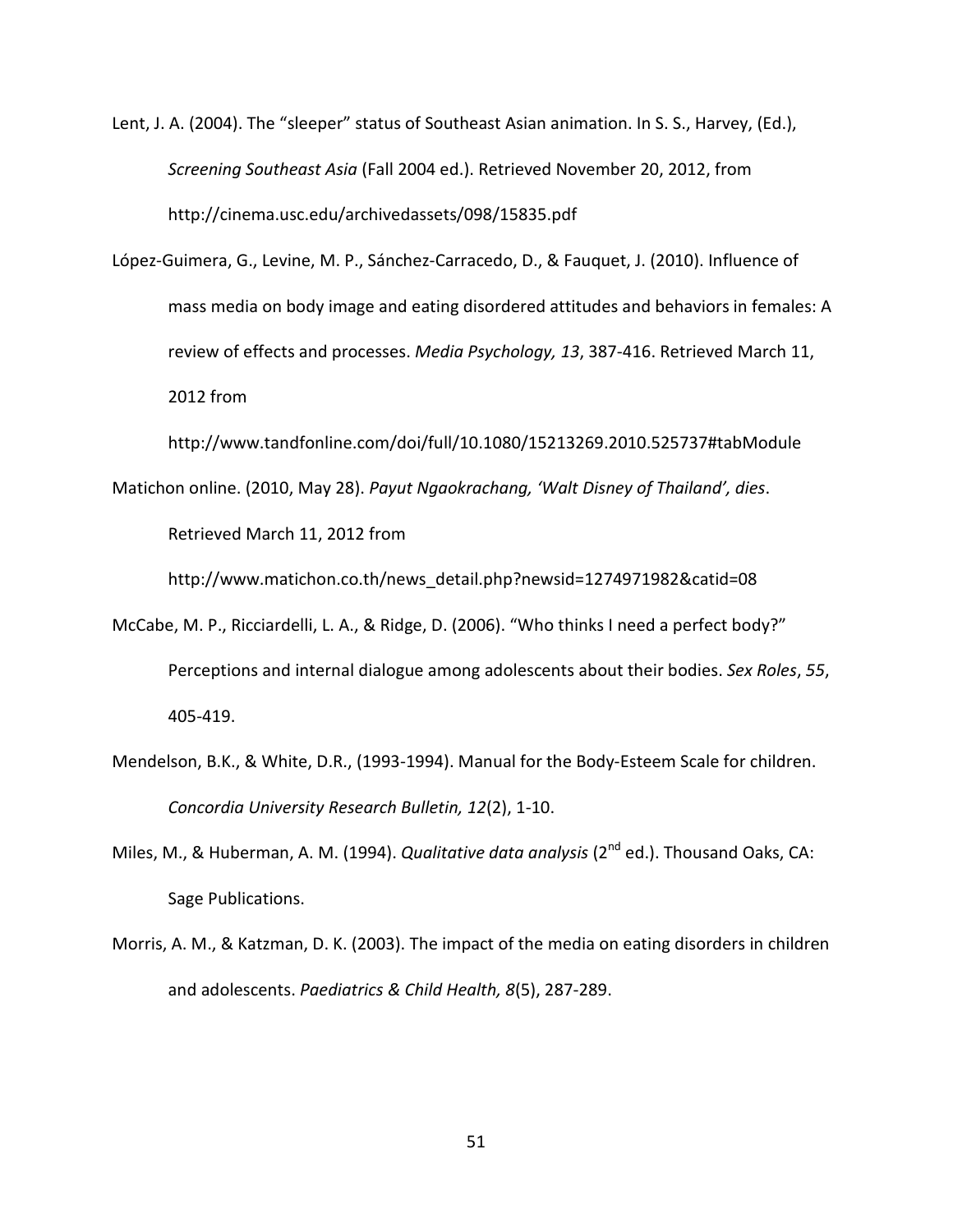Lent, J. A. (2004). The "sleeper" status of Southeast Asian animation. In S. S., Harvey, (Ed.), *Screening Southeast Asia* (Fall 2004 ed.). Retrieved November 20, 2012, from http://cinema.usc.edu/archivedassets/098/15835.pdf

López-Guimera, G., Levine, M. P., Sánchez-Carracedo, D., & Fauquet, J. (2010). Influence of mass media on body image and eating disordered attitudes and behaviors in females: A review of effects and processes. *Media Psychology, 13*, 387-416. Retrieved March 11, 2012 from http://www.tandfonline.com/doi/full/10.1080/15213269.2010.525737#tabModule

Matichon online. (2010, May 28). *Payut Ngaokrachang, 'Walt Disney of Thailand', dies*. Retrieved March 11, 2012 from http://www.matichon.co.th/news_detail.php?newsid=1274971982&catid=08

McCabe, M. P., Ricciardelli, L. A., & Ridge, D. (2006). "Who thinks I need a perfect body?" Perceptions and internal dialogue among adolescents about their bodies. *Sex Roles*, *55*, 405-419.

Mendelson, B.K., & White, D.R., (1993-1994). Manual for the Body-Esteem Scale for children. *Concordia University Research Bulletin, 12*(2), 1-10.

Miles, M., & Huberman, A. M. (1994). *Qualitative data analysis* (2nd ed.). Thousand Oaks, CA: Sage Publications.

Morris, A. M., & Katzman, D. K. (2003). The impact of the media on eating disorders in children and adolescents. *Paediatrics & Child Health, 8*(5), 287-289.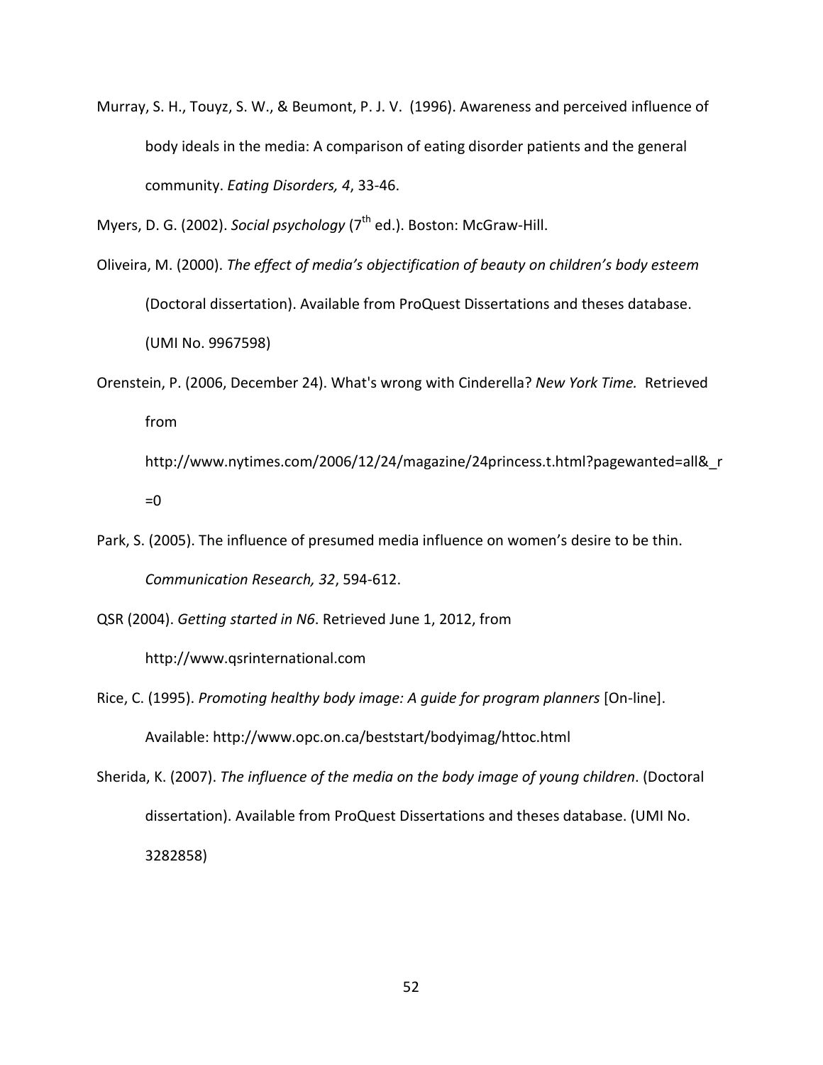Murray, S. H., Touyz, S. W., & Beumont, P. J. V. (1996). Awareness and perceived influence of body ideals in the media: A comparison of eating disorder patients and the general community. *Eating Disorders, 4*, 33-46.

Myers, D. G. (2002). *Social psychology* (7th ed.). Boston: McGraw-Hill.

Oliveira, M. (2000). *The effect of media's objectification of beauty on children's body esteem* (Doctoral dissertation). Available from ProQuest Dissertations and theses database. (UMI No. 9967598)

Orenstein, P. (2006, December 24). What's wrong with Cinderella? *New York Time.* Retrieved from http://www.nytimes.com/2006/12/24/magazine/24princess.t.html?pagewanted=all&_r=0

Park, S. (2005). The influence of presumed media influence on women's desire to be thin. *Communication Research, 32*, 594-612.

QSR (2004). *Getting started in N6*. Retrieved June 1, 2012, from http://www.qsrinternational.com

Rice, C. (1995). *Promoting healthy body image: A guide for program planners* [On-line]. Available: http://www.opc.on.ca/beststart/bodyimag/httoc.html

Sherida, K. (2007). *The influence of the media on the body image of young children*. (Doctoral dissertation). Available from ProQuest Dissertations and theses database. (UMI No. 3282858)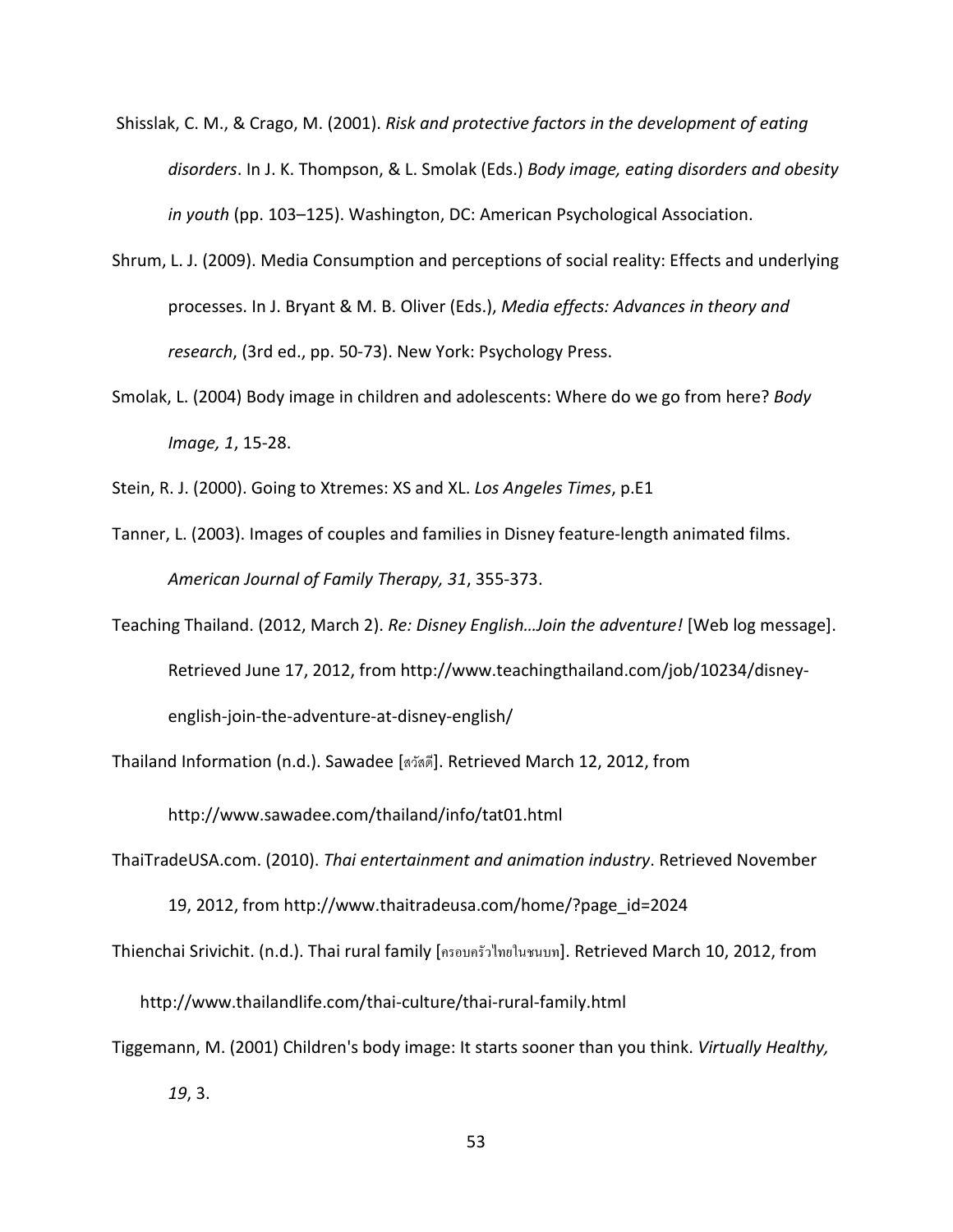Shisslak, C. M., & Crago, M. (2001). *Risk and protective factors in the development of eating disorders*. In J. K. Thompson, & L. Smolak (Eds.) *Body image, eating disorders and obesity in youth* (pp. 103–125). Washington, DC: American Psychological Association.

Shrum, L. J. (2009). Media Consumption and perceptions of social reality: Effects and underlying processes. In J. Bryant & M. B. Oliver (Eds.), *Media effects: Advances in theory and research*, (3rd ed., pp. 50-73). New York: Psychology Press.

Smolak, L. (2004) Body image in children and adolescents: Where do we go from here? *Body Image, 1*, 15-28.

Stein, R. J. (2000). Going to Xtremes: XS and XL. *Los Angeles Times*, p.E1

Tanner, L. (2003). Images of couples and families in Disney feature-length animated films. *American Journal of Family Therapy, 31*, 355-373.

Teaching Thailand. (2012, March 2). *Re: Disney English…Join the adventure!* [Web log message]. Retrieved June 17, 2012, from http://www.teachingthailand.com/job/10234/disney-english-join-the-adventure-at-disney-english/

Thailand Information (n.d.). Sawadee [สวัสดี]. Retrieved March 12, 2012, from http://www.sawadee.com/thailand/info/tat01.html

ThaiTradeUSA.com. (2010). *Thai entertainment and animation industry*. Retrieved November 19, 2012, from http://www.thaitradeusa.com/home/?page_id=2024

Thienchai Srivichit. (n.d.). Thai rural family [ครอบครัวไทยในชนบท]. Retrieved March 10, 2012, from http://www.thailandlife.com/thai-culture/thai-rural-family.html

Tiggemann, M. (2001) Children's body image: It starts sooner than you think. *Virtually Healthy, 19*, 3.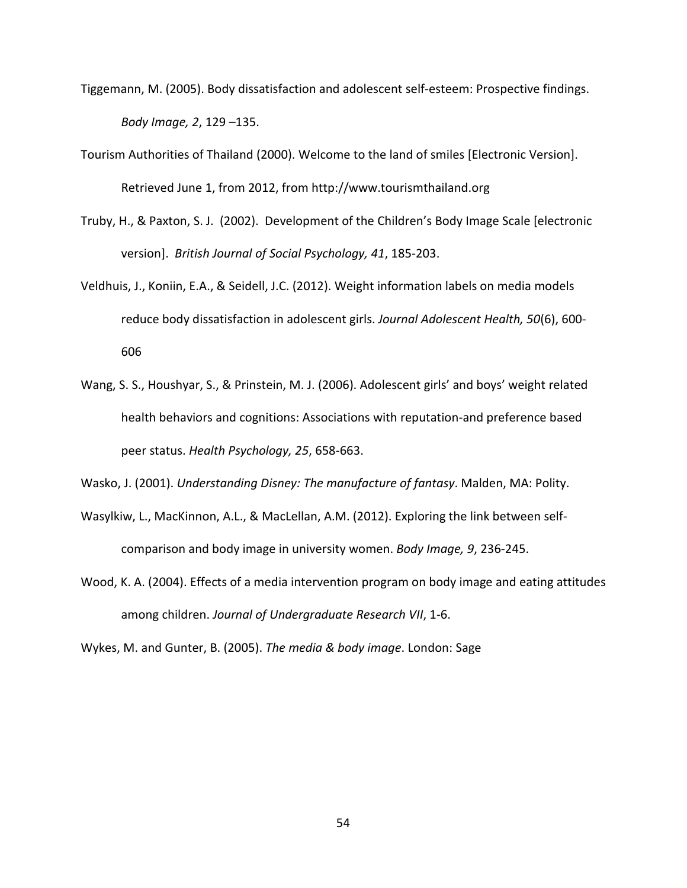Tiggemann, M. (2005). Body dissatisfaction and adolescent self-esteem: Prospective findings. *Body Image, 2*, 129 –135.

Tourism Authorities of Thailand (2000). Welcome to the land of smiles [Electronic Version]. Retrieved June 1, from 2012, from http://www.tourismthailand.org

Truby, H., & Paxton, S. J. (2002). Development of the Children's Body Image Scale [electronic version]. *British Journal of Social Psychology, 41*, 185-203.

Veldhuis, J., Koniin, E.A., & Seidell, J.C. (2012). Weight information labels on media models reduce body dissatisfaction in adolescent girls. *Journal Adolescent Health, 50*(6), 600-606

Wang, S. S., Houshyar, S., & Prinstein, M. J. (2006). Adolescent girls' and boys' weight related health behaviors and cognitions: Associations with reputation-and preference based peer status. *Health Psychology, 25*, 658-663.

Wasko, J. (2001). *Understanding Disney: The manufacture of fantasy*. Malden, MA: Polity.

Wasylkiw, L., MacKinnon, A.L., & MacLellan, A.M. (2012). Exploring the link between self-comparison and body image in university women. *Body Image, 9*, 236-245.

Wood, K. A. (2004). Effects of a media intervention program on body image and eating attitudes among children. *Journal of Undergraduate Research VII*, 1-6.

Wykes, M. and Gunter, B. (2005). *The media & body image*. London: Sage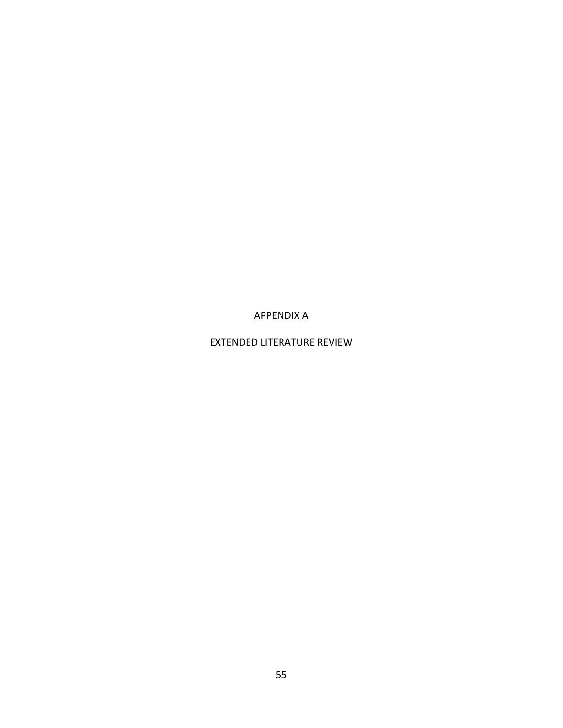# APPENDIX A

# EXTENDED LITERATURE REVIEW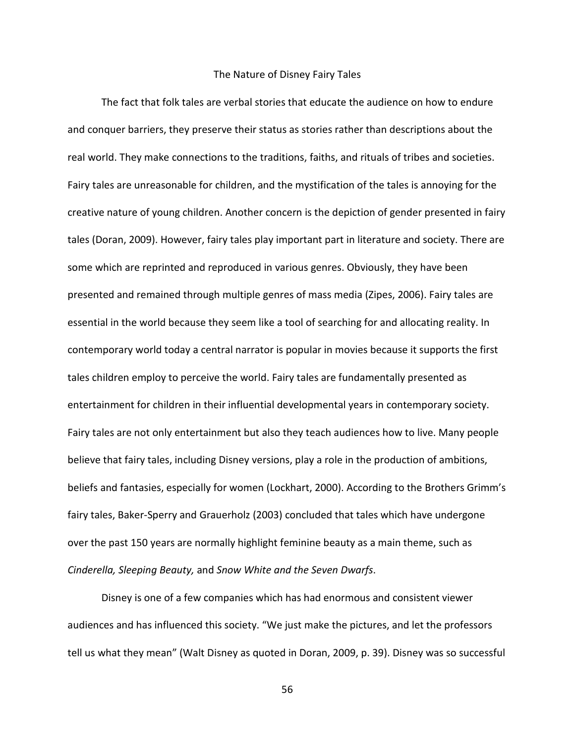## The Nature of Disney Fairy Tales

The fact that folk tales are verbal stories that educate the audience on how to endure and conquer barriers, they preserve their status as stories rather than descriptions about the real world. They make connections to the traditions, faiths, and rituals of tribes and societies. Fairy tales are unreasonable for children, and the mystification of the tales is annoying for the creative nature of young children. Another concern is the depiction of gender presented in fairy tales (Doran, 2009). However, fairy tales play important part in literature and society. There are some which are reprinted and reproduced in various genres. Obviously, they have been presented and remained through multiple genres of mass media (Zipes, 2006). Fairy tales are essential in the world because they seem like a tool of searching for and allocating reality. In contemporary world today a central narrator is popular in movies because it supports the first tales children employ to perceive the world. Fairy tales are fundamentally presented as entertainment for children in their influential developmental years in contemporary society. Fairy tales are not only entertainment but also they teach audiences how to live. Many people believe that fairy tales, including Disney versions, play a role in the production of ambitions, beliefs and fantasies, especially for women (Lockhart, 2000). According to the Brothers Grimm's fairy tales, Baker-Sperry and Grauerholz (2003) concluded that tales which have undergone over the past 150 years are normally highlight feminine beauty as a main theme, such as *Cinderella, Sleeping Beauty,* and *Snow White and the Seven Dwarfs*.

Disney is one of a few companies which has had enormous and consistent viewer audiences and has influenced this society. "We just make the pictures, and let the professors tell us what they mean" (Walt Disney as quoted in Doran, 2009, p. 39). Disney was so successful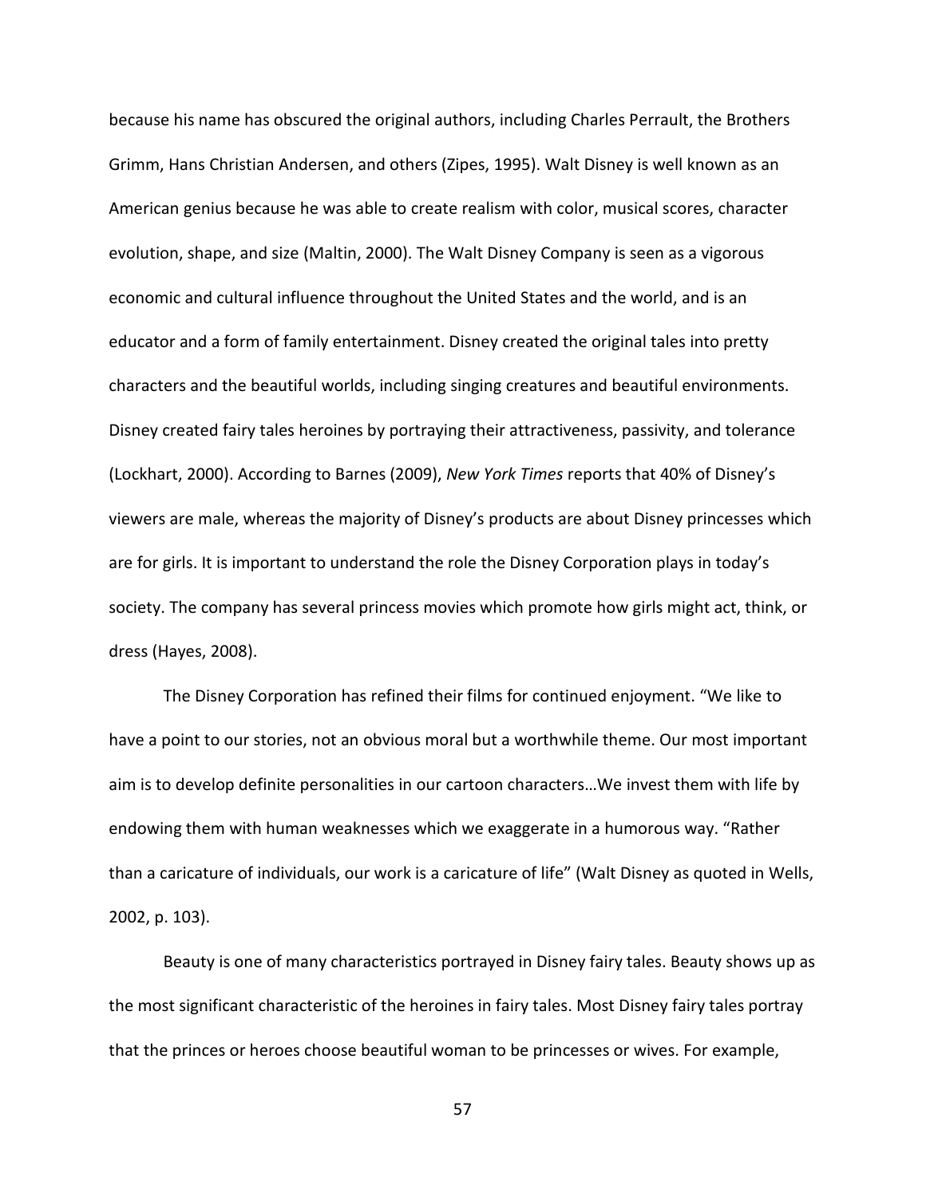because his name has obscured the original authors, including Charles Perrault, the Brothers Grimm, Hans Christian Andersen, and others (Zipes, 1995). Walt Disney is well known as an American genius because he was able to create realism with color, musical scores, character evolution, shape, and size (Maltin, 2000). The Walt Disney Company is seen as a vigorous economic and cultural influence throughout the United States and the world, and is an educator and a form of family entertainment. Disney created the original tales into pretty characters and the beautiful worlds, including singing creatures and beautiful environments. Disney created fairy tales heroines by portraying their attractiveness, passivity, and tolerance (Lockhart, 2000). According to Barnes (2009), *New York Times* reports that 40% of Disney's viewers are male, whereas the majority of Disney's products are about Disney princesses which are for girls. It is important to understand the role the Disney Corporation plays in today's society. The company has several princess movies which promote how girls might act, think, or dress (Hayes, 2008).

The Disney Corporation has refined their films for continued enjoyment. "We like to have a point to our stories, not an obvious moral but a worthwhile theme. Our most important aim is to develop definite personalities in our cartoon characters…We invest them with life by endowing them with human weaknesses which we exaggerate in a humorous way. "Rather than a caricature of individuals, our work is a caricature of life" (Walt Disney as quoted in Wells, 2002, p. 103).

Beauty is one of many characteristics portrayed in Disney fairy tales. Beauty shows up as the most significant characteristic of the heroines in fairy tales. Most Disney fairy tales portray that the princes or heroes choose beautiful woman to be princesses or wives. For example,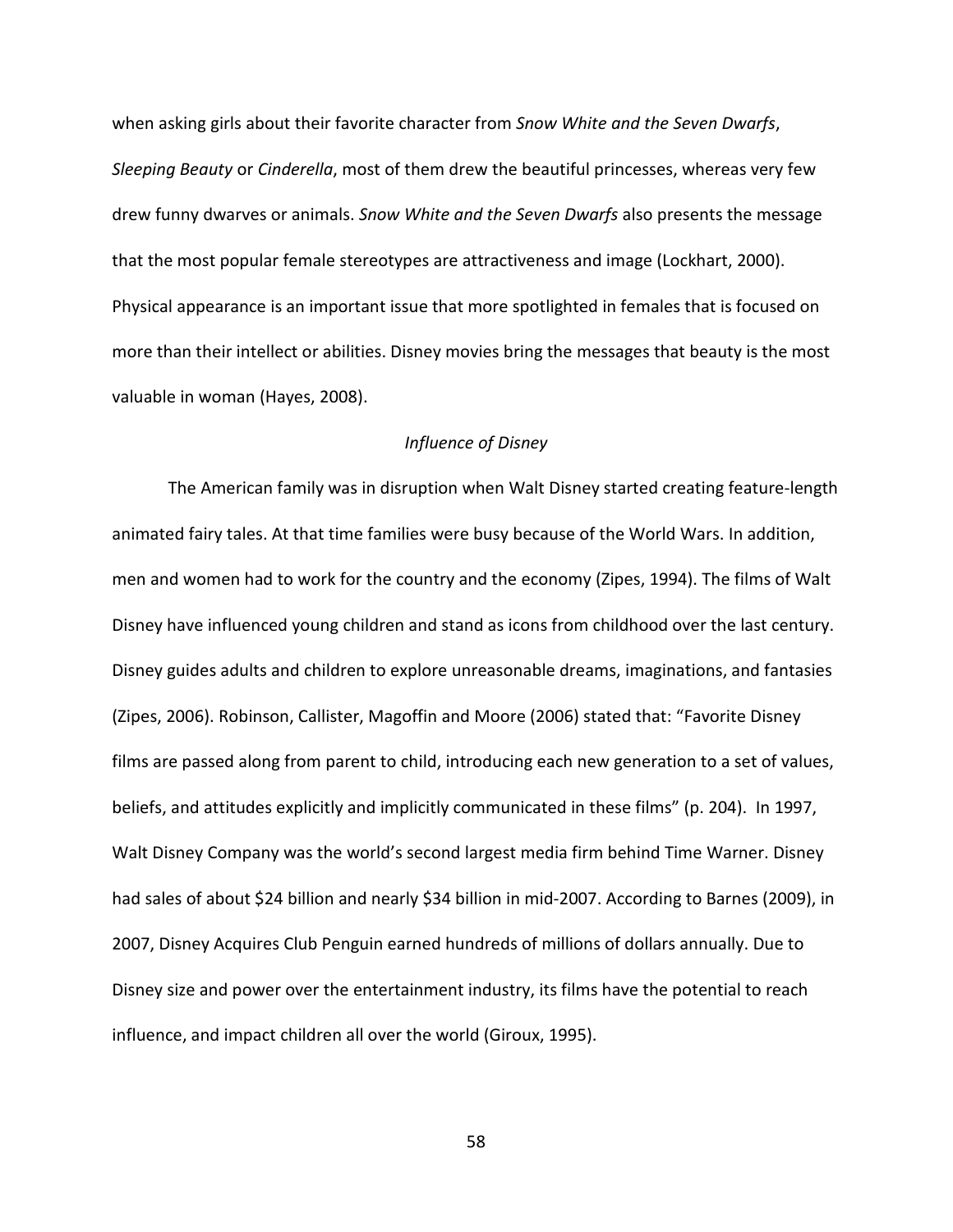when asking girls about their favorite character from *Snow White and the Seven Dwarfs*, *Sleeping Beauty* or *Cinderella*, most of them drew the beautiful princesses, whereas very few drew funny dwarves or animals. *Snow White and the Seven Dwarfs* also presents the message that the most popular female stereotypes are attractiveness and image (Lockhart, 2000). Physical appearance is an important issue that more spotlighted in females that is focused on more than their intellect or abilities. Disney movies bring the messages that beauty is the most valuable in woman (Hayes, 2008).

### *Influence of Disney*

The American family was in disruption when Walt Disney started creating feature-length animated fairy tales. At that time families were busy because of the World Wars. In addition, men and women had to work for the country and the economy (Zipes, 1994). The films of Walt Disney have influenced young children and stand as icons from childhood over the last century. Disney guides adults and children to explore unreasonable dreams, imaginations, and fantasies (Zipes, 2006). Robinson, Callister, Magoffin and Moore (2006) stated that: "Favorite Disney films are passed along from parent to child, introducing each new generation to a set of values, beliefs, and attitudes explicitly and implicitly communicated in these films" (p. 204). In 1997, Walt Disney Company was the world's second largest media firm behind Time Warner. Disney had sales of about $24 billion and nearly $34 billion in mid-2007. According to Barnes (2009), in 2007, Disney Acquires Club Penguin earned hundreds of millions of dollars annually. Due to Disney size and power over the entertainment industry, its films have the potential to reach influence, and impact children all over the world (Giroux, 1995).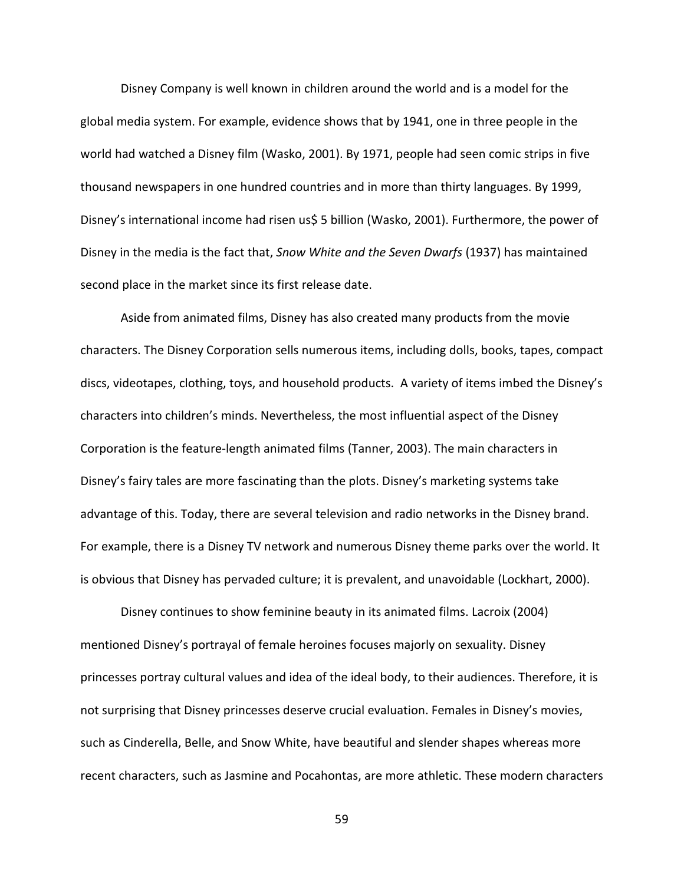Disney Company is well known in children around the world and is a model for the global media system. For example, evidence shows that by 1941, one in three people in the world had watched a Disney film (Wasko, 2001). By 1971, people had seen comic strips in five thousand newspapers in one hundred countries and in more than thirty languages. By 1999, Disney's international income had risen us$ 5 billion (Wasko, 2001). Furthermore, the power of Disney in the media is the fact that, *Snow White and the Seven Dwarfs* (1937) has maintained second place in the market since its first release date.

Aside from animated films, Disney has also created many products from the movie characters. The Disney Corporation sells numerous items, including dolls, books, tapes, compact discs, videotapes, clothing, toys, and household products. A variety of items imbed the Disney's characters into children's minds. Nevertheless, the most influential aspect of the Disney Corporation is the feature-length animated films (Tanner, 2003). The main characters in Disney's fairy tales are more fascinating than the plots. Disney's marketing systems take advantage of this. Today, there are several television and radio networks in the Disney brand. For example, there is a Disney TV network and numerous Disney theme parks over the world. It is obvious that Disney has pervaded culture; it is prevalent, and unavoidable (Lockhart, 2000).

Disney continues to show feminine beauty in its animated films. Lacroix (2004) mentioned Disney's portrayal of female heroines focuses majorly on sexuality. Disney princesses portray cultural values and idea of the ideal body, to their audiences. Therefore, it is not surprising that Disney princesses deserve crucial evaluation. Females in Disney's movies, such as Cinderella, Belle, and Snow White, have beautiful and slender shapes whereas more recent characters, such as Jasmine and Pocahontas, are more athletic. These modern characters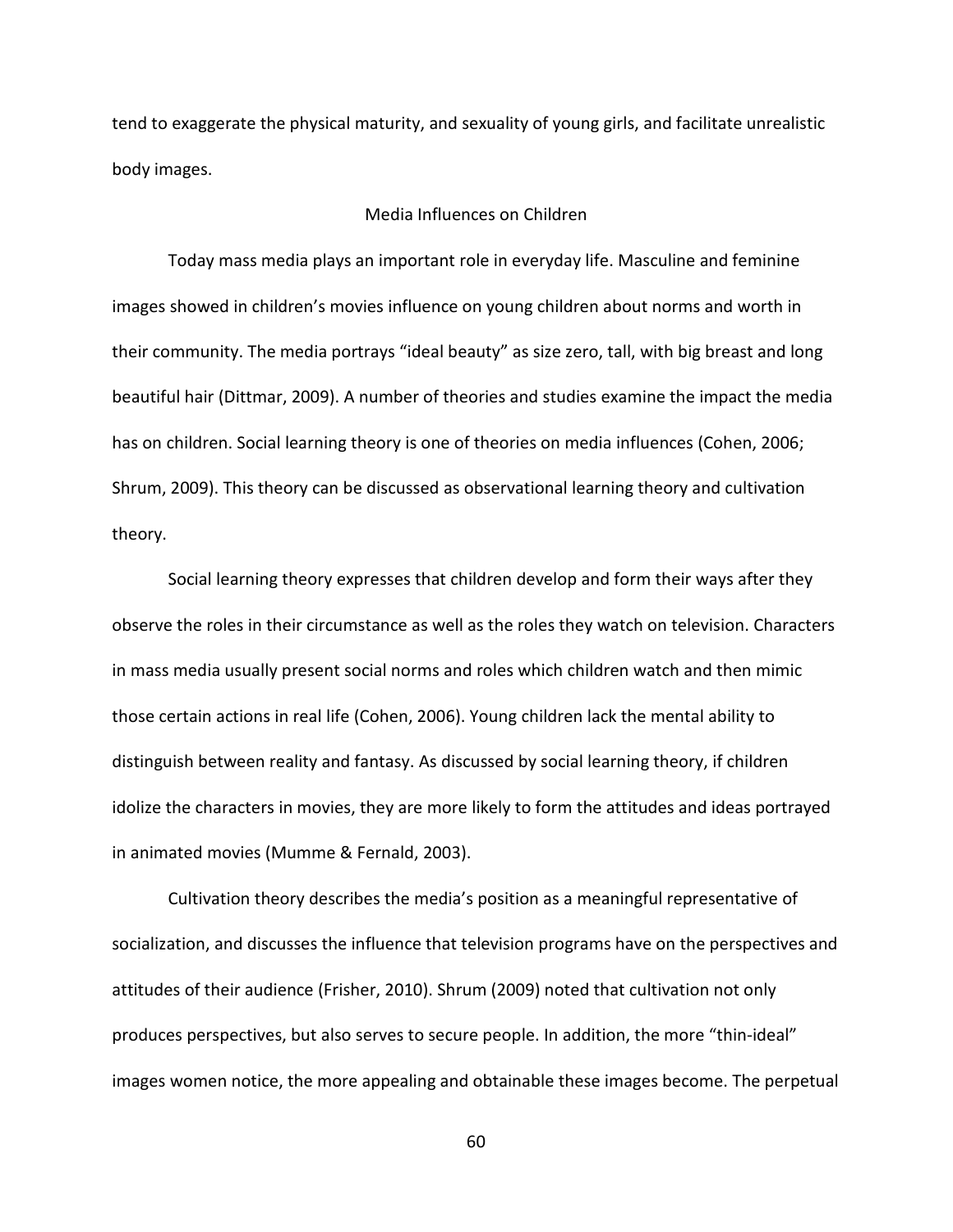tend to exaggerate the physical maturity, and sexuality of young girls, and facilitate unrealistic body images.

## Media Influences on Children

Today mass media plays an important role in everyday life. Masculine and feminine images showed in children's movies influence on young children about norms and worth in their community. The media portrays "ideal beauty" as size zero, tall, with big breast and long beautiful hair (Dittmar, 2009). A number of theories and studies examine the impact the media has on children. Social learning theory is one of theories on media influences (Cohen, 2006; Shrum, 2009). This theory can be discussed as observational learning theory and cultivation theory.

Social learning theory expresses that children develop and form their ways after they observe the roles in their circumstance as well as the roles they watch on television. Characters in mass media usually present social norms and roles which children watch and then mimic those certain actions in real life (Cohen, 2006). Young children lack the mental ability to distinguish between reality and fantasy. As discussed by social learning theory, if children idolize the characters in movies, they are more likely to form the attitudes and ideas portrayed in animated movies (Mumme & Fernald, 2003).

Cultivation theory describes the media's position as a meaningful representative of socialization, and discusses the influence that television programs have on the perspectives and attitudes of their audience (Frisher, 2010). Shrum (2009) noted that cultivation not only produces perspectives, but also serves to secure people. In addition, the more "thin-ideal" images women notice, the more appealing and obtainable these images become. The perpetual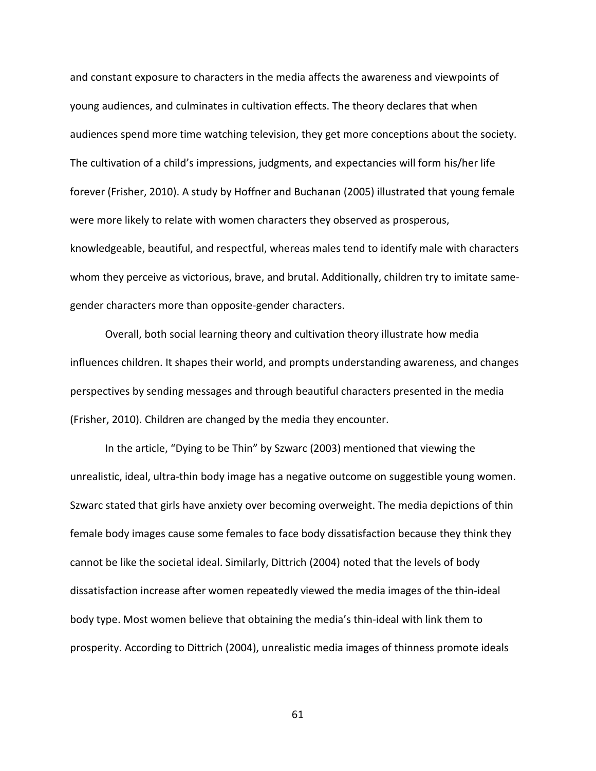and constant exposure to characters in the media affects the awareness and viewpoints of young audiences, and culminates in cultivation effects. The theory declares that when audiences spend more time watching television, they get more conceptions about the society. The cultivation of a child's impressions, judgments, and expectancies will form his/her life forever (Frisher, 2010). A study by Hoffner and Buchanan (2005) illustrated that young female were more likely to relate with women characters they observed as prosperous, knowledgeable, beautiful, and respectful, whereas males tend to identify male with characters whom they perceive as victorious, brave, and brutal. Additionally, children try to imitate same-gender characters more than opposite-gender characters.

Overall, both social learning theory and cultivation theory illustrate how media influences children. It shapes their world, and prompts understanding awareness, and changes perspectives by sending messages and through beautiful characters presented in the media (Frisher, 2010). Children are changed by the media they encounter.

In the article, "Dying to be Thin" by Szwarc (2003) mentioned that viewing the unrealistic, ideal, ultra-thin body image has a negative outcome on suggestible young women. Szwarc stated that girls have anxiety over becoming overweight. The media depictions of thin female body images cause some females to face body dissatisfaction because they think they cannot be like the societal ideal. Similarly, Dittrich (2004) noted that the levels of body dissatisfaction increase after women repeatedly viewed the media images of the thin-ideal body type. Most women believe that obtaining the media's thin-ideal with link them to prosperity. According to Dittrich (2004), unrealistic media images of thinness promote ideals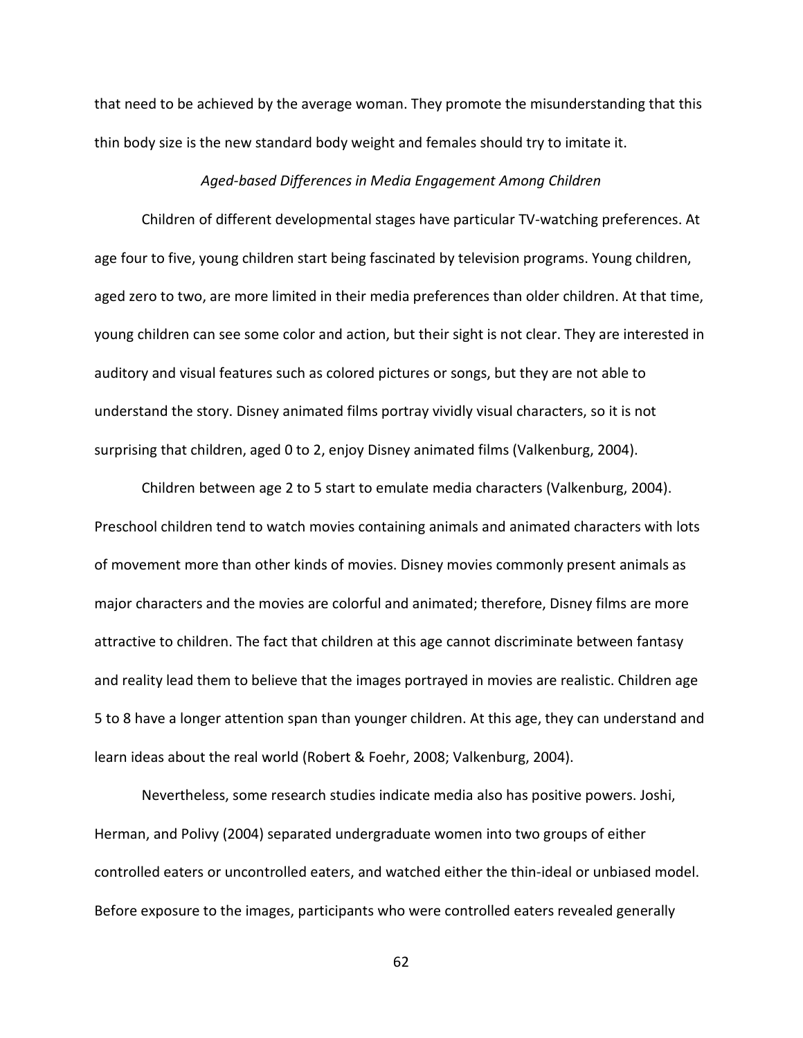that need to be achieved by the average woman. They promote the misunderstanding that this thin body size is the new standard body weight and females should try to imitate it.

### *Aged-based Differences in Media Engagement Among Children*

Children of different developmental stages have particular TV-watching preferences. At age four to five, young children start being fascinated by television programs. Young children, aged zero to two, are more limited in their media preferences than older children. At that time, young children can see some color and action, but their sight is not clear. They are interested in auditory and visual features such as colored pictures or songs, but they are not able to understand the story. Disney animated films portray vividly visual characters, so it is not surprising that children, aged 0 to 2, enjoy Disney animated films (Valkenburg, 2004).

Children between age 2 to 5 start to emulate media characters (Valkenburg, 2004). Preschool children tend to watch movies containing animals and animated characters with lots of movement more than other kinds of movies. Disney movies commonly present animals as major characters and the movies are colorful and animated; therefore, Disney films are more attractive to children. The fact that children at this age cannot discriminate between fantasy and reality lead them to believe that the images portrayed in movies are realistic. Children age 5 to 8 have a longer attention span than younger children. At this age, they can understand and learn ideas about the real world (Robert & Foehr, 2008; Valkenburg, 2004).

Nevertheless, some research studies indicate media also has positive powers. Joshi, Herman, and Polivy (2004) separated undergraduate women into two groups of either controlled eaters or uncontrolled eaters, and watched either the thin-ideal or unbiased model. Before exposure to the images, participants who were controlled eaters revealed generally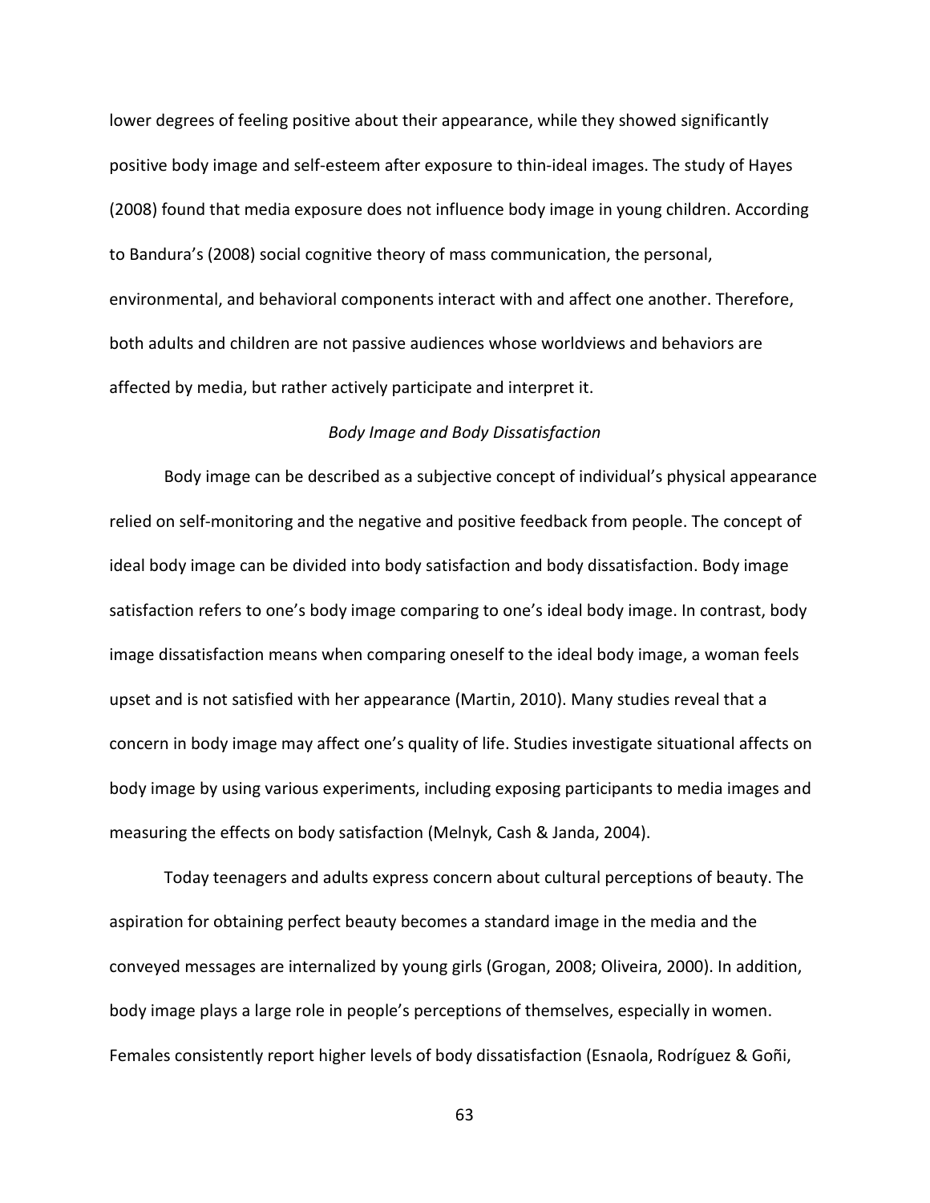lower degrees of feeling positive about their appearance, while they showed significantly positive body image and self-esteem after exposure to thin-ideal images. The study of Hayes (2008) found that media exposure does not influence body image in young children. According to Bandura's (2008) social cognitive theory of mass communication, the personal, environmental, and behavioral components interact with and affect one another. Therefore, both adults and children are not passive audiences whose worldviews and behaviors are affected by media, but rather actively participate and interpret it.

### *Body Image and Body Dissatisfaction*

Body image can be described as a subjective concept of individual's physical appearance relied on self-monitoring and the negative and positive feedback from people. The concept of ideal body image can be divided into body satisfaction and body dissatisfaction. Body image satisfaction refers to one's body image comparing to one's ideal body image. In contrast, body image dissatisfaction means when comparing oneself to the ideal body image, a woman feels upset and is not satisfied with her appearance (Martin, 2010). Many studies reveal that a concern in body image may affect one's quality of life. Studies investigate situational affects on body image by using various experiments, including exposing participants to media images and measuring the effects on body satisfaction (Melnyk, Cash & Janda, 2004).

Today teenagers and adults express concern about cultural perceptions of beauty. The aspiration for obtaining perfect beauty becomes a standard image in the media and the conveyed messages are internalized by young girls (Grogan, 2008; Oliveira, 2000). In addition, body image plays a large role in people's perceptions of themselves, especially in women. Females consistently report higher levels of body dissatisfaction (Esnaola, Rodríguez & Goñi,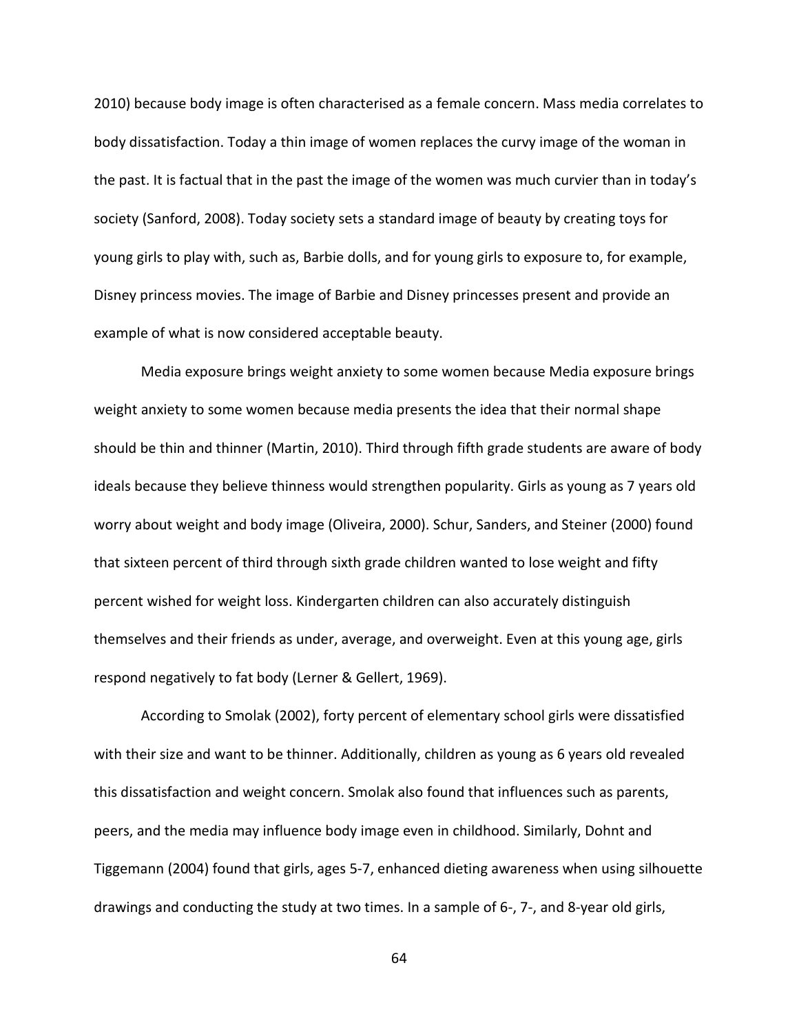2010) because body image is often characterised as a female concern. Mass media correlates to body dissatisfaction. Today a thin image of women replaces the curvy image of the woman in the past. It is factual that in the past the image of the women was much curvier than in today's society (Sanford, 2008). Today society sets a standard image of beauty by creating toys for young girls to play with, such as, Barbie dolls, and for young girls to exposure to, for example, Disney princess movies. The image of Barbie and Disney princesses present and provide an example of what is now considered acceptable beauty.

Media exposure brings weight anxiety to some women because Media exposure brings weight anxiety to some women because media presents the idea that their normal shape should be thin and thinner (Martin, 2010). Third through fifth grade students are aware of body ideals because they believe thinness would strengthen popularity. Girls as young as 7 years old worry about weight and body image (Oliveira, 2000). Schur, Sanders, and Steiner (2000) found that sixteen percent of third through sixth grade children wanted to lose weight and fifty percent wished for weight loss. Kindergarten children can also accurately distinguish themselves and their friends as under, average, and overweight. Even at this young age, girls respond negatively to fat body (Lerner & Gellert, 1969).

According to Smolak (2002), forty percent of elementary school girls were dissatisfied with their size and want to be thinner. Additionally, children as young as 6 years old revealed this dissatisfaction and weight concern. Smolak also found that influences such as parents, peers, and the media may influence body image even in childhood. Similarly, Dohnt and Tiggemann (2004) found that girls, ages 5-7, enhanced dieting awareness when using silhouette drawings and conducting the study at two times. In a sample of 6-, 7-, and 8-year old girls,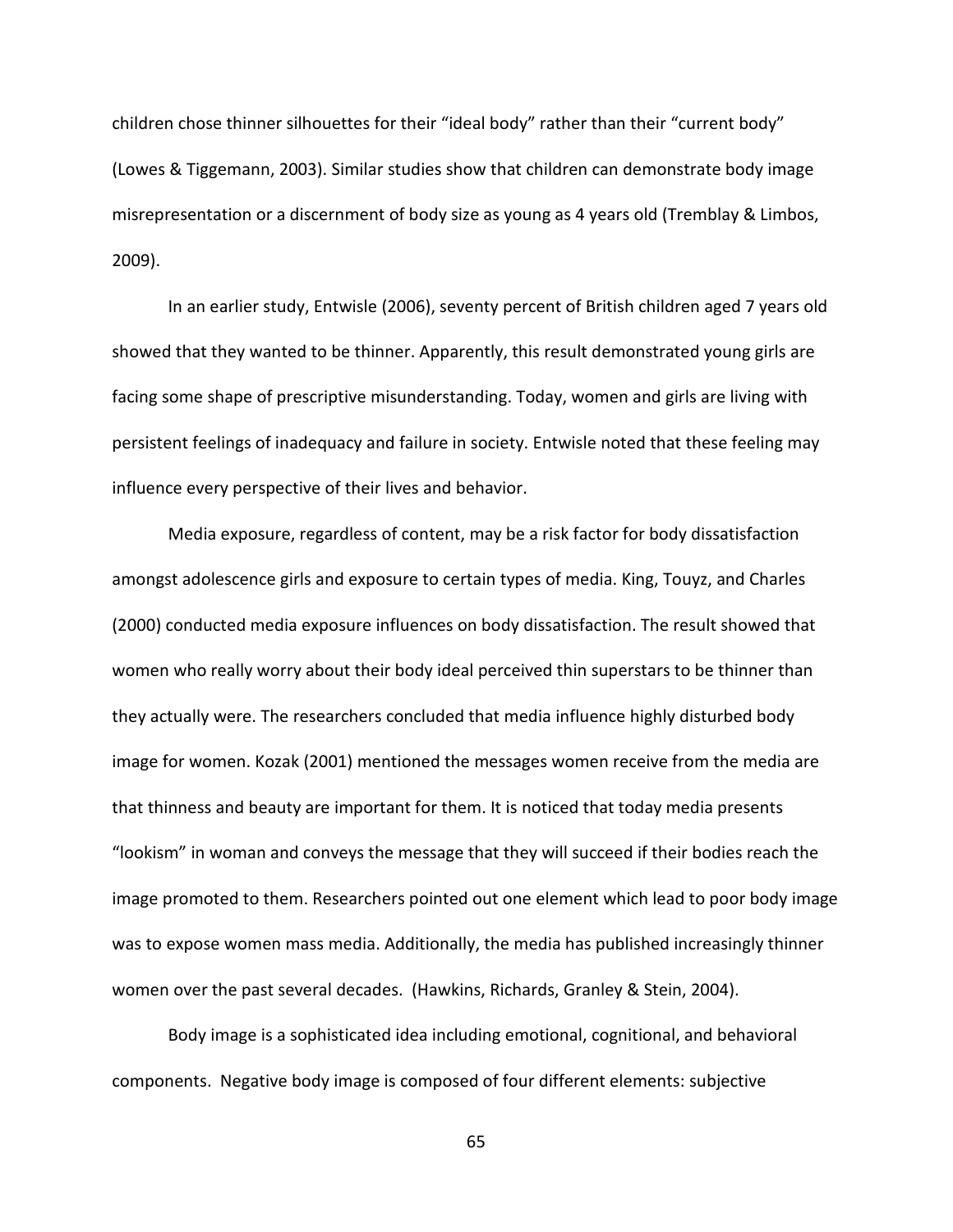children chose thinner silhouettes for their “ideal body” rather than their “current body” (Lowes & Tiggemann, 2003). Similar studies show that children can demonstrate body image misrepresentation or a discernment of body size as young as 4 years old (Tremblay & Limbos, 2009).

In an earlier study, Entwisle (2006), seventy percent of British children aged 7 years old showed that they wanted to be thinner. Apparently, this result demonstrated young girls are facing some shape of prescriptive misunderstanding. Today, women and girls are living with persistent feelings of inadequacy and failure in society. Entwisle noted that these feeling may influence every perspective of their lives and behavior.

Media exposure, regardless of content, may be a risk factor for body dissatisfaction amongst adolescence girls and exposure to certain types of media. King, Touyz, and Charles (2000) conducted media exposure influences on body dissatisfaction. The result showed that women who really worry about their body ideal perceived thin superstars to be thinner than they actually were. The researchers concluded that media influence highly disturbed body image for women. Kozak (2001) mentioned the messages women receive from the media are that thinness and beauty are important for them. It is noticed that today media presents “lookism” in woman and conveys the message that they will succeed if their bodies reach the image promoted to them. Researchers pointed out one element which lead to poor body image was to expose women mass media. Additionally, the media has published increasingly thinner women over the past several decades. (Hawkins, Richards, Granley & Stein, 2004).

Body image is a sophisticated idea including emotional, cognitional, and behavioral components. Negative body image is composed of four different elements: subjective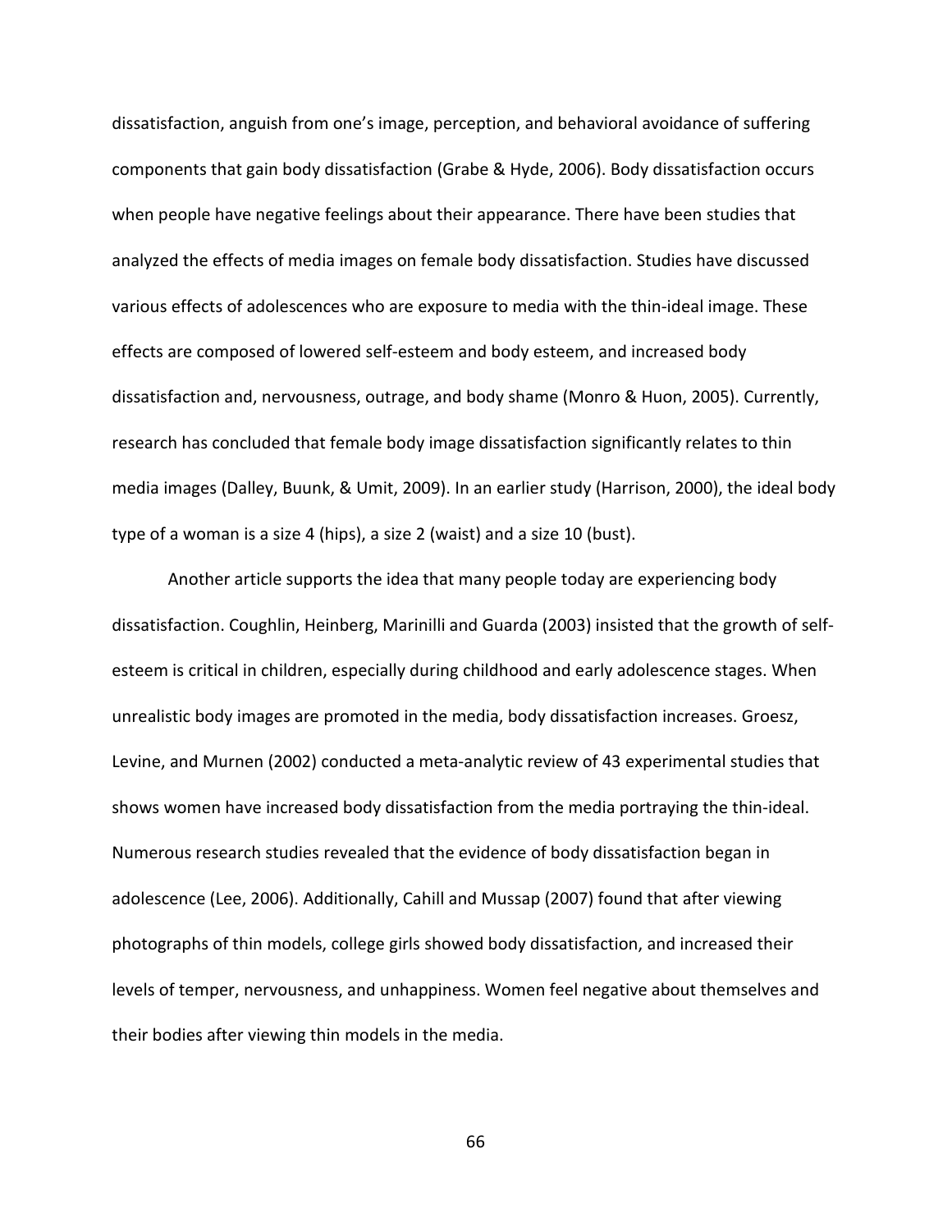dissatisfaction, anguish from one's image, perception, and behavioral avoidance of suffering components that gain body dissatisfaction (Grabe & Hyde, 2006). Body dissatisfaction occurs when people have negative feelings about their appearance. There have been studies that analyzed the effects of media images on female body dissatisfaction. Studies have discussed various effects of adolescences who are exposure to media with the thin-ideal image. These effects are composed of lowered self-esteem and body esteem, and increased body dissatisfaction and, nervousness, outrage, and body shame (Monro & Huon, 2005). Currently, research has concluded that female body image dissatisfaction significantly relates to thin media images (Dalley, Buunk, & Umit, 2009). In an earlier study (Harrison, 2000), the ideal body type of a woman is a size 4 (hips), a size 2 (waist) and a size 10 (bust).

Another article supports the idea that many people today are experiencing body dissatisfaction. Coughlin, Heinberg, Marinilli and Guarda (2003) insisted that the growth of self-esteem is critical in children, especially during childhood and early adolescence stages. When unrealistic body images are promoted in the media, body dissatisfaction increases. Groesz, Levine, and Murnen (2002) conducted a meta-analytic review of 43 experimental studies that shows women have increased body dissatisfaction from the media portraying the thin-ideal. Numerous research studies revealed that the evidence of body dissatisfaction began in adolescence (Lee, 2006). Additionally, Cahill and Mussap (2007) found that after viewing photographs of thin models, college girls showed body dissatisfaction, and increased their levels of temper, nervousness, and unhappiness. Women feel negative about themselves and their bodies after viewing thin models in the media.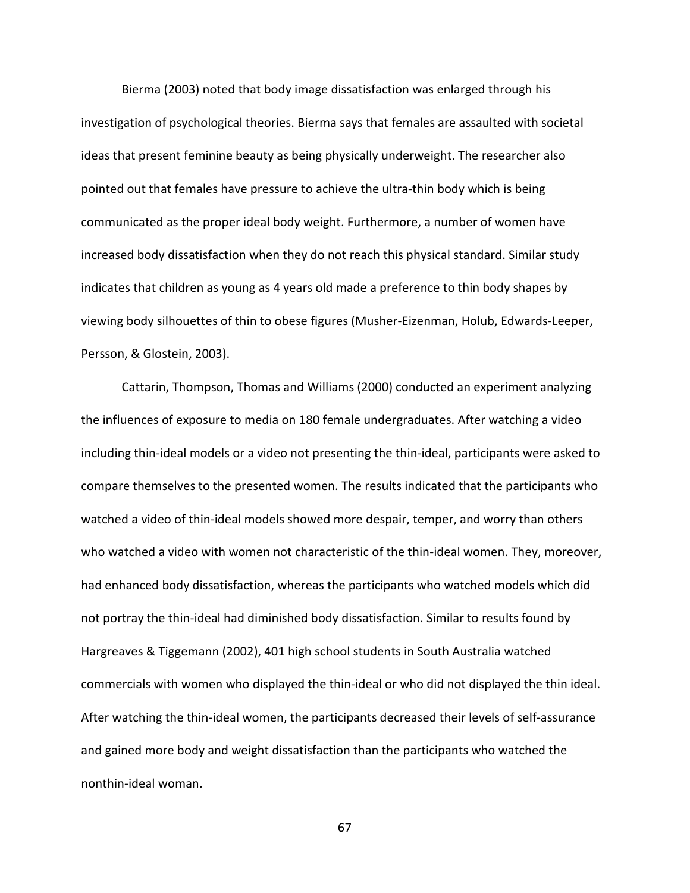Bierma (2003) noted that body image dissatisfaction was enlarged through his investigation of psychological theories. Bierma says that females are assaulted with societal ideas that present feminine beauty as being physically underweight. The researcher also pointed out that females have pressure to achieve the ultra-thin body which is being communicated as the proper ideal body weight. Furthermore, a number of women have increased body dissatisfaction when they do not reach this physical standard. Similar study indicates that children as young as 4 years old made a preference to thin body shapes by viewing body silhouettes of thin to obese figures (Musher-Eizenman, Holub, Edwards-Leeper, Persson, & Glostein, 2003).

Cattarin, Thompson, Thomas and Williams (2000) conducted an experiment analyzing the influences of exposure to media on 180 female undergraduates. After watching a video including thin-ideal models or a video not presenting the thin-ideal, participants were asked to compare themselves to the presented women. The results indicated that the participants who watched a video of thin-ideal models showed more despair, temper, and worry than others who watched a video with women not characteristic of the thin-ideal women. They, moreover, had enhanced body dissatisfaction, whereas the participants who watched models which did not portray the thin-ideal had diminished body dissatisfaction. Similar to results found by Hargreaves & Tiggemann (2002), 401 high school students in South Australia watched commercials with women who displayed the thin-ideal or who did not displayed the thin ideal. After watching the thin-ideal women, the participants decreased their levels of self-assurance and gained more body and weight dissatisfaction than the participants who watched the nonthin-ideal woman.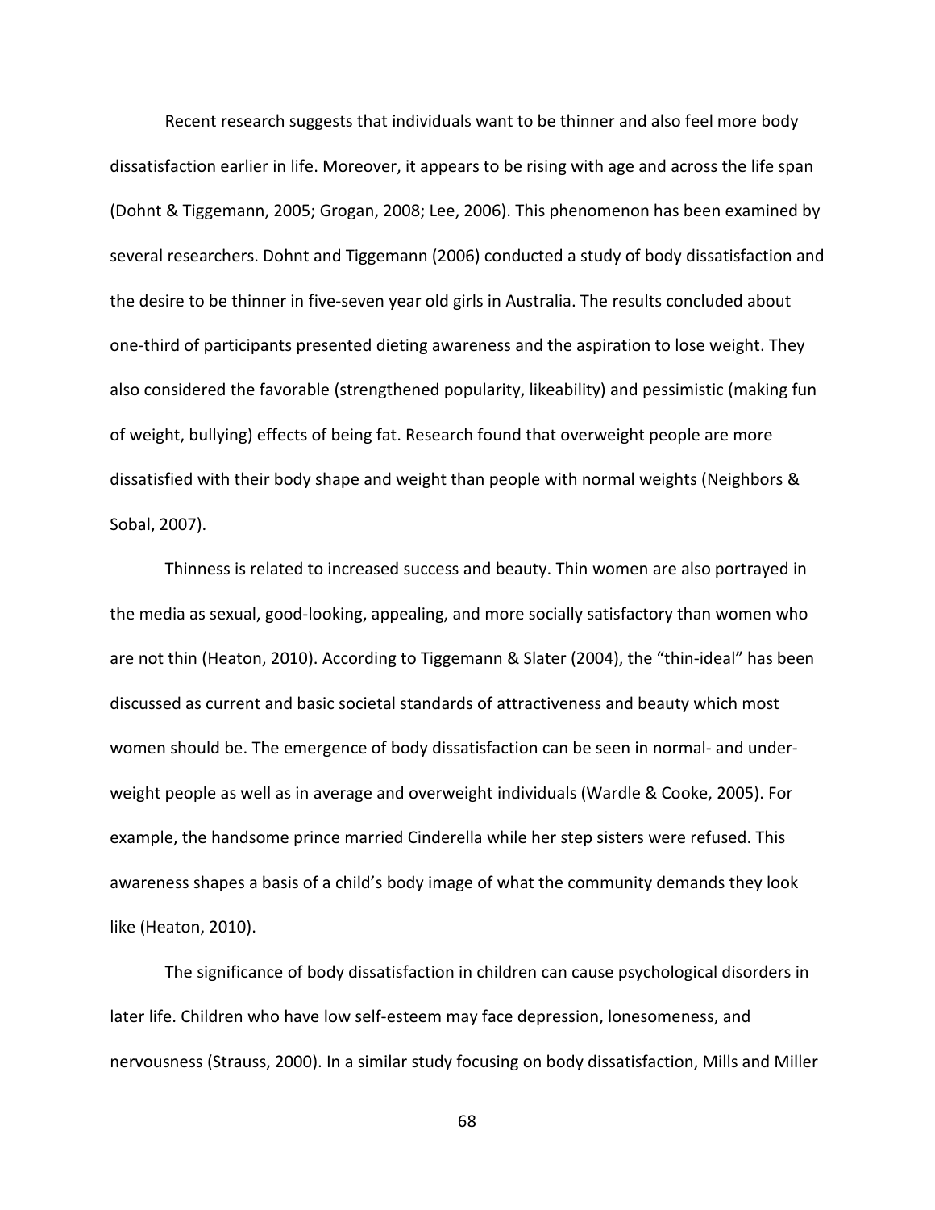Recent research suggests that individuals want to be thinner and also feel more body dissatisfaction earlier in life. Moreover, it appears to be rising with age and across the life span (Dohnt & Tiggemann, 2005; Grogan, 2008; Lee, 2006). This phenomenon has been examined by several researchers. Dohnt and Tiggemann (2006) conducted a study of body dissatisfaction and the desire to be thinner in five-seven year old girls in Australia. The results concluded about one-third of participants presented dieting awareness and the aspiration to lose weight. They also considered the favorable (strengthened popularity, likeability) and pessimistic (making fun of weight, bullying) effects of being fat. Research found that overweight people are more dissatisfied with their body shape and weight than people with normal weights (Neighbors & Sobal, 2007).

Thinness is related to increased success and beauty. Thin women are also portrayed in the media as sexual, good-looking, appealing, and more socially satisfactory than women who are not thin (Heaton, 2010). According to Tiggemann & Slater (2004), the "thin-ideal" has been discussed as current and basic societal standards of attractiveness and beauty which most women should be. The emergence of body dissatisfaction can be seen in normal- and under-weight people as well as in average and overweight individuals (Wardle & Cooke, 2005). For example, the handsome prince married Cinderella while her step sisters were refused. This awareness shapes a basis of a child's body image of what the community demands they look like (Heaton, 2010).

The significance of body dissatisfaction in children can cause psychological disorders in later life. Children who have low self-esteem may face depression, lonesomeness, and nervousness (Strauss, 2000). In a similar study focusing on body dissatisfaction, Mills and Miller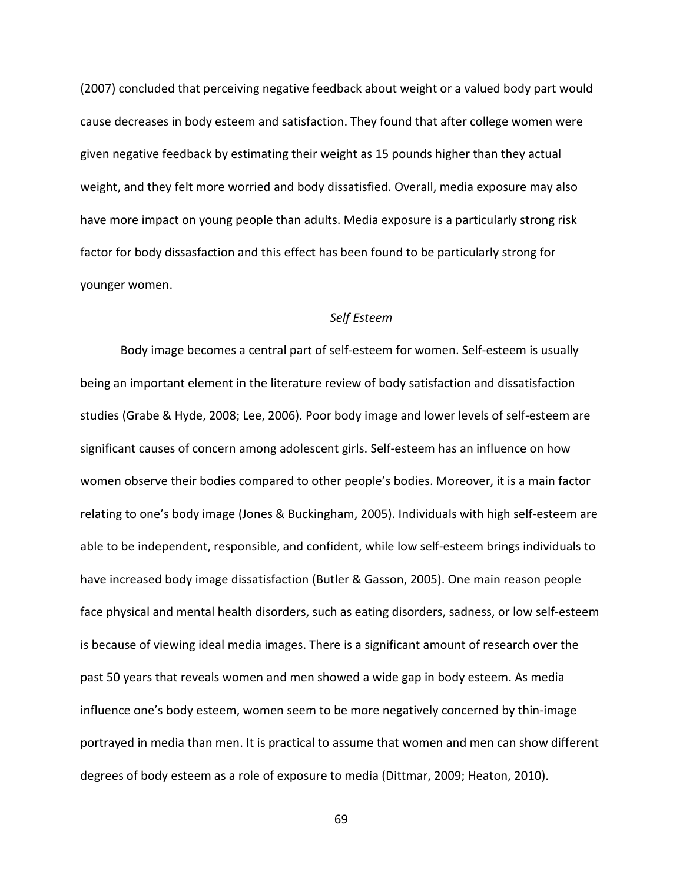(2007) concluded that perceiving negative feedback about weight or a valued body part would cause decreases in body esteem and satisfaction. They found that after college women were given negative feedback by estimating their weight as 15 pounds higher than they actual weight, and they felt more worried and body dissatisfied. Overall, media exposure may also have more impact on young people than adults. Media exposure is a particularly strong risk factor for body dissasfaction and this effect has been found to be particularly strong for younger women.

*Self Esteem*

Body image becomes a central part of self-esteem for women. Self-esteem is usually being an important element in the literature review of body satisfaction and dissatisfaction studies (Grabe & Hyde, 2008; Lee, 2006). Poor body image and lower levels of self-esteem are significant causes of concern among adolescent girls. Self-esteem has an influence on how women observe their bodies compared to other people's bodies. Moreover, it is a main factor relating to one's body image (Jones & Buckingham, 2005). Individuals with high self-esteem are able to be independent, responsible, and confident, while low self-esteem brings individuals to have increased body image dissatisfaction (Butler & Gasson, 2005). One main reason people face physical and mental health disorders, such as eating disorders, sadness, or low self-esteem is because of viewing ideal media images. There is a significant amount of research over the past 50 years that reveals women and men showed a wide gap in body esteem. As media influence one's body esteem, women seem to be more negatively concerned by thin-image portrayed in media than men. It is practical to assume that women and men can show different degrees of body esteem as a role of exposure to media (Dittmar, 2009; Heaton, 2010).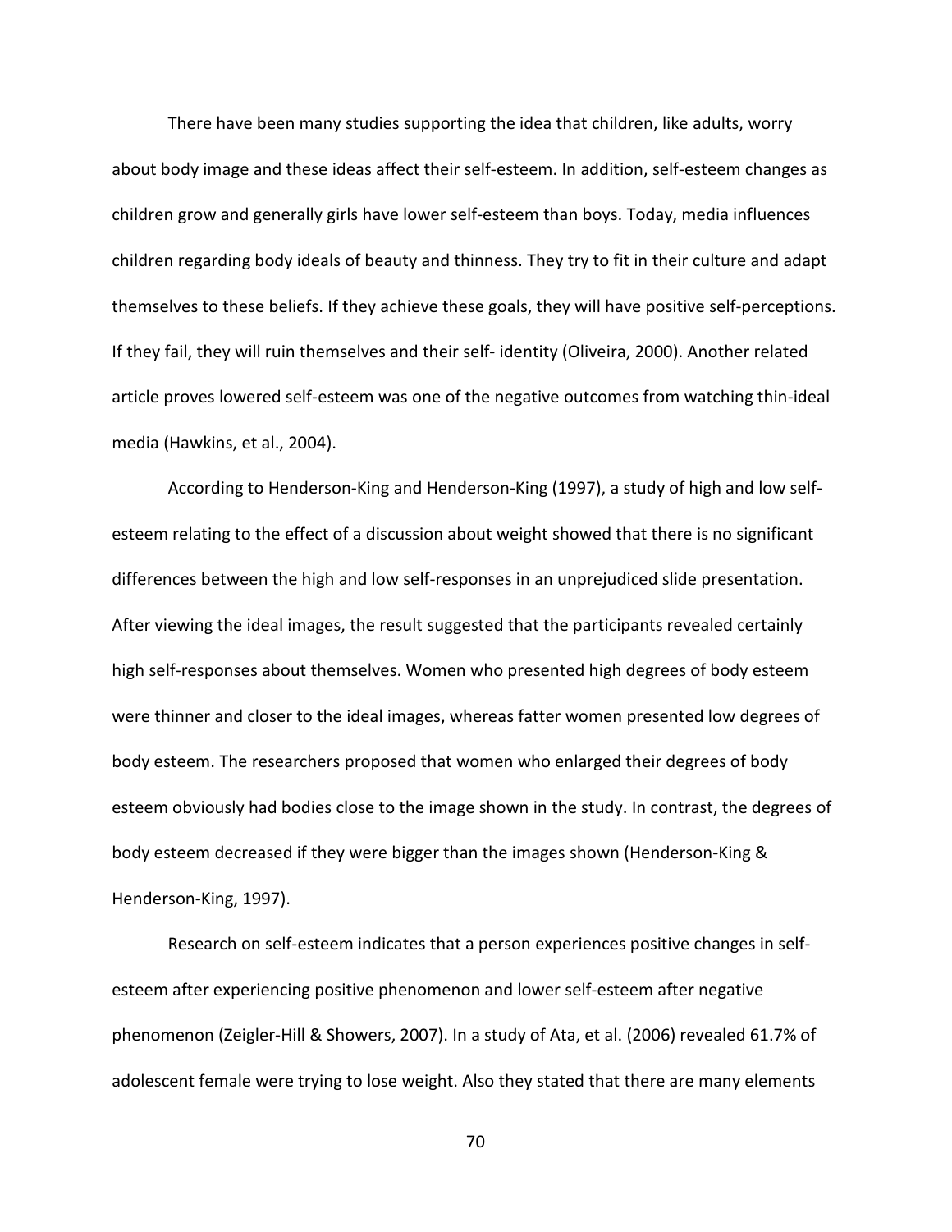There have been many studies supporting the idea that children, like adults, worry about body image and these ideas affect their self-esteem. In addition, self-esteem changes as children grow and generally girls have lower self-esteem than boys. Today, media influences children regarding body ideals of beauty and thinness. They try to fit in their culture and adapt themselves to these beliefs. If they achieve these goals, they will have positive self-perceptions. If they fail, they will ruin themselves and their self- identity (Oliveira, 2000). Another related article proves lowered self-esteem was one of the negative outcomes from watching thin-ideal media (Hawkins, et al., 2004).

According to Henderson-King and Henderson-King (1997), a study of high and low self-esteem relating to the effect of a discussion about weight showed that there is no significant differences between the high and low self-responses in an unprejudiced slide presentation. After viewing the ideal images, the result suggested that the participants revealed certainly high self-responses about themselves. Women who presented high degrees of body esteem were thinner and closer to the ideal images, whereas fatter women presented low degrees of body esteem. The researchers proposed that women who enlarged their degrees of body esteem obviously had bodies close to the image shown in the study. In contrast, the degrees of body esteem decreased if they were bigger than the images shown (Henderson-King & Henderson-King, 1997).

Research on self-esteem indicates that a person experiences positive changes in self-esteem after experiencing positive phenomenon and lower self-esteem after negative phenomenon (Zeigler-Hill & Showers, 2007). In a study of Ata, et al. (2006) revealed 61.7% of adolescent female were trying to lose weight. Also they stated that there are many elements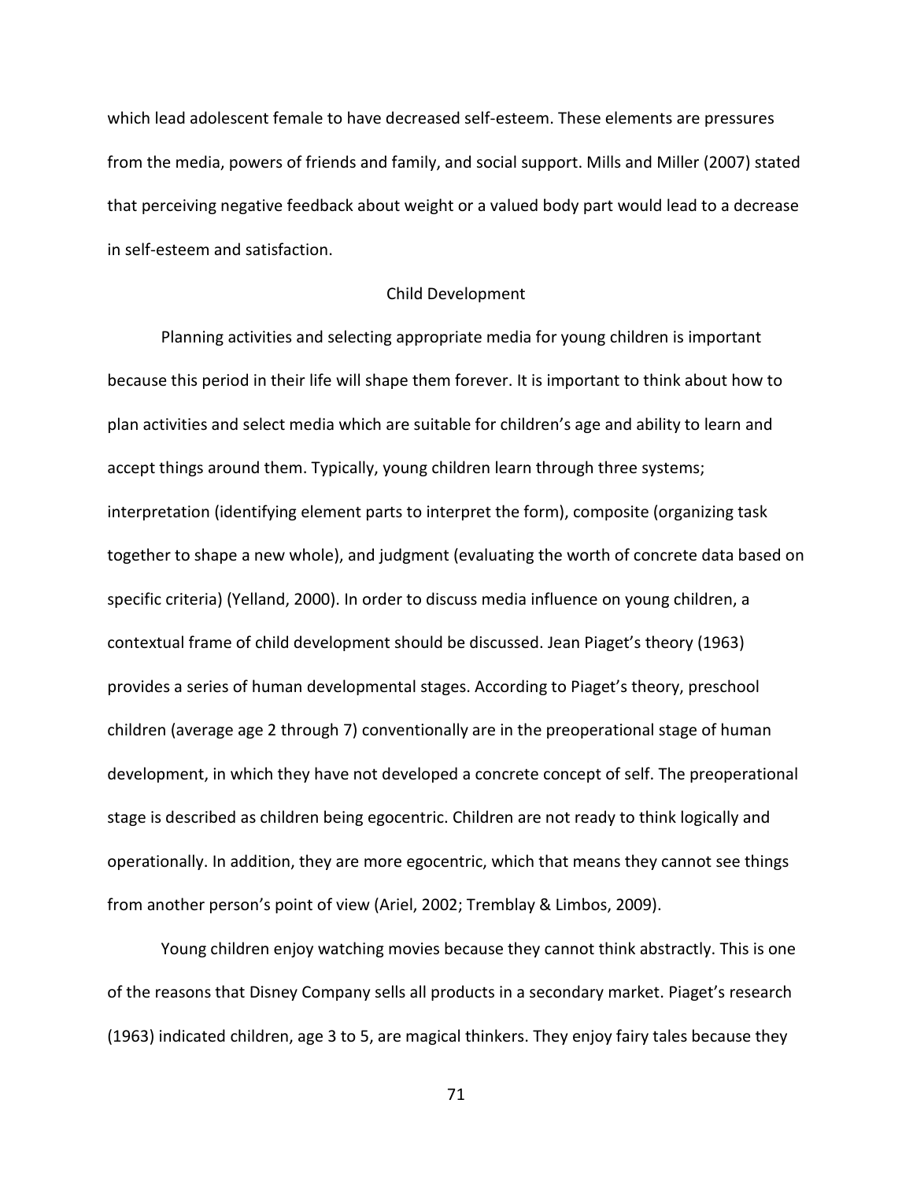which lead adolescent female to have decreased self-esteem. These elements are pressures from the media, powers of friends and family, and social support. Mills and Miller (2007) stated that perceiving negative feedback about weight or a valued body part would lead to a decrease in self-esteem and satisfaction.

## Child Development

Planning activities and selecting appropriate media for young children is important because this period in their life will shape them forever. It is important to think about how to plan activities and select media which are suitable for children's age and ability to learn and accept things around them. Typically, young children learn through three systems; interpretation (identifying element parts to interpret the form), composite (organizing task together to shape a new whole), and judgment (evaluating the worth of concrete data based on specific criteria) (Yelland, 2000). In order to discuss media influence on young children, a contextual frame of child development should be discussed. Jean Piaget's theory (1963) provides a series of human developmental stages. According to Piaget's theory, preschool children (average age 2 through 7) conventionally are in the preoperational stage of human development, in which they have not developed a concrete concept of self. The preoperational stage is described as children being egocentric. Children are not ready to think logically and operationally. In addition, they are more egocentric, which that means they cannot see things from another person's point of view (Ariel, 2002; Tremblay & Limbos, 2009).

Young children enjoy watching movies because they cannot think abstractly. This is one of the reasons that Disney Company sells all products in a secondary market. Piaget's research (1963) indicated children, age 3 to 5, are magical thinkers. They enjoy fairy tales because they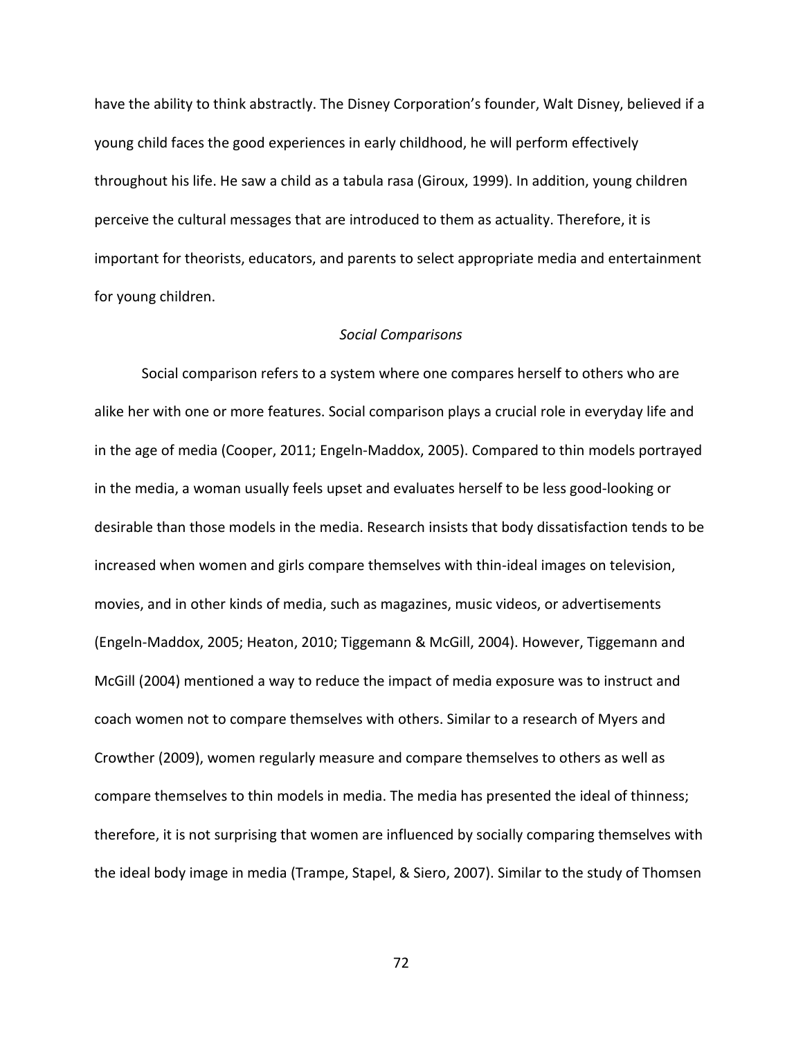have the ability to think abstractly. The Disney Corporation's founder, Walt Disney, believed if a young child faces the good experiences in early childhood, he will perform effectively throughout his life. He saw a child as a tabula rasa (Giroux, 1999). In addition, young children perceive the cultural messages that are introduced to them as actuality. Therefore, it is important for theorists, educators, and parents to select appropriate media and entertainment for young children.

### *Social Comparisons*

Social comparison refers to a system where one compares herself to others who are alike her with one or more features. Social comparison plays a crucial role in everyday life and in the age of media (Cooper, 2011; Engeln-Maddox, 2005). Compared to thin models portrayed in the media, a woman usually feels upset and evaluates herself to be less good-looking or desirable than those models in the media. Research insists that body dissatisfaction tends to be increased when women and girls compare themselves with thin-ideal images on television, movies, and in other kinds of media, such as magazines, music videos, or advertisements (Engeln-Maddox, 2005; Heaton, 2010; Tiggemann & McGill, 2004). However, Tiggemann and McGill (2004) mentioned a way to reduce the impact of media exposure was to instruct and coach women not to compare themselves with others. Similar to a research of Myers and Crowther (2009), women regularly measure and compare themselves to others as well as compare themselves to thin models in media. The media has presented the ideal of thinness; therefore, it is not surprising that women are influenced by socially comparing themselves with the ideal body image in media (Trampe, Stapel, & Siero, 2007). Similar to the study of Thomsen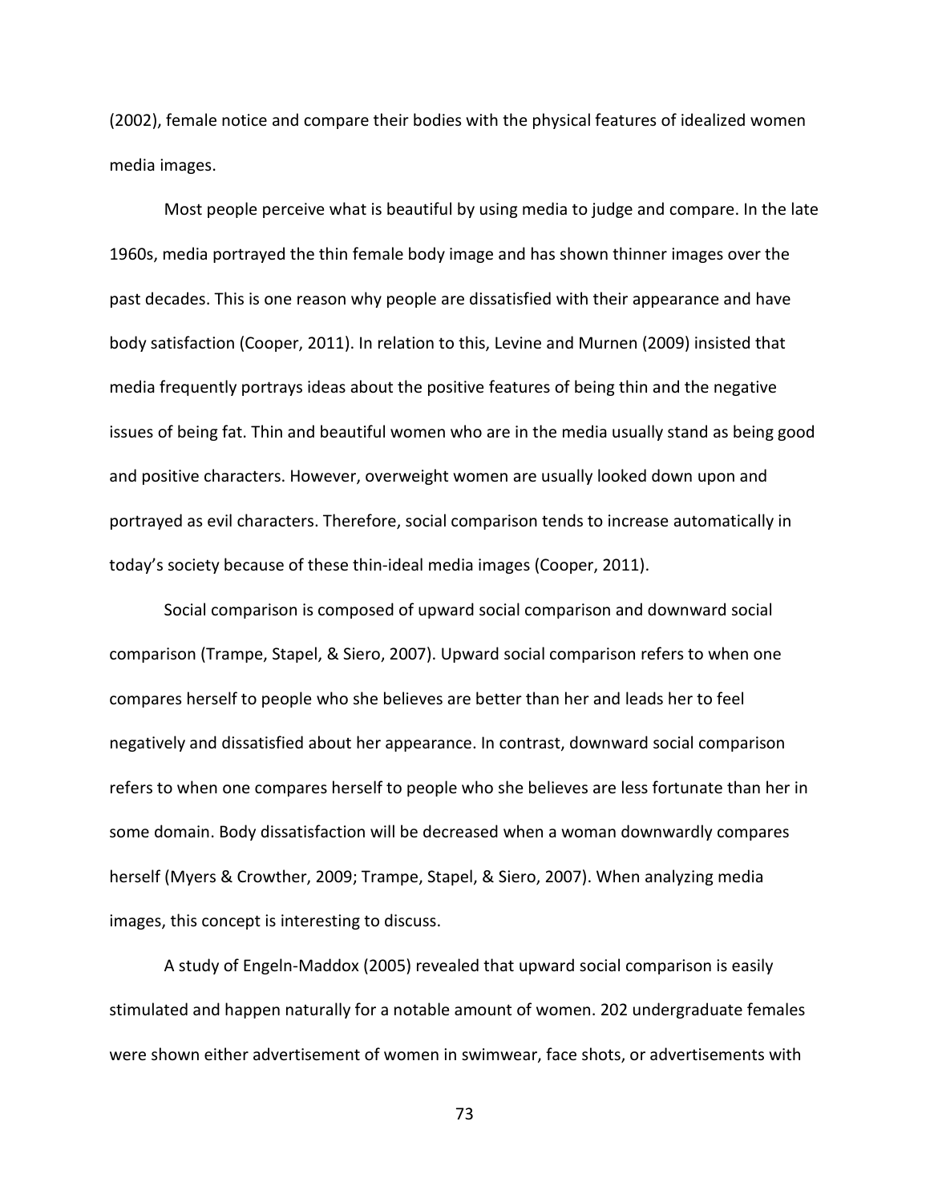(2002), female notice and compare their bodies with the physical features of idealized women media images.

Most people perceive what is beautiful by using media to judge and compare. In the late 1960s, media portrayed the thin female body image and has shown thinner images over the past decades. This is one reason why people are dissatisfied with their appearance and have body satisfaction (Cooper, 2011). In relation to this, Levine and Murnen (2009) insisted that media frequently portrays ideas about the positive features of being thin and the negative issues of being fat. Thin and beautiful women who are in the media usually stand as being good and positive characters. However, overweight women are usually looked down upon and portrayed as evil characters. Therefore, social comparison tends to increase automatically in today's society because of these thin-ideal media images (Cooper, 2011).

Social comparison is composed of upward social comparison and downward social comparison (Trampe, Stapel, & Siero, 2007). Upward social comparison refers to when one compares herself to people who she believes are better than her and leads her to feel negatively and dissatisfied about her appearance. In contrast, downward social comparison refers to when one compares herself to people who she believes are less fortunate than her in some domain. Body dissatisfaction will be decreased when a woman downwardly compares herself (Myers & Crowther, 2009; Trampe, Stapel, & Siero, 2007). When analyzing media images, this concept is interesting to discuss.

A study of Engeln-Maddox (2005) revealed that upward social comparison is easily stimulated and happen naturally for a notable amount of women. 202 undergraduate females were shown either advertisement of women in swimwear, face shots, or advertisements with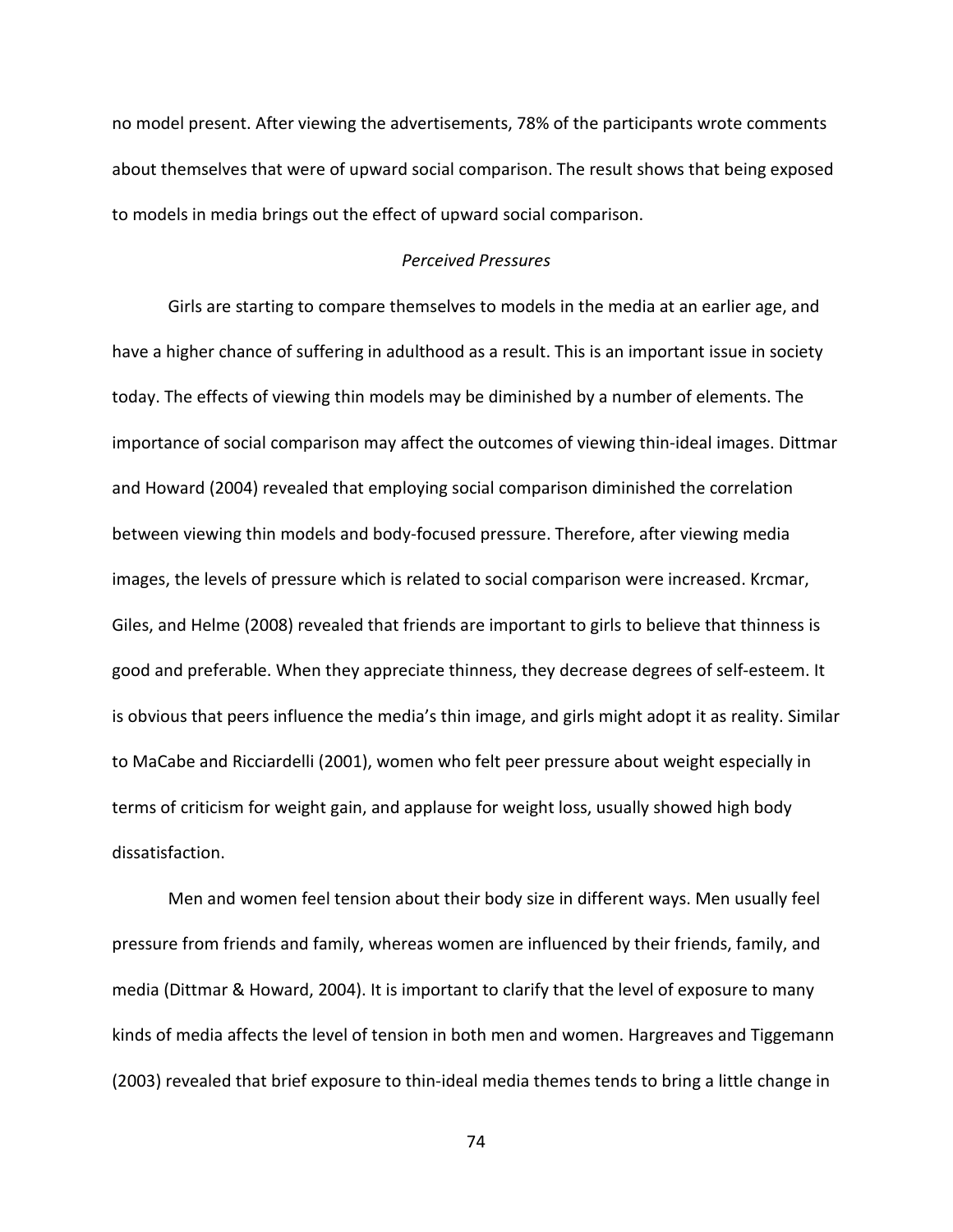no model present. After viewing the advertisements, 78% of the participants wrote comments about themselves that were of upward social comparison. The result shows that being exposed to models in media brings out the effect of upward social comparison.

### *Perceived Pressures*

Girls are starting to compare themselves to models in the media at an earlier age, and have a higher chance of suffering in adulthood as a result. This is an important issue in society today. The effects of viewing thin models may be diminished by a number of elements. The importance of social comparison may affect the outcomes of viewing thin-ideal images. Dittmar and Howard (2004) revealed that employing social comparison diminished the correlation between viewing thin models and body-focused pressure. Therefore, after viewing media images, the levels of pressure which is related to social comparison were increased. Krcmar, Giles, and Helme (2008) revealed that friends are important to girls to believe that thinness is good and preferable. When they appreciate thinness, they decrease degrees of self-esteem. It is obvious that peers influence the media's thin image, and girls might adopt it as reality. Similar to MaCabe and Ricciardelli (2001), women who felt peer pressure about weight especially in terms of criticism for weight gain, and applause for weight loss, usually showed high body dissatisfaction.

Men and women feel tension about their body size in different ways. Men usually feel pressure from friends and family, whereas women are influenced by their friends, family, and media (Dittmar & Howard, 2004). It is important to clarify that the level of exposure to many kinds of media affects the level of tension in both men and women. Hargreaves and Tiggemann (2003) revealed that brief exposure to thin-ideal media themes tends to bring a little change in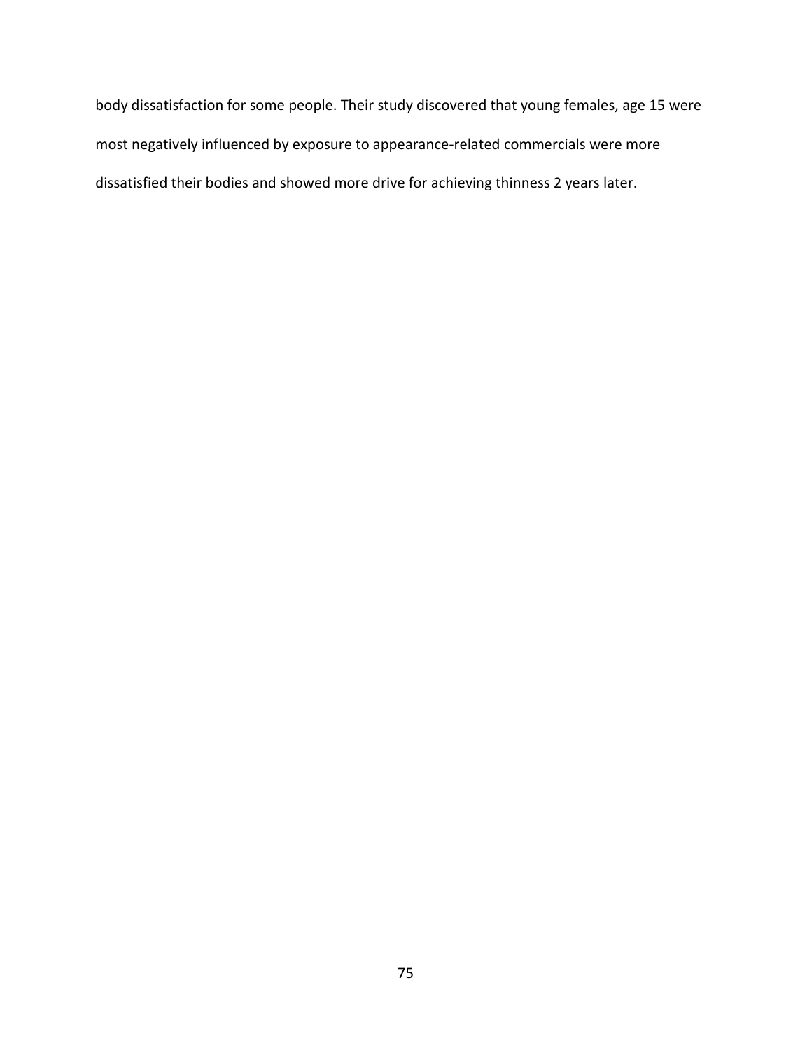body dissatisfaction for some people. Their study discovered that young females, age 15 were most negatively influenced by exposure to appearance-related commercials were more dissatisfied their bodies and showed more drive for achieving thinness 2 years later.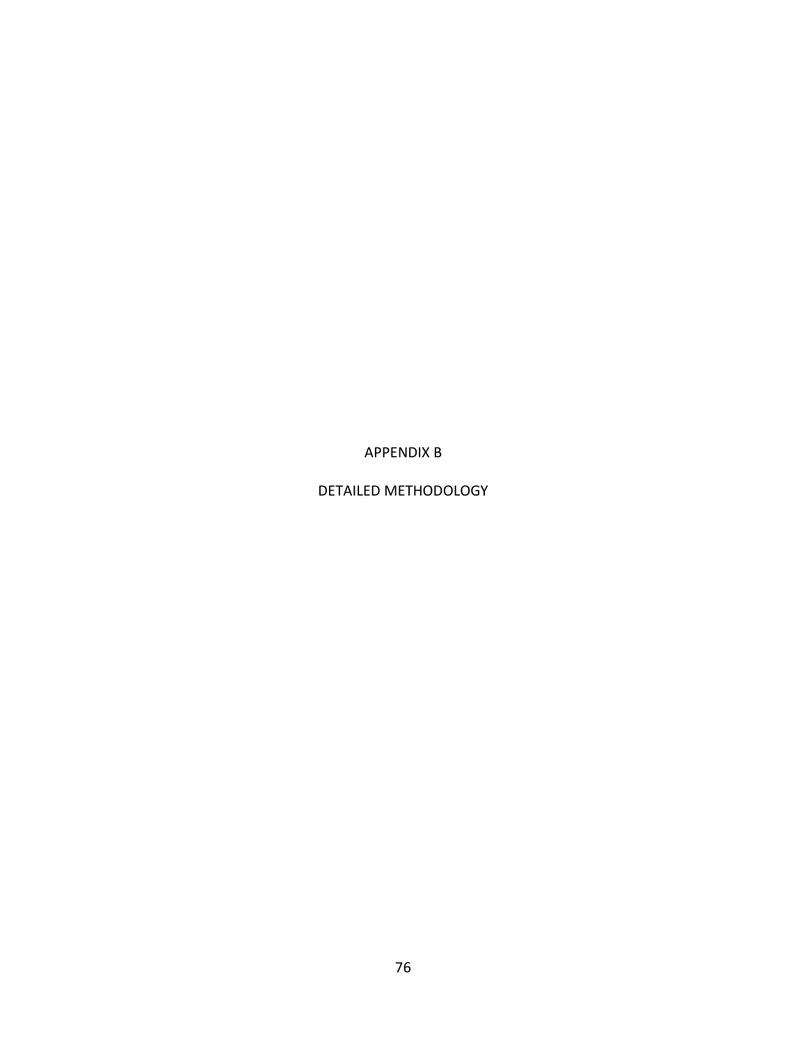# APPENDIX B

## DETAILED METHODOLOGY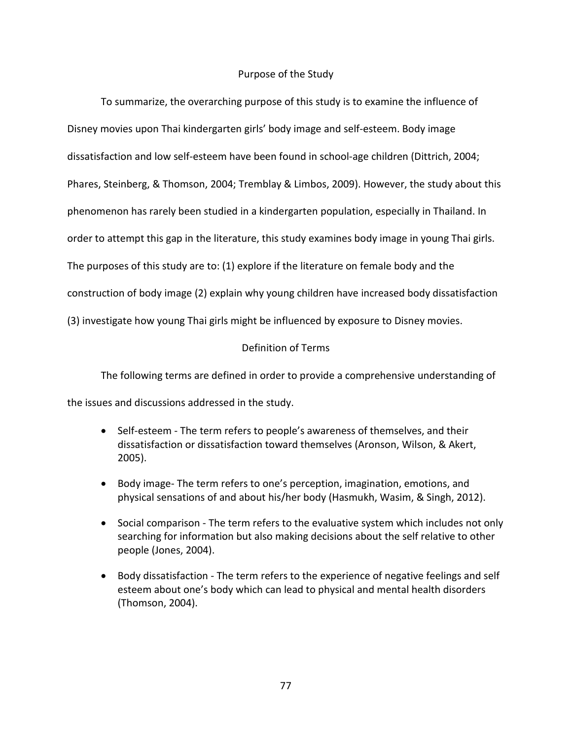## Purpose of the Study

To summarize, the overarching purpose of this study is to examine the influence of Disney movies upon Thai kindergarten girls' body image and self-esteem. Body image dissatisfaction and low self-esteem have been found in school-age children (Dittrich, 2004; Phares, Steinberg, & Thomson, 2004; Tremblay & Limbos, 2009). However, the study about this phenomenon has rarely been studied in a kindergarten population, especially in Thailand. In order to attempt this gap in the literature, this study examines body image in young Thai girls. The purposes of this study are to: (1) explore if the literature on female body and the construction of body image (2) explain why young children have increased body dissatisfaction (3) investigate how young Thai girls might be influenced by exposure to Disney movies.

## Definition of Terms

The following terms are defined in order to provide a comprehensive understanding of the issues and discussions addressed in the study.

- Self-esteem - The term refers to people's awareness of themselves, and their dissatisfaction or dissatisfaction toward themselves (Aronson, Wilson, & Akert, 2005).
- Body image- The term refers to one's perception, imagination, emotions, and physical sensations of and about his/her body (Hasmukh, Wasim, & Singh, 2012).
- Social comparison - The term refers to the evaluative system which includes not only searching for information but also making decisions about the self relative to other people (Jones, 2004).
- Body dissatisfaction - The term refers to the experience of negative feelings and self esteem about one's body which can lead to physical and mental health disorders (Thomson, 2004).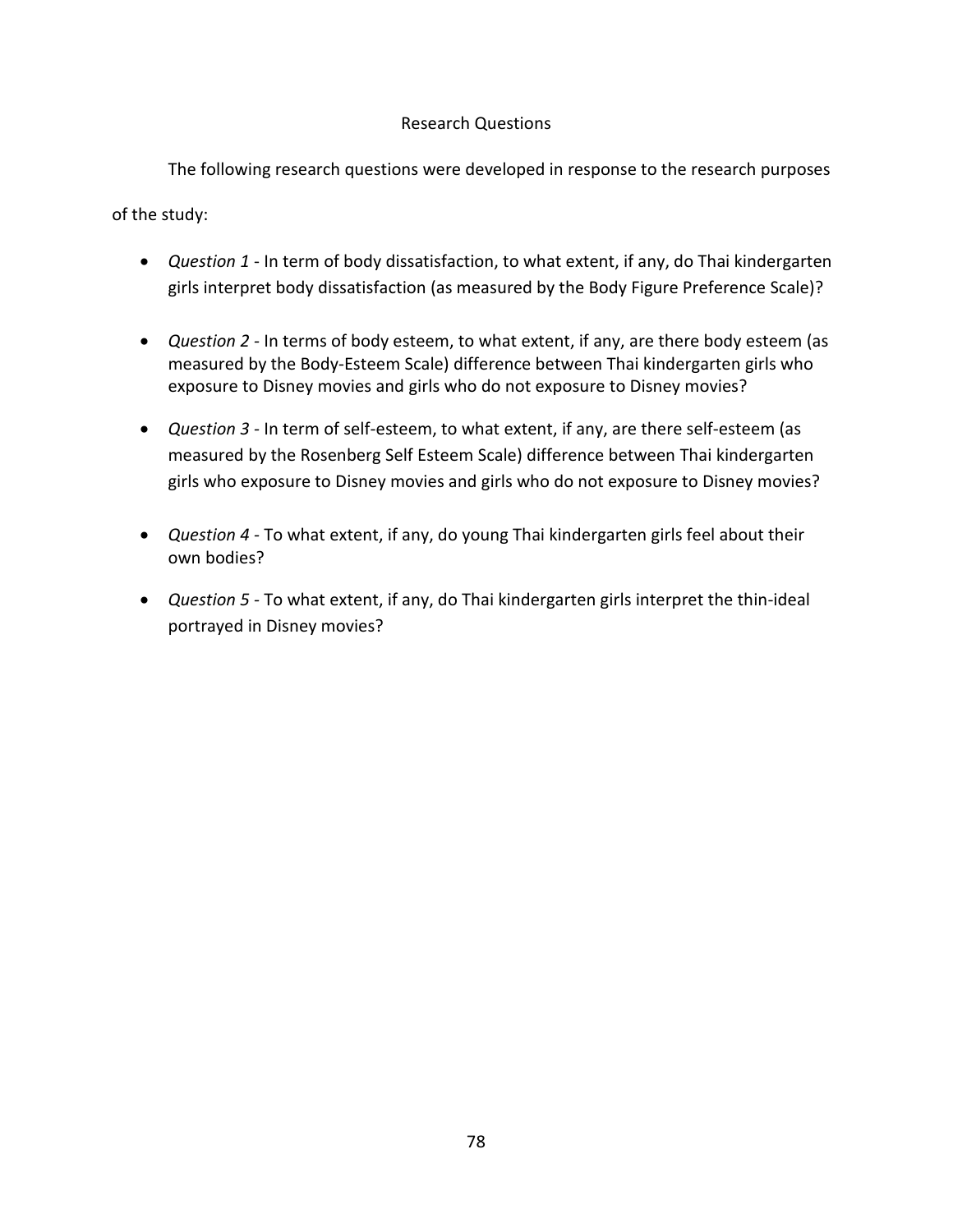## Research Questions

The following research questions were developed in response to the research purposes of the study:

- *Question 1* - In term of body dissatisfaction, to what extent, if any, do Thai kindergarten girls interpret body dissatisfaction (as measured by the Body Figure Preference Scale)?
- *Question 2* - In terms of body esteem, to what extent, if any, are there body esteem (as measured by the Body-Esteem Scale) difference between Thai kindergarten girls who exposure to Disney movies and girls who do not exposure to Disney movies?
- *Question 3* - In term of self-esteem, to what extent, if any, are there self-esteem (as measured by the Rosenberg Self Esteem Scale) difference between Thai kindergarten girls who exposure to Disney movies and girls who do not exposure to Disney movies?
- *Question 4* - To what extent, if any, do young Thai kindergarten girls feel about their own bodies?
- *Question 5* - To what extent, if any, do Thai kindergarten girls interpret the thin-ideal portrayed in Disney movies?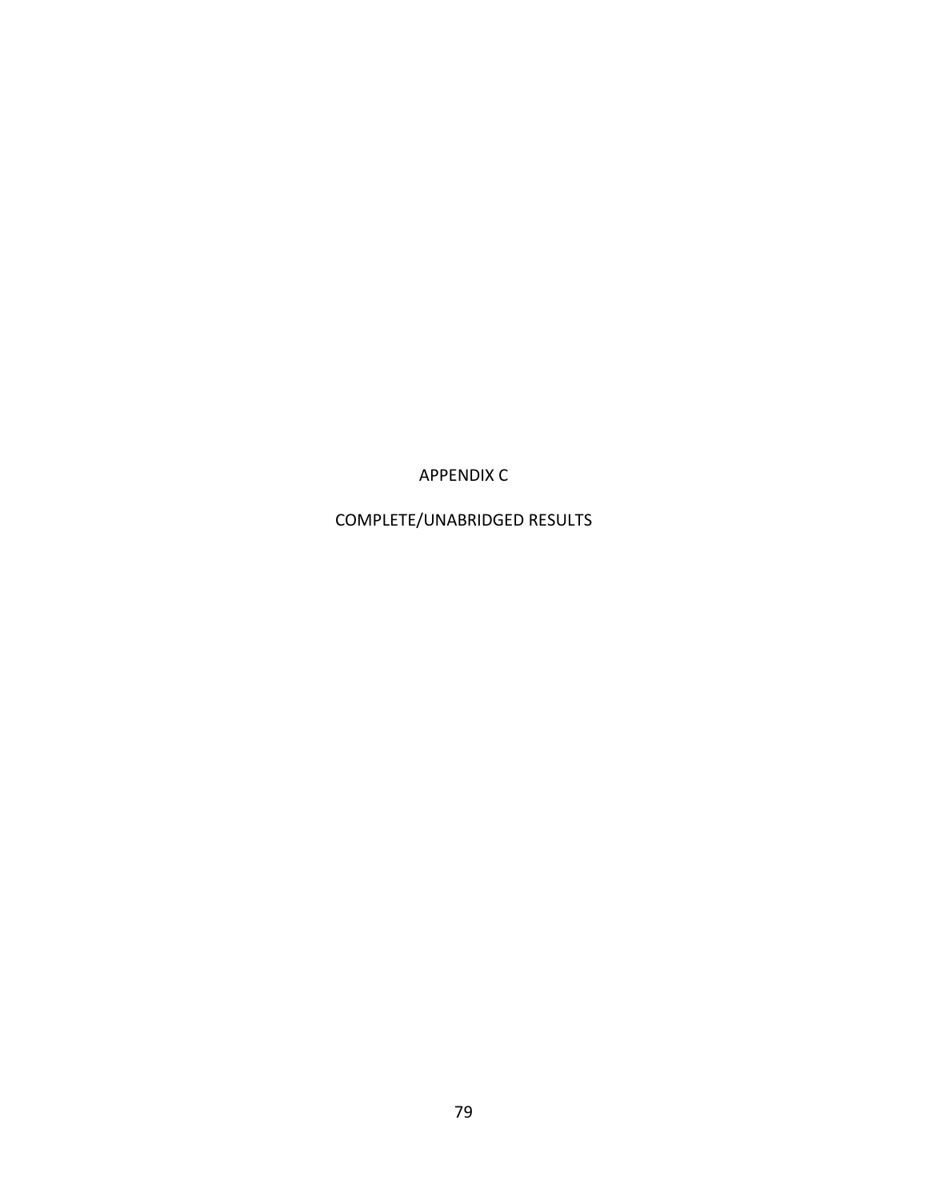# APPENDIX C

## COMPLETE/UNABRIDGED RESULTS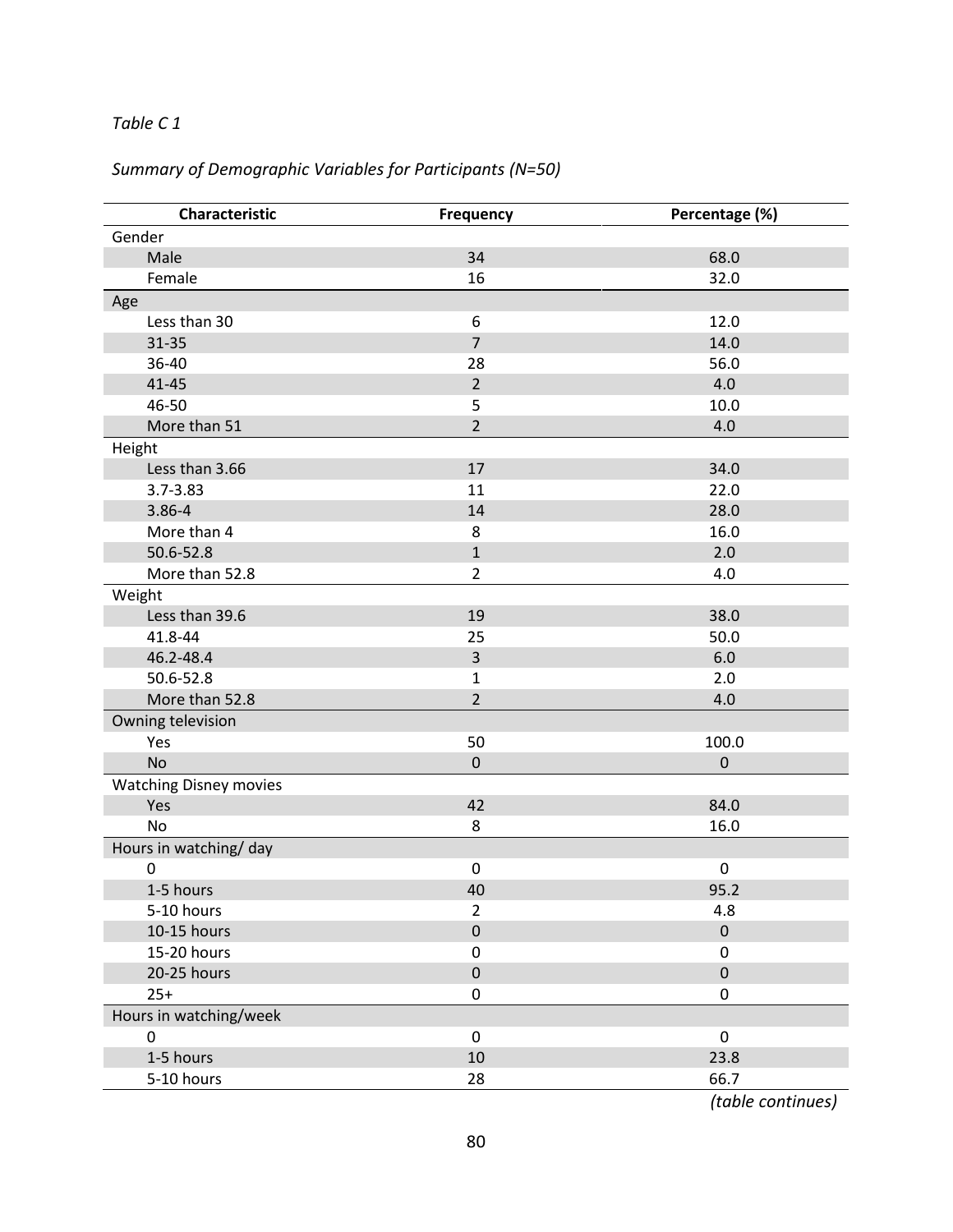*Table C 1*

*Summary of Demographic Variables for Participants (N=50)*

| Characteristic | Frequency | Percentage (%) |
|---|---|---|
| Gender | | |
| Male | 34 | 68.0 |
| Female | 16 | 32.0 |
| Age | | |
| Less than 30 | 6 | 12.0 |
| 31-35 | 7 | 14.0 |
| 36-40 | 28 | 56.0 |
| 41-45 | 2 | 4.0 |
| 46-50 | 5 | 10.0 |
| More than 51 | 2 | 4.0 |
| Height | | |
| Less than 3.66 | 17 | 34.0 |
| 3.7-3.83 | 11 | 22.0 |
| 3.86-4 | 14 | 28.0 |
| More than 4 | 8 | 16.0 |
| 50.6-52.8 | 1 | 2.0 |
| More than 52.8 | 2 | 4.0 |
| Weight | | |
| Less than 39.6 | 19 | 38.0 |
| 41.8-44 | 25 | 50.0 |
| 46.2-48.4 | 3 | 6.0 |
| 50.6-52.8 | 1 | 2.0 |
| More than 52.8 | 2 | 4.0 |
| Owning television | | |
| Yes | 50 | 100.0 |
| No | 0 | 0 |
| Watching Disney movies | | |
| Yes | 42 | 84.0 |
| No | 8 | 16.0 |
| Hours in watching/ day | | |
| 0 | 0 | 0 |
| 1-5 hours | 40 | 95.2 |
| 5-10 hours | 2 | 4.8 |
| 10-15 hours | 0 | 0 |
| 15-20 hours | 0 | 0 |
| 20-25 hours | 0 | 0 |
| 25+ | 0 | 0 |
| Hours in watching/week | | |
| 0 | 0 | 0 |
| 1-5 hours | 10 | 23.8 |
| 5-10 hours | 28 | 66.7 |

*(table continues)*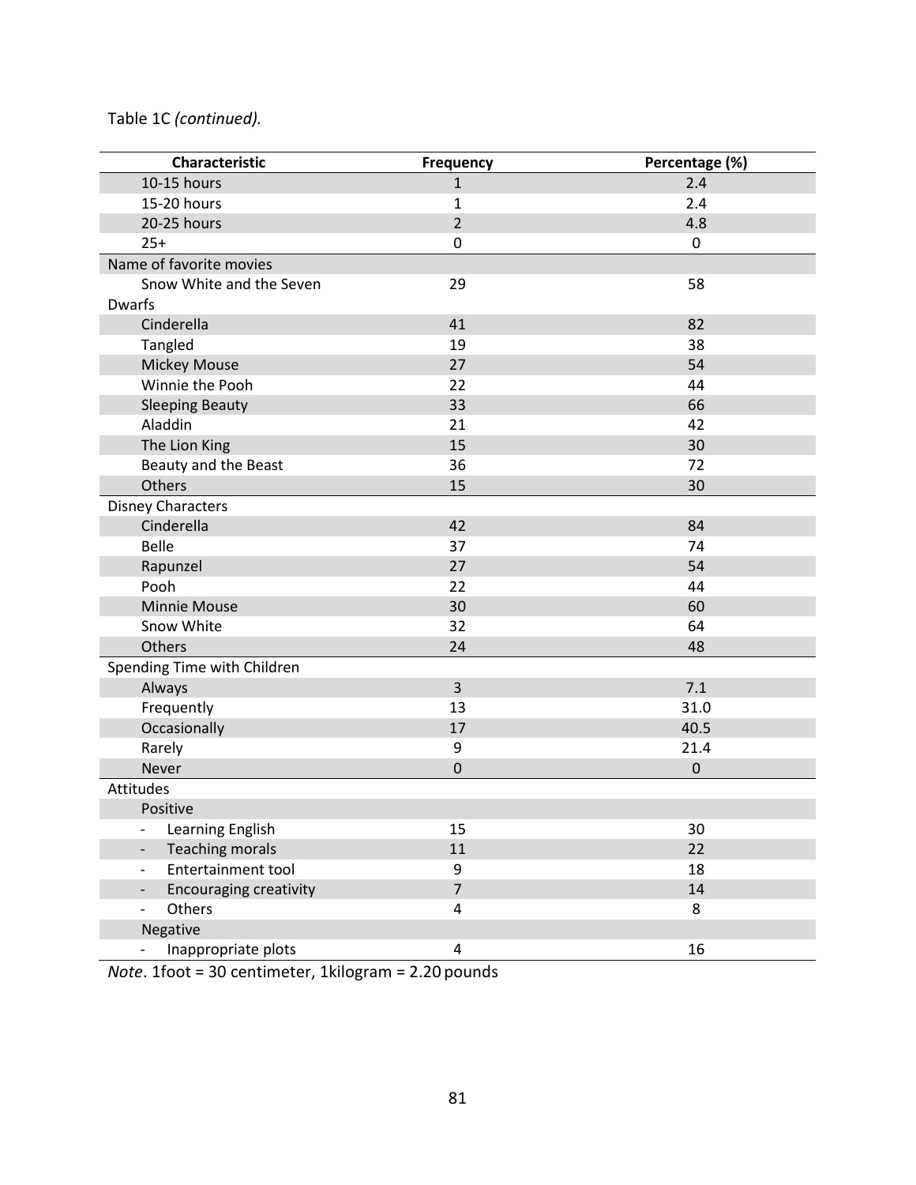Table 1C *(continued).*

| Characteristic | Frequency | Percentage (%) |
|---|---|---|
| 10-15 hours | 1 | 2.4 |
| 15-20 hours | 1 | 2.4 |
| 20-25 hours | 2 | 4.8 |
| 25+ | 0 | 0 |
| Name of favorite movies | | |
| Snow White and the Seven Dwarfs | 29 | 58 |
| Cinderella | 41 | 82 |
| Tangled | 19 | 38 |
| Mickey Mouse | 27 | 54 |
| Winnie the Pooh | 22 | 44 |
| Sleeping Beauty | 33 | 66 |
| Aladdin | 21 | 42 |
| The Lion King | 15 | 30 |
| Beauty and the Beast | 36 | 72 |
| Others | 15 | 30 |
| Disney Characters | | |
| Cinderella | 42 | 84 |
| Belle | 37 | 74 |
| Rapunzel | 27 | 54 |
| Pooh | 22 | 44 |
| Minnie Mouse | 30 | 60 |
| Snow White | 32 | 64 |
| Others | 24 | 48 |
| Spending Time with Children | | |
| Always | 3 | 7.1 |
| Frequently | 13 | 31.0 |
| Occasionally | 17 | 40.5 |
| Rarely | 9 | 21.4 |
| Never | 0 | 0 |
| Attitudes | | |
| Positive | | |
| - Learning English | 15 | 30 |
| - Teaching morals | 11 | 22 |
| - Entertainment tool | 9 | 18 |
| - Encouraging creativity | 7 | 14 |
| - Others | 4 | 8 |
| Negative | | |
| - Inappropriate plots | 4 | 16 |

*Note*. 1foot = 30 centimeter, 1kilogram = 2.20 pounds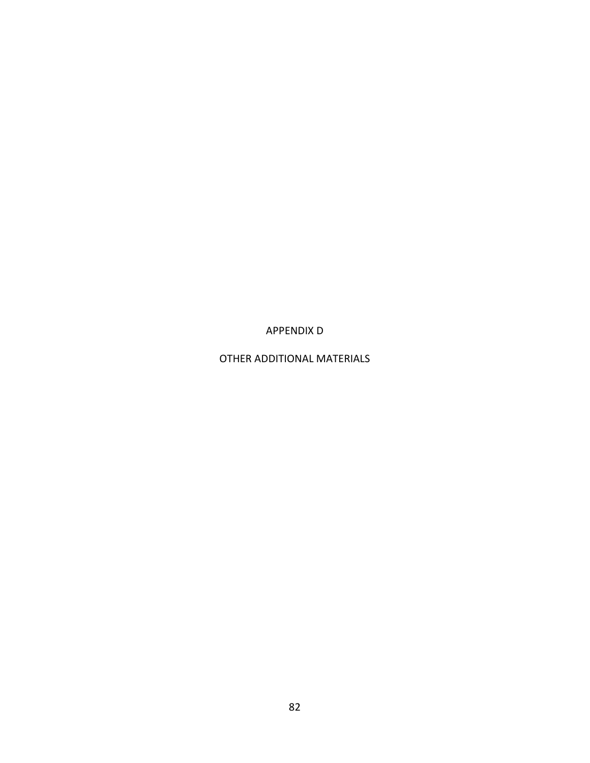# APPENDIX D

# OTHER ADDITIONAL MATERIALS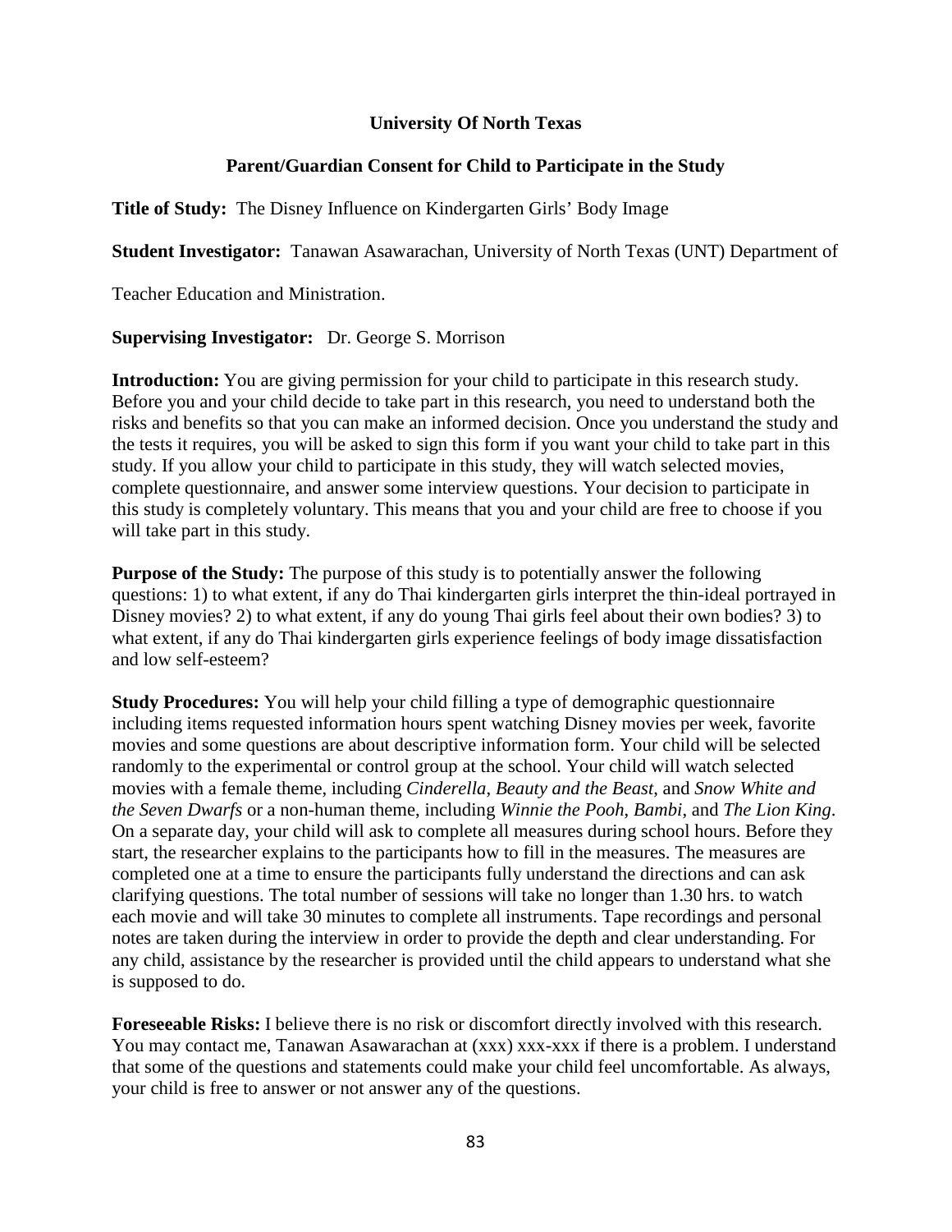**University Of North Texas**

**Parent/Guardian Consent for Child to Participate in the Study**

**Title of Study:** The Disney Influence on Kindergarten Girls' Body Image

**Student Investigator:** Tanawan Asawarachan, University of North Texas (UNT) Department of Teacher Education and Ministration.

**Supervising Investigator:** Dr. George S. Morrison

**Introduction:** You are giving permission for your child to participate in this research study. Before you and your child decide to take part in this research, you need to understand both the risks and benefits so that you can make an informed decision. Once you understand the study and the tests it requires, you will be asked to sign this form if you want your child to take part in this study. If you allow your child to participate in this study, they will watch selected movies, complete questionnaire, and answer some interview questions. Your decision to participate in this study is completely voluntary. This means that you and your child are free to choose if you will take part in this study.

**Purpose of the Study:** The purpose of this study is to potentially answer the following questions: 1) to what extent, if any do Thai kindergarten girls interpret the thin-ideal portrayed in Disney movies? 2) to what extent, if any do young Thai girls feel about their own bodies? 3) to what extent, if any do Thai kindergarten girls experience feelings of body image dissatisfaction and low self-esteem?

**Study Procedures:** You will help your child filling a type of demographic questionnaire including items requested information hours spent watching Disney movies per week, favorite movies and some questions are about descriptive information form. Your child will be selected randomly to the experimental or control group at the school. Your child will watch selected movies with a female theme, including *Cinderella*, *Beauty and the Beast*, and *Snow White and the Seven Dwarfs* or a non-human theme, including *Winnie the Pooh*, *Bambi*, and *The Lion King*. On a separate day, your child will ask to complete all measures during school hours. Before they start, the researcher explains to the participants how to fill in the measures. The measures are completed one at a time to ensure the participants fully understand the directions and can ask clarifying questions. The total number of sessions will take no longer than 1.30 hrs. to watch each movie and will take 30 minutes to complete all instruments. Tape recordings and personal notes are taken during the interview in order to provide the depth and clear understanding. For any child, assistance by the researcher is provided until the child appears to understand what she is supposed to do.

**Foreseeable Risks:** I believe there is no risk or discomfort directly involved with this research. You may contact me, Tanawan Asawarachan at (xxx) xxx-xxx if there is a problem. I understand that some of the questions and statements could make your child feel uncomfortable. As always, your child is free to answer or not answer any of the questions.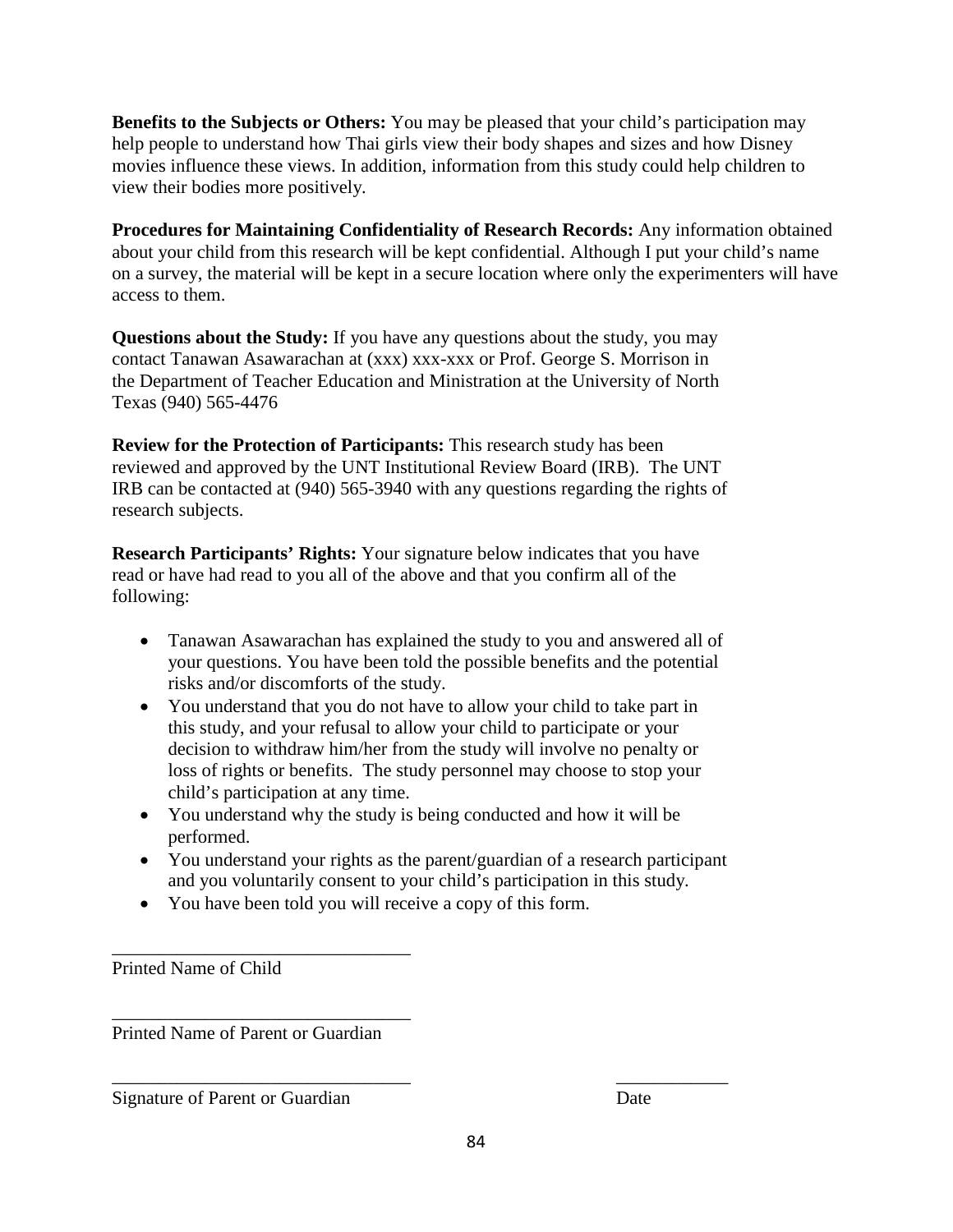**Benefits to the Subjects or Others:** You may be pleased that your child's participation may help people to understand how Thai girls view their body shapes and sizes and how Disney movies influence these views. In addition, information from this study could help children to view their bodies more positively.

**Procedures for Maintaining Confidentiality of Research Records:** Any information obtained about your child from this research will be kept confidential. Although I put your child's name on a survey, the material will be kept in a secure location where only the experimenters will have access to them.

**Questions about the Study:** If you have any questions about the study, you may contact Tanawan Asawarachan at (xxx) xxx-xxx or Prof. George S. Morrison in the Department of Teacher Education and Ministration at the University of North Texas (940) 565-4476

**Review for the Protection of Participants:** This research study has been reviewed and approved by the UNT Institutional Review Board (IRB). The UNT IRB can be contacted at (940) 565-3940 with any questions regarding the rights of research subjects.

**Research Participants' Rights:** Your signature below indicates that you have read or have had read to you all of the above and that you confirm all of the following:

- Tanawan Asawarachan has explained the study to you and answered all of your questions. You have been told the possible benefits and the potential risks and/or discomforts of the study.
- You understand that you do not have to allow your child to take part in this study, and your refusal to allow your child to participate or your decision to withdraw him/her from the study will involve no penalty or loss of rights or benefits. The study personnel may choose to stop your child's participation at any time.
- You understand why the study is being conducted and how it will be performed.
- You understand your rights as the parent/guardian of a research participant and you voluntarily consent to your child's participation in this study.
- You have been told you will receive a copy of this form.

________________________________
Printed Name of Child

________________________________
Printed Name of Parent or Guardian

________________________________ ____________
Signature of Parent or Guardian Date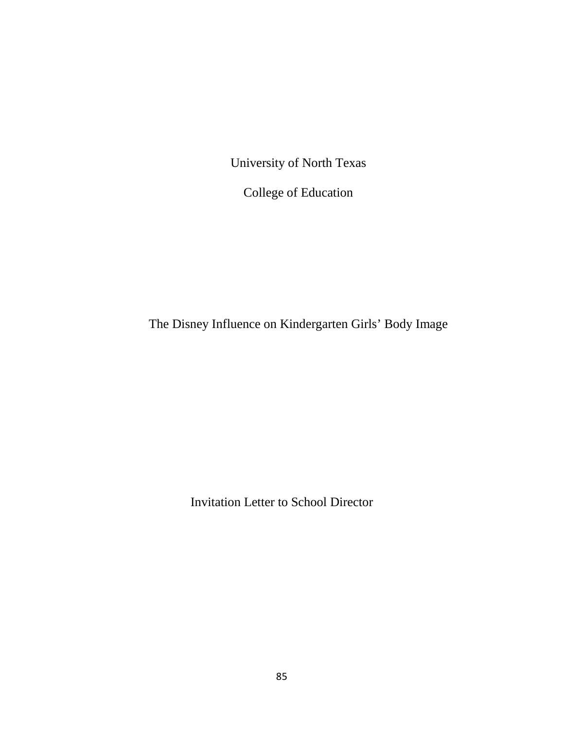University of North Texas

College of Education

The Disney Influence on Kindergarten Girls' Body Image

Invitation Letter to School Director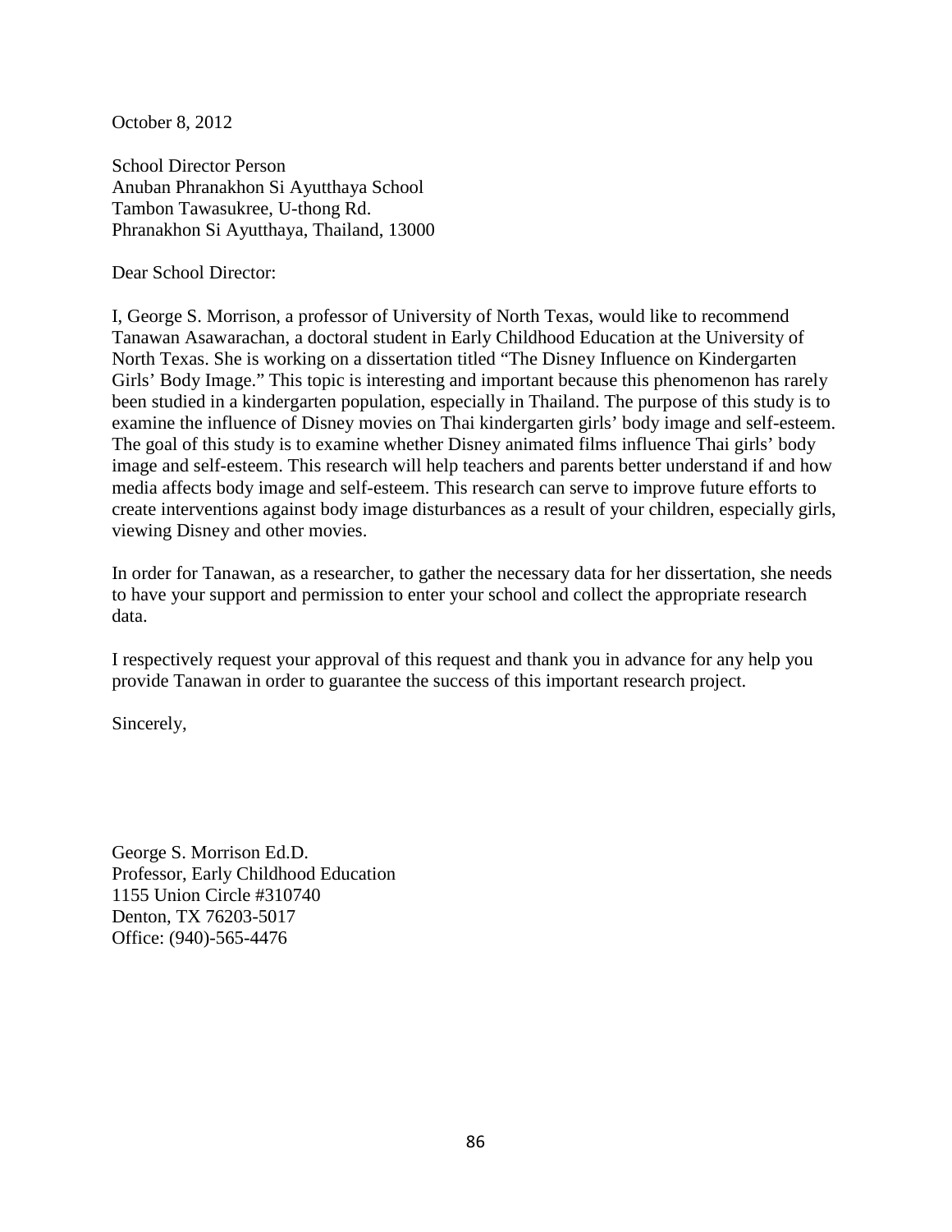October 8, 2012

School Director Person
Anuban Phranakhon Si Ayutthaya School
Tambon Tawasukree, U-thong Rd.
Phranakhon Si Ayutthaya, Thailand, 13000

Dear School Director:

I, George S. Morrison, a professor of University of North Texas, would like to recommend Tanawan Asawarachan, a doctoral student in Early Childhood Education at the University of North Texas. She is working on a dissertation titled "The Disney Influence on Kindergarten Girls' Body Image." This topic is interesting and important because this phenomenon has rarely been studied in a kindergarten population, especially in Thailand. The purpose of this study is to examine the influence of Disney movies on Thai kindergarten girls' body image and self-esteem. The goal of this study is to examine whether Disney animated films influence Thai girls' body image and self-esteem. This research will help teachers and parents better understand if and how media affects body image and self-esteem. This research can serve to improve future efforts to create interventions against body image disturbances as a result of your children, especially girls, viewing Disney and other movies.

In order for Tanawan, as a researcher, to gather the necessary data for her dissertation, she needs to have your support and permission to enter your school and collect the appropriate research data.

I respectively request your approval of this request and thank you in advance for any help you provide Tanawan in order to guarantee the success of this important research project.

Sincerely,

George S. Morrison Ed.D.
Professor, Early Childhood Education
1155 Union Circle #310740
Denton, TX 76203-5017
Office: (940)-565-4476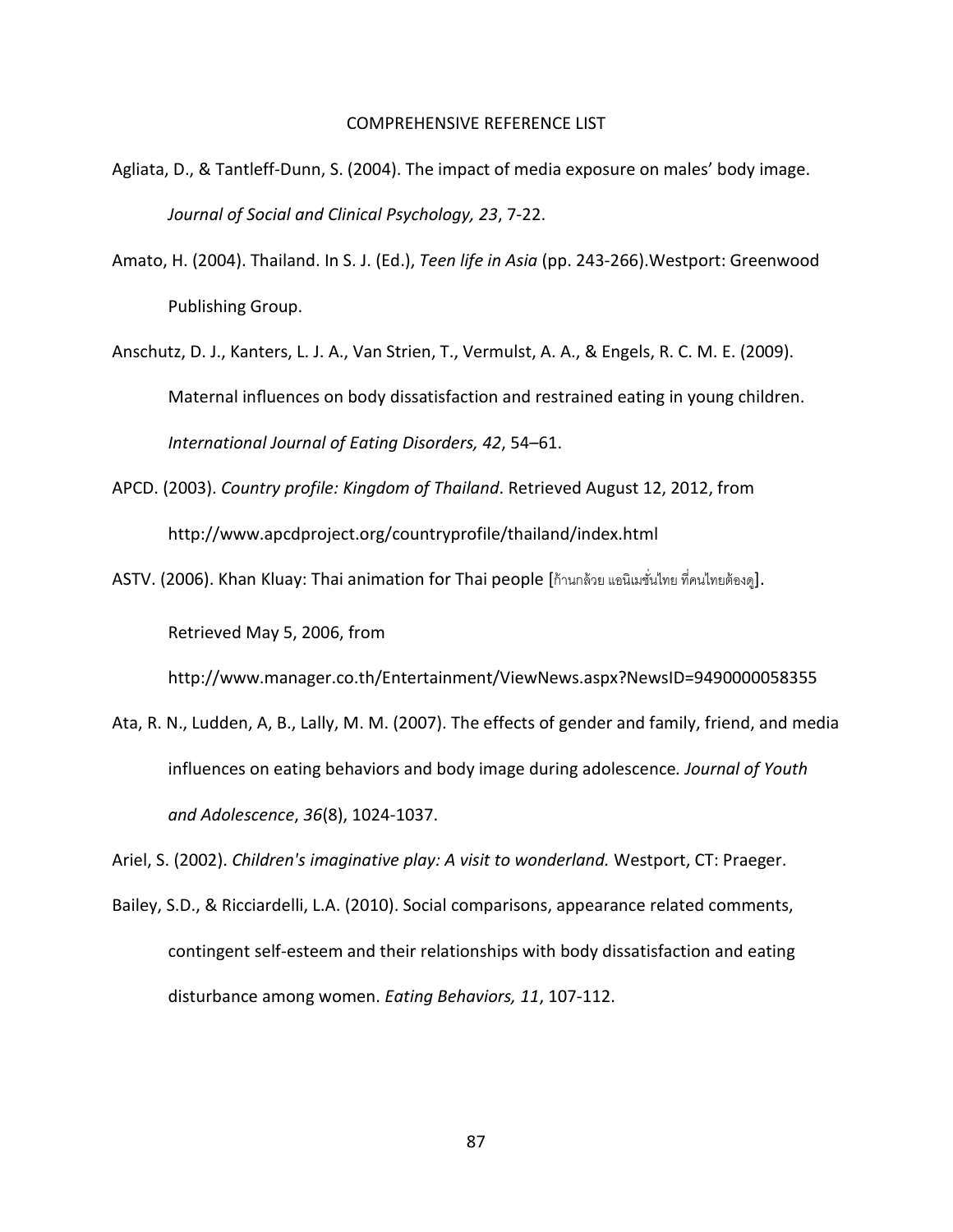# COMPREHENSIVE REFERENCE LIST

Agliata, D., & Tantleff-Dunn, S. (2004). The impact of media exposure on males' body image. *Journal of Social and Clinical Psychology, 23*, 7-22.

Amato, H. (2004). Thailand. In S. J. (Ed.), *Teen life in Asia* (pp. 243-266).Westport: Greenwood Publishing Group.

Anschutz, D. J., Kanters, L. J. A., Van Strien, T., Vermulst, A. A., & Engels, R. C. M. E. (2009). Maternal influences on body dissatisfaction and restrained eating in young children. *International Journal of Eating Disorders, 42*, 54–61.

APCD. (2003). *Country profile: Kingdom of Thailand*. Retrieved August 12, 2012, from http://www.apcdproject.org/countryprofile/thailand/index.html

ASTV. (2006). Khan Kluay: Thai animation for Thai people [ก้านกล้วย แอนิเมชั่นไทย ที่คนไทยต้องดู]. Retrieved May 5, 2006, from http://www.manager.co.th/Entertainment/ViewNews.aspx?NewsID=9490000058355

Ata, R. N., Ludden, A, B., Lally, M. M. (2007). The effects of gender and family, friend, and media influences on eating behaviors and body image during adolescence*. Journal of Youth and Adolescence*, *36*(8), 1024-1037.

Ariel, S. (2002). *Children's imaginative play: A visit to wonderland.* Westport, CT: Praeger.

Bailey, S.D., & Ricciardelli, L.A. (2010). Social comparisons, appearance related comments, contingent self-esteem and their relationships with body dissatisfaction and eating disturbance among women. *Eating Behaviors, 11*, 107-112.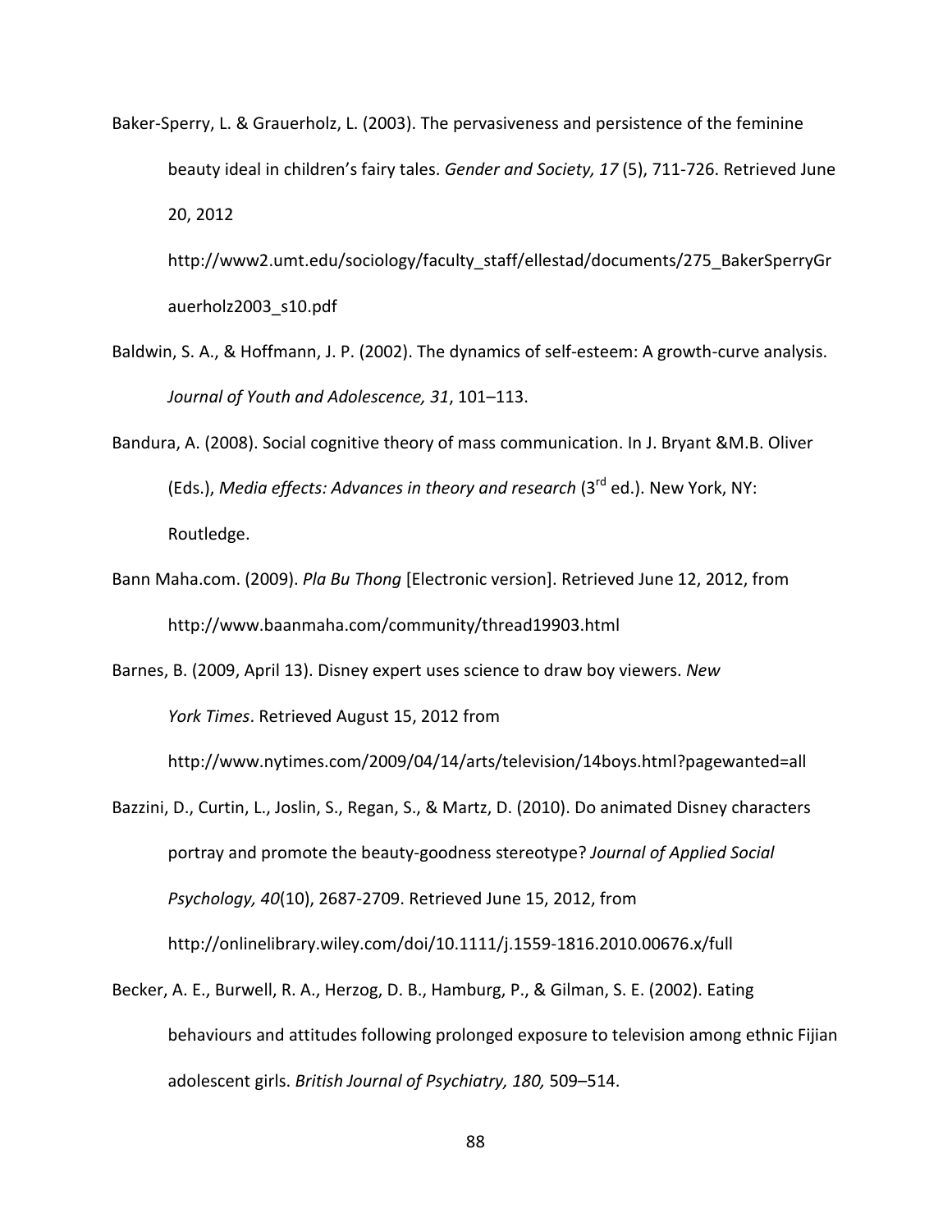Baker-Sperry, L. & Grauerholz, L. (2003). The pervasiveness and persistence of the feminine beauty ideal in children's fairy tales. *Gender and Society, 17* (5), 711-726. Retrieved June 20, 2012 http://www2.umt.edu/sociology/faculty_staff/ellestad/documents/275_BakerSperryGrauerholz2003_s10.pdf

Baldwin, S. A., & Hoffmann, J. P. (2002). The dynamics of self-esteem: A growth-curve analysis. *Journal of Youth and Adolescence, 31*, 101–113.

Bandura, A. (2008). Social cognitive theory of mass communication. In J. Bryant &M.B. Oliver (Eds.), *Media effects: Advances in theory and research* (3rd ed.). New York, NY: Routledge.

Bann Maha.com. (2009). *Pla Bu Thong* [Electronic version]. Retrieved June 12, 2012, from http://www.baanmaha.com/community/thread19903.html

Barnes, B. (2009, April 13). Disney expert uses science to draw boy viewers. *New York Times*. Retrieved August 15, 2012 from http://www.nytimes.com/2009/04/14/arts/television/14boys.html?pagewanted=all

Bazzini, D., Curtin, L., Joslin, S., Regan, S., & Martz, D. (2010). Do animated Disney characters portray and promote the beauty-goodness stereotype? *Journal of Applied Social Psychology, 40*(10), 2687-2709. Retrieved June 15, 2012, from http://onlinelibrary.wiley.com/doi/10.1111/j.1559-1816.2010.00676.x/full

Becker, A. E., Burwell, R. A., Herzog, D. B., Hamburg, P., & Gilman, S. E. (2002). Eating behaviours and attitudes following prolonged exposure to television among ethnic Fijian adolescent girls. *British Journal of Psychiatry, 180,* 509–514.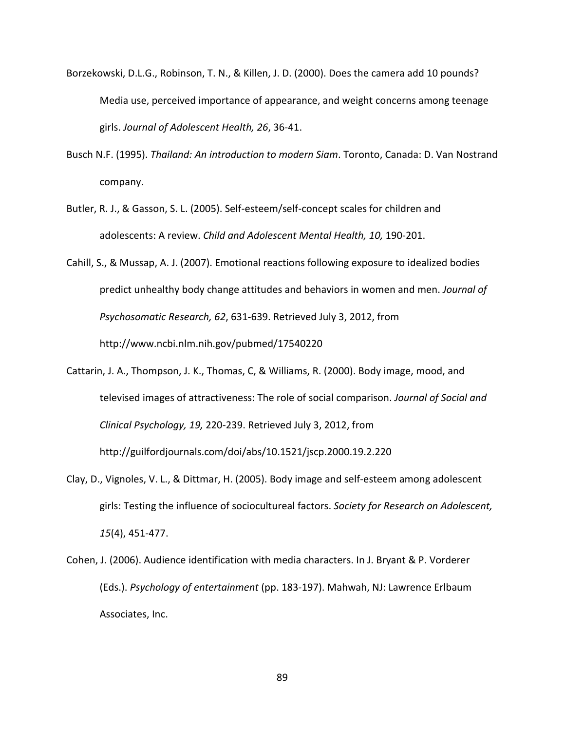Borzekowski, D.L.G., Robinson, T. N., & Killen, J. D. (2000). Does the camera add 10 pounds? Media use, perceived importance of appearance, and weight concerns among teenage girls. *Journal of Adolescent Health, 26*, 36-41.

Busch N.F. (1995). *Thailand: An introduction to modern Siam*. Toronto, Canada: D. Van Nostrand company.

Butler, R. J., & Gasson, S. L. (2005). Self-esteem/self-concept scales for children and adolescents: A review. *Child and Adolescent Mental Health, 10,* 190-201.

Cahill, S., & Mussap, A. J. (2007). Emotional reactions following exposure to idealized bodies predict unhealthy body change attitudes and behaviors in women and men. *Journal of Psychosomatic Research, 62*, 631-639. Retrieved July 3, 2012, from http://www.ncbi.nlm.nih.gov/pubmed/17540220

Cattarin, J. A., Thompson, J. K., Thomas, C, & Williams, R. (2000). Body image, mood, and televised images of attractiveness: The role of social comparison. *Journal of Social and Clinical Psychology, 19,* 220-239. Retrieved July 3, 2012, from http://guilfordjournals.com/doi/abs/10.1521/jscp.2000.19.2.220

Clay, D., Vignoles, V. L., & Dittmar, H. (2005). Body image and self-esteem among adolescent girls: Testing the influence of sociocultureal factors. *Society for Research on Adolescent, 15*(4), 451-477.

Cohen, J. (2006). Audience identification with media characters. In J. Bryant & P. Vorderer (Eds.). *Psychology of entertainment* (pp. 183-197). Mahwah, NJ: Lawrence Erlbaum Associates, Inc.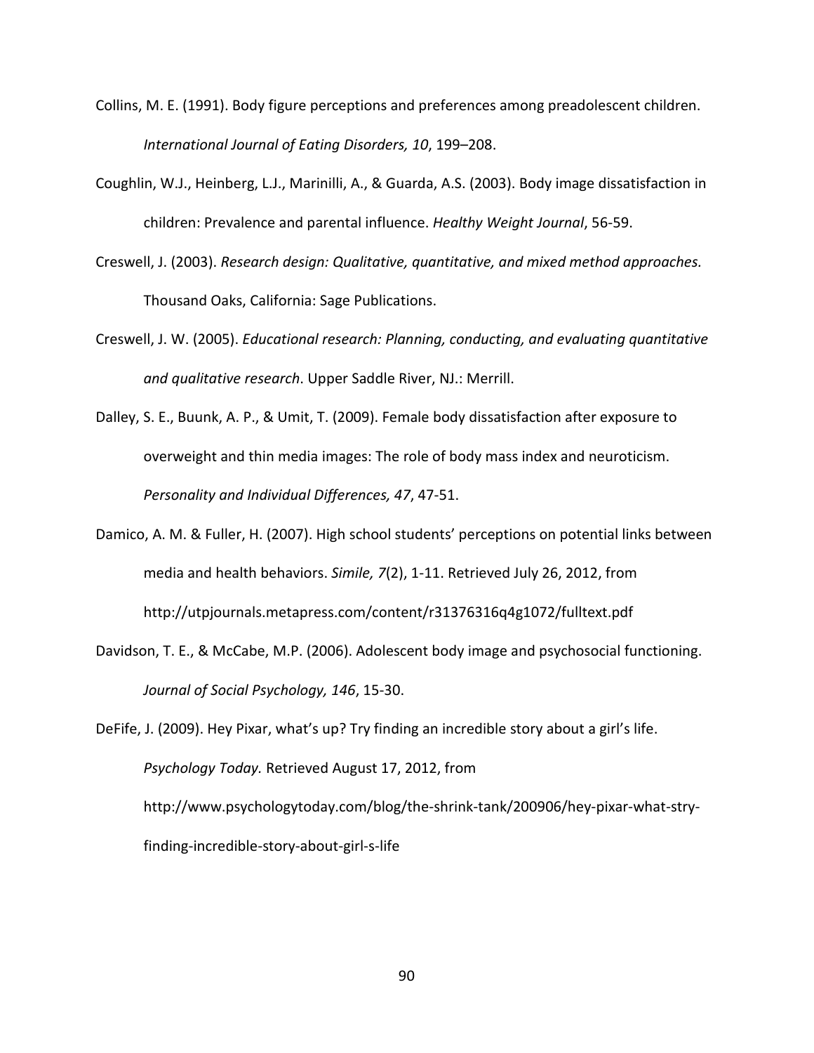Collins, M. E. (1991). Body figure perceptions and preferences among preadolescent children. *International Journal of Eating Disorders, 10*, 199–208.

Coughlin, W.J., Heinberg, L.J., Marinilli, A., & Guarda, A.S. (2003). Body image dissatisfaction in children: Prevalence and parental influence. *Healthy Weight Journal*, 56-59.

Creswell, J. (2003). *Research design: Qualitative, quantitative, and mixed method approaches.* Thousand Oaks, California: Sage Publications.

Creswell, J. W. (2005). *Educational research: Planning, conducting, and evaluating quantitative and qualitative research*. Upper Saddle River, NJ.: Merrill.

Dalley, S. E., Buunk, A. P., & Umit, T. (2009). Female body dissatisfaction after exposure to overweight and thin media images: The role of body mass index and neuroticism. *Personality and Individual Differences, 47*, 47-51.

Damico, A. M. & Fuller, H. (2007). High school students' perceptions on potential links between media and health behaviors. *Simile, 7*(2), 1-11. Retrieved July 26, 2012, from http://utpjournals.metapress.com/content/r31376316q4g1072/fulltext.pdf

Davidson, T. E., & McCabe, M.P. (2006). Adolescent body image and psychosocial functioning. *Journal of Social Psychology, 146*, 15-30.

DeFife, J. (2009). Hey Pixar, what's up? Try finding an incredible story about a girl's life. *Psychology Today.* Retrieved August 17, 2012, from http://www.psychologytoday.com/blog/the-shrink-tank/200906/hey-pixar-what-stry-finding-incredible-story-about-girl-s-life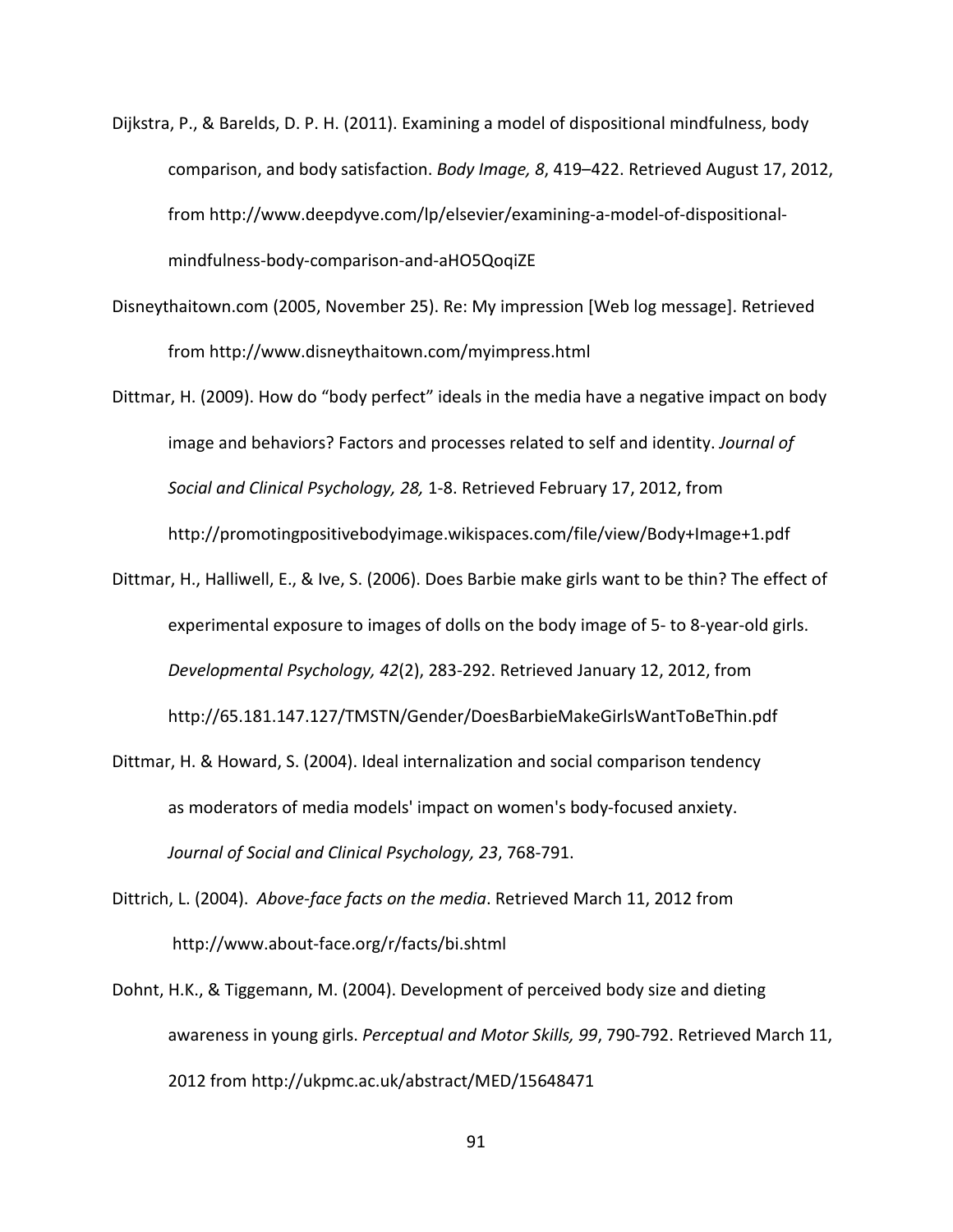Dijkstra, P., & Barelds, D. P. H. (2011). Examining a model of dispositional mindfulness, body comparison, and body satisfaction. *Body Image, 8*, 419–422. Retrieved August 17, 2012, from http://www.deepdyve.com/lp/elsevier/examining-a-model-of-dispositional-mindfulness-body-comparison-and-aHO5QoqiZE

Disneythaitown.com (2005, November 25). Re: My impression [Web log message]. Retrieved from http://www.disneythaitown.com/myimpress.html

Dittmar, H. (2009). How do "body perfect" ideals in the media have a negative impact on body image and behaviors? Factors and processes related to self and identity. *Journal of Social and Clinical Psychology, 28,* 1-8. Retrieved February 17, 2012, from http://promotingpositivebodyimage.wikispaces.com/file/view/Body+Image+1.pdf

Dittmar, H., Halliwell, E., & Ive, S. (2006). Does Barbie make girls want to be thin? The effect of experimental exposure to images of dolls on the body image of 5- to 8-year-old girls. *Developmental Psychology, 42*(2), 283-292. Retrieved January 12, 2012, from http://65.181.147.127/TMSTN/Gender/DoesBarbieMakeGirlsWantToBeThin.pdf

Dittmar, H. & Howard, S. (2004). Ideal internalization and social comparison tendency as moderators of media models' impact on women's body-focused anxiety. *Journal of Social and Clinical Psychology, 23*, 768-791.

Dittrich, L. (2004). *Above-face facts on the media*. Retrieved March 11, 2012 from http://www.about-face.org/r/facts/bi.shtml

Dohnt, H.K., & Tiggemann, M. (2004). Development of perceived body size and dieting awareness in young girls. *Perceptual and Motor Skills, 99*, 790-792. Retrieved March 11, 2012 from http://ukpmc.ac.uk/abstract/MED/15648471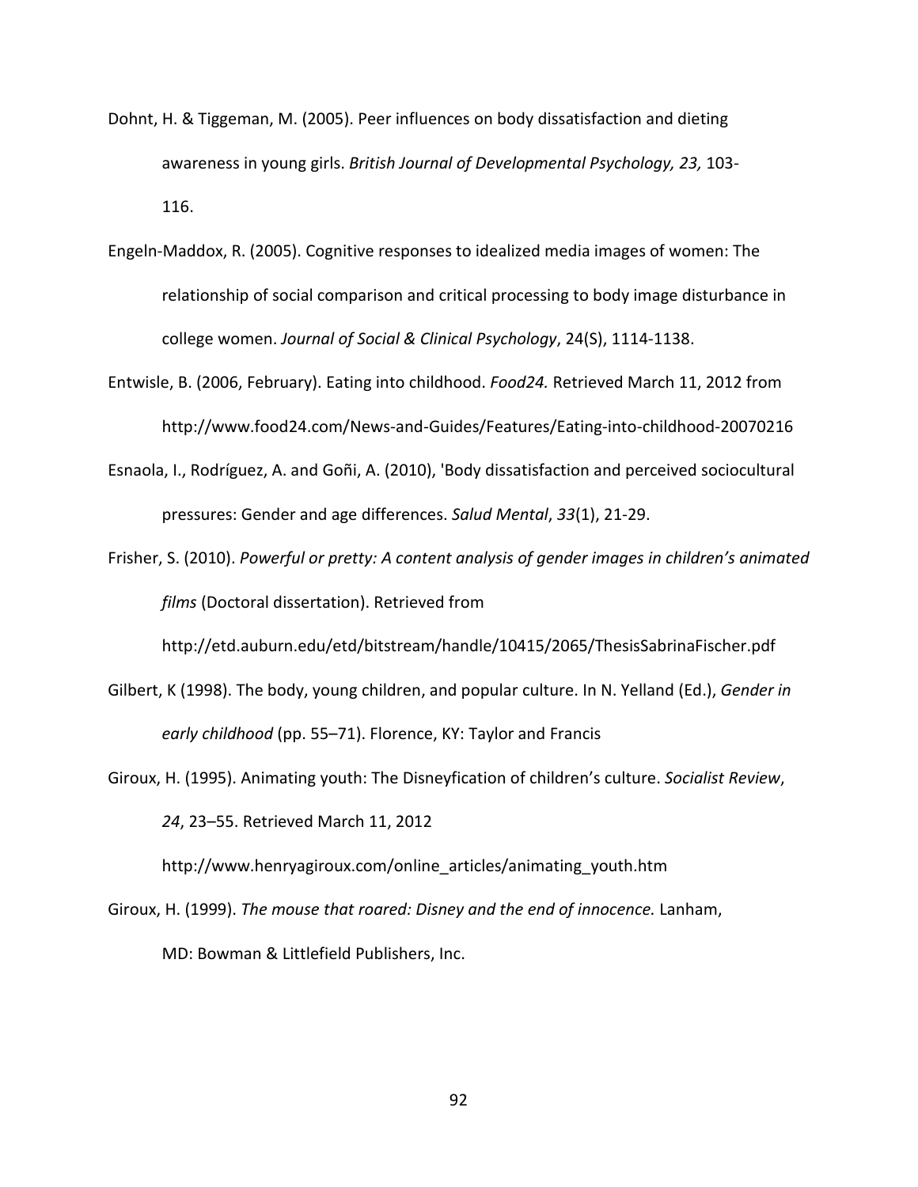Dohnt, H. & Tiggeman, M. (2005). Peer influences on body dissatisfaction and dieting awareness in young girls. *British Journal of Developmental Psychology, 23,* 103-116.

Engeln-Maddox, R. (2005). Cognitive responses to idealized media images of women: The relationship of social comparison and critical processing to body image disturbance in college women. *Journal of Social & Clinical Psychology*, 24(S), 1114-1138.

Entwisle, B. (2006, February). Eating into childhood. *Food24.* Retrieved March 11, 2012 from http://www.food24.com/News-and-Guides/Features/Eating-into-childhood-20070216

Esnaola, I., Rodríguez, A. and Goñi, A. (2010), 'Body dissatisfaction and perceived sociocultural pressures: Gender and age differences. *Salud Mental*, *33*(1), 21-29.

Frisher, S. (2010). *Powerful or pretty: A content analysis of gender images in children's animated films* (Doctoral dissertation). Retrieved from http://etd.auburn.edu/etd/bitstream/handle/10415/2065/ThesisSabrinaFischer.pdf

Gilbert, K (1998). The body, young children, and popular culture. In N. Yelland (Ed.), *Gender in early childhood* (pp. 55–71). Florence, KY: Taylor and Francis

Giroux, H. (1995). Animating youth: The Disneyfication of children's culture. *Socialist Review*, *24*, 23–55. Retrieved March 11, 2012 http://www.henryagiroux.com/online_articles/animating_youth.htm

Giroux, H. (1999). *The mouse that roared: Disney and the end of innocence.* Lanham, MD: Bowman & Littlefield Publishers, Inc.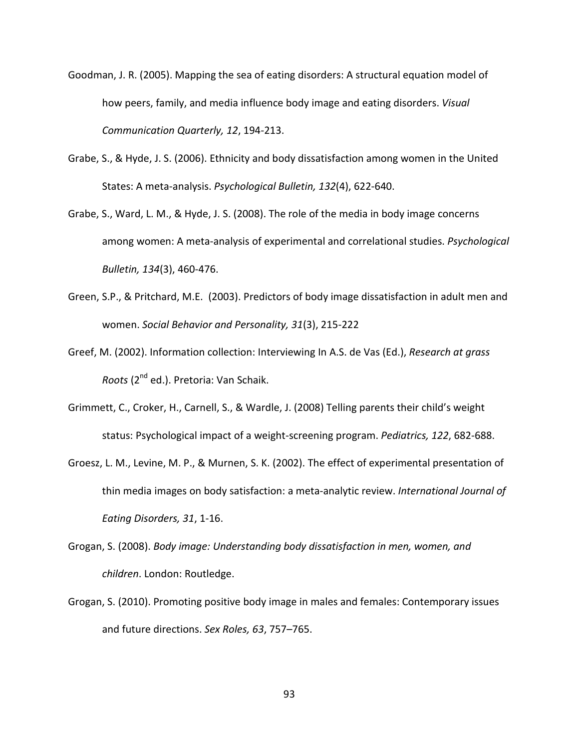Goodman, J. R. (2005). Mapping the sea of eating disorders: A structural equation model of how peers, family, and media influence body image and eating disorders. *Visual Communication Quarterly, 12*, 194-213.

Grabe, S., & Hyde, J. S. (2006). Ethnicity and body dissatisfaction among women in the United States: A meta-analysis. *Psychological Bulletin, 132*(4), 622-640.

Grabe, S., Ward, L. M., & Hyde, J. S. (2008). The role of the media in body image concerns among women: A meta-analysis of experimental and correlational studies. *Psychological Bulletin, 134*(3), 460-476.

Green, S.P., & Pritchard, M.E. (2003). Predictors of body image dissatisfaction in adult men and women. *Social Behavior and Personality, 31*(3), 215-222

Greef, M. (2002). Information collection: Interviewing In A.S. de Vas (Ed.), *Research at grass Roots* (2nd ed.). Pretoria: Van Schaik.

Grimmett, C., Croker, H., Carnell, S., & Wardle, J. (2008) Telling parents their child's weight status: Psychological impact of a weight-screening program. *Pediatrics, 122*, 682-688.

Groesz, L. M., Levine, M. P., & Murnen, S. K. (2002). The effect of experimental presentation of thin media images on body satisfaction: a meta-analytic review. *International Journal of Eating Disorders, 31*, 1-16.

Grogan, S. (2008). *Body image: Understanding body dissatisfaction in men, women, and children*. London: Routledge.

Grogan, S. (2010). Promoting positive body image in males and females: Contemporary issues and future directions. *Sex Roles, 63*, 757–765.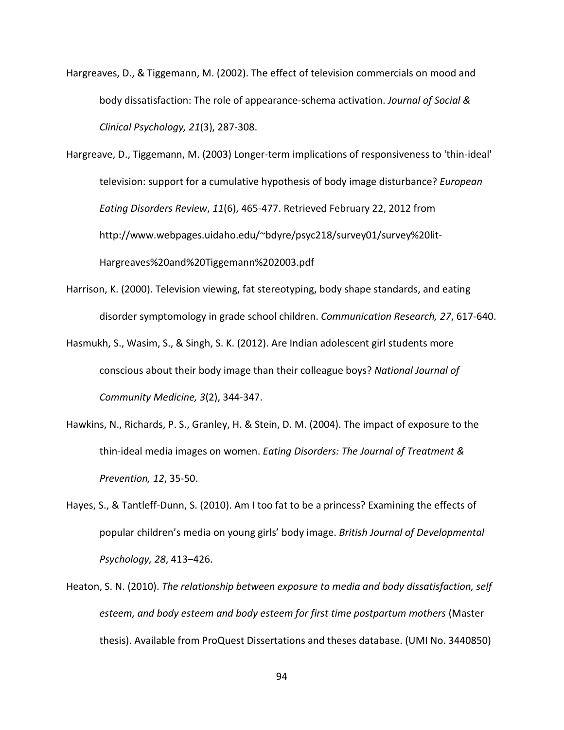Hargreaves, D., & Tiggemann, M. (2002). The effect of television commercials on mood and body dissatisfaction: The role of appearance-schema activation. *Journal of Social & Clinical Psychology, 21*(3), 287-308.

Hargreave, D., Tiggemann, M. (2003) Longer-term implications of responsiveness to 'thin-ideal' television: support for a cumulative hypothesis of body image disturbance? *European Eating Disorders Review*, *11*(6), 465-477. Retrieved February 22, 2012 from http://www.webpages.uidaho.edu/~bdyre/psyc218/survey01/survey%20lit-Hargreaves%20and%20Tiggemann%202003.pdf

Harrison, K. (2000). Television viewing, fat stereotyping, body shape standards, and eating disorder symptomology in grade school children. *Communication Research, 27*, 617-640.

Hasmukh, S., Wasim, S., & Singh, S. K. (2012). Are Indian adolescent girl students more conscious about their body image than their colleague boys? *National Journal of Community Medicine, 3*(2), 344-347.

Hawkins, N., Richards, P. S., Granley, H. & Stein, D. M. (2004). The impact of exposure to the thin-ideal media images on women. *Eating Disorders: The Journal of Treatment & Prevention, 12*, 35-50.

Hayes, S., & Tantleff-Dunn, S. (2010). Am I too fat to be a princess? Examining the effects of popular children's media on young girls' body image. *British Journal of Developmental Psychology, 28*, 413–426.

Heaton, S. N. (2010). *The relationship between exposure to media and body dissatisfaction, self esteem, and body esteem and body esteem for first time postpartum mothers* (Master thesis). Available from ProQuest Dissertations and theses database. (UMI No. 3440850)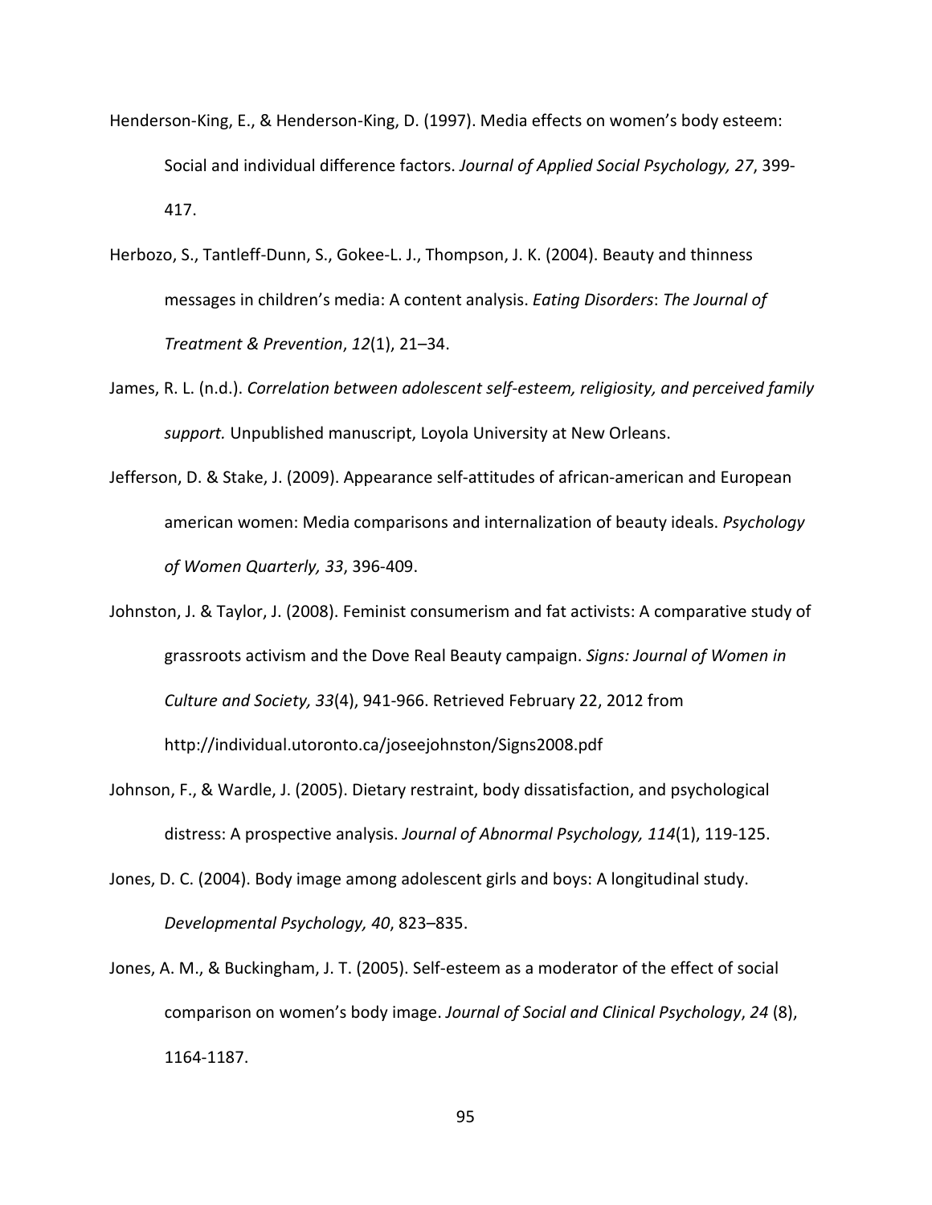Henderson-King, E., & Henderson-King, D. (1997). Media effects on women's body esteem: Social and individual difference factors. *Journal of Applied Social Psychology, 27*, 399-417.

Herbozo, S., Tantleff-Dunn, S., Gokee-L. J., Thompson, J. K. (2004). Beauty and thinness messages in children's media: A content analysis. *Eating Disorders*: *The Journal of Treatment & Prevention*, *12*(1), 21–34.

James, R. L. (n.d.). *Correlation between adolescent self-esteem, religiosity, and perceived family support.* Unpublished manuscript, Loyola University at New Orleans.

Jefferson, D. & Stake, J. (2009). Appearance self-attitudes of african-american and European american women: Media comparisons and internalization of beauty ideals. *Psychology of Women Quarterly, 33*, 396-409.

Johnston, J. & Taylor, J. (2008). Feminist consumerism and fat activists: A comparative study of grassroots activism and the Dove Real Beauty campaign. *Signs: Journal of Women in Culture and Society, 33*(4), 941-966. Retrieved February 22, 2012 from http://individual.utoronto.ca/joseejohnston/Signs2008.pdf

Johnson, F., & Wardle, J. (2005). Dietary restraint, body dissatisfaction, and psychological distress: A prospective analysis. *Journal of Abnormal Psychology, 114*(1), 119-125.

Jones, D. C. (2004). Body image among adolescent girls and boys: A longitudinal study. *Developmental Psychology, 40*, 823–835.

Jones, A. M., & Buckingham, J. T. (2005). Self-esteem as a moderator of the effect of social comparison on women's body image. *Journal of Social and Clinical Psychology*, *24* (8), 1164-1187.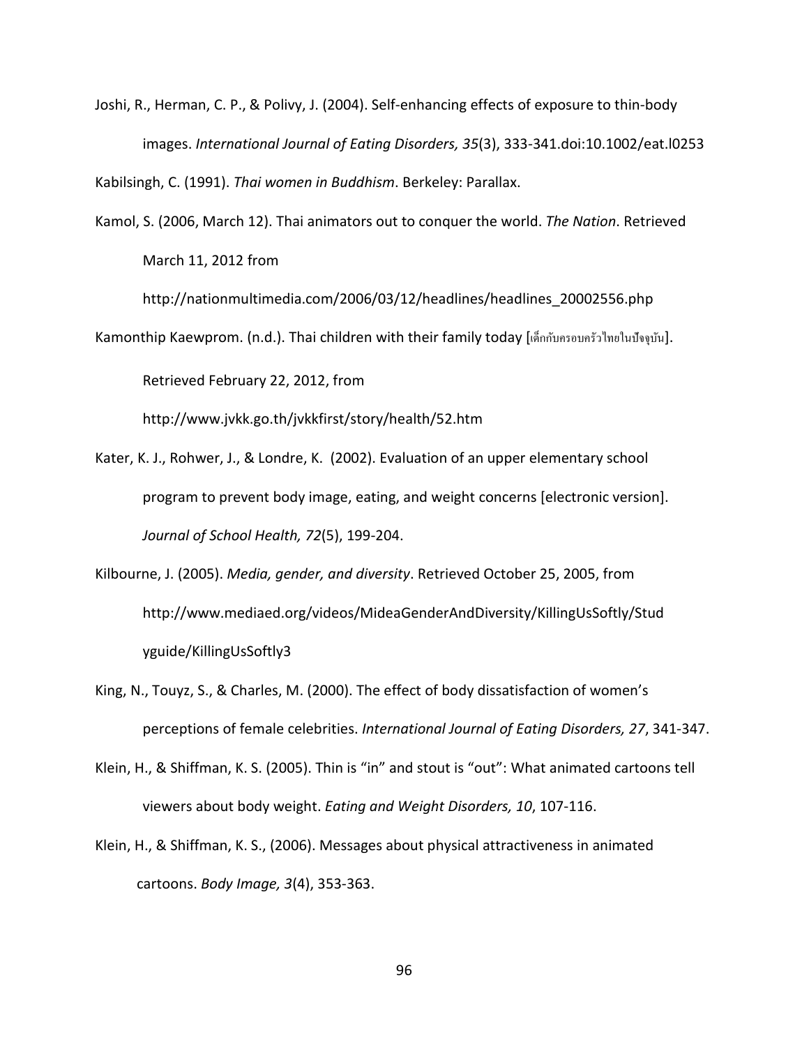Joshi, R., Herman, C. P., & Polivy, J. (2004). Self-enhancing effects of exposure to thin-body images. *International Journal of Eating Disorders, 35*(3), 333-341.doi:10.1002/eat.l0253

Kabilsingh, C. (1991). *Thai women in Buddhism*. Berkeley: Parallax.

Kamol, S. (2006, March 12). Thai animators out to conquer the world. *The Nation*. Retrieved March 11, 2012 from http://nationmultimedia.com/2006/03/12/headlines/headlines_20002556.php

Kamonthip Kaewprom. (n.d.). Thai children with their family today [เด็กกับครอบครัวไทยในปัจจุบัน]. Retrieved February 22, 2012, from http://www.jvkk.go.th/jvkkfirst/story/health/52.htm

Kater, K. J., Rohwer, J., & Londre, K. (2002). Evaluation of an upper elementary school program to prevent body image, eating, and weight concerns [electronic version]. *Journal of School Health, 72*(5), 199-204.

Kilbourne, J. (2005). *Media, gender, and diversity*. Retrieved October 25, 2005, from http://www.mediaed.org/videos/MideaGenderAndDiversity/KillingUsSoftly/Studyguide/KillingUsSoftly3

King, N., Touyz, S., & Charles, M. (2000). The effect of body dissatisfaction of women's perceptions of female celebrities. *International Journal of Eating Disorders, 27*, 341-347.

Klein, H., & Shiffman, K. S. (2005). Thin is "in" and stout is "out": What animated cartoons tell viewers about body weight. *Eating and Weight Disorders, 10*, 107-116.

Klein, H., & Shiffman, K. S., (2006). Messages about physical attractiveness in animated cartoons. *Body Image, 3*(4), 353-363.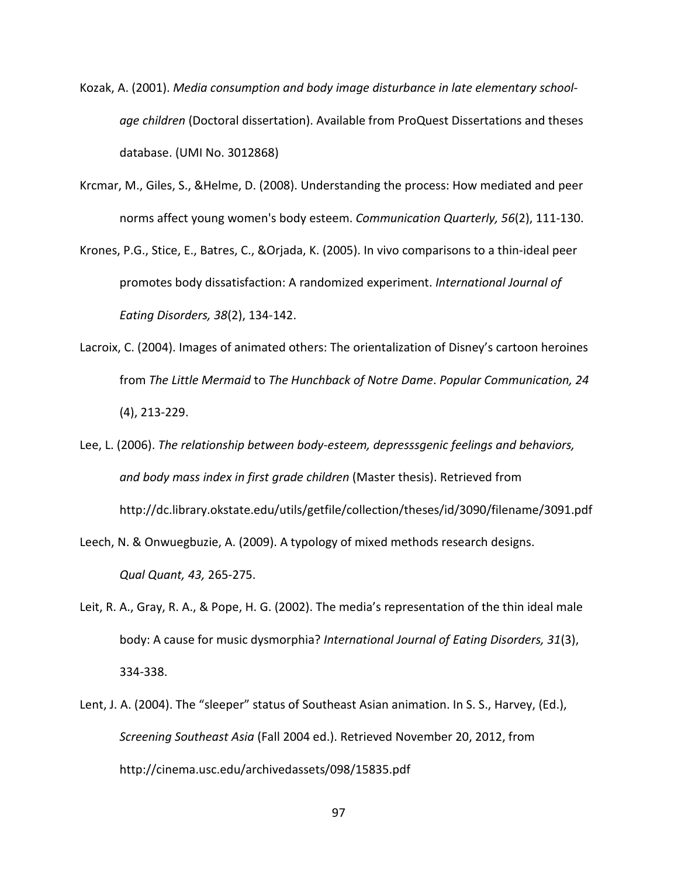Kozak, A. (2001). *Media consumption and body image disturbance in late elementary school-age children* (Doctoral dissertation). Available from ProQuest Dissertations and theses database. (UMI No. 3012868)

Krcmar, M., Giles, S., &Helme, D. (2008). Understanding the process: How mediated and peer norms affect young women's body esteem. *Communication Quarterly, 56*(2), 111-130.

Krones, P.G., Stice, E., Batres, C., &Orjada, K. (2005). In vivo comparisons to a thin-ideal peer promotes body dissatisfaction: A randomized experiment. *International Journal of Eating Disorders, 38*(2), 134-142.

Lacroix, C. (2004). Images of animated others: The orientalization of Disney's cartoon heroines from *The Little Mermaid* to *The Hunchback of Notre Dame*. *Popular Communication, 24* (4), 213-229.

Lee, L. (2006). *The relationship between body-esteem, depresssgenic feelings and behaviors, and body mass index in first grade children* (Master thesis). Retrieved from http://dc.library.okstate.edu/utils/getfile/collection/theses/id/3090/filename/3091.pdf

Leech, N. & Onwuegbuzie, A. (2009). A typology of mixed methods research designs. *Qual Quant, 43,* 265-275.

Leit, R. A., Gray, R. A., & Pope, H. G. (2002). The media's representation of the thin ideal male body: A cause for music dysmorphia? *International Journal of Eating Disorders, 31*(3), 334-338.

Lent, J. A. (2004). The "sleeper" status of Southeast Asian animation. In S. S., Harvey, (Ed.), *Screening Southeast Asia* (Fall 2004 ed.). Retrieved November 20, 2012, from http://cinema.usc.edu/archivedassets/098/15835.pdf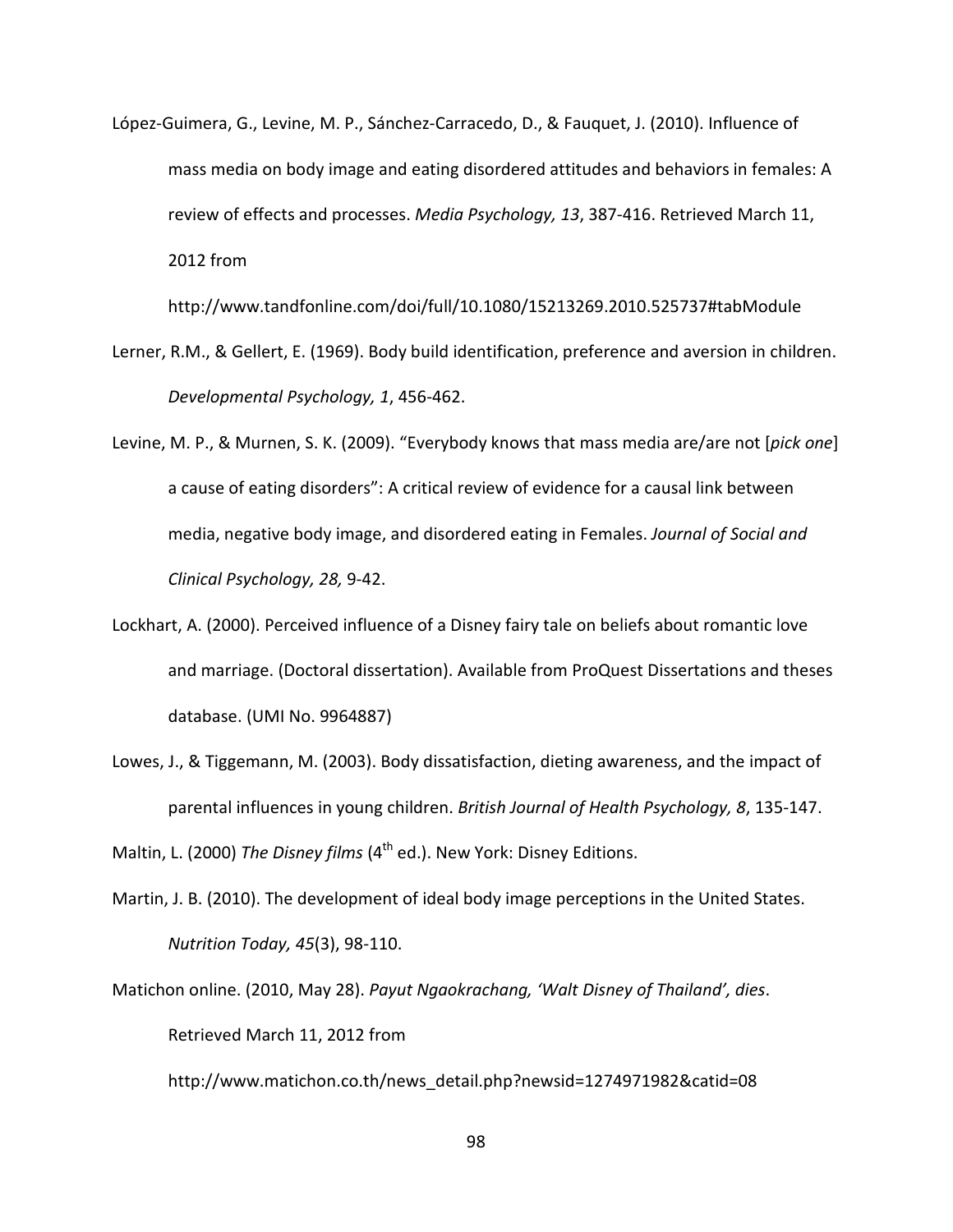López-Guimera, G., Levine, M. P., Sánchez-Carracedo, D., & Fauquet, J. (2010). Influence of mass media on body image and eating disordered attitudes and behaviors in females: A review of effects and processes. *Media Psychology, 13*, 387-416. Retrieved March 11, 2012 from http://www.tandfonline.com/doi/full/10.1080/15213269.2010.525737#tabModule

Lerner, R.M., & Gellert, E. (1969). Body build identification, preference and aversion in children. *Developmental Psychology, 1*, 456-462.

Levine, M. P., & Murnen, S. K. (2009). "Everybody knows that mass media are/are not [*pick one*] a cause of eating disorders": A critical review of evidence for a causal link between media, negative body image, and disordered eating in Females. *Journal of Social and Clinical Psychology, 28,* 9-42.

Lockhart, A. (2000). Perceived influence of a Disney fairy tale on beliefs about romantic love and marriage. (Doctoral dissertation). Available from ProQuest Dissertations and theses database. (UMI No. 9964887)

Lowes, J., & Tiggemann, M. (2003). Body dissatisfaction, dieting awareness, and the impact of parental influences in young children. *British Journal of Health Psychology, 8*, 135-147.

Maltin, L. (2000) *The Disney films* (4th ed.). New York: Disney Editions.

Martin, J. B. (2010). The development of ideal body image perceptions in the United States. *Nutrition Today, 45*(3), 98-110.

Matichon online. (2010, May 28). *Payut Ngaokrachang, 'Walt Disney of Thailand', dies*. Retrieved March 11, 2012 from http://www.matichon.co.th/news_detail.php?newsid=1274971982&catid=08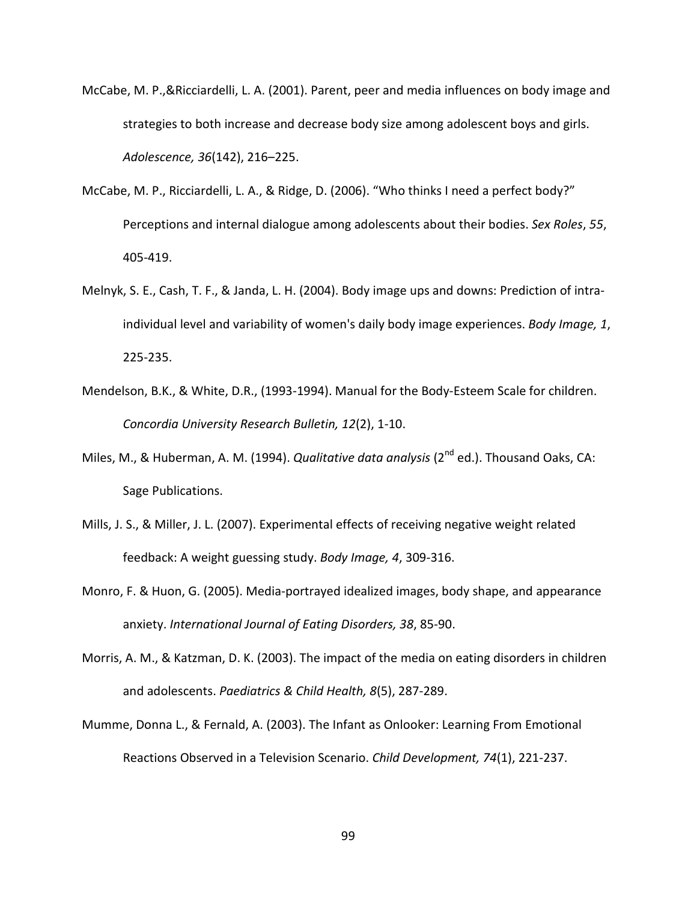McCabe, M. P.,&Ricciardelli, L. A. (2001). Parent, peer and media influences on body image and strategies to both increase and decrease body size among adolescent boys and girls. *Adolescence, 36*(142), 216–225.

McCabe, M. P., Ricciardelli, L. A., & Ridge, D. (2006). "Who thinks I need a perfect body?" Perceptions and internal dialogue among adolescents about their bodies. *Sex Roles*, *55*, 405-419.

Melnyk, S. E., Cash, T. F., & Janda, L. H. (2004). Body image ups and downs: Prediction of intra-individual level and variability of women's daily body image experiences. *Body Image, 1*, 225-235.

Mendelson, B.K., & White, D.R., (1993-1994). Manual for the Body-Esteem Scale for children. *Concordia University Research Bulletin, 12*(2), 1-10.

Miles, M., & Huberman, A. M. (1994). *Qualitative data analysis* (2nd ed.). Thousand Oaks, CA: Sage Publications.

Mills, J. S., & Miller, J. L. (2007). Experimental effects of receiving negative weight related feedback: A weight guessing study. *Body Image, 4*, 309-316.

Monro, F. & Huon, G. (2005). Media-portrayed idealized images, body shape, and appearance anxiety. *International Journal of Eating Disorders, 38*, 85-90.

Morris, A. M., & Katzman, D. K. (2003). The impact of the media on eating disorders in children and adolescents. *Paediatrics & Child Health, 8*(5), 287-289.

Mumme, Donna L., & Fernald, A. (2003). The Infant as Onlooker: Learning From Emotional Reactions Observed in a Television Scenario. *Child Development, 74*(1), 221-237.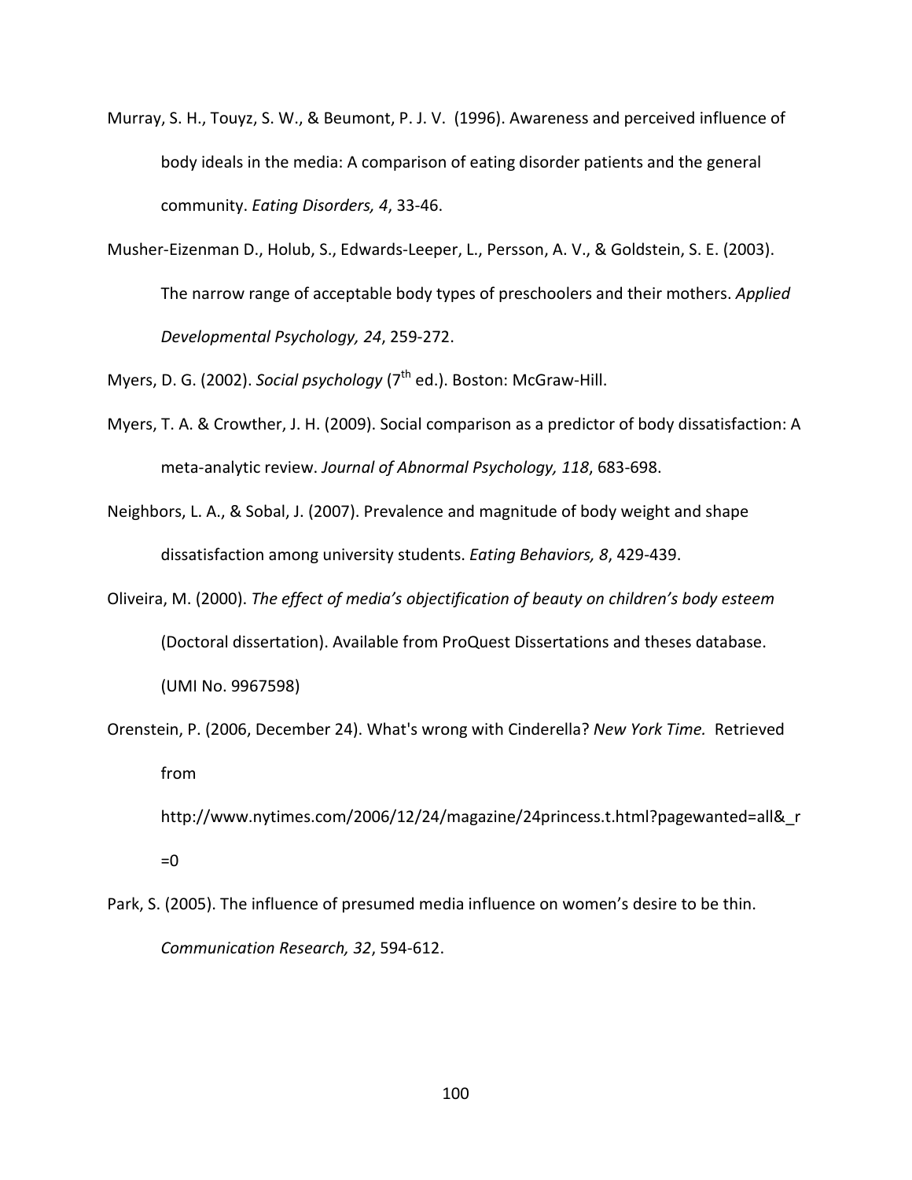Murray, S. H., Touyz, S. W., & Beumont, P. J. V. (1996). Awareness and perceived influence of body ideals in the media: A comparison of eating disorder patients and the general community. *Eating Disorders, 4*, 33-46.

Musher-Eizenman D., Holub, S., Edwards-Leeper, L., Persson, A. V., & Goldstein, S. E. (2003). The narrow range of acceptable body types of preschoolers and their mothers. *Applied Developmental Psychology, 24*, 259-272.

Myers, D. G. (2002). *Social psychology* (7th ed.). Boston: McGraw-Hill.

Myers, T. A. & Crowther, J. H. (2009). Social comparison as a predictor of body dissatisfaction: A meta-analytic review. *Journal of Abnormal Psychology, 118*, 683-698.

Neighbors, L. A., & Sobal, J. (2007). Prevalence and magnitude of body weight and shape dissatisfaction among university students. *Eating Behaviors, 8*, 429-439.

Oliveira, M. (2000). *The effect of media's objectification of beauty on children's body esteem* (Doctoral dissertation). Available from ProQuest Dissertations and theses database. (UMI No. 9967598)

Orenstein, P. (2006, December 24). What's wrong with Cinderella? *New York Time.* Retrieved from http://www.nytimes.com/2006/12/24/magazine/24princess.t.html?pagewanted=all&_r=0

Park, S. (2005). The influence of presumed media influence on women's desire to be thin. *Communication Research, 32*, 594-612.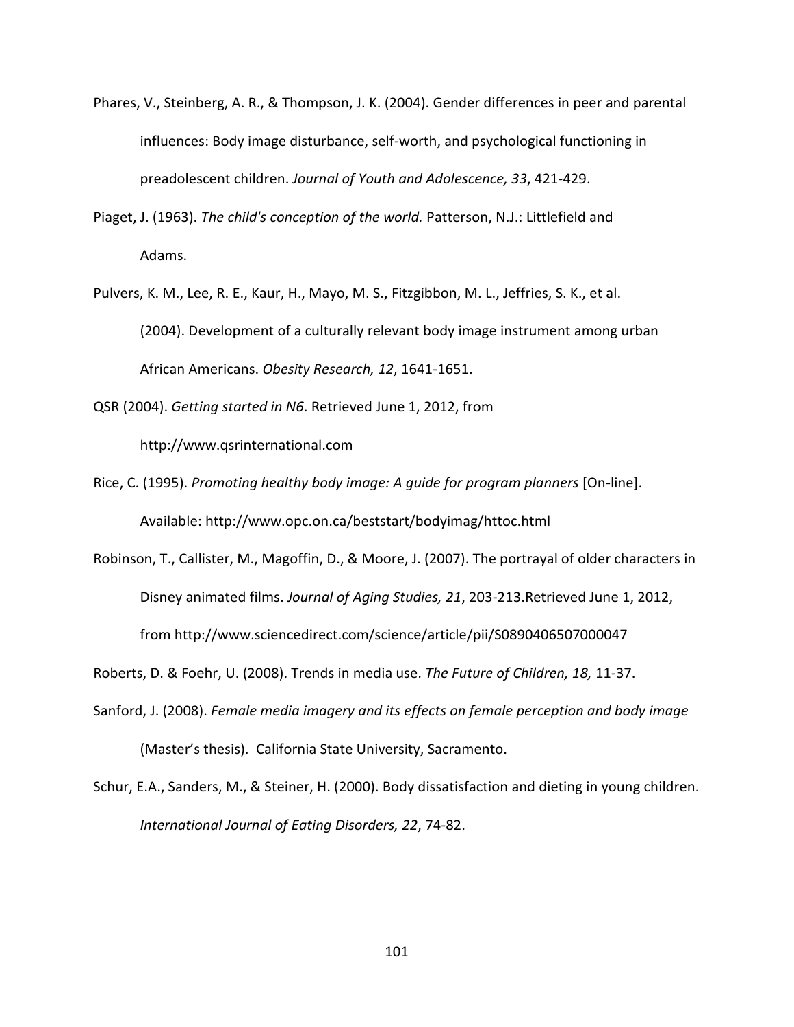Phares, V., Steinberg, A. R., & Thompson, J. K. (2004). Gender differences in peer and parental influences: Body image disturbance, self-worth, and psychological functioning in preadolescent children. *Journal of Youth and Adolescence, 33*, 421-429.

Piaget, J. (1963). *The child's conception of the world.* Patterson, N.J.: Littlefield and Adams.

Pulvers, K. M., Lee, R. E., Kaur, H., Mayo, M. S., Fitzgibbon, M. L., Jeffries, S. K., et al. (2004). Development of a culturally relevant body image instrument among urban African Americans. *Obesity Research, 12*, 1641-1651.

QSR (2004). *Getting started in N6*. Retrieved June 1, 2012, from http://www.qsrinternational.com

Rice, C. (1995). *Promoting healthy body image: A guide for program planners* [On-line]. Available: http://www.opc.on.ca/beststart/bodyimag/httoc.html

Robinson, T., Callister, M., Magoffin, D., & Moore, J. (2007). The portrayal of older characters in Disney animated films. *Journal of Aging Studies, 21*, 203-213.Retrieved June 1, 2012, from http://www.sciencedirect.com/science/article/pii/S0890406507000047

Roberts, D. & Foehr, U. (2008). Trends in media use. *The Future of Children, 18,* 11-37.

Sanford, J. (2008). *Female media imagery and its effects on female perception and body image* (Master's thesis). California State University, Sacramento.

Schur, E.A., Sanders, M., & Steiner, H. (2000). Body dissatisfaction and dieting in young children. *International Journal of Eating Disorders, 22*, 74-82.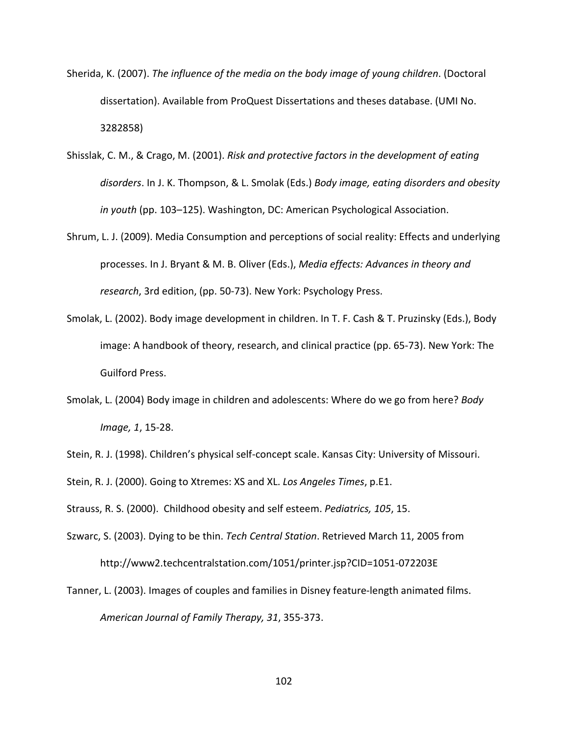Sherida, K. (2007). *The influence of the media on the body image of young children*. (Doctoral dissertation). Available from ProQuest Dissertations and theses database. (UMI No. 3282858)

Shisslak, C. M., & Crago, M. (2001). *Risk and protective factors in the development of eating disorders*. In J. K. Thompson, & L. Smolak (Eds.) *Body image, eating disorders and obesity in youth* (pp. 103–125). Washington, DC: American Psychological Association.

Shrum, L. J. (2009). Media Consumption and perceptions of social reality: Effects and underlying processes. In J. Bryant & M. B. Oliver (Eds.), *Media effects: Advances in theory and research*, 3rd edition, (pp. 50-73). New York: Psychology Press.

Smolak, L. (2002). Body image development in children. In T. F. Cash & T. Pruzinsky (Eds.), Body image: A handbook of theory, research, and clinical practice (pp. 65-73). New York: The Guilford Press.

Smolak, L. (2004) Body image in children and adolescents: Where do we go from here? *Body Image, 1*, 15-28.

Stein, R. J. (1998). Children's physical self-concept scale. Kansas City: University of Missouri.

Stein, R. J. (2000). Going to Xtremes: XS and XL. *Los Angeles Times*, p.E1.

Strauss, R. S. (2000). Childhood obesity and self esteem. *Pediatrics, 105*, 15.

Szwarc, S. (2003). Dying to be thin. *Tech Central Station*. Retrieved March 11, 2005 from http://www2.techcentralstation.com/1051/printer.jsp?CID=1051-072203E

Tanner, L. (2003). Images of couples and families in Disney feature-length animated films. *American Journal of Family Therapy, 31*, 355-373.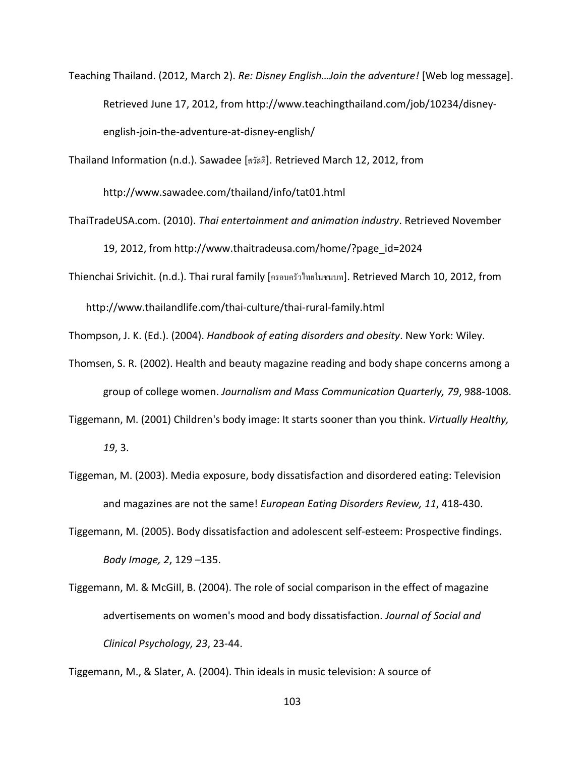Teaching Thailand. (2012, March 2). *Re: Disney English…Join the adventure!* [Web log message]. Retrieved June 17, 2012, from http://www.teachingthailand.com/job/10234/disney-english-join-the-adventure-at-disney-english/

Thailand Information (n.d.). Sawadee [สวัสดี]. Retrieved March 12, 2012, from http://www.sawadee.com/thailand/info/tat01.html

ThaiTradeUSA.com. (2010). *Thai entertainment and animation industry*. Retrieved November 19, 2012, from http://www.thaitradeusa.com/home/?page_id=2024

Thienchai Srivichit. (n.d.). Thai rural family [ครอบครัวไทยในชนบท]. Retrieved March 10, 2012, from http://www.thailandlife.com/thai-culture/thai-rural-family.html

Thompson, J. K. (Ed.). (2004). *Handbook of eating disorders and obesity*. New York: Wiley.

Thomsen, S. R. (2002). Health and beauty magazine reading and body shape concerns among a group of college women. *Journalism and Mass Communication Quarterly, 79*, 988-1008.

Tiggemann, M. (2001) Children's body image: It starts sooner than you think. *Virtually Healthy, 19*, 3.

Tiggeman, M. (2003). Media exposure, body dissatisfaction and disordered eating: Television and magazines are not the same! *European Eating Disorders Review, 11*, 418-430.

Tiggemann, M. (2005). Body dissatisfaction and adolescent self-esteem: Prospective findings. *Body Image, 2*, 129 –135.

Tiggemann, M. & McGill, B. (2004). The role of social comparison in the effect of magazine advertisements on women's mood and body dissatisfaction. *Journal of Social and Clinical Psychology, 23*, 23-44.

Tiggemann, M., & Slater, A. (2004). Thin ideals in music television: A source of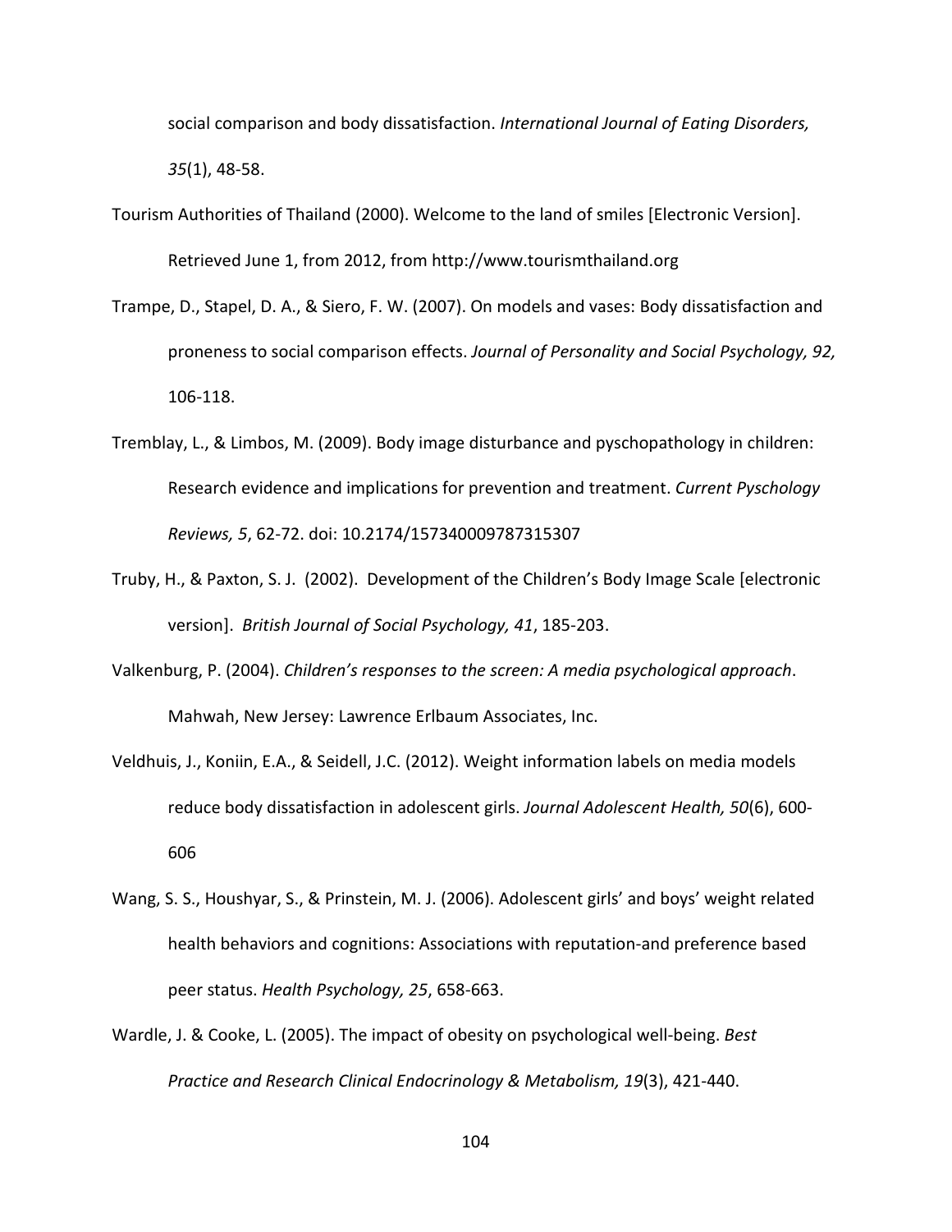social comparison and body dissatisfaction. *International Journal of Eating Disorders, 35*(1), 48-58.

Tourism Authorities of Thailand (2000). Welcome to the land of smiles [Electronic Version]. Retrieved June 1, from 2012, from http://www.tourismthailand.org

Trampe, D., Stapel, D. A., & Siero, F. W. (2007). On models and vases: Body dissatisfaction and proneness to social comparison effects. *Journal of Personality and Social Psychology, 92,* 106-118.

Tremblay, L., & Limbos, M. (2009). Body image disturbance and pyschopathology in children: Research evidence and implications for prevention and treatment. *Current Pyschology Reviews, 5*, 62-72. doi: 10.2174/157340009787315307

Truby, H., & Paxton, S. J. (2002). Development of the Children's Body Image Scale [electronic version]. *British Journal of Social Psychology, 41*, 185-203.

Valkenburg, P. (2004). *Children's responses to the screen: A media psychological approach*. Mahwah, New Jersey: Lawrence Erlbaum Associates, Inc.

Veldhuis, J., Koniin, E.A., & Seidell, J.C. (2012). Weight information labels on media models reduce body dissatisfaction in adolescent girls. *Journal Adolescent Health, 50*(6), 600-606

Wang, S. S., Houshyar, S., & Prinstein, M. J. (2006). Adolescent girls' and boys' weight related health behaviors and cognitions: Associations with reputation-and preference based peer status. *Health Psychology, 25*, 658-663.

Wardle, J. & Cooke, L. (2005). The impact of obesity on psychological well-being. *Best Practice and Research Clinical Endocrinology & Metabolism, 19*(3), 421-440.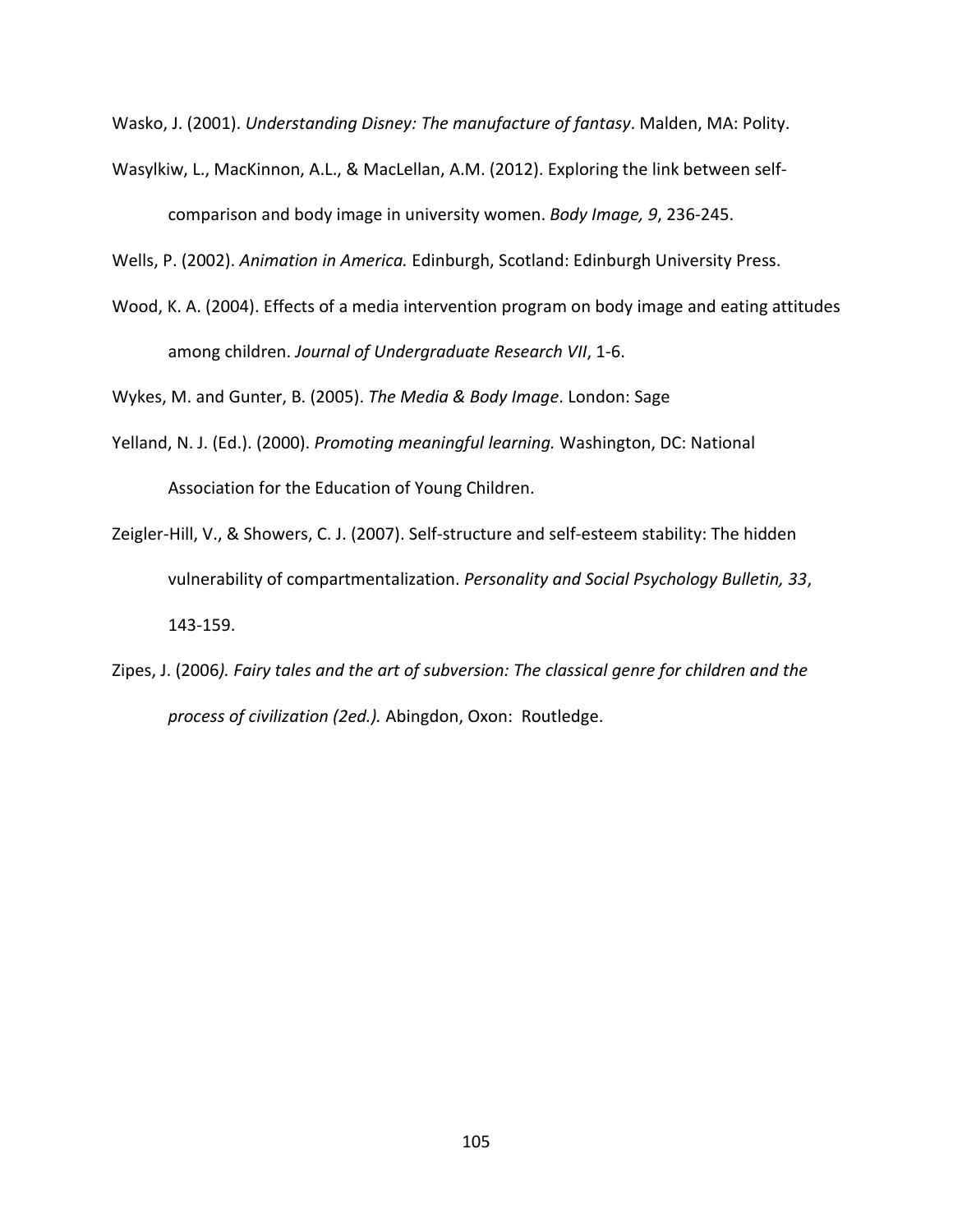Wasko, J. (2001). *Understanding Disney: The manufacture of fantasy*. Malden, MA: Polity.

Wasylkiw, L., MacKinnon, A.L., & MacLellan, A.M. (2012). Exploring the link between self-comparison and body image in university women. *Body Image, 9*, 236-245.

Wells, P. (2002). *Animation in America.* Edinburgh, Scotland: Edinburgh University Press.

Wood, K. A. (2004). Effects of a media intervention program on body image and eating attitudes among children. *Journal of Undergraduate Research VII*, 1-6.

Wykes, M. and Gunter, B. (2005). *The Media & Body Image*. London: Sage

Yelland, N. J. (Ed.). (2000). *Promoting meaningful learning.* Washington, DC: National Association for the Education of Young Children.

Zeigler-Hill, V., & Showers, C. J. (2007). Self-structure and self-esteem stability: The hidden vulnerability of compartmentalization. *Personality and Social Psychology Bulletin, 33*, 143-159.

Zipes, J. (2006*). Fairy tales and the art of subversion: The classical genre for children and the process of civilization (2ed.).* Abingdon, Oxon: Routledge.